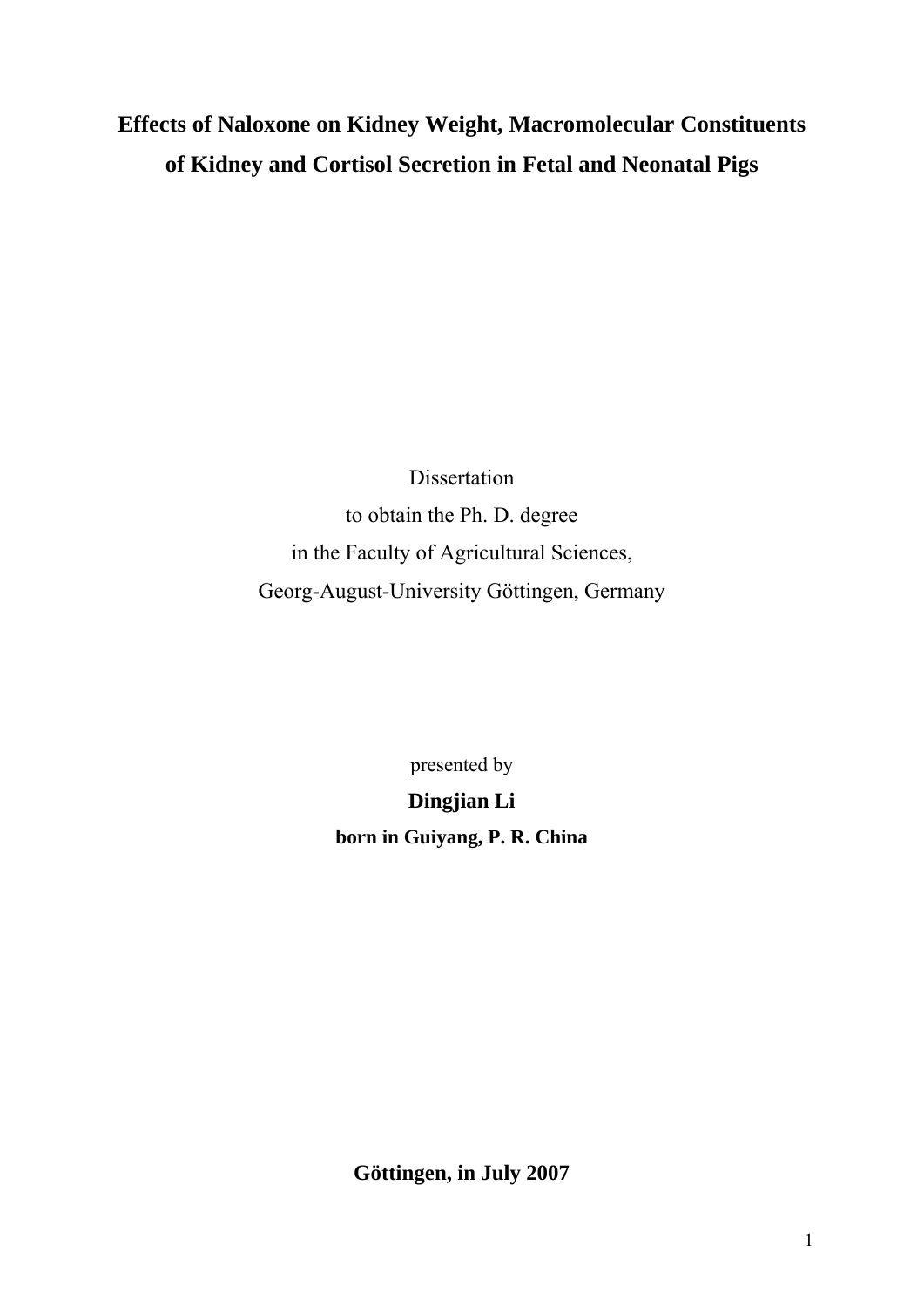# Effects of Naloxone on Kidney Weight, Macromolecular Constituents of Kidney and Cortisol Secretion in Fetal and Neonatal Pigs

Dissertation

to obtain the Ph. D. degree

in the Faculty of Agricultural Sciences,

Georg-August-University Göttingen, Germany

presented by

**Dingjian Li**

**born in Guiyang, P. R. China**

**Göttingen, in July 2007**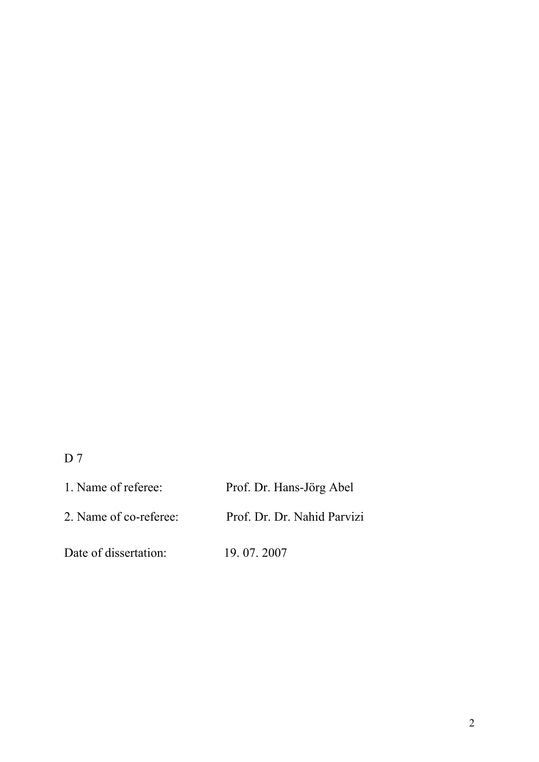D 7

1. Name of referee: Prof. Dr. Hans-Jörg Abel

2. Name of co-referee: Prof. Dr. Dr. Nahid Parvizi

Date of dissertation: 19. 07. 2007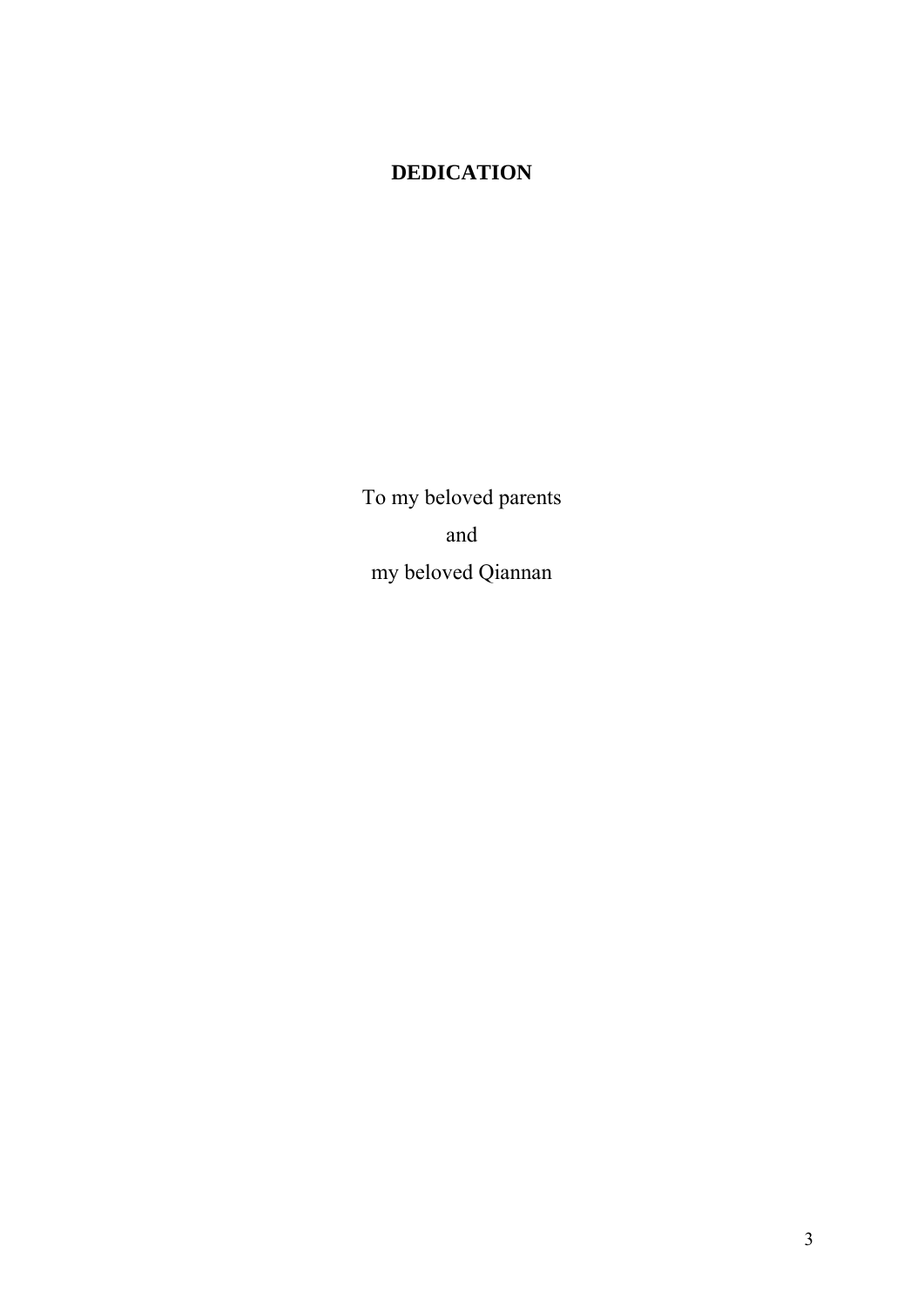# DEDICATION

To my beloved parents

and

my beloved Qiannan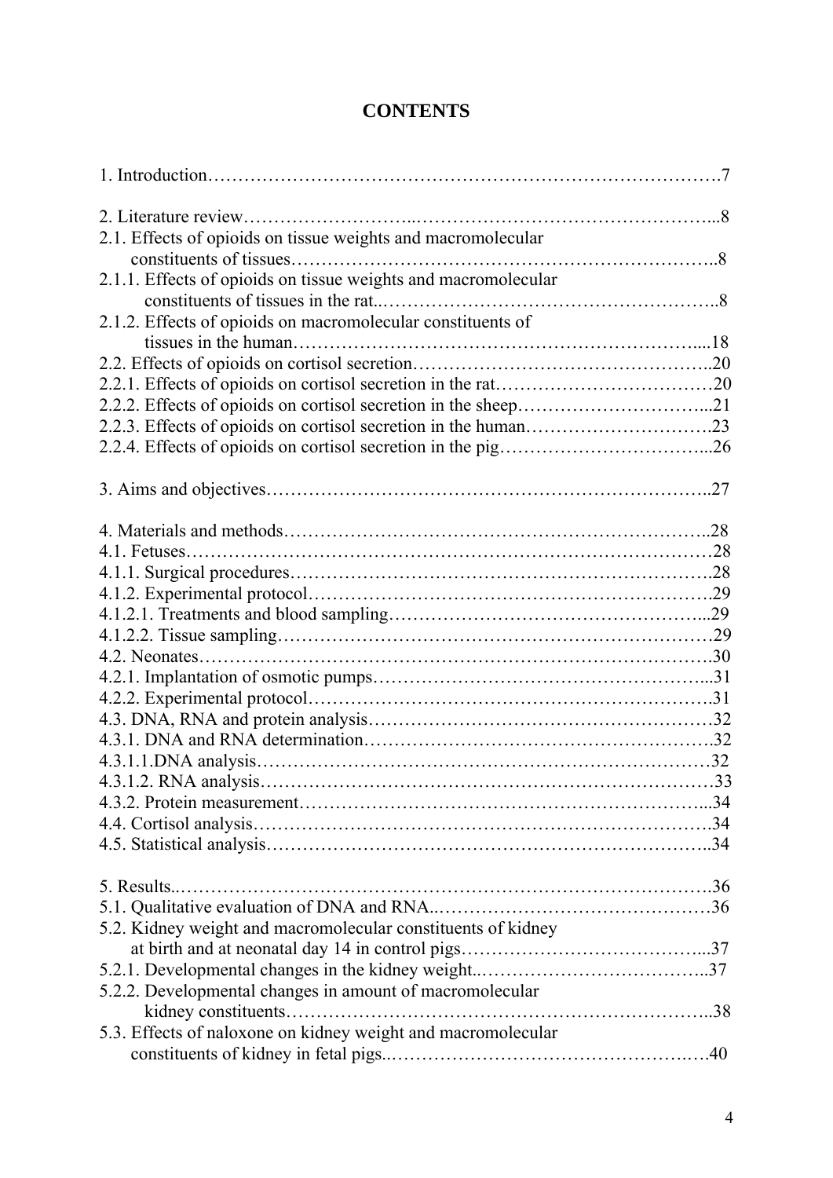# CONTENTS

1. Introduction……………………………………………………………………………7

2. Literature review……………………..…………………………………………...8
2.1. Effects of opioids on tissue weights and macromolecular constituents of tissues……………………………………………………………..8
2.1.1. Effects of opioids on tissue weights and macromolecular constituents of tissues in the rat..………………………………………………..8
2.1.2. Effects of opioids on macromolecular constituents of tissues in the human…………………………………………………………....18
2.2. Effects of opioids on cortisol secretion………………………………………..20
2.2.1. Effects of opioids on cortisol secretion in the rat………………………………20
2.2.2. Effects of opioids on cortisol secretion in the sheep…………………………...21
2.2.3. Effects of opioids on cortisol secretion in the human………………………….23
2.2.4. Effects of opioids on cortisol secretion in the pig……………….…………...26

3. Aims and objectives……………………………………………………………..27

4. Materials and methods…………………………………………………………..28
4.1. Fetuses…………………………………………………………………………28
4.1.1. Surgical procedures…………………………………………………………..28
4.1.2. Experimental protocol………………………………………………………..29
4.1.2.1. Treatments and blood sampling……………………………………………...29
4.1.2.2. Tissue sampling………………………………………………………………29
4.2. Neonates………………………………………………………………………..30
4.2.1. Implantation of osmotic pumps……………………………………………...31
4.2.2. Experimental protocol…………………………………………………………31
4.3. DNA, RNA and protein analysis………………………………………………32
4.3.1. DNA and RNA determination…………………………………………………32
4.3.1.1.DNA analysis…………………………………………………………………32
4.3.1.2. RNA analysis…………………………………………………………………33
4.3.2. Protein measurement…………………………………………………………...34
4.4. Cortisol analysis…………………………………………………………………34
4.5. Statistical analysis………………………………………………………………..34

5. Results..……………………………………………………………………………36
5.1. Qualitative evaluation of DNA and RNA..………………………………………36
5.2. Kidney weight and macromolecular constituents of kidney at birth and at neonatal day 14 in control pigs…………………………………...37
5.2.1. Developmental changes in the kidney weight..………………………………..37
5.2.2. Developmental changes in amount of macromolecular kidney constituents……………………………………………………………..38
5.3. Effects of naloxone on kidney weight and macromolecular constituents of kidney in fetal pigs..…………………………………………..…40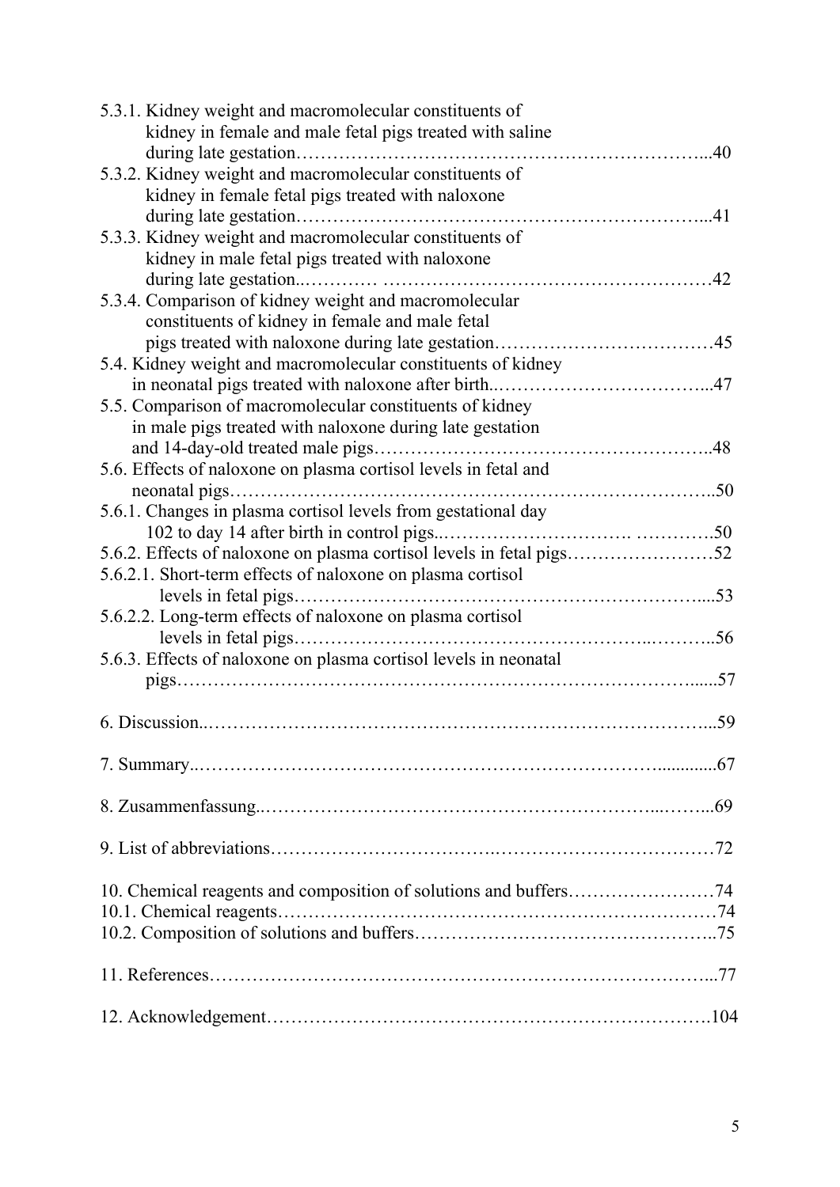5.3.1. Kidney weight and macromolecular constituents of kidney in female and male fetal pigs treated with saline during late gestation…………………………………………………………...40

5.3.2. Kidney weight and macromolecular constituents of kidney in female fetal pigs treated with naloxone during late gestation…………………………………………………………...41

5.3.3. Kidney weight and macromolecular constituents of kidney in male fetal pigs treated with naloxone during late gestation..………… ……………………………………………42

5.3.4. Comparison of kidney weight and macromolecular constituents of kidney in female and male fetal pigs treated with naloxone during late gestation………………………………45

5.4. Kidney weight and macromolecular constituents of kidney in neonatal pigs treated with naloxone after birth..……………………………...47

5.5. Comparison of macromolecular constituents of kidney in male pigs treated with naloxone during late gestation and 14-day-old treated male pigs……………………………………………..48

5.6. Effects of naloxone on plasma cortisol levels in fetal and neonatal pigs……………………………………………………………………..50

5.6.1. Changes in plasma cortisol levels from gestational day 102 to day 14 after birth in control pigs..…………………………. ………….50

5.6.2. Effects of naloxone on plasma cortisol levels in fetal pigs……………………52

5.6.2.1. Short-term effects of naloxone on plasma cortisol levels in fetal pigs…………………………………………………………....53

5.6.2.2. Long-term effects of naloxone on plasma cortisol levels in fetal pigs………………………………………………..………..56

5.6.3. Effects of naloxone on plasma cortisol levels in neonatal pigs……………………………………………………………………….....57

6. Discussion..…………………………………………………….………………...59

7. Summary..……………………………………………………………….............67

8. Zusammenfassung..……………………………………………………...……...69

9. List of abbreviations……………………………..………………………………72

10. Chemical reagents and composition of solutions and buffers……………………74

10.1. Chemical reagents……………………………………………………………74

10.2. Composition of solutions and buffers……………………………….………..75

11. References………………………………………………………………………...77

12. Acknowledgement…………………………………………………………….104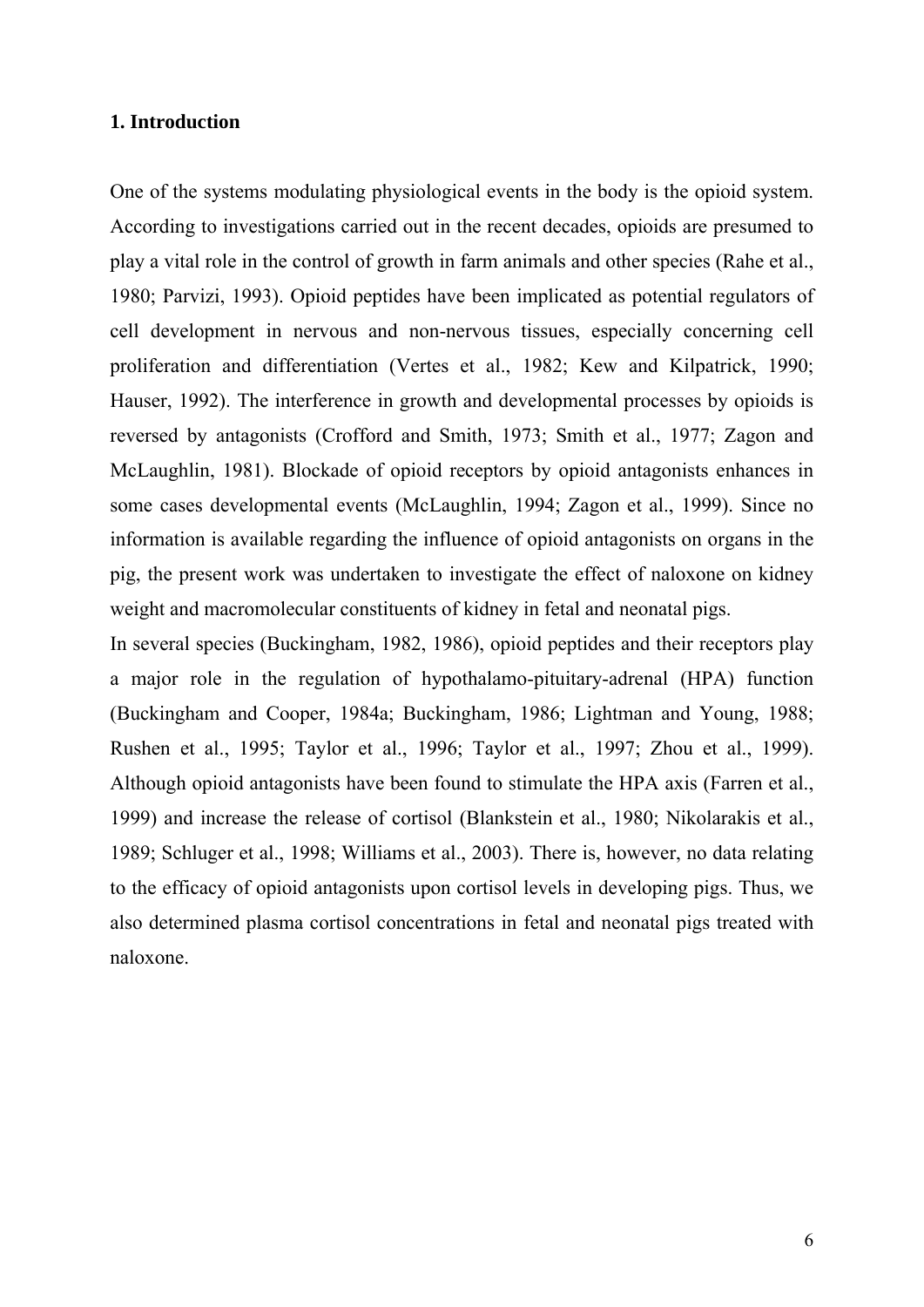## 1. Introduction

One of the systems modulating physiological events in the body is the opioid system. According to investigations carried out in the recent decades, opioids are presumed to play a vital role in the control of growth in farm animals and other species (Rahe et al., 1980; Parvizi, 1993). Opioid peptides have been implicated as potential regulators of cell development in nervous and non-nervous tissues, especially concerning cell proliferation and differentiation (Vertes et al., 1982; Kew and Kilpatrick, 1990; Hauser, 1992). The interference in growth and developmental processes by opioids is reversed by antagonists (Crofford and Smith, 1973; Smith et al., 1977; Zagon and McLaughlin, 1981). Blockade of opioid receptors by opioid antagonists enhances in some cases developmental events (McLaughlin, 1994; Zagon et al., 1999). Since no information is available regarding the influence of opioid antagonists on organs in the pig, the present work was undertaken to investigate the effect of naloxone on kidney weight and macromolecular constituents of kidney in fetal and neonatal pigs.

In several species (Buckingham, 1982, 1986), opioid peptides and their receptors play a major role in the regulation of hypothalamo-pituitary-adrenal (HPA) function (Buckingham and Cooper, 1984a; Buckingham, 1986; Lightman and Young, 1988; Rushen et al., 1995; Taylor et al., 1996; Taylor et al., 1997; Zhou et al., 1999). Although opioid antagonists have been found to stimulate the HPA axis (Farren et al., 1999) and increase the release of cortisol (Blankstein et al., 1980; Nikolarakis et al., 1989; Schluger et al., 1998; Williams et al., 2003). There is, however, no data relating to the efficacy of opioid antagonists upon cortisol levels in developing pigs. Thus, we also determined plasma cortisol concentrations in fetal and neonatal pigs treated with naloxone.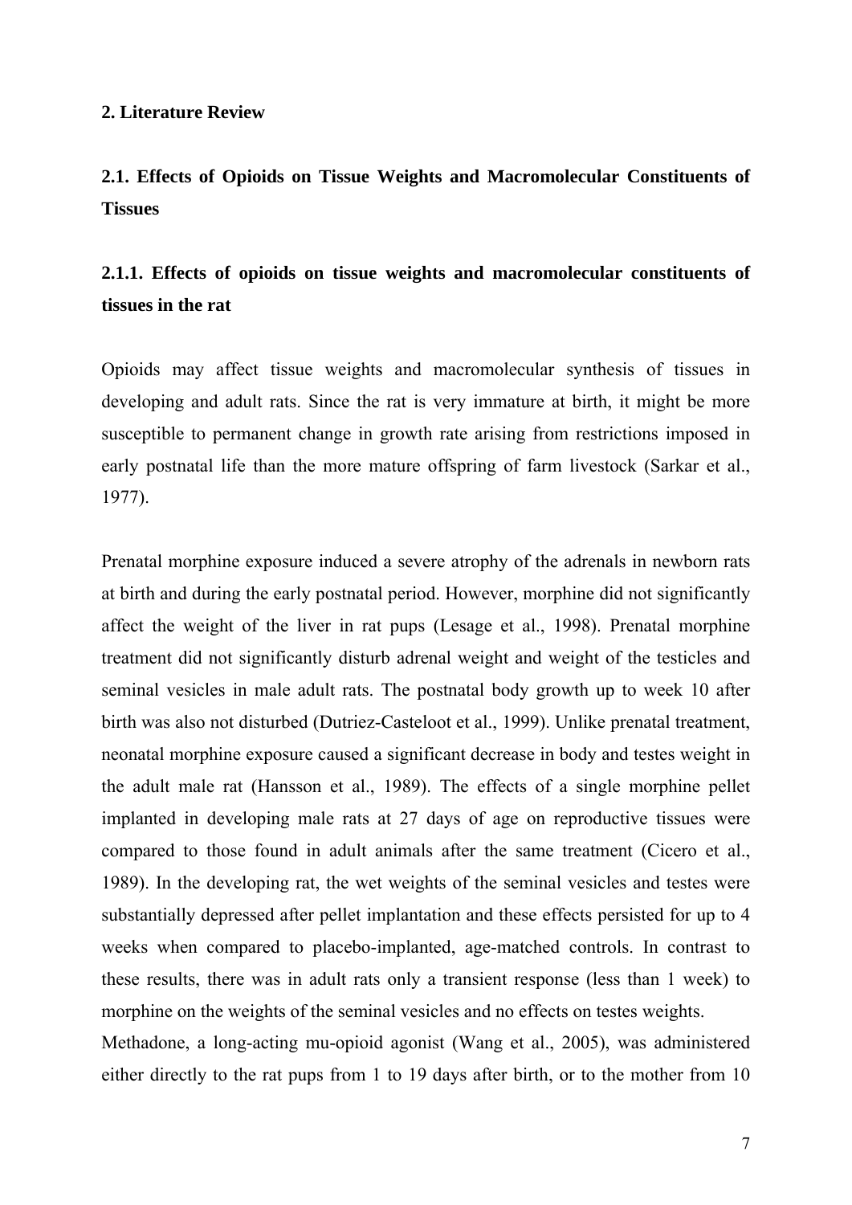## 2. Literature Review

### 2.1. Effects of Opioids on Tissue Weights and Macromolecular Constituents of Tissues

#### 2.1.1. Effects of opioids on tissue weights and macromolecular constituents of tissues in the rat

Opioids may affect tissue weights and macromolecular synthesis of tissues in developing and adult rats. Since the rat is very immature at birth, it might be more susceptible to permanent change in growth rate arising from restrictions imposed in early postnatal life than the more mature offspring of farm livestock (Sarkar et al., 1977).

Prenatal morphine exposure induced a severe atrophy of the adrenals in newborn rats at birth and during the early postnatal period. However, morphine did not significantly affect the weight of the liver in rat pups (Lesage et al., 1998). Prenatal morphine treatment did not significantly disturb adrenal weight and weight of the testicles and seminal vesicles in male adult rats. The postnatal body growth up to week 10 after birth was also not disturbed (Dutriez-Casteloot et al., 1999). Unlike prenatal treatment, neonatal morphine exposure caused a significant decrease in body and testes weight in the adult male rat (Hansson et al., 1989). The effects of a single morphine pellet implanted in developing male rats at 27 days of age on reproductive tissues were compared to those found in adult animals after the same treatment (Cicero et al., 1989). In the developing rat, the wet weights of the seminal vesicles and testes were substantially depressed after pellet implantation and these effects persisted for up to 4 weeks when compared to placebo-implanted, age-matched controls. In contrast to these results, there was in adult rats only a transient response (less than 1 week) to morphine on the weights of the seminal vesicles and no effects on testes weights.

Methadone, a long-acting mu-opioid agonist (Wang et al., 2005), was administered either directly to the rat pups from 1 to 19 days after birth, or to the mother from 10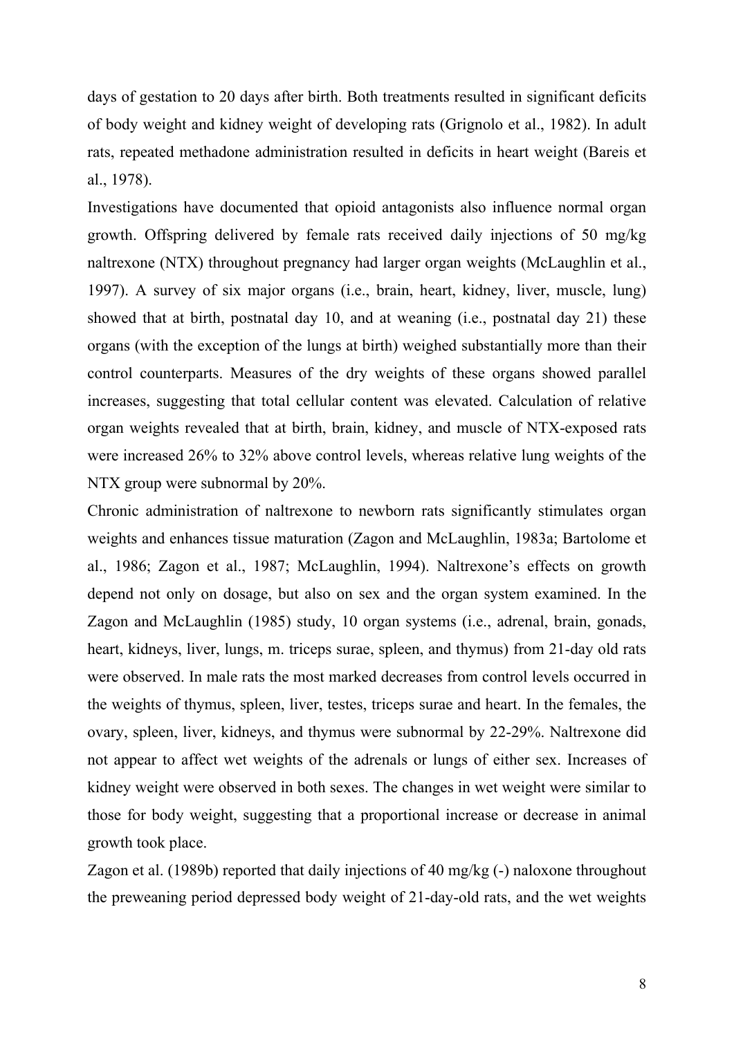days of gestation to 20 days after birth. Both treatments resulted in significant deficits of body weight and kidney weight of developing rats (Grignolo et al., 1982). In adult rats, repeated methadone administration resulted in deficits in heart weight (Bareis et al., 1978).

Investigations have documented that opioid antagonists also influence normal organ growth. Offspring delivered by female rats received daily injections of 50 mg/kg naltrexone (NTX) throughout pregnancy had larger organ weights (McLaughlin et al., 1997). A survey of six major organs (i.e., brain, heart, kidney, liver, muscle, lung) showed that at birth, postnatal day 10, and at weaning (i.e., postnatal day 21) these organs (with the exception of the lungs at birth) weighed substantially more than their control counterparts. Measures of the dry weights of these organs showed parallel increases, suggesting that total cellular content was elevated. Calculation of relative organ weights revealed that at birth, brain, kidney, and muscle of NTX-exposed rats were increased 26% to 32% above control levels, whereas relative lung weights of the NTX group were subnormal by 20%.

Chronic administration of naltrexone to newborn rats significantly stimulates organ weights and enhances tissue maturation (Zagon and McLaughlin, 1983a; Bartolome et al., 1986; Zagon et al., 1987; McLaughlin, 1994). Naltrexone's effects on growth depend not only on dosage, but also on sex and the organ system examined. In the Zagon and McLaughlin (1985) study, 10 organ systems (i.e., adrenal, brain, gonads, heart, kidneys, liver, lungs, m. triceps surae, spleen, and thymus) from 21-day old rats were observed. In male rats the most marked decreases from control levels occurred in the weights of thymus, spleen, liver, testes, triceps surae and heart. In the females, the ovary, spleen, liver, kidneys, and thymus were subnormal by 22-29%. Naltrexone did not appear to affect wet weights of the adrenals or lungs of either sex. Increases of kidney weight were observed in both sexes. The changes in wet weight were similar to those for body weight, suggesting that a proportional increase or decrease in animal growth took place.

Zagon et al. (1989b) reported that daily injections of 40 mg/kg (-) naloxone throughout the preweaning period depressed body weight of 21-day-old rats, and the wet weights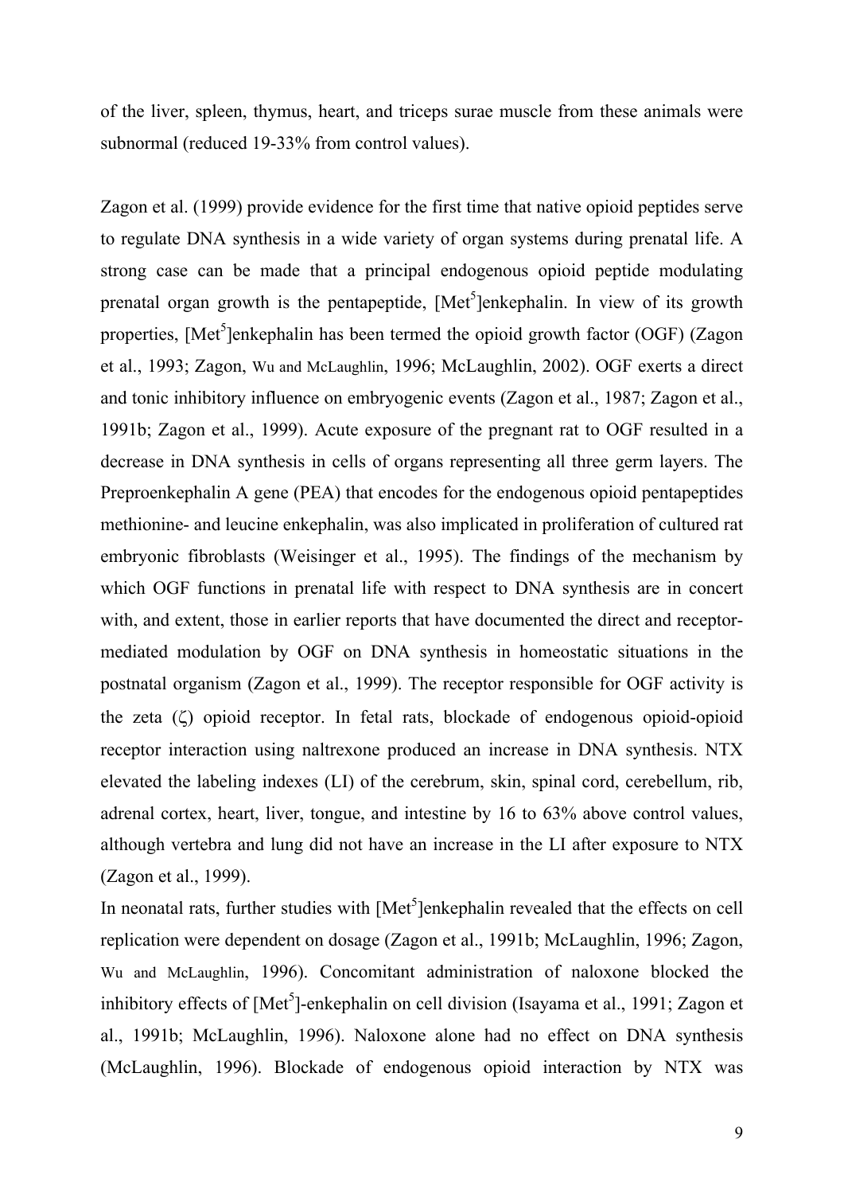of the liver, spleen, thymus, heart, and triceps surae muscle from these animals were subnormal (reduced 19-33% from control values).

Zagon et al. (1999) provide evidence for the first time that native opioid peptides serve to regulate DNA synthesis in a wide variety of organ systems during prenatal life. A strong case can be made that a principal endogenous opioid peptide modulating prenatal organ growth is the pentapeptide, [Met$^5$]enkephalin. In view of its growth properties, [Met$^5$]enkephalin has been termed the opioid growth factor (OGF) (Zagon et al., 1993; Zagon, Wu and McLaughlin, 1996; McLaughlin, 2002). OGF exerts a direct and tonic inhibitory influence on embryogenic events (Zagon et al., 1987; Zagon et al., 1991b; Zagon et al., 1999). Acute exposure of the pregnant rat to OGF resulted in a decrease in DNA synthesis in cells of organs representing all three germ layers. The Preproenkephalin A gene (PEA) that encodes for the endogenous opioid pentapeptides methionine- and leucine enkephalin, was also implicated in proliferation of cultured rat embryonic fibroblasts (Weisinger et al., 1995). The findings of the mechanism by which OGF functions in prenatal life with respect to DNA synthesis are in concert with, and extent, those in earlier reports that have documented the direct and receptor-mediated modulation by OGF on DNA synthesis in homeostatic situations in the postnatal organism (Zagon et al., 1999). The receptor responsible for OGF activity is the zeta ($\zeta$) opioid receptor. In fetal rats, blockade of endogenous opioid-opioid receptor interaction using naltrexone produced an increase in DNA synthesis. NTX elevated the labeling indexes (LI) of the cerebrum, skin, spinal cord, cerebellum, rib, adrenal cortex, heart, liver, tongue, and intestine by 16 to 63% above control values, although vertebra and lung did not have an increase in the LI after exposure to NTX (Zagon et al., 1999).

In neonatal rats, further studies with [Met$^5$]enkephalin revealed that the effects on cell replication were dependent on dosage (Zagon et al., 1991b; McLaughlin, 1996; Zagon, Wu and McLaughlin, 1996). Concomitant administration of naloxone blocked the inhibitory effects of [Met$^5$]-enkephalin on cell division (Isayama et al., 1991; Zagon et al., 1991b; McLaughlin, 1996). Naloxone alone had no effect on DNA synthesis (McLaughlin, 1996). Blockade of endogenous opioid interaction by NTX was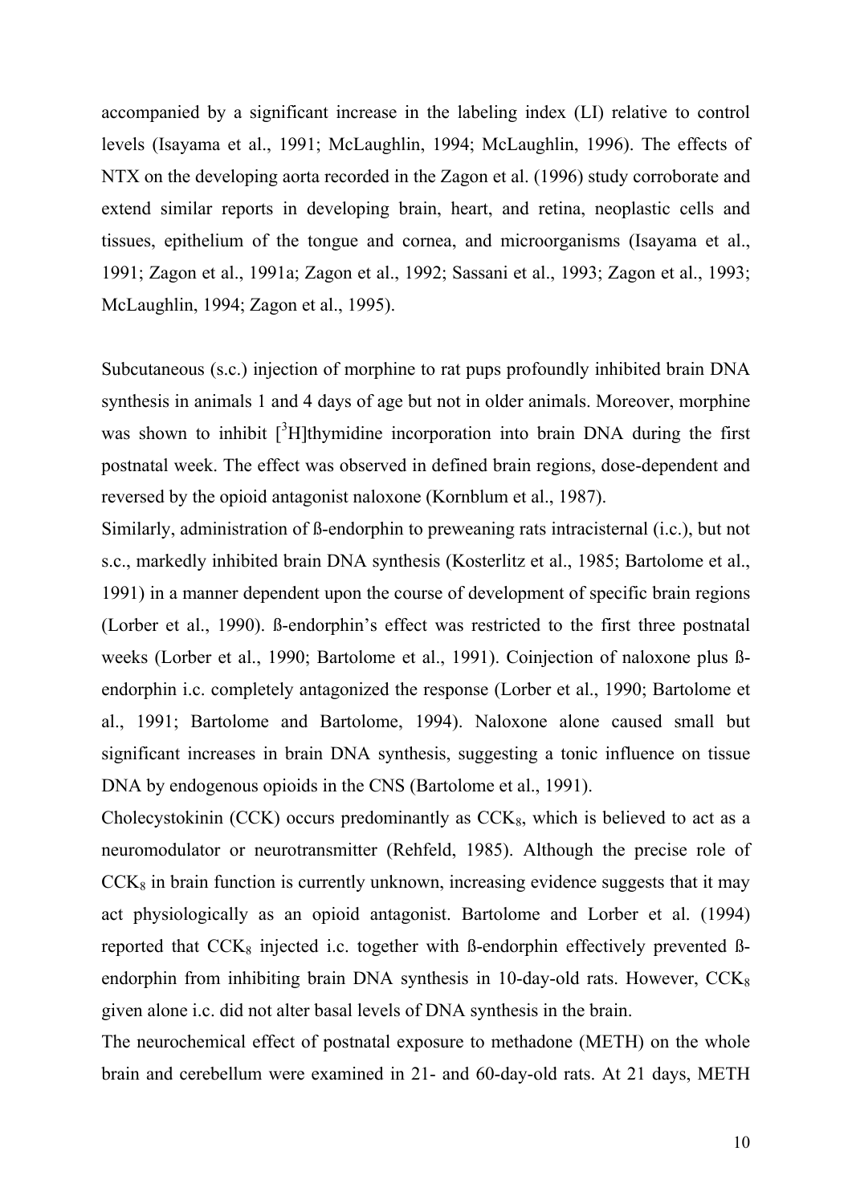accompanied by a significant increase in the labeling index (LI) relative to control levels (Isayama et al., 1991; McLaughlin, 1994; McLaughlin, 1996). The effects of NTX on the developing aorta recorded in the Zagon et al. (1996) study corroborate and extend similar reports in developing brain, heart, and retina, neoplastic cells and tissues, epithelium of the tongue and cornea, and microorganisms (Isayama et al., 1991; Zagon et al., 1991a; Zagon et al., 1992; Sassani et al., 1993; Zagon et al., 1993; McLaughlin, 1994; Zagon et al., 1995).

Subcutaneous (s.c.) injection of morphine to rat pups profoundly inhibited brain DNA synthesis in animals 1 and 4 days of age but not in older animals. Moreover, morphine was shown to inhibit [$^{3}$H]thymidine incorporation into brain DNA during the first postnatal week. The effect was observed in defined brain regions, dose-dependent and reversed by the opioid antagonist naloxone (Kornblum et al., 1987).

Similarly, administration of ß-endorphin to preweaning rats intracisternal (i.c.), but not s.c., markedly inhibited brain DNA synthesis (Kosterlitz et al., 1985; Bartolome et al., 1991) in a manner dependent upon the course of development of specific brain regions (Lorber et al., 1990). ß-endorphin's effect was restricted to the first three postnatal weeks (Lorber et al., 1990; Bartolome et al., 1991). Coinjection of naloxone plus ß-endorphin i.c. completely antagonized the response (Lorber et al., 1990; Bartolome et al., 1991; Bartolome and Bartolome, 1994). Naloxone alone caused small but significant increases in brain DNA synthesis, suggesting a tonic influence on tissue DNA by endogenous opioids in the CNS (Bartolome et al., 1991).

Cholecystokinin (CCK) occurs predominantly as $CCK_8$, which is believed to act as a neuromodulator or neurotransmitter (Rehfeld, 1985). Although the precise role of $CCK_8$ in brain function is currently unknown, increasing evidence suggests that it may act physiologically as an opioid antagonist. Bartolome and Lorber et al. (1994) reported that $CCK_8$ injected i.c. together with ß-endorphin effectively prevented ß-endorphin from inhibiting brain DNA synthesis in 10-day-old rats. However, $CCK_8$ given alone i.c. did not alter basal levels of DNA synthesis in the brain.

The neurochemical effect of postnatal exposure to methadone (METH) on the whole brain and cerebellum were examined in 21- and 60-day-old rats. At 21 days, METH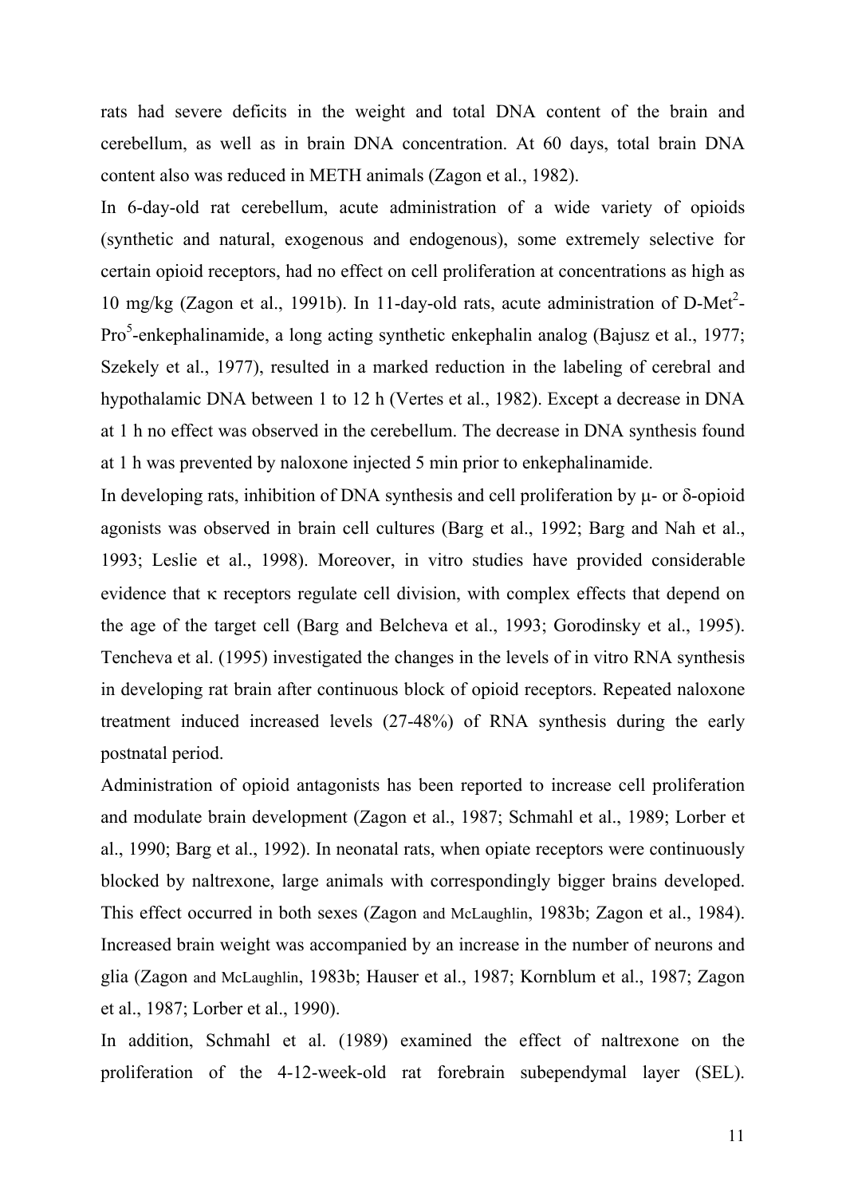rats had severe deficits in the weight and total DNA content of the brain and cerebellum, as well as in brain DNA concentration. At 60 days, total brain DNA content also was reduced in METH animals (Zagon et al., 1982).

In 6-day-old rat cerebellum, acute administration of a wide variety of opioids (synthetic and natural, exogenous and endogenous), some extremely selective for certain opioid receptors, had no effect on cell proliferation at concentrations as high as 10 mg/kg (Zagon et al., 1991b). In 11-day-old rats, acute administration of D-Met$^2$-Pro$^5$-enkephalinamide, a long acting synthetic enkephalin analog (Bajusz et al., 1977; Szekely et al., 1977), resulted in a marked reduction in the labeling of cerebral and hypothalamic DNA between 1 to 12 h (Vertes et al., 1982). Except a decrease in DNA at 1 h no effect was observed in the cerebellum. The decrease in DNA synthesis found at 1 h was prevented by naloxone injected 5 min prior to enkephalinamide.

In developing rats, inhibition of DNA synthesis and cell proliferation by μ- or δ-opioid agonists was observed in brain cell cultures (Barg et al., 1992; Barg and Nah et al., 1993; Leslie et al., 1998). Moreover, in vitro studies have provided considerable evidence that κ receptors regulate cell division, with complex effects that depend on the age of the target cell (Barg and Belcheva et al., 1993; Gorodinsky et al., 1995). Tencheva et al. (1995) investigated the changes in the levels of in vitro RNA synthesis in developing rat brain after continuous block of opioid receptors. Repeated naloxone treatment induced increased levels (27-48%) of RNA synthesis during the early postnatal period.

Administration of opioid antagonists has been reported to increase cell proliferation and modulate brain development (Zagon et al., 1987; Schmahl et al., 1989; Lorber et al., 1990; Barg et al., 1992). In neonatal rats, when opiate receptors were continuously blocked by naltrexone, large animals with correspondingly bigger brains developed. This effect occurred in both sexes (Zagon and McLaughlin, 1983b; Zagon et al., 1984). Increased brain weight was accompanied by an increase in the number of neurons and glia (Zagon and McLaughlin, 1983b; Hauser et al., 1987; Kornblum et al., 1987; Zagon et al., 1987; Lorber et al., 1990).

In addition, Schmahl et al. (1989) examined the effect of naltrexone on the proliferation of the 4-12-week-old rat forebrain subependymal layer (SEL).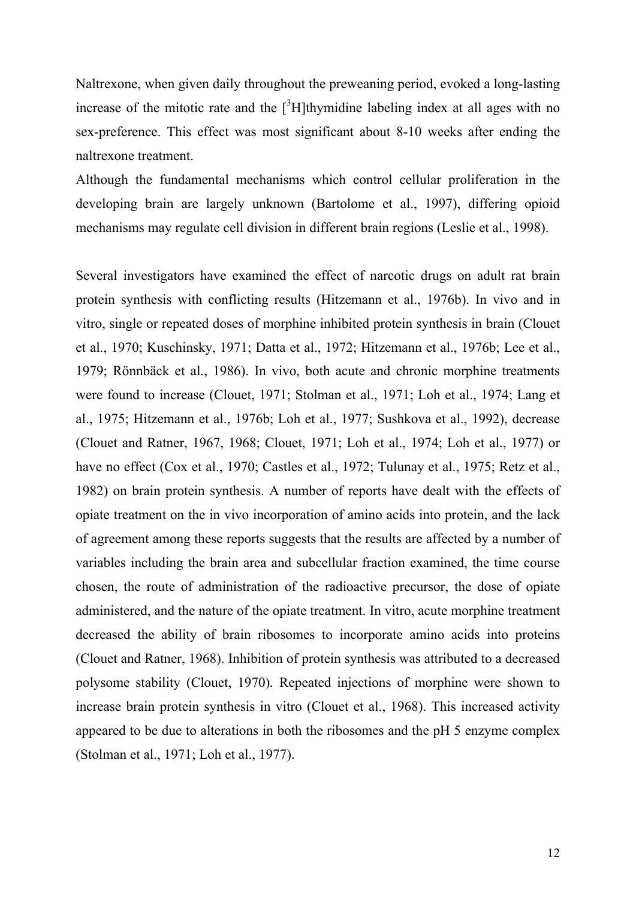Naltrexone, when given daily throughout the preweaning period, evoked a long-lasting increase of the mitotic rate and the [$^3$H]thymidine labeling index at all ages with no sex-preference. This effect was most significant about 8-10 weeks after ending the naltrexone treatment.

Although the fundamental mechanisms which control cellular proliferation in the developing brain are largely unknown (Bartolome et al., 1997), differing opioid mechanisms may regulate cell division in different brain regions (Leslie et al., 1998).

Several investigators have examined the effect of narcotic drugs on adult rat brain protein synthesis with conflicting results (Hitzemann et al., 1976b). In vivo and in vitro, single or repeated doses of morphine inhibited protein synthesis in brain (Clouet et al., 1970; Kuschinsky, 1971; Datta et al., 1972; Hitzemann et al., 1976b; Lee et al., 1979; Rönnbäck et al., 1986). In vivo, both acute and chronic morphine treatments were found to increase (Clouet, 1971; Stolman et al., 1971; Loh et al., 1974; Lang et al., 1975; Hitzemann et al., 1976b; Loh et al., 1977; Sushkova et al., 1992), decrease (Clouet and Ratner, 1967, 1968; Clouet, 1971; Loh et al., 1974; Loh et al., 1977) or have no effect (Cox et al., 1970; Castles et al., 1972; Tulunay et al., 1975; Retz et al., 1982) on brain protein synthesis. A number of reports have dealt with the effects of opiate treatment on the in vivo incorporation of amino acids into protein, and the lack of agreement among these reports suggests that the results are affected by a number of variables including the brain area and subcellular fraction examined, the time course chosen, the route of administration of the radioactive precursor, the dose of opiate administered, and the nature of the opiate treatment. In vitro, acute morphine treatment decreased the ability of brain ribosomes to incorporate amino acids into proteins (Clouet and Ratner, 1968). Inhibition of protein synthesis was attributed to a decreased polysome stability (Clouet, 1970). Repeated injections of morphine were shown to increase brain protein synthesis in vitro (Clouet et al., 1968). This increased activity appeared to be due to alterations in both the ribosomes and the pH 5 enzyme complex (Stolman et al., 1971; Loh et al., 1977).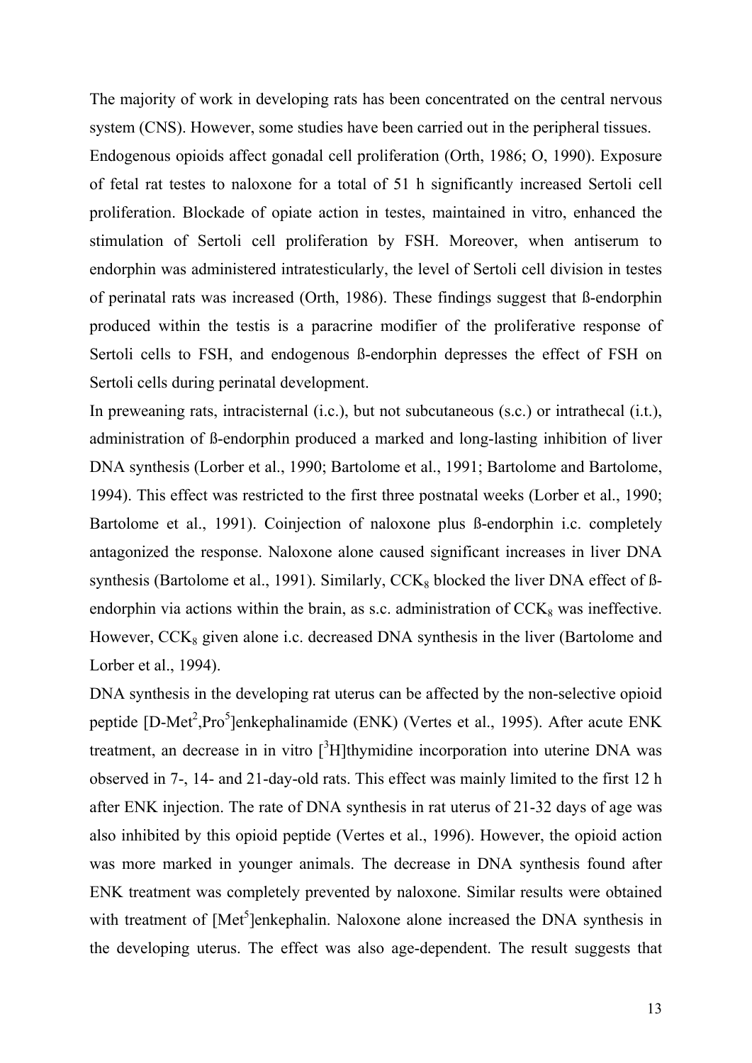The majority of work in developing rats has been concentrated on the central nervous system (CNS). However, some studies have been carried out in the peripheral tissues.

Endogenous opioids affect gonadal cell proliferation (Orth, 1986; O, 1990). Exposure of fetal rat testes to naloxone for a total of 51 h significantly increased Sertoli cell proliferation. Blockade of opiate action in testes, maintained in vitro, enhanced the stimulation of Sertoli cell proliferation by FSH. Moreover, when antiserum to endorphin was administered intratesticularly, the level of Sertoli cell division in testes of perinatal rats was increased (Orth, 1986). These findings suggest that ß-endorphin produced within the testis is a paracrine modifier of the proliferative response of Sertoli cells to FSH, and endogenous ß-endorphin depresses the effect of FSH on Sertoli cells during perinatal development.

In preweaning rats, intracisternal (i.c.), but not subcutaneous (s.c.) or intrathecal (i.t.), administration of ß-endorphin produced a marked and long-lasting inhibition of liver DNA synthesis (Lorber et al., 1990; Bartolome et al., 1991; Bartolome and Bartolome, 1994). This effect was restricted to the first three postnatal weeks (Lorber et al., 1990; Bartolome et al., 1991). Coinjection of naloxone plus ß-endorphin i.c. completely antagonized the response. Naloxone alone caused significant increases in liver DNA synthesis (Bartolome et al., 1991). Similarly, $CCK_8$ blocked the liver DNA effect of ß-endorphin via actions within the brain, as s.c. administration of $CCK_8$ was ineffective. However, $CCK_8$ given alone i.c. decreased DNA synthesis in the liver (Bartolome and Lorber et al., 1994).

DNA synthesis in the developing rat uterus can be affected by the non-selective opioid peptide [D-Met$^2$,Pro$^5$]enkephalinamide (ENK) (Vertes et al., 1995). After acute ENK treatment, an decrease in in vitro [$^3$H]thymidine incorporation into uterine DNA was observed in 7-, 14- and 21-day-old rats. This effect was mainly limited to the first 12 h after ENK injection. The rate of DNA synthesis in rat uterus of 21-32 days of age was also inhibited by this opioid peptide (Vertes et al., 1996). However, the opioid action was more marked in younger animals. The decrease in DNA synthesis found after ENK treatment was completely prevented by naloxone. Similar results were obtained with treatment of [Met$^5$]enkephalin. Naloxone alone increased the DNA synthesis in the developing uterus. The effect was also age-dependent. The result suggests that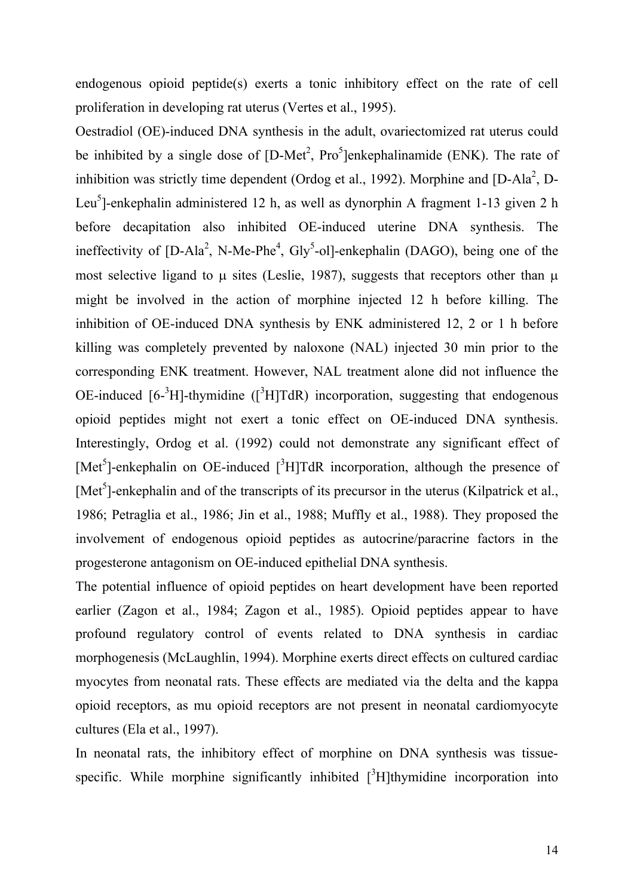endogenous opioid peptide(s) exerts a tonic inhibitory effect on the rate of cell proliferation in developing rat uterus (Vertes et al., 1995).

Oestradiol (OE)-induced DNA synthesis in the adult, ovariectomized rat uterus could be inhibited by a single dose of [D-Met$^2$, Pro$^5$]enkephalinamide (ENK). The rate of inhibition was strictly time dependent (Ordog et al., 1992). Morphine and [D-Ala$^2$, D-Leu$^5$]-enkephalin administered 12 h, as well as dynorphin A fragment 1-13 given 2 h before decapitation also inhibited OE-induced uterine DNA synthesis. The ineffectivity of [D-Ala$^2$, N-Me-Phe$^4$, Gly$^5$-ol]-enkephalin (DAGO), being one of the most selective ligand to μ sites (Leslie, 1987), suggests that receptors other than μ might be involved in the action of morphine injected 12 h before killing. The inhibition of OE-induced DNA synthesis by ENK administered 12, 2 or 1 h before killing was completely prevented by naloxone (NAL) injected 30 min prior to the corresponding ENK treatment. However, NAL treatment alone did not influence the OE-induced [6-$^3$H]-thymidine ([$^3$H]TdR) incorporation, suggesting that endogenous opioid peptides might not exert a tonic effect on OE-induced DNA synthesis. Interestingly, Ordog et al. (1992) could not demonstrate any significant effect of [Met$^5$]-enkephalin on OE-induced [$^3$H]TdR incorporation, although the presence of [Met$^5$]-enkephalin and of the transcripts of its precursor in the uterus (Kilpatrick et al., 1986; Petraglia et al., 1986; Jin et al., 1988; Muffly et al., 1988). They proposed the involvement of endogenous opioid peptides as autocrine/paracrine factors in the progesterone antagonism on OE-induced epithelial DNA synthesis.

The potential influence of opioid peptides on heart development have been reported earlier (Zagon et al., 1984; Zagon et al., 1985). Opioid peptides appear to have profound regulatory control of events related to DNA synthesis in cardiac morphogenesis (McLaughlin, 1994). Morphine exerts direct effects on cultured cardiac myocytes from neonatal rats. These effects are mediated via the delta and the kappa opioid receptors, as mu opioid receptors are not present in neonatal cardiomyocyte cultures (Ela et al., 1997).

In neonatal rats, the inhibitory effect of morphine on DNA synthesis was tissue-specific. While morphine significantly inhibited [$^3$H]thymidine incorporation into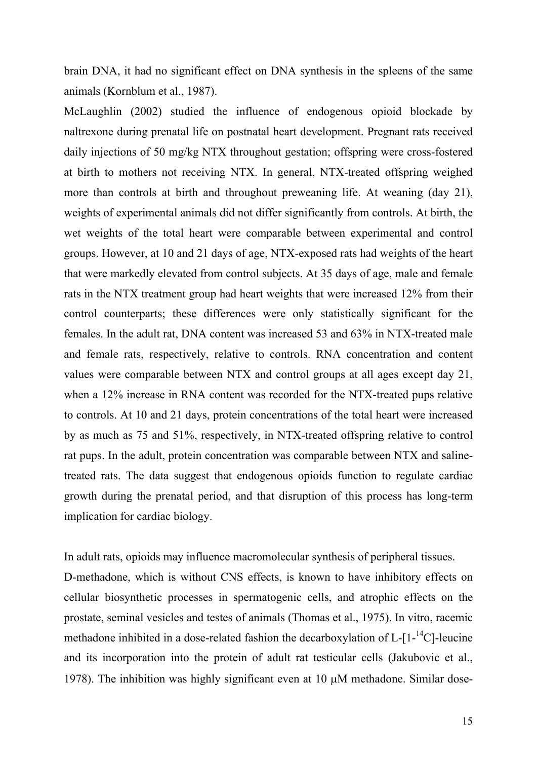brain DNA, it had no significant effect on DNA synthesis in the spleens of the same animals (Kornblum et al., 1987).

McLaughlin (2002) studied the influence of endogenous opioid blockade by naltrexone during prenatal life on postnatal heart development. Pregnant rats received daily injections of 50 mg/kg NTX throughout gestation; offspring were cross-fostered at birth to mothers not receiving NTX. In general, NTX-treated offspring weighed more than controls at birth and throughout preweaning life. At weaning (day 21), weights of experimental animals did not differ significantly from controls. At birth, the wet weights of the total heart were comparable between experimental and control groups. However, at 10 and 21 days of age, NTX-exposed rats had weights of the heart that were markedly elevated from control subjects. At 35 days of age, male and female rats in the NTX treatment group had heart weights that were increased 12% from their control counterparts; these differences were only statistically significant for the females. In the adult rat, DNA content was increased 53 and 63% in NTX-treated male and female rats, respectively, relative to controls. RNA concentration and content values were comparable between NTX and control groups at all ages except day 21, when a 12% increase in RNA content was recorded for the NTX-treated pups relative to controls. At 10 and 21 days, protein concentrations of the total heart were increased by as much as 75 and 51%, respectively, in NTX-treated offspring relative to control rat pups. In the adult, protein concentration was comparable between NTX and saline-treated rats. The data suggest that endogenous opioids function to regulate cardiac growth during the prenatal period, and that disruption of this process has long-term implication for cardiac biology.

In adult rats, opioids may influence macromolecular synthesis of peripheral tissues.

D-methadone, which is without CNS effects, is known to have inhibitory effects on cellular biosynthetic processes in spermatogenic cells, and atrophic effects on the prostate, seminal vesicles and testes of animals (Thomas et al., 1975). In vitro, racemic methadone inhibited in a dose-related fashion the decarboxylation of L-[1-$^{14}$C]-leucine and its incorporation into the protein of adult rat testicular cells (Jakubovic et al., 1978). The inhibition was highly significant even at 10 μM methadone. Similar dose-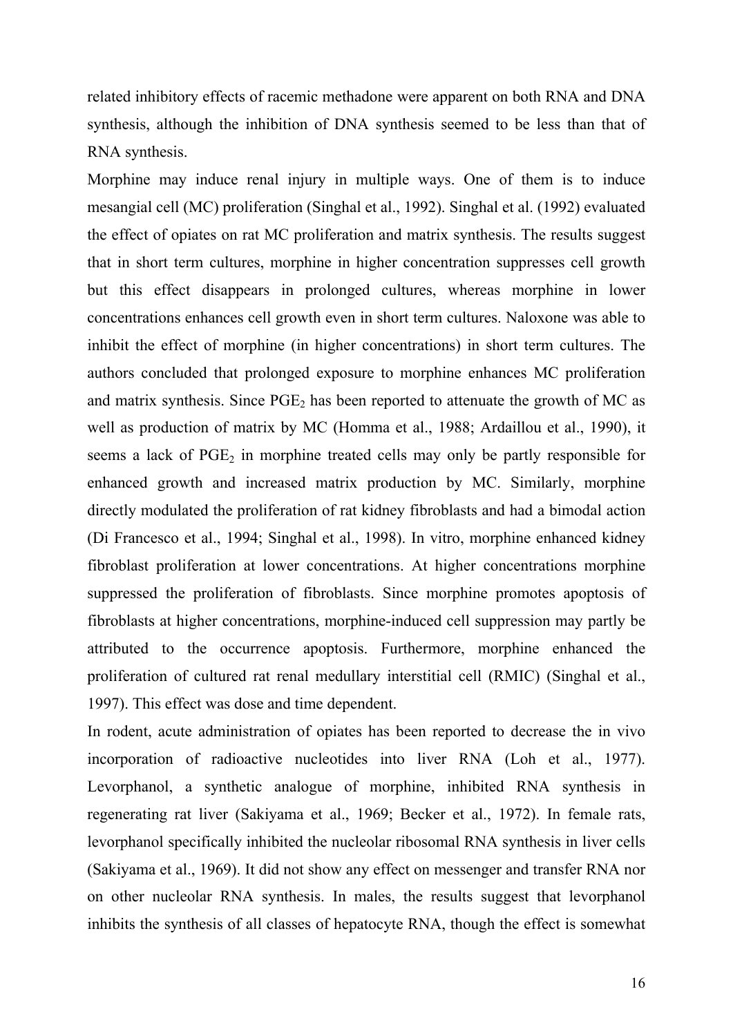related inhibitory effects of racemic methadone were apparent on both RNA and DNA synthesis, although the inhibition of DNA synthesis seemed to be less than that of RNA synthesis.

Morphine may induce renal injury in multiple ways. One of them is to induce mesangial cell (MC) proliferation (Singhal et al., 1992). Singhal et al. (1992) evaluated the effect of opiates on rat MC proliferation and matrix synthesis. The results suggest that in short term cultures, morphine in higher concentration suppresses cell growth but this effect disappears in prolonged cultures, whereas morphine in lower concentrations enhances cell growth even in short term cultures. Naloxone was able to inhibit the effect of morphine (in higher concentrations) in short term cultures. The authors concluded that prolonged exposure to morphine enhances MC proliferation and matrix synthesis. Since $PGE_2$ has been reported to attenuate the growth of MC as well as production of matrix by MC (Homma et al., 1988; Ardaillou et al., 1990), it seems a lack of $PGE_2$ in morphine treated cells may only be partly responsible for enhanced growth and increased matrix production by MC. Similarly, morphine directly modulated the proliferation of rat kidney fibroblasts and had a bimodal action (Di Francesco et al., 1994; Singhal et al., 1998). In vitro, morphine enhanced kidney fibroblast proliferation at lower concentrations. At higher concentrations morphine suppressed the proliferation of fibroblasts. Since morphine promotes apoptosis of fibroblasts at higher concentrations, morphine-induced cell suppression may partly be attributed to the occurrence apoptosis. Furthermore, morphine enhanced the proliferation of cultured rat renal medullary interstitial cell (RMIC) (Singhal et al., 1997). This effect was dose and time dependent.

In rodent, acute administration of opiates has been reported to decrease the in vivo incorporation of radioactive nucleotides into liver RNA (Loh et al., 1977). Levorphanol, a synthetic analogue of morphine, inhibited RNA synthesis in regenerating rat liver (Sakiyama et al., 1969; Becker et al., 1972). In female rats, levorphanol specifically inhibited the nucleolar ribosomal RNA synthesis in liver cells (Sakiyama et al., 1969). It did not show any effect on messenger and transfer RNA nor on other nucleolar RNA synthesis. In males, the results suggest that levorphanol inhibits the synthesis of all classes of hepatocyte RNA, though the effect is somewhat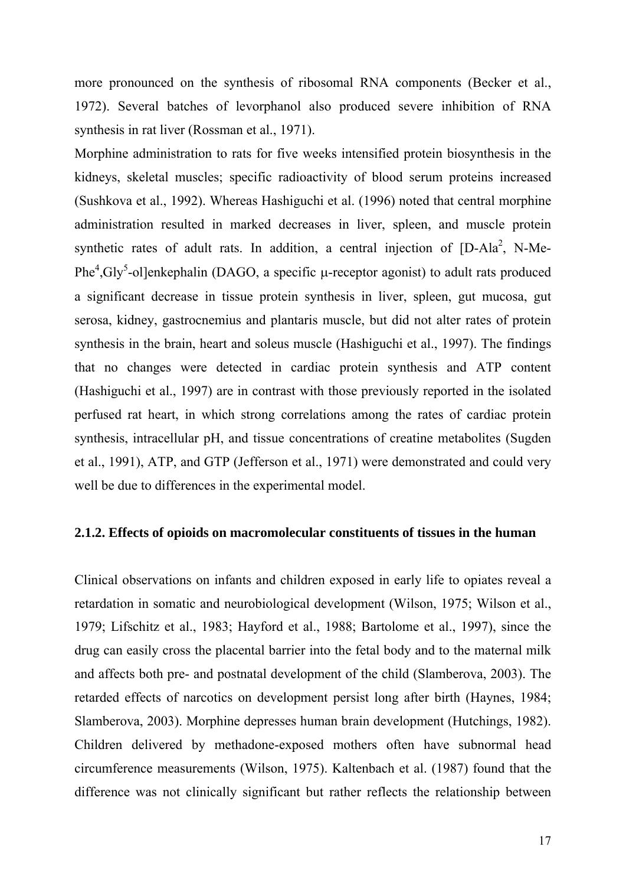more pronounced on the synthesis of ribosomal RNA components (Becker et al., 1972). Several batches of levorphanol also produced severe inhibition of RNA synthesis in rat liver (Rossman et al., 1971).

Morphine administration to rats for five weeks intensified protein biosynthesis in the kidneys, skeletal muscles; specific radioactivity of blood serum proteins increased (Sushkova et al., 1992). Whereas Hashiguchi et al. (1996) noted that central morphine administration resulted in marked decreases in liver, spleen, and muscle protein synthetic rates of adult rats. In addition, a central injection of [D-Ala$^2$, N-Me-Phe$^4$,Gly$^5$-ol]enkephalin (DAGO, a specific μ-receptor agonist) to adult rats produced a significant decrease in tissue protein synthesis in liver, spleen, gut mucosa, gut serosa, kidney, gastrocnemius and plantaris muscle, but did not alter rates of protein synthesis in the brain, heart and soleus muscle (Hashiguchi et al., 1997). The findings that no changes were detected in cardiac protein synthesis and ATP content (Hashiguchi et al., 1997) are in contrast with those previously reported in the isolated perfused rat heart, in which strong correlations among the rates of cardiac protein synthesis, intracellular pH, and tissue concentrations of creatine metabolites (Sugden et al., 1991), ATP, and GTP (Jefferson et al., 1971) were demonstrated and could very well be due to differences in the experimental model.

### 2.1.2. Effects of opioids on macromolecular constituents of tissues in the human

Clinical observations on infants and children exposed in early life to opiates reveal a retardation in somatic and neurobiological development (Wilson, 1975; Wilson et al., 1979; Lifschitz et al., 1983; Hayford et al., 1988; Bartolome et al., 1997), since the drug can easily cross the placental barrier into the fetal body and to the maternal milk and affects both pre- and postnatal development of the child (Slamberova, 2003). The retarded effects of narcotics on development persist long after birth (Haynes, 1984; Slamberova, 2003). Morphine depresses human brain development (Hutchings, 1982). Children delivered by methadone-exposed mothers often have subnormal head circumference measurements (Wilson, 1975). Kaltenbach et al. (1987) found that the difference was not clinically significant but rather reflects the relationship between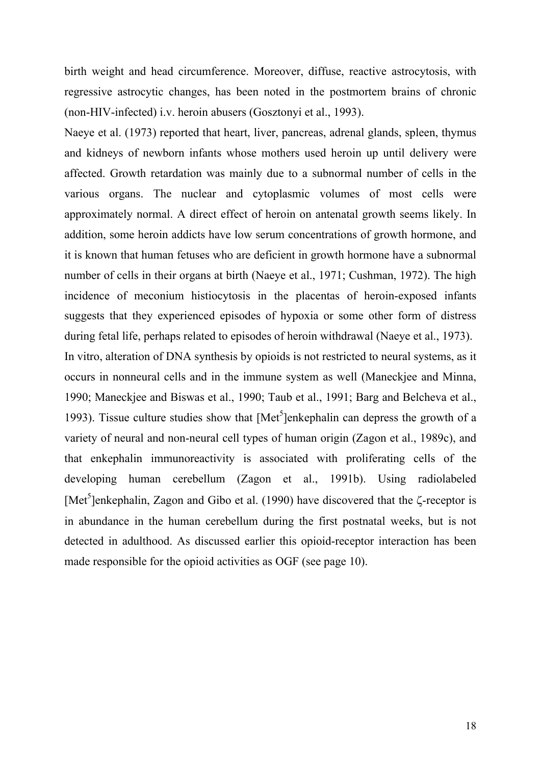birth weight and head circumference. Moreover, diffuse, reactive astrocytosis, with regressive astrocytic changes, has been noted in the postmortem brains of chronic (non-HIV-infected) i.v. heroin abusers (Gosztonyi et al., 1993).

Naeye et al. (1973) reported that heart, liver, pancreas, adrenal glands, spleen, thymus and kidneys of newborn infants whose mothers used heroin up until delivery were affected. Growth retardation was mainly due to a subnormal number of cells in the various organs. The nuclear and cytoplasmic volumes of most cells were approximately normal. A direct effect of heroin on antenatal growth seems likely. In addition, some heroin addicts have low serum concentrations of growth hormone, and it is known that human fetuses who are deficient in growth hormone have a subnormal number of cells in their organs at birth (Naeye et al., 1971; Cushman, 1972). The high incidence of meconium histiocytosis in the placentas of heroin-exposed infants suggests that they experienced episodes of hypoxia or some other form of distress during fetal life, perhaps related to episodes of heroin withdrawal (Naeye et al., 1973).

In vitro, alteration of DNA synthesis by opioids is not restricted to neural systems, as it occurs in nonneural cells and in the immune system as well (Maneckjee and Minna, 1990; Maneckjee and Biswas et al., 1990; Taub et al., 1991; Barg and Belcheva et al., 1993). Tissue culture studies show that [Met$^5$]enkephalin can depress the growth of a variety of neural and non-neural cell types of human origin (Zagon et al., 1989c), and that enkephalin immunoreactivity is associated with proliferating cells of the developing human cerebellum (Zagon et al., 1991b). Using radiolabeled [Met$^5$]enkephalin, Zagon and Gibo et al. (1990) have discovered that the ζ-receptor is in abundance in the human cerebellum during the first postnatal weeks, but is not detected in adulthood. As discussed earlier this opioid-receptor interaction has been made responsible for the opioid activities as OGF (see page 10).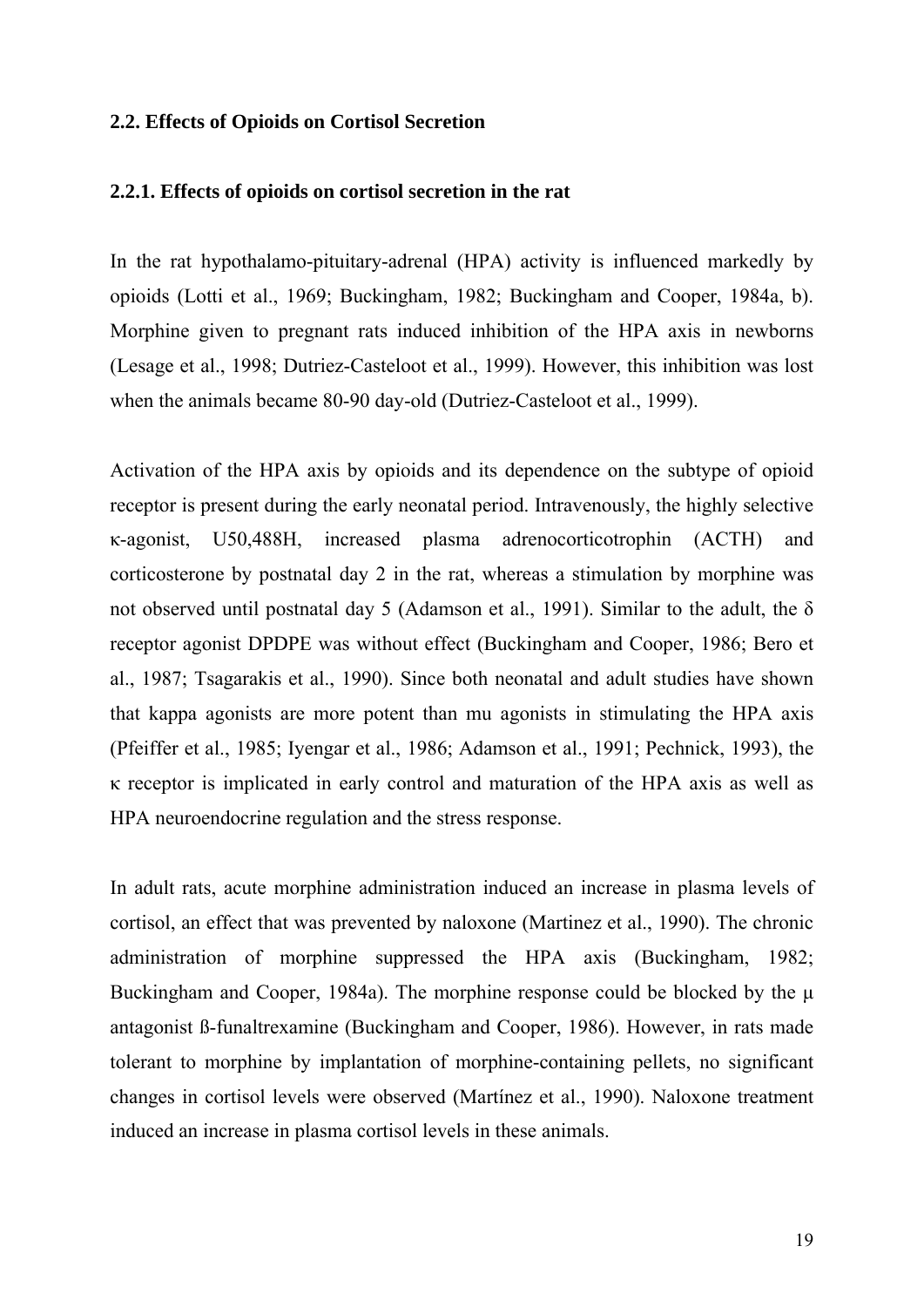## 2.2. Effects of Opioids on Cortisol Secretion

### 2.2.1. Effects of opioids on cortisol secretion in the rat

In the rat hypothalamo-pituitary-adrenal (HPA) activity is influenced markedly by opioids (Lotti et al., 1969; Buckingham, 1982; Buckingham and Cooper, 1984a, b). Morphine given to pregnant rats induced inhibition of the HPA axis in newborns (Lesage et al., 1998; Dutriez-Casteloot et al., 1999). However, this inhibition was lost when the animals became 80-90 day-old (Dutriez-Casteloot et al., 1999).

Activation of the HPA axis by opioids and its dependence on the subtype of opioid receptor is present during the early neonatal period. Intravenously, the highly selective κ-agonist, U50,488H, increased plasma adrenocorticotrophin (ACTH) and corticosterone by postnatal day 2 in the rat, whereas a stimulation by morphine was not observed until postnatal day 5 (Adamson et al., 1991). Similar to the adult, the δ receptor agonist DPDPE was without effect (Buckingham and Cooper, 1986; Bero et al., 1987; Tsagarakis et al., 1990). Since both neonatal and adult studies have shown that kappa agonists are more potent than mu agonists in stimulating the HPA axis (Pfeiffer et al., 1985; Iyengar et al., 1986; Adamson et al., 1991; Pechnick, 1993), the κ receptor is implicated in early control and maturation of the HPA axis as well as HPA neuroendocrine regulation and the stress response.

In adult rats, acute morphine administration induced an increase in plasma levels of cortisol, an effect that was prevented by naloxone (Martinez et al., 1990). The chronic administration of morphine suppressed the HPA axis (Buckingham, 1982; Buckingham and Cooper, 1984a). The morphine response could be blocked by the µ antagonist ß-funaltrexamine (Buckingham and Cooper, 1986). However, in rats made tolerant to morphine by implantation of morphine-containing pellets, no significant changes in cortisol levels were observed (Martínez et al., 1990). Naloxone treatment induced an increase in plasma cortisol levels in these animals.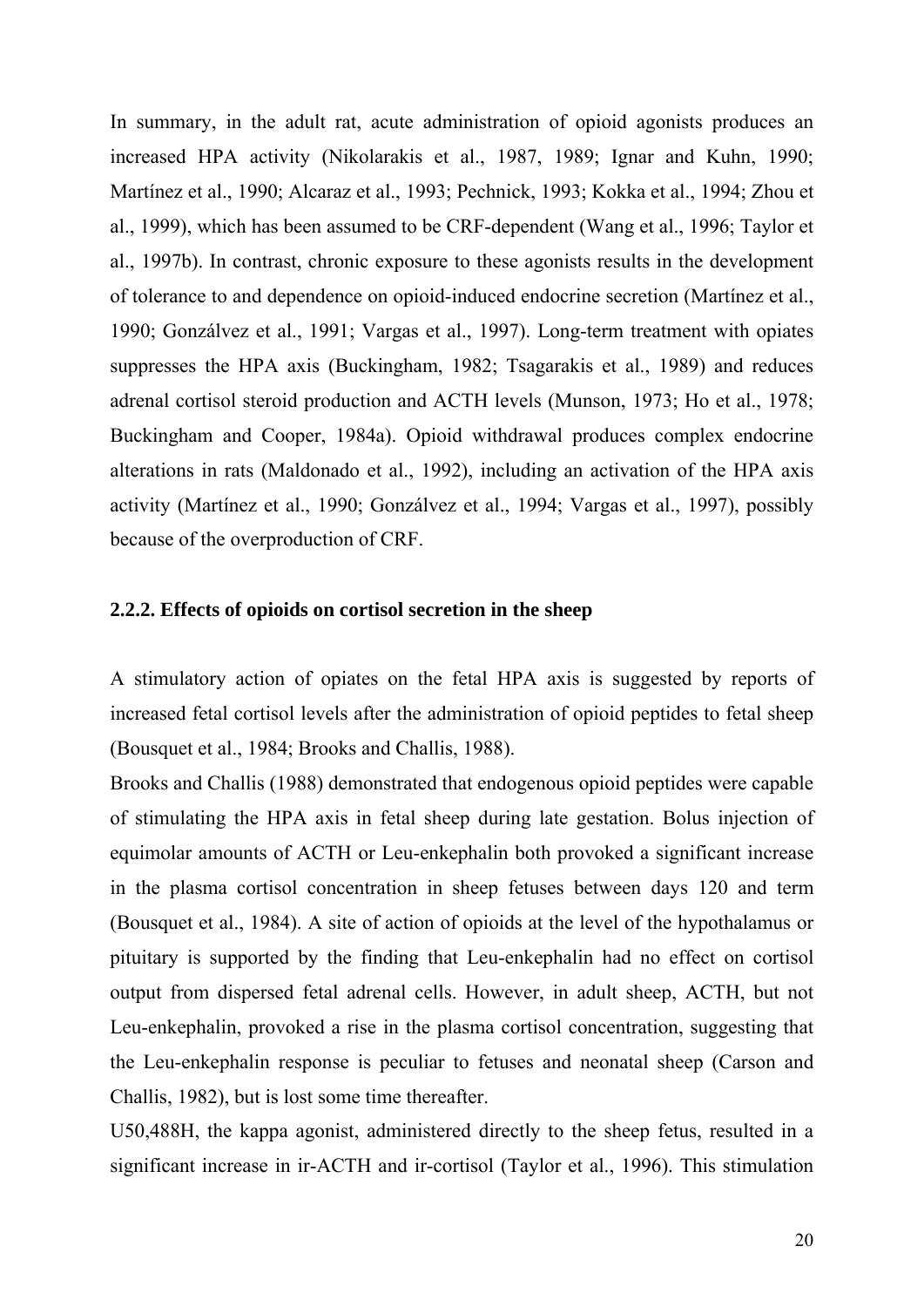In summary, in the adult rat, acute administration of opioid agonists produces an increased HPA activity (Nikolarakis et al., 1987, 1989; Ignar and Kuhn, 1990; Martínez et al., 1990; Alcaraz et al., 1993; Pechnick, 1993; Kokka et al., 1994; Zhou et al., 1999), which has been assumed to be CRF-dependent (Wang et al., 1996; Taylor et al., 1997b). In contrast, chronic exposure to these agonists results in the development of tolerance to and dependence on opioid-induced endocrine secretion (Martínez et al., 1990; Gonzálvez et al., 1991; Vargas et al., 1997). Long-term treatment with opiates suppresses the HPA axis (Buckingham, 1982; Tsagarakis et al., 1989) and reduces adrenal cortisol steroid production and ACTH levels (Munson, 1973; Ho et al., 1978; Buckingham and Cooper, 1984a). Opioid withdrawal produces complex endocrine alterations in rats (Maldonado et al., 1992), including an activation of the HPA axis activity (Martínez et al., 1990; Gonzálvez et al., 1994; Vargas et al., 1997), possibly because of the overproduction of CRF.

### 2.2.2. Effects of opioids on cortisol secretion in the sheep

A stimulatory action of opiates on the fetal HPA axis is suggested by reports of increased fetal cortisol levels after the administration of opioid peptides to fetal sheep (Bousquet et al., 1984; Brooks and Challis, 1988).

Brooks and Challis (1988) demonstrated that endogenous opioid peptides were capable of stimulating the HPA axis in fetal sheep during late gestation. Bolus injection of equimolar amounts of ACTH or Leu-enkephalin both provoked a significant increase in the plasma cortisol concentration in sheep fetuses between days 120 and term (Bousquet et al., 1984). A site of action of opioids at the level of the hypothalamus or pituitary is supported by the finding that Leu-enkephalin had no effect on cortisol output from dispersed fetal adrenal cells. However, in adult sheep, ACTH, but not Leu-enkephalin, provoked a rise in the plasma cortisol concentration, suggesting that the Leu-enkephalin response is peculiar to fetuses and neonatal sheep (Carson and Challis, 1982), but is lost some time thereafter.

U50,488H, the kappa agonist, administered directly to the sheep fetus, resulted in a significant increase in ir-ACTH and ir-cortisol (Taylor et al., 1996). This stimulation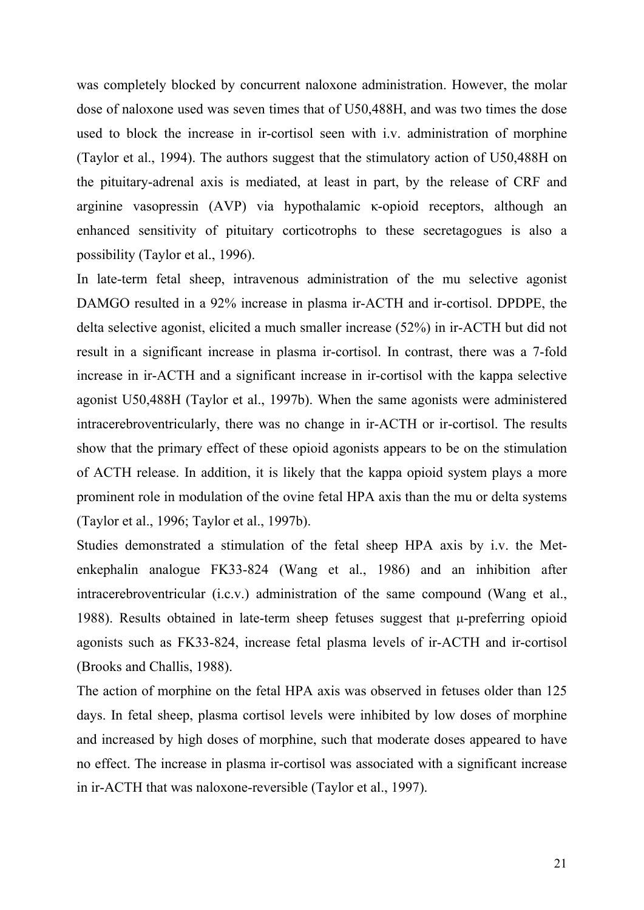was completely blocked by concurrent naloxone administration. However, the molar dose of naloxone used was seven times that of U50,488H, and was two times the dose used to block the increase in ir-cortisol seen with i.v. administration of morphine (Taylor et al., 1994). The authors suggest that the stimulatory action of U50,488H on the pituitary-adrenal axis is mediated, at least in part, by the release of CRF and arginine vasopressin (AVP) via hypothalamic κ-opioid receptors, although an enhanced sensitivity of pituitary corticotrophs to these secretagogues is also a possibility (Taylor et al., 1996).

In late-term fetal sheep, intravenous administration of the mu selective agonist DAMGO resulted in a 92% increase in plasma ir-ACTH and ir-cortisol. DPDPE, the delta selective agonist, elicited a much smaller increase (52%) in ir-ACTH but did not result in a significant increase in plasma ir-cortisol. In contrast, there was a 7-fold increase in ir-ACTH and a significant increase in ir-cortisol with the kappa selective agonist U50,488H (Taylor et al., 1997b). When the same agonists were administered intracerebroventricularly, there was no change in ir-ACTH or ir-cortisol. The results show that the primary effect of these opioid agonists appears to be on the stimulation of ACTH release. In addition, it is likely that the kappa opioid system plays a more prominent role in modulation of the ovine fetal HPA axis than the mu or delta systems (Taylor et al., 1996; Taylor et al., 1997b).

Studies demonstrated a stimulation of the fetal sheep HPA axis by i.v. the Met-enkephalin analogue FK33-824 (Wang et al., 1986) and an inhibition after intracerebroventricular (i.c.v.) administration of the same compound (Wang et al., 1988). Results obtained in late-term sheep fetuses suggest that μ-preferring opioid agonists such as FK33-824, increase fetal plasma levels of ir-ACTH and ir-cortisol (Brooks and Challis, 1988).

The action of morphine on the fetal HPA axis was observed in fetuses older than 125 days. In fetal sheep, plasma cortisol levels were inhibited by low doses of morphine and increased by high doses of morphine, such that moderate doses appeared to have no effect. The increase in plasma ir-cortisol was associated with a significant increase in ir-ACTH that was naloxone-reversible (Taylor et al., 1997).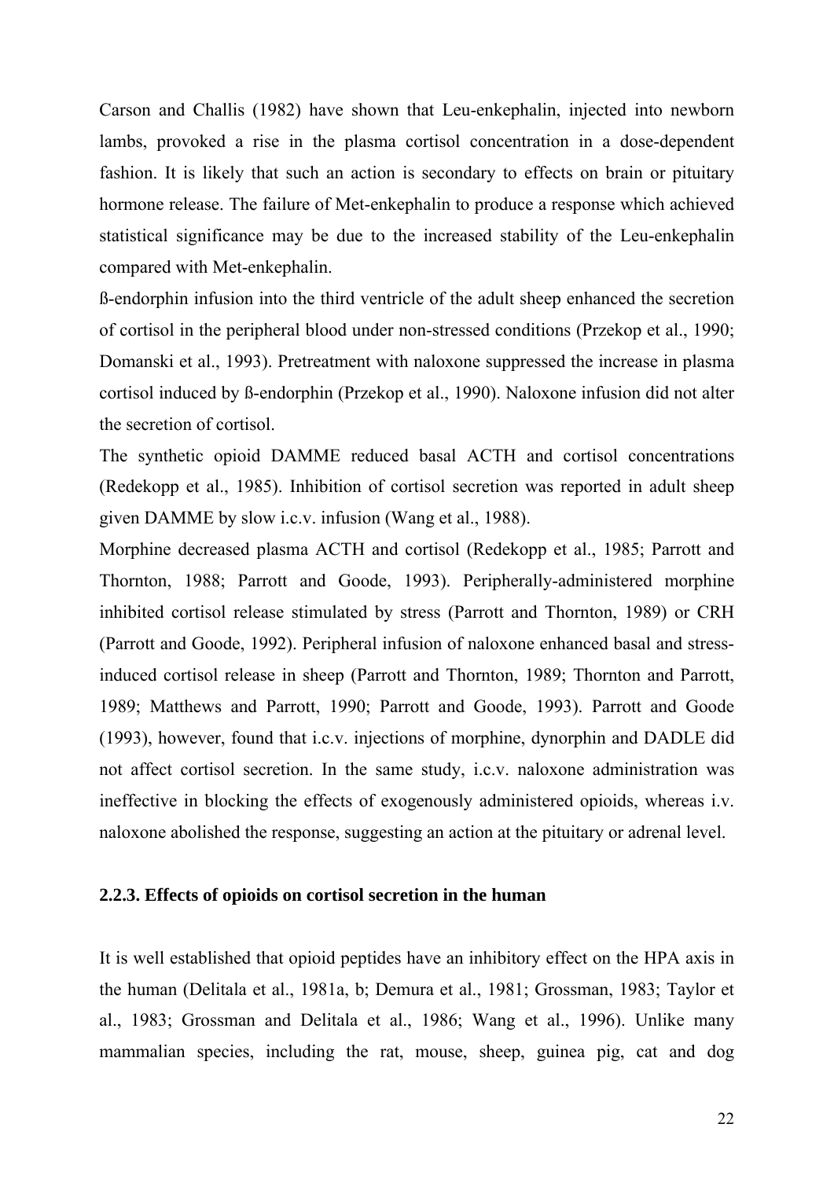Carson and Challis (1982) have shown that Leu-enkephalin, injected into newborn lambs, provoked a rise in the plasma cortisol concentration in a dose-dependent fashion. It is likely that such an action is secondary to effects on brain or pituitary hormone release. The failure of Met-enkephalin to produce a response which achieved statistical significance may be due to the increased stability of the Leu-enkephalin compared with Met-enkephalin.

ß-endorphin infusion into the third ventricle of the adult sheep enhanced the secretion of cortisol in the peripheral blood under non-stressed conditions (Przekop et al., 1990; Domanski et al., 1993). Pretreatment with naloxone suppressed the increase in plasma cortisol induced by ß-endorphin (Przekop et al., 1990). Naloxone infusion did not alter the secretion of cortisol.

The synthetic opioid DAMME reduced basal ACTH and cortisol concentrations (Redekopp et al., 1985). Inhibition of cortisol secretion was reported in adult sheep given DAMME by slow i.c.v. infusion (Wang et al., 1988).

Morphine decreased plasma ACTH and cortisol (Redekopp et al., 1985; Parrott and Thornton, 1988; Parrott and Goode, 1993). Peripherally-administered morphine inhibited cortisol release stimulated by stress (Parrott and Thornton, 1989) or CRH (Parrott and Goode, 1992). Peripheral infusion of naloxone enhanced basal and stress-induced cortisol release in sheep (Parrott and Thornton, 1989; Thornton and Parrott, 1989; Matthews and Parrott, 1990; Parrott and Goode, 1993). Parrott and Goode (1993), however, found that i.c.v. injections of morphine, dynorphin and DADLE did not affect cortisol secretion. In the same study, i.c.v. naloxone administration was ineffective in blocking the effects of exogenously administered opioids, whereas i.v. naloxone abolished the response, suggesting an action at the pituitary or adrenal level.

### 2.2.3. Effects of opioids on cortisol secretion in the human

It is well established that opioid peptides have an inhibitory effect on the HPA axis in the human (Delitala et al., 1981a, b; Demura et al., 1981; Grossman, 1983; Taylor et al., 1983; Grossman and Delitala et al., 1986; Wang et al., 1996). Unlike many mammalian species, including the rat, mouse, sheep, guinea pig, cat and dog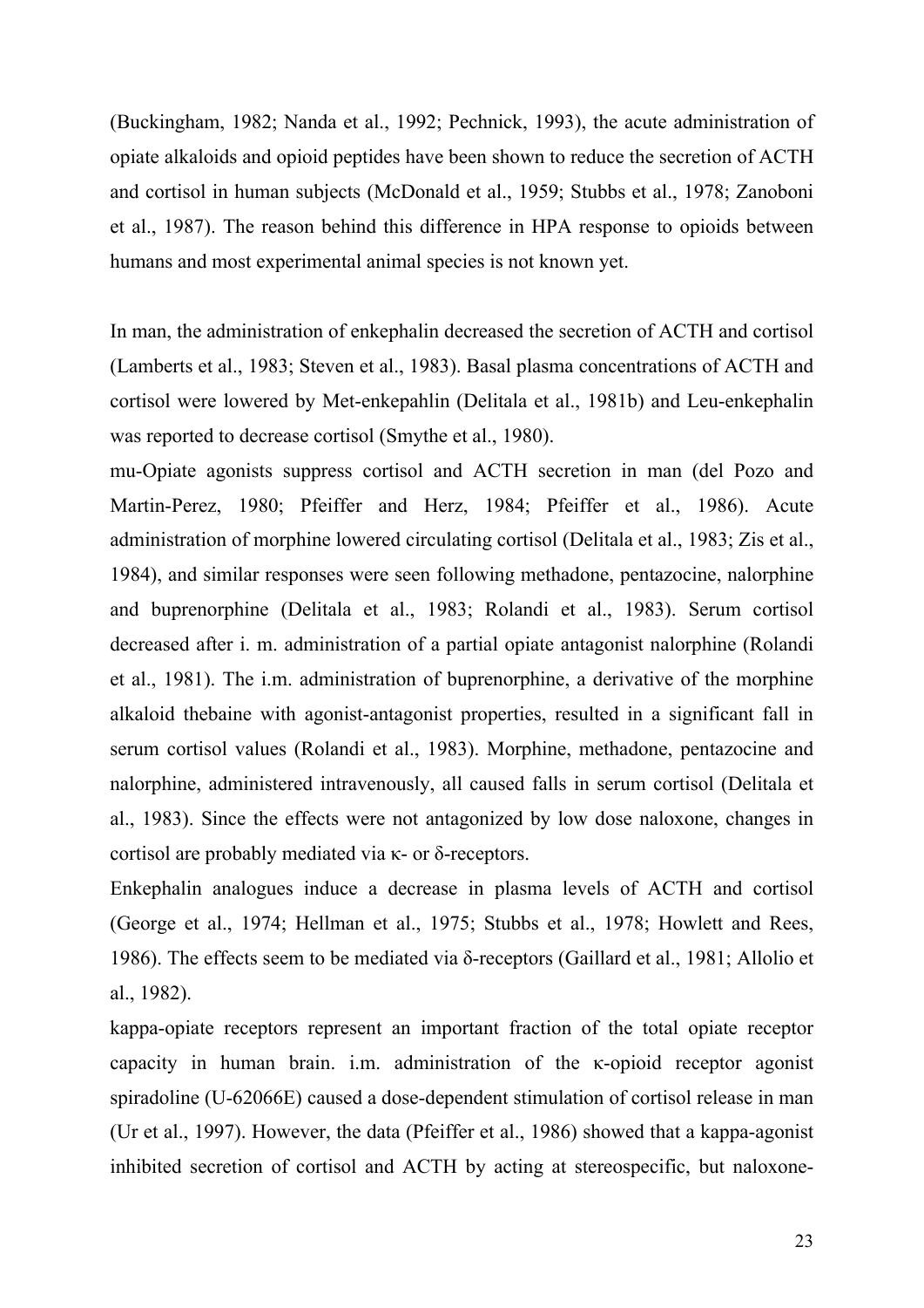(Buckingham, 1982; Nanda et al., 1992; Pechnick, 1993), the acute administration of opiate alkaloids and opioid peptides have been shown to reduce the secretion of ACTH and cortisol in human subjects (McDonald et al., 1959; Stubbs et al., 1978; Zanoboni et al., 1987). The reason behind this difference in HPA response to opioids between humans and most experimental animal species is not known yet.

In man, the administration of enkephalin decreased the secretion of ACTH and cortisol (Lamberts et al., 1983; Steven et al., 1983). Basal plasma concentrations of ACTH and cortisol were lowered by Met-enkepahlin (Delitala et al., 1981b) and Leu-enkephalin was reported to decrease cortisol (Smythe et al., 1980).

mu-Opiate agonists suppress cortisol and ACTH secretion in man (del Pozo and Martin-Perez, 1980; Pfeiffer and Herz, 1984; Pfeiffer et al., 1986). Acute administration of morphine lowered circulating cortisol (Delitala et al., 1983; Zis et al., 1984), and similar responses were seen following methadone, pentazocine, nalorphine and buprenorphine (Delitala et al., 1983; Rolandi et al., 1983). Serum cortisol decreased after i. m. administration of a partial opiate antagonist nalorphine (Rolandi et al., 1981). The i.m. administration of buprenorphine, a derivative of the morphine alkaloid thebaine with agonist-antagonist properties, resulted in a significant fall in serum cortisol values (Rolandi et al., 1983). Morphine, methadone, pentazocine and nalorphine, administered intravenously, all caused falls in serum cortisol (Delitala et al., 1983). Since the effects were not antagonized by low dose naloxone, changes in cortisol are probably mediated via κ- or δ-receptors.

Enkephalin analogues induce a decrease in plasma levels of ACTH and cortisol (George et al., 1974; Hellman et al., 1975; Stubbs et al., 1978; Howlett and Rees, 1986). The effects seem to be mediated via δ-receptors (Gaillard et al., 1981; Allolio et al., 1982).

kappa-opiate receptors represent an important fraction of the total opiate receptor capacity in human brain. i.m. administration of the κ-opioid receptor agonist spiradoline (U-62066E) caused a dose-dependent stimulation of cortisol release in man (Ur et al., 1997). However, the data (Pfeiffer et al., 1986) showed that a kappa-agonist inhibited secretion of cortisol and ACTH by acting at stereospecific, but naloxone-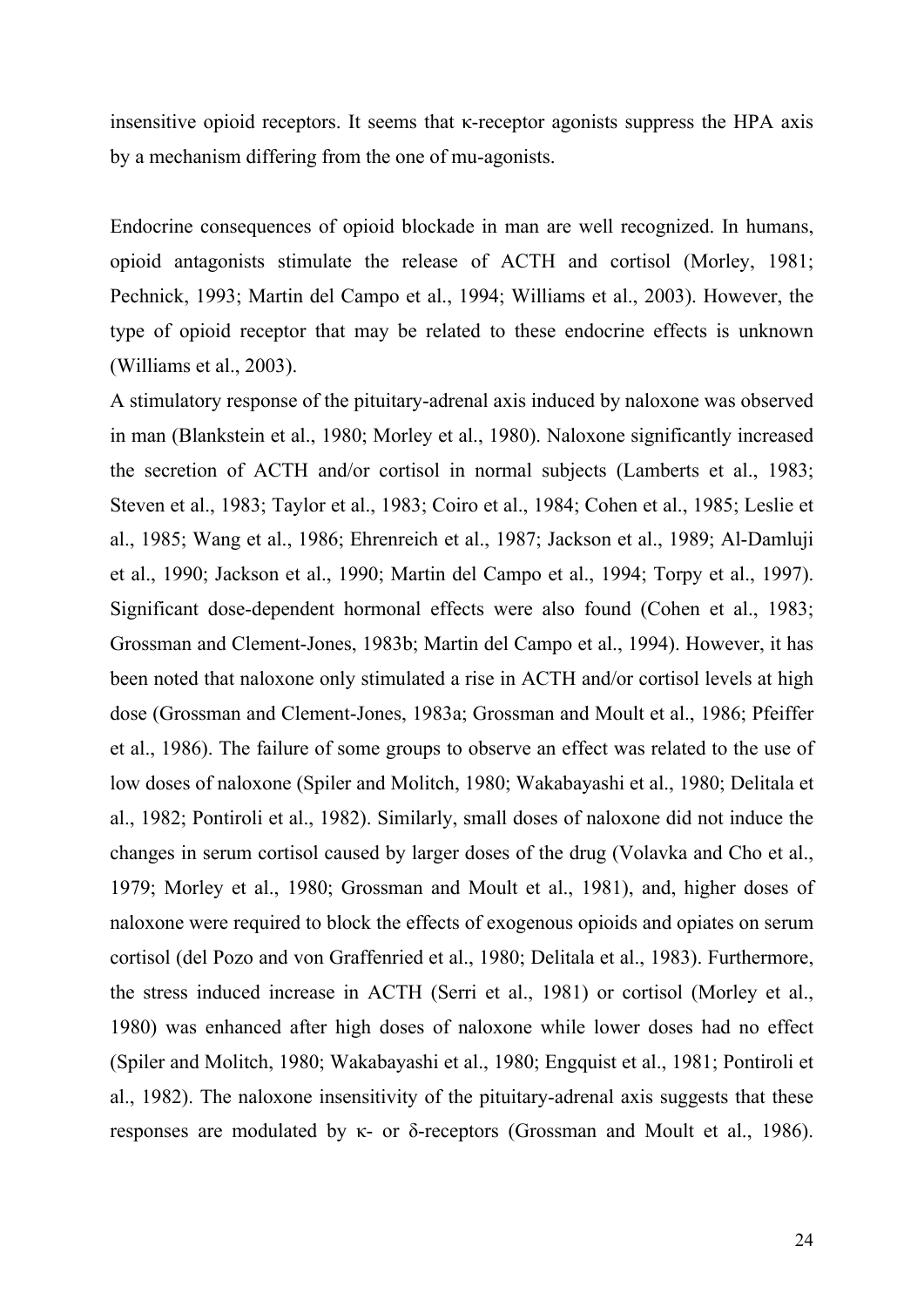insensitive opioid receptors. It seems that κ-receptor agonists suppress the HPA axis by a mechanism differing from the one of mu-agonists.

Endocrine consequences of opioid blockade in man are well recognized. In humans, opioid antagonists stimulate the release of ACTH and cortisol (Morley, 1981; Pechnick, 1993; Martin del Campo et al., 1994; Williams et al., 2003). However, the type of opioid receptor that may be related to these endocrine effects is unknown (Williams et al., 2003).

A stimulatory response of the pituitary-adrenal axis induced by naloxone was observed in man (Blankstein et al., 1980; Morley et al., 1980). Naloxone significantly increased the secretion of ACTH and/or cortisol in normal subjects (Lamberts et al., 1983; Steven et al., 1983; Taylor et al., 1983; Coiro et al., 1984; Cohen et al., 1985; Leslie et al., 1985; Wang et al., 1986; Ehrenreich et al., 1987; Jackson et al., 1989; Al-Damluji et al., 1990; Jackson et al., 1990; Martin del Campo et al., 1994; Torpy et al., 1997). Significant dose-dependent hormonal effects were also found (Cohen et al., 1983; Grossman and Clement-Jones, 1983b; Martin del Campo et al., 1994). However, it has been noted that naloxone only stimulated a rise in ACTH and/or cortisol levels at high dose (Grossman and Clement-Jones, 1983a; Grossman and Moult et al., 1986; Pfeiffer et al., 1986). The failure of some groups to observe an effect was related to the use of low doses of naloxone (Spiler and Molitch, 1980; Wakabayashi et al., 1980; Delitala et al., 1982; Pontiroli et al., 1982). Similarly, small doses of naloxone did not induce the changes in serum cortisol caused by larger doses of the drug (Volavka and Cho et al., 1979; Morley et al., 1980; Grossman and Moult et al., 1981), and, higher doses of naloxone were required to block the effects of exogenous opioids and opiates on serum cortisol (del Pozo and von Graffenried et al., 1980; Delitala et al., 1983). Furthermore, the stress induced increase in ACTH (Serri et al., 1981) or cortisol (Morley et al., 1980) was enhanced after high doses of naloxone while lower doses had no effect (Spiler and Molitch, 1980; Wakabayashi et al., 1980; Engquist et al., 1981; Pontiroli et al., 1982). The naloxone insensitivity of the pituitary-adrenal axis suggests that these responses are modulated by κ- or δ-receptors (Grossman and Moult et al., 1986).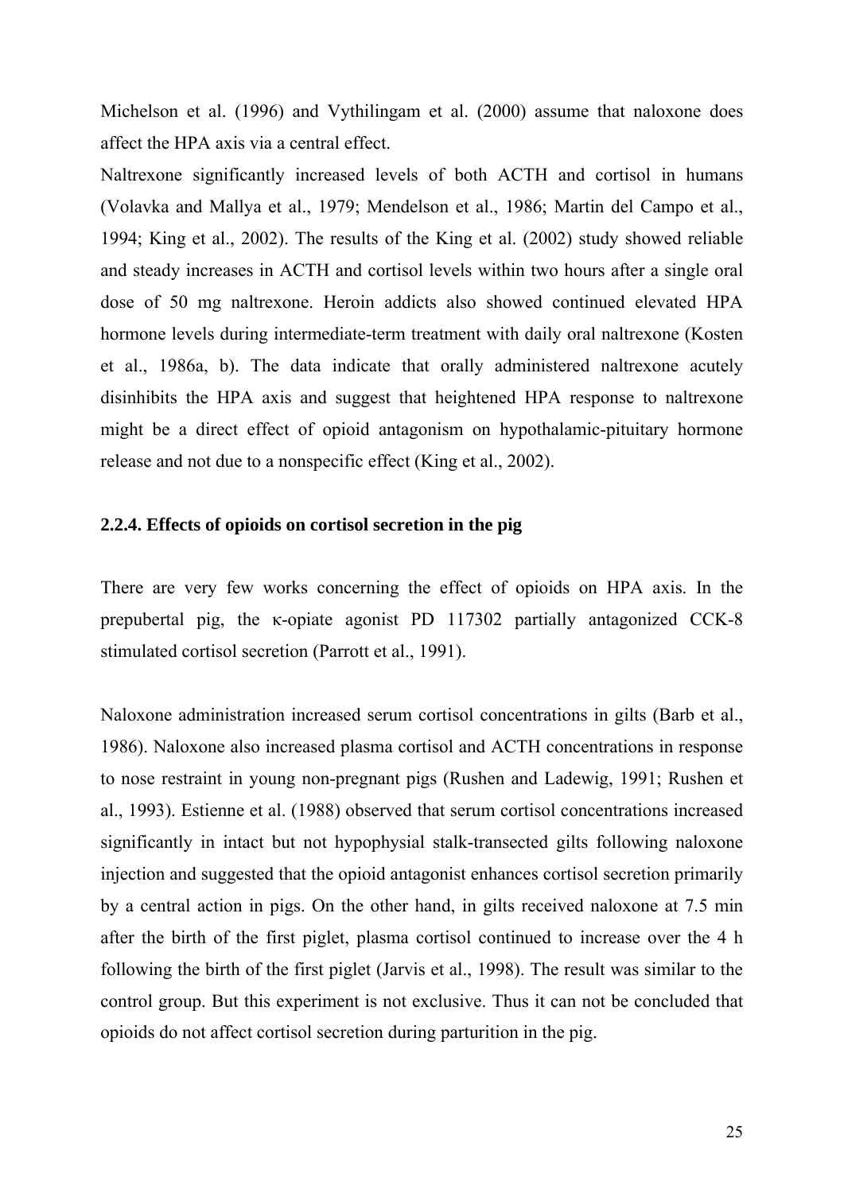Michelson et al. (1996) and Vythilingam et al. (2000) assume that naloxone does affect the HPA axis via a central effect.

Naltrexone significantly increased levels of both ACTH and cortisol in humans (Volavka and Mallya et al., 1979; Mendelson et al., 1986; Martin del Campo et al., 1994; King et al., 2002). The results of the King et al. (2002) study showed reliable and steady increases in ACTH and cortisol levels within two hours after a single oral dose of 50 mg naltrexone. Heroin addicts also showed continued elevated HPA hormone levels during intermediate-term treatment with daily oral naltrexone (Kosten et al., 1986a, b). The data indicate that orally administered naltrexone acutely disinhibits the HPA axis and suggest that heightened HPA response to naltrexone might be a direct effect of opioid antagonism on hypothalamic-pituitary hormone release and not due to a nonspecific effect (King et al., 2002).

### 2.2.4. Effects of opioids on cortisol secretion in the pig

There are very few works concerning the effect of opioids on HPA axis. In the prepubertal pig, the κ-opiate agonist PD 117302 partially antagonized CCK-8 stimulated cortisol secretion (Parrott et al., 1991).

Naloxone administration increased serum cortisol concentrations in gilts (Barb et al., 1986). Naloxone also increased plasma cortisol and ACTH concentrations in response to nose restraint in young non-pregnant pigs (Rushen and Ladewig, 1991; Rushen et al., 1993). Estienne et al. (1988) observed that serum cortisol concentrations increased significantly in intact but not hypophysial stalk-transected gilts following naloxone injection and suggested that the opioid antagonist enhances cortisol secretion primarily by a central action in pigs. On the other hand, in gilts received naloxone at 7.5 min after the birth of the first piglet, plasma cortisol continued to increase over the 4 h following the birth of the first piglet (Jarvis et al., 1998). The result was similar to the control group. But this experiment is not exclusive. Thus it can not be concluded that opioids do not affect cortisol secretion during parturition in the pig.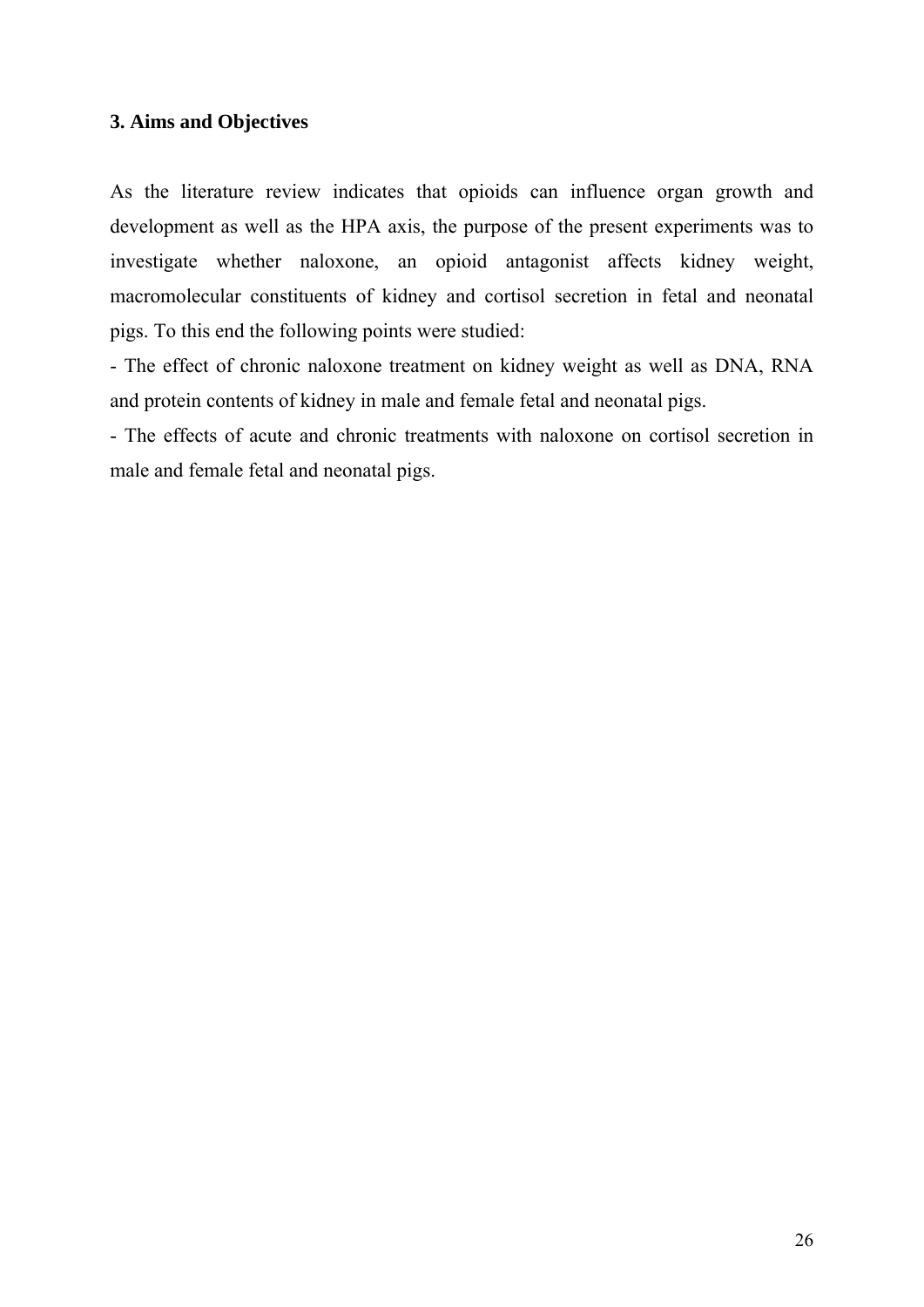## 3. Aims and Objectives

As the literature review indicates that opioids can influence organ growth and development as well as the HPA axis, the purpose of the present experiments was to investigate whether naloxone, an opioid antagonist affects kidney weight, macromolecular constituents of kidney and cortisol secretion in fetal and neonatal pigs. To this end the following points were studied:

- The effect of chronic naloxone treatment on kidney weight as well as DNA, RNA and protein contents of kidney in male and female fetal and neonatal pigs.
- The effects of acute and chronic treatments with naloxone on cortisol secretion in male and female fetal and neonatal pigs.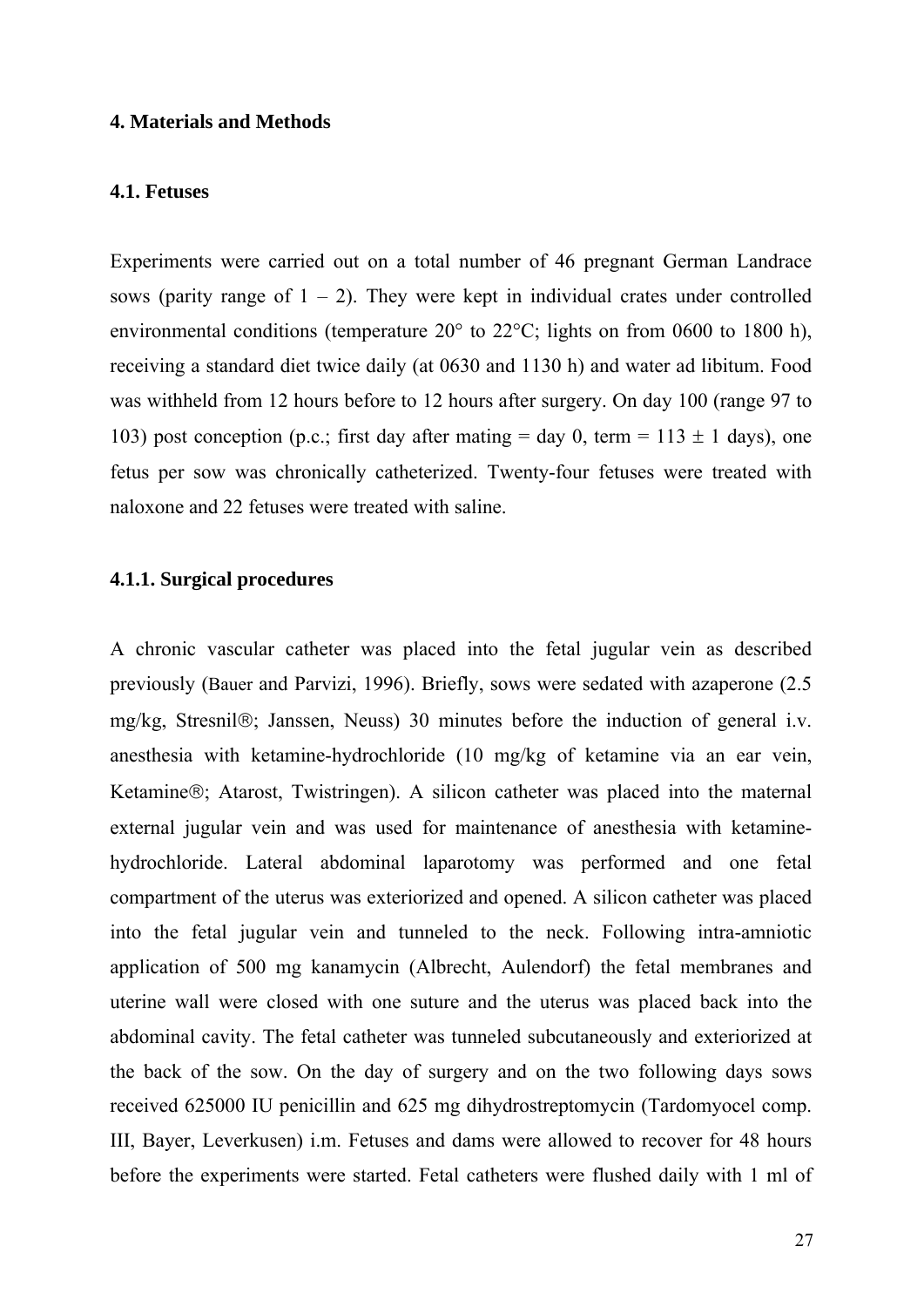# 4. Materials and Methods

## 4.1. Fetuses

Experiments were carried out on a total number of 46 pregnant German Landrace sows (parity range of 1 – 2). They were kept in individual crates under controlled environmental conditions (temperature 20° to 22°C; lights on from 0600 to 1800 h), receiving a standard diet twice daily (at 0630 and 1130 h) and water ad libitum. Food was withheld from 12 hours before to 12 hours after surgery. On day 100 (range 97 to 103) post conception (p.c.; first day after mating = day 0, term = 113 ± 1 days), one fetus per sow was chronically catheterized. Twenty-four fetuses were treated with naloxone and 22 fetuses were treated with saline.

### 4.1.1. Surgical procedures

A chronic vascular catheter was placed into the fetal jugular vein as described previously (Bauer and Parvizi, 1996). Briefly, sows were sedated with azaperone (2.5 mg/kg, Stresnil®; Janssen, Neuss) 30 minutes before the induction of general i.v. anesthesia with ketamine-hydrochloride (10 mg/kg of ketamine via an ear vein, Ketamine®; Atarost, Twistringen). A silicon catheter was placed into the maternal external jugular vein and was used for maintenance of anesthesia with ketamine-hydrochloride. Lateral abdominal laparotomy was performed and one fetal compartment of the uterus was exteriorized and opened. A silicon catheter was placed into the fetal jugular vein and tunneled to the neck. Following intra-amniotic application of 500 mg kanamycin (Albrecht, Aulendorf) the fetal membranes and uterine wall were closed with one suture and the uterus was placed back into the abdominal cavity. The fetal catheter was tunneled subcutaneously and exteriorized at the back of the sow. On the day of surgery and on the two following days sows received 625000 IU penicillin and 625 mg dihydrostreptomycin (Tardomyocel comp. III, Bayer, Leverkusen) i.m. Fetuses and dams were allowed to recover for 48 hours before the experiments were started. Fetal catheters were flushed daily with 1 ml of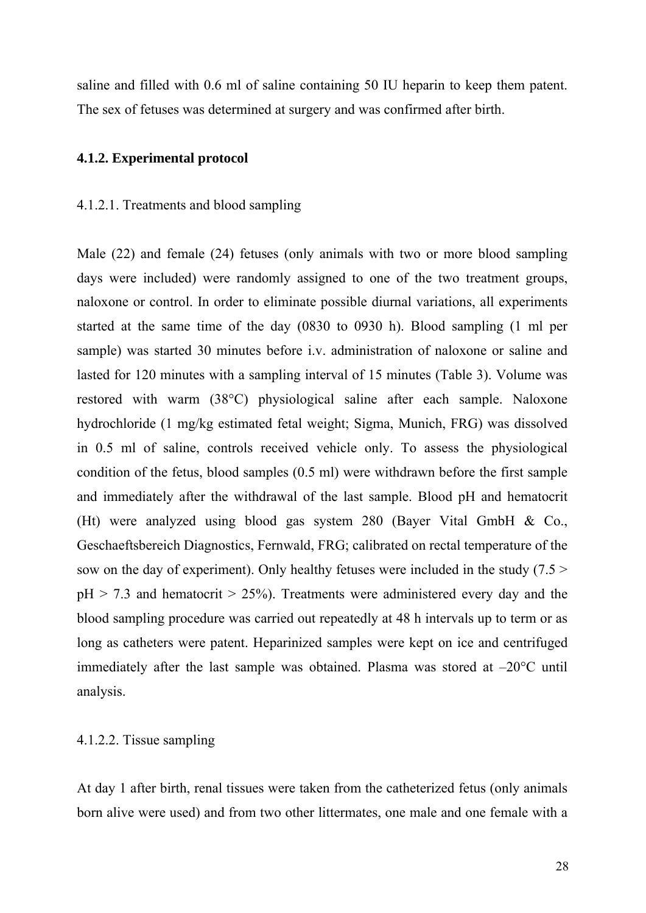saline and filled with 0.6 ml of saline containing 50 IU heparin to keep them patent. The sex of fetuses was determined at surgery and was confirmed after birth.

### 4.1.2. Experimental protocol

4.1.2.1. Treatments and blood sampling

Male (22) and female (24) fetuses (only animals with two or more blood sampling days were included) were randomly assigned to one of the two treatment groups, naloxone or control. In order to eliminate possible diurnal variations, all experiments started at the same time of the day (0830 to 0930 h). Blood sampling (1 ml per sample) was started 30 minutes before i.v. administration of naloxone or saline and lasted for 120 minutes with a sampling interval of 15 minutes (Table 3). Volume was restored with warm (38°C) physiological saline after each sample. Naloxone hydrochloride (1 mg/kg estimated fetal weight; Sigma, Munich, FRG) was dissolved in 0.5 ml of saline, controls received vehicle only. To assess the physiological condition of the fetus, blood samples (0.5 ml) were withdrawn before the first sample and immediately after the withdrawal of the last sample. Blood pH and hematocrit (Ht) were analyzed using blood gas system 280 (Bayer Vital GmbH & Co., Geschaeftsbereich Diagnostics, Fernwald, FRG; calibrated on rectal temperature of the sow on the day of experiment). Only healthy fetuses were included in the study ($7.5 > pH > 7.3$ and hematocrit $> 25\%$). Treatments were administered every day and the blood sampling procedure was carried out repeatedly at 48 h intervals up to term or as long as catheters were patent. Heparinized samples were kept on ice and centrifuged immediately after the last sample was obtained. Plasma was stored at –20°C until analysis.

4.1.2.2. Tissue sampling

At day 1 after birth, renal tissues were taken from the catheterized fetus (only animals born alive were used) and from two other littermates, one male and one female with a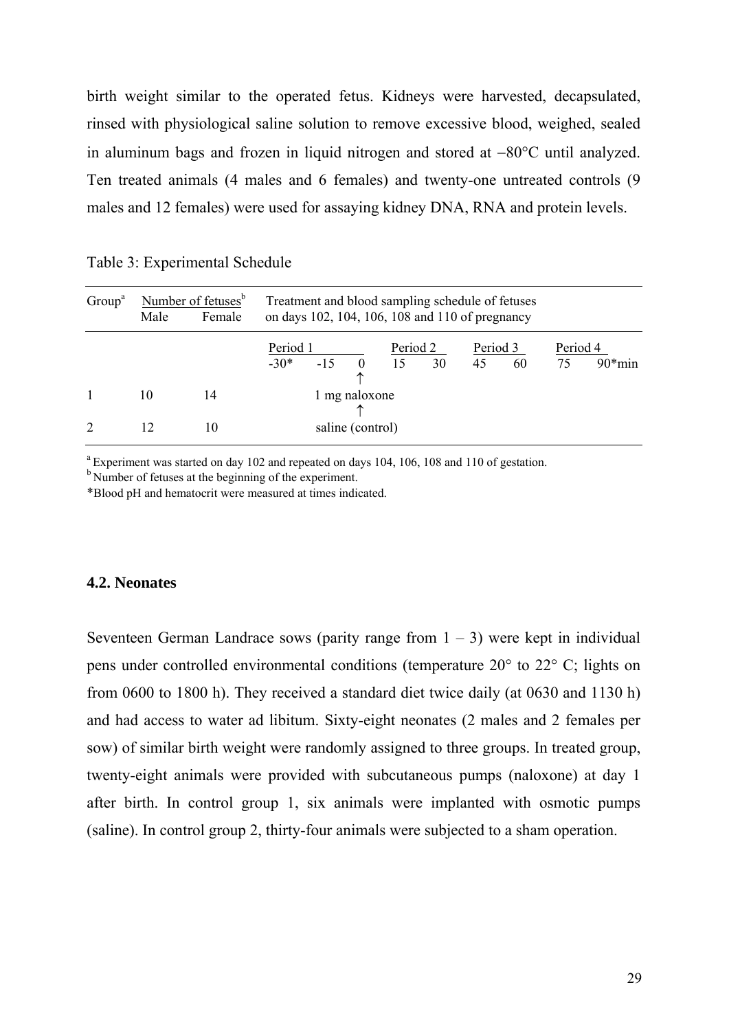birth weight similar to the operated fetus. Kidneys were harvested, decapsulated, rinsed with physiological saline solution to remove excessive blood, weighed, sealed in aluminum bags and frozen in liquid nitrogen and stored at −80°C until analyzed. Ten treated animals (4 males and 6 females) and twenty-one untreated controls (9 males and 12 females) were used for assaying kidney DNA, RNA and protein levels.

Table 3: Experimental Schedule

| Group[a] | Number of fetuses[b] | | Treatment and blood sampling schedule of fetuses on days 102, 104, 106, 108 and 110 of pregnancy | | | | | | | | |
|---|---|---|---|---|---|---|---|---|---|---|---|
| | Male | Female | Period 1 | | | Period 2 | | Period 3 | | Period 4 | |
| | | | -30* | -15 | 0 | 15 | 30 | 45 | 60 | 75 | 90*min |
| 1 | 10 | 14 | | | ↑ 1 mg naloxone | | | | | | |
| 2 | 12 | 10 | | | ↑ saline (control) | | | | | | |

[a] Experiment was started on day 102 and repeated on days 104, 106, 108 and 110 of gestation.
[b] Number of fetuses at the beginning of the experiment.
*Blood pH and hematocrit were measured at times indicated.

### 4.2. Neonates

Seventeen German Landrace sows (parity range from 1 – 3) were kept in individual pens under controlled environmental conditions (temperature 20° to 22° C; lights on from 0600 to 1800 h). They received a standard diet twice daily (at 0630 and 1130 h) and had access to water ad libitum. Sixty-eight neonates (2 males and 2 females per sow) of similar birth weight were randomly assigned to three groups. In treated group, twenty-eight animals were provided with subcutaneous pumps (naloxone) at day 1 after birth. In control group 1, six animals were implanted with osmotic pumps (saline). In control group 2, thirty-four animals were subjected to a sham operation.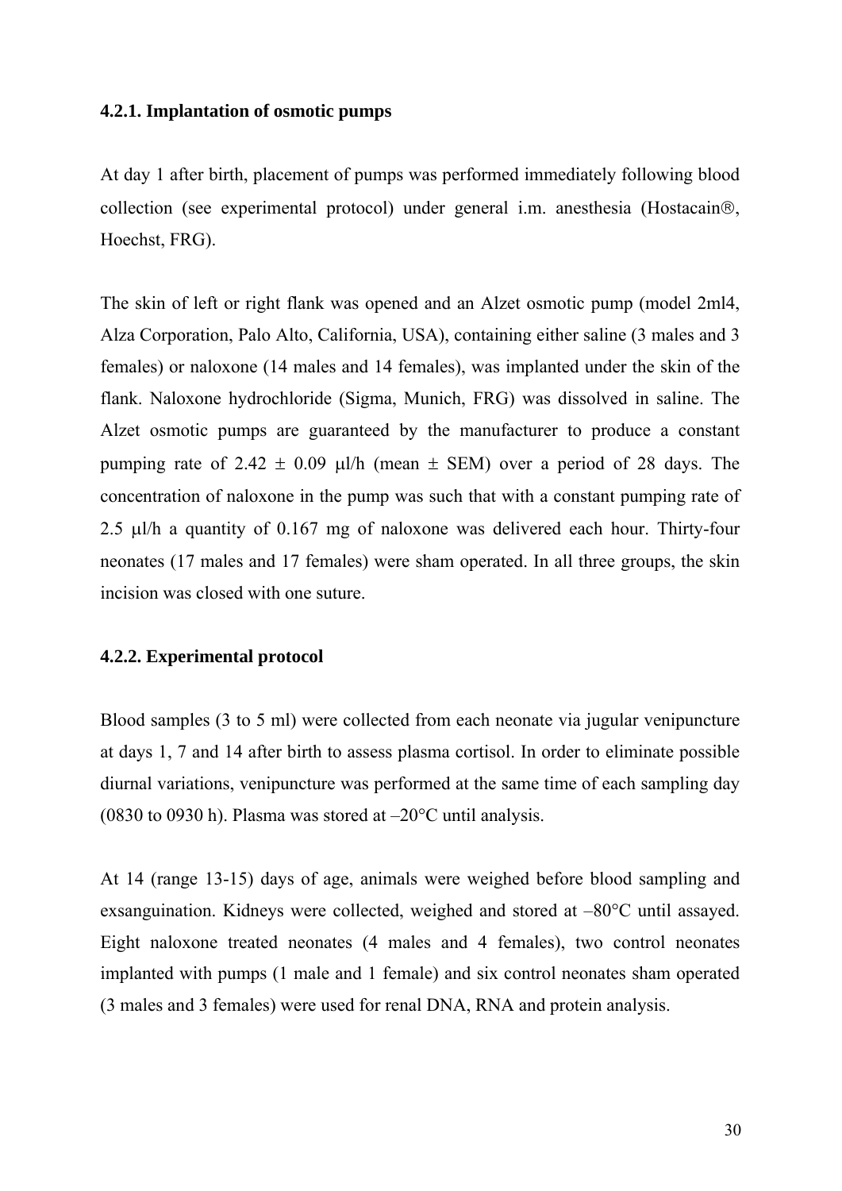### 4.2.1. Implantation of osmotic pumps

At day 1 after birth, placement of pumps was performed immediately following blood collection (see experimental protocol) under general i.m. anesthesia (Hostacain®, Hoechst, FRG).

The skin of left or right flank was opened and an Alzet osmotic pump (model 2ml4, Alza Corporation, Palo Alto, California, USA), containing either saline (3 males and 3 females) or naloxone (14 males and 14 females), was implanted under the skin of the flank. Naloxone hydrochloride (Sigma, Munich, FRG) was dissolved in saline. The Alzet osmotic pumps are guaranteed by the manufacturer to produce a constant pumping rate of 2.42 ± 0.09 µl/h (mean ± SEM) over a period of 28 days. The concentration of naloxone in the pump was such that with a constant pumping rate of 2.5 µl/h a quantity of 0.167 mg of naloxone was delivered each hour. Thirty-four neonates (17 males and 17 females) were sham operated. In all three groups, the skin incision was closed with one suture.

### 4.2.2. Experimental protocol

Blood samples (3 to 5 ml) were collected from each neonate via jugular venipuncture at days 1, 7 and 14 after birth to assess plasma cortisol. In order to eliminate possible diurnal variations, venipuncture was performed at the same time of each sampling day (0830 to 0930 h). Plasma was stored at –20°C until analysis.

At 14 (range 13-15) days of age, animals were weighed before blood sampling and exsanguination. Kidneys were collected, weighed and stored at –80°C until assayed. Eight naloxone treated neonates (4 males and 4 females), two control neonates implanted with pumps (1 male and 1 female) and six control neonates sham operated (3 males and 3 females) were used for renal DNA, RNA and protein analysis.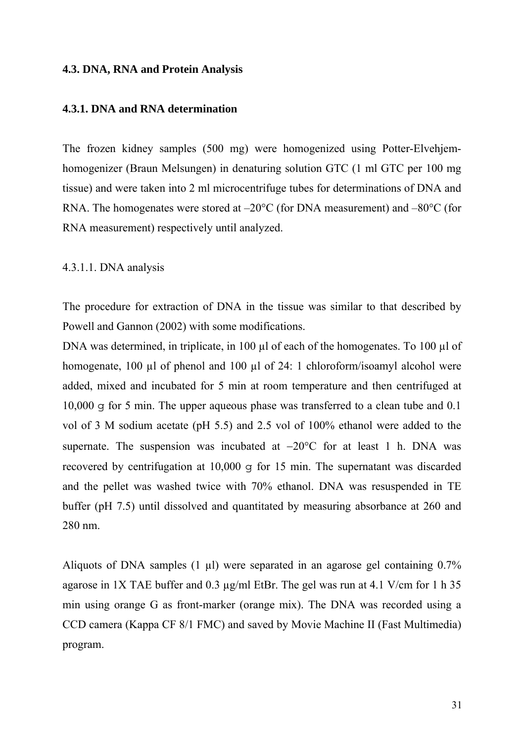### 4.3. DNA, RNA and Protein Analysis

#### 4.3.1. DNA and RNA determination

The frozen kidney samples (500 mg) were homogenized using Potter-Elvehjem-homogenizer (Braun Melsungen) in denaturing solution GTC (1 ml GTC per 100 mg tissue) and were taken into 2 ml microcentrifuge tubes for determinations of DNA and RNA. The homogenates were stored at –20°C (for DNA measurement) and –80°C (for RNA measurement) respectively until analyzed.

4.3.1.1. DNA analysis

The procedure for extraction of DNA in the tissue was similar to that described by Powell and Gannon (2002) with some modifications.

DNA was determined, in triplicate, in 100 µl of each of the homogenates. To 100 µl of homogenate, 100 µl of phenol and 100 µl of 24: 1 chloroform/isoamyl alcohol were added, mixed and incubated for 5 min at room temperature and then centrifuged at 10,000 g for 5 min. The upper aqueous phase was transferred to a clean tube and 0.1 vol of 3 M sodium acetate (pH 5.5) and 2.5 vol of 100% ethanol were added to the supernate. The suspension was incubated at –20°C for at least 1 h. DNA was recovered by centrifugation at 10,000 g for 15 min. The supernatant was discarded and the pellet was washed twice with 70% ethanol. DNA was resuspended in TE buffer (pH 7.5) until dissolved and quantitated by measuring absorbance at 260 and 280 nm.

Aliquots of DNA samples (1 µl) were separated in an agarose gel containing 0.7% agarose in 1X TAE buffer and 0.3 µg/ml EtBr. The gel was run at 4.1 V/cm for 1 h 35 min using orange G as front-marker (orange mix). The DNA was recorded using a CCD camera (Kappa CF 8/1 FMC) and saved by Movie Machine II (Fast Multimedia) program.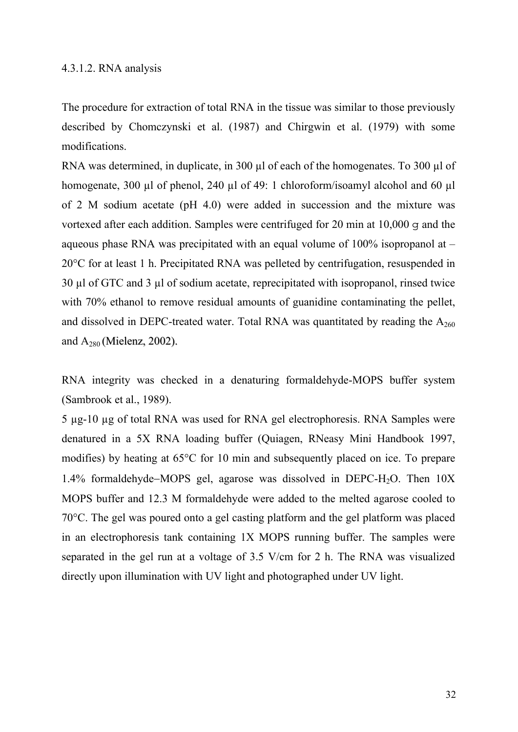#### 4.3.1.2. RNA analysis

The procedure for extraction of total RNA in the tissue was similar to those previously described by Chomczynski et al. (1987) and Chirgwin et al. (1979) with some modifications.

RNA was determined, in duplicate, in 300 µl of each of the homogenates. To 300 µl of homogenate, 300 µl of phenol, 240 µl of 49: 1 chloroform/isoamyl alcohol and 60 µl of 2 M sodium acetate (pH 4.0) were added in succession and the mixture was vortexed after each addition. Samples were centrifuged for 20 min at 10,000 g and the aqueous phase RNA was precipitated with an equal volume of 100% isopropanol at –20°C for at least 1 h. Precipitated RNA was pelleted by centrifugation, resuspended in 30 µl of GTC and 3 µl of sodium acetate, reprecipitated with isopropanol, rinsed twice with 70% ethanol to remove residual amounts of guanidine contaminating the pellet, and dissolved in DEPC-treated water. Total RNA was quantitated by reading the $A_{260}$ and $A_{280}$ (Mielenz, 2002).

RNA integrity was checked in a denaturing formaldehyde-MOPS buffer system (Sambrook et al., 1989).

5 µg-10 µg of total RNA was used for RNA gel electrophoresis. RNA Samples were denatured in a 5X RNA loading buffer (Quiagen, RNeasy Mini Handbook 1997, modifies) by heating at 65°C for 10 min and subsequently placed on ice. To prepare 1.4% formaldehyde–MOPS gel, agarose was dissolved in DEPC-$H_2O$. Then 10X MOPS buffer and 12.3 M formaldehyde were added to the melted agarose cooled to 70°C. The gel was poured onto a gel casting platform and the gel platform was placed in an electrophoresis tank containing 1X MOPS running buffer. The samples were separated in the gel run at a voltage of 3.5 V/cm for 2 h. The RNA was visualized directly upon illumination with UV light and photographed under UV light.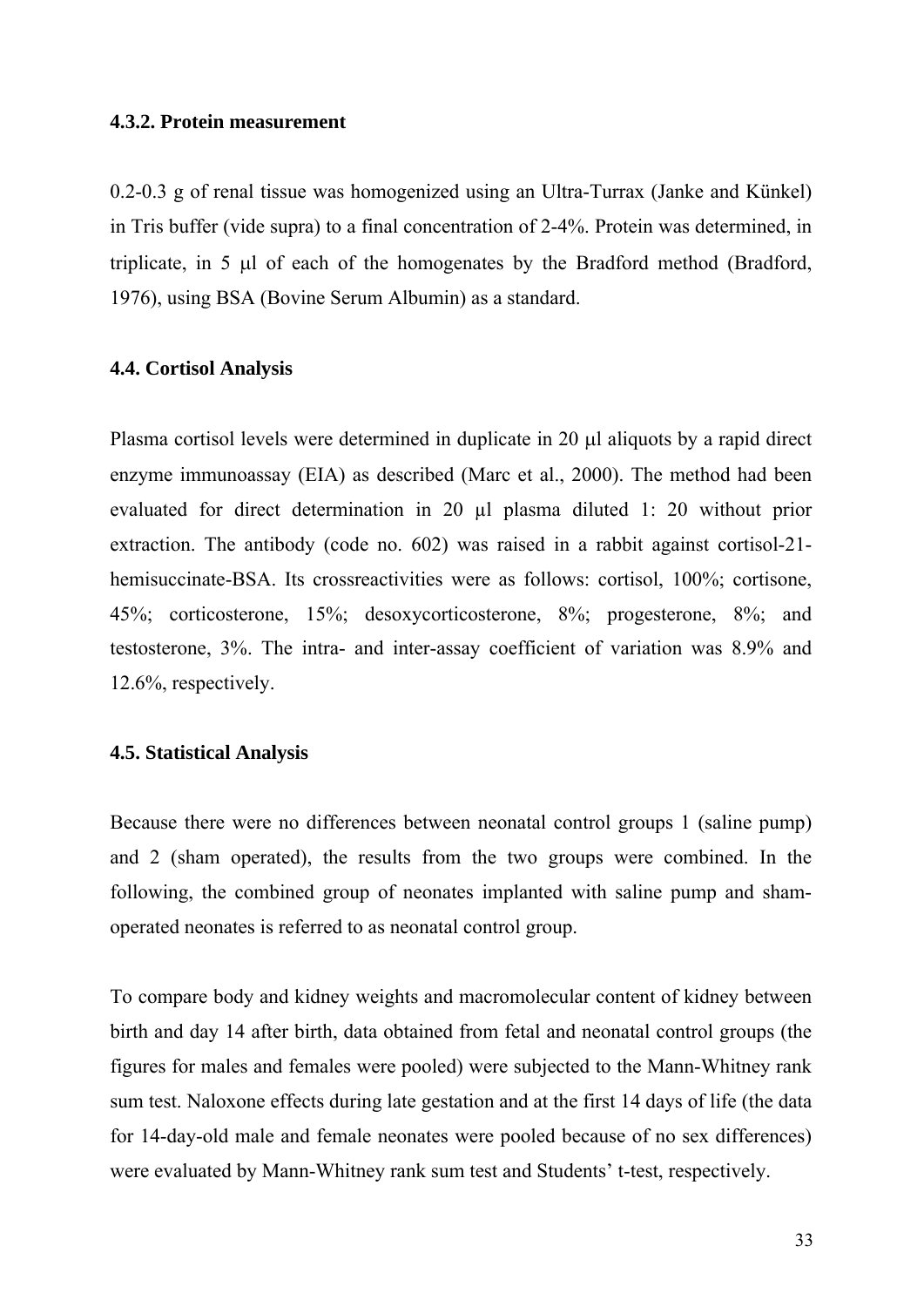#### 4.3.2. Protein measurement

0.2-0.3 g of renal tissue was homogenized using an Ultra-Turrax (Janke and Künkel) in Tris buffer (vide supra) to a final concentration of 2-4%. Protein was determined, in triplicate, in 5 μl of each of the homogenates by the Bradford method (Bradford, 1976), using BSA (Bovine Serum Albumin) as a standard.

### 4.4. Cortisol Analysis

Plasma cortisol levels were determined in duplicate in 20 μl aliquots by a rapid direct enzyme immunoassay (EIA) as described (Marc et al., 2000). The method had been evaluated for direct determination in 20 μl plasma diluted 1: 20 without prior extraction. The antibody (code no. 602) was raised in a rabbit against cortisol-21-hemisuccinate-BSA. Its crossreactivities were as follows: cortisol, 100%; cortisone, 45%; corticosterone, 15%; desoxycorticosterone, 8%; progesterone, 8%; and testosterone, 3%. The intra- and inter-assay coefficient of variation was 8.9% and 12.6%, respectively.

### 4.5. Statistical Analysis

Because there were no differences between neonatal control groups 1 (saline pump) and 2 (sham operated), the results from the two groups were combined. In the following, the combined group of neonates implanted with saline pump and sham-operated neonates is referred to as neonatal control group.

To compare body and kidney weights and macromolecular content of kidney between birth and day 14 after birth, data obtained from fetal and neonatal control groups (the figures for males and females were pooled) were subjected to the Mann-Whitney rank sum test. Naloxone effects during late gestation and at the first 14 days of life (the data for 14-day-old male and female neonates were pooled because of no sex differences) were evaluated by Mann-Whitney rank sum test and Students' t-test, respectively.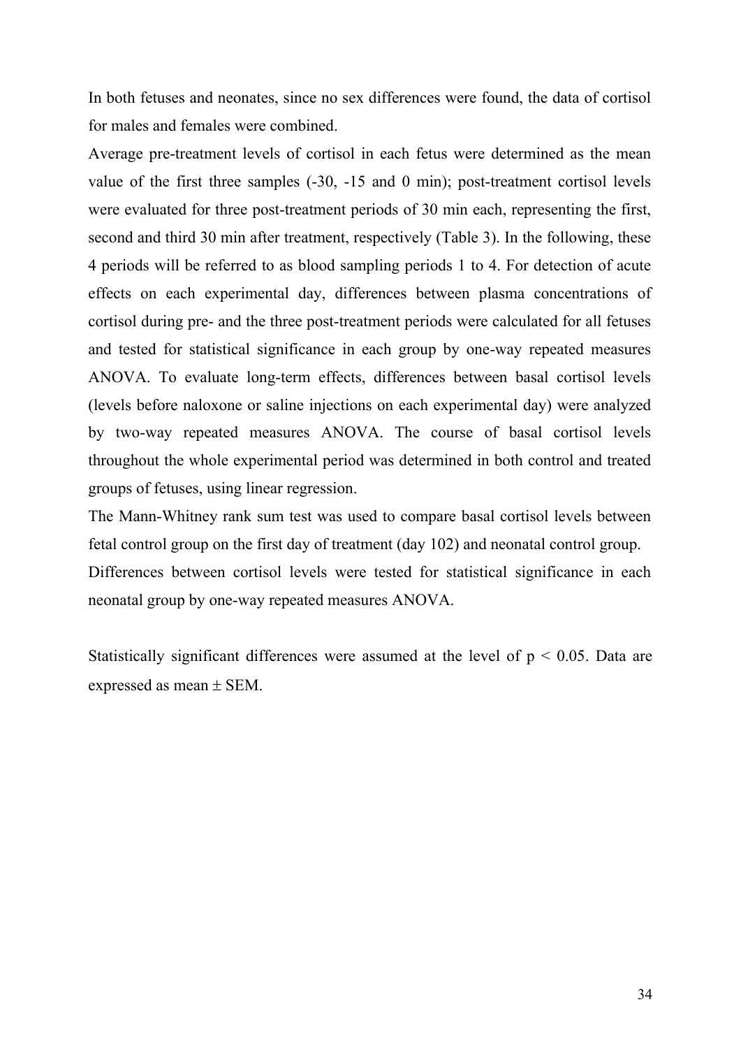In both fetuses and neonates, since no sex differences were found, the data of cortisol for males and females were combined.

Average pre-treatment levels of cortisol in each fetus were determined as the mean value of the first three samples (-30, -15 and 0 min); post-treatment cortisol levels were evaluated for three post-treatment periods of 30 min each, representing the first, second and third 30 min after treatment, respectively (Table 3). In the following, these 4 periods will be referred to as blood sampling periods 1 to 4. For detection of acute effects on each experimental day, differences between plasma concentrations of cortisol during pre- and the three post-treatment periods were calculated for all fetuses and tested for statistical significance in each group by one-way repeated measures ANOVA. To evaluate long-term effects, differences between basal cortisol levels (levels before naloxone or saline injections on each experimental day) were analyzed by two-way repeated measures ANOVA. The course of basal cortisol levels throughout the whole experimental period was determined in both control and treated groups of fetuses, using linear regression.

The Mann-Whitney rank sum test was used to compare basal cortisol levels between fetal control group on the first day of treatment (day 102) and neonatal control group.

Differences between cortisol levels were tested for statistical significance in each neonatal group by one-way repeated measures ANOVA.

Statistically significant differences were assumed at the level of $p < 0.05$. Data are expressed as mean ± SEM.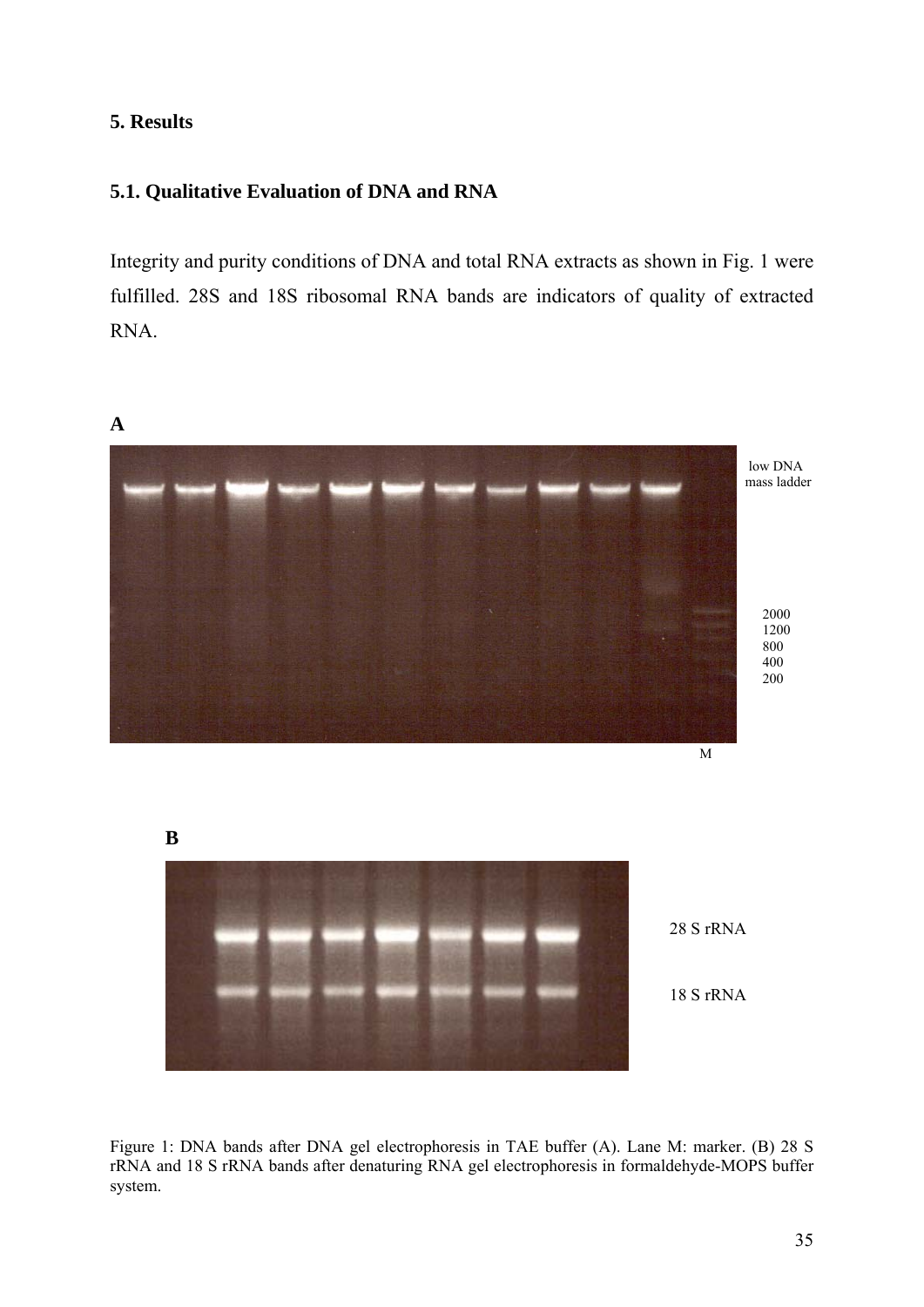# 5. Results

## 5.1. Qualitative Evaluation of DNA and RNA

Integrity and purity conditions of DNA and total RNA extracts as shown in Fig. 1 were fulfilled. 28S and 18S ribosomal RNA bands are indicators of quality of extracted RNA.

**A**

low DNA mass ladder

2000
1200
800
400
200

M

**B**

28 S rRNA

18 S rRNA

Figure 1: DNA bands after DNA gel electrophoresis in TAE buffer (A). Lane M: marker. (B) 28 S rRNA and 18 S rRNA bands after denaturing RNA gel electrophoresis in formaldehyde-MOPS buffer system.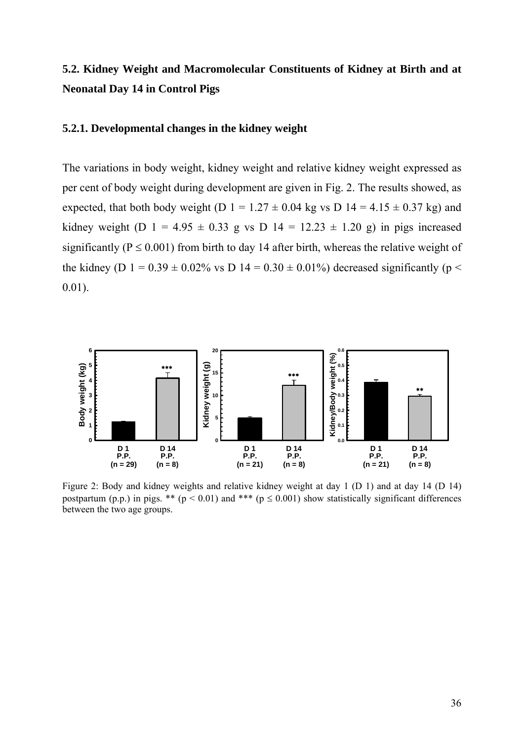## 5.2. Kidney Weight and Macromolecular Constituents of Kidney at Birth and at Neonatal Day 14 in Control Pigs

### 5.2.1. Developmental changes in the kidney weight

The variations in body weight, kidney weight and relative kidney weight expressed as per cent of body weight during development are given in Fig. 2. The results showed, as expected, that both body weight (D 1 = 1.27 ± 0.04 kg vs D 14 = 4.15 ± 0.37 kg) and kidney weight (D 1 = 4.95 ± 0.33 g vs D 14 = 12.23 ± 1.20 g) in pigs increased significantly ($P \leq 0.001$) from birth to day 14 after birth, whereas the relative weight of the kidney (D 1 = 0.39 ± 0.02% vs D 14 = 0.30 ± 0.01%) decreased significantly ($p < 0.01$).

Figure 2: Body and kidney weights and relative kidney weight at day 1 (D 1) and at day 14 (D 14) postpartum (p.p.) in pigs. ** ($p < 0.01$) and *** ($p \leq 0.001$) show statistically significant differences between the two age groups.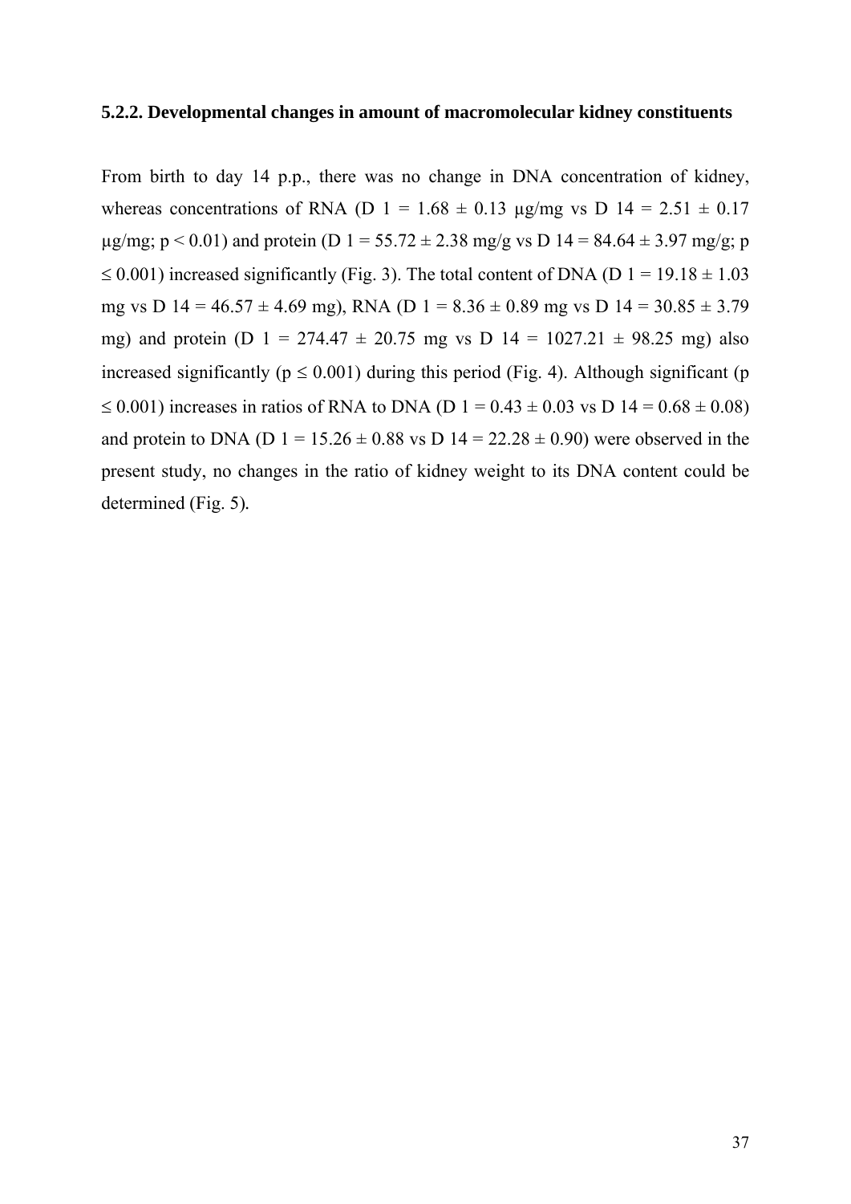### 5.2.2. Developmental changes in amount of macromolecular kidney constituents

From birth to day 14 p.p., there was no change in DNA concentration of kidney, whereas concentrations of RNA (D 1 = 1.68 ± 0.13 µg/mg vs D 14 = 2.51 ± 0.17 µg/mg; $p < 0.01$) and protein (D 1 = 55.72 ± 2.38 mg/g vs D 14 = 84.64 ± 3.97 mg/g; $p \leq 0.001$) increased significantly (Fig. 3). The total content of DNA (D 1 = 19.18 ± 1.03 mg vs D 14 = 46.57 ± 4.69 mg), RNA (D 1 = 8.36 ± 0.89 mg vs D 14 = 30.85 ± 3.79 mg) and protein (D 1 = 274.47 ± 20.75 mg vs D 14 = 1027.21 ± 98.25 mg) also increased significantly ($p \leq 0.001$) during this period (Fig. 4). Although significant ($p \leq 0.001$) increases in ratios of RNA to DNA (D 1 = 0.43 ± 0.03 vs D 14 = 0.68 ± 0.08) and protein to DNA (D 1 = 15.26 ± 0.88 vs D 14 = 22.28 ± 0.90) were observed in the present study, no changes in the ratio of kidney weight to its DNA content could be determined (Fig. 5).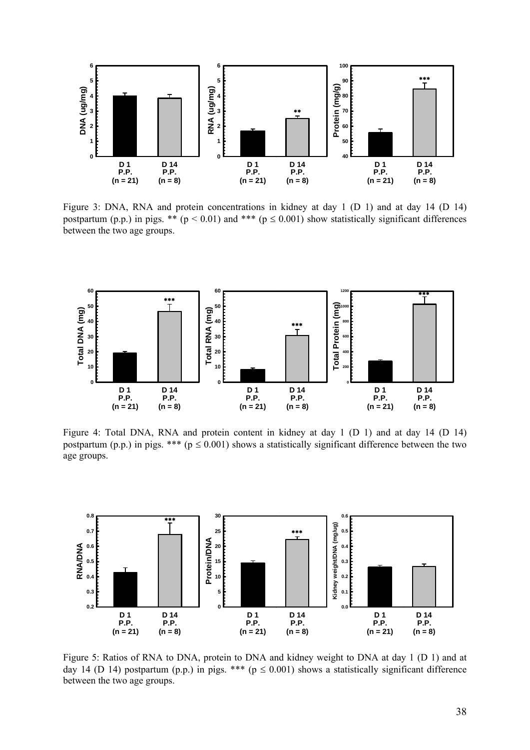Figure 3: DNA, RNA and protein concentrations in kidney at day 1 (D 1) and at day 14 (D 14) postpartum (p.p.) in pigs. ** ($p < 0.01$) and *** ($p \leq 0.001$) show statistically significant differences between the two age groups.

Figure 4: Total DNA, RNA and protein content in kidney at day 1 (D 1) and at day 14 (D 14) postpartum (p.p.) in pigs. *** ($p \leq 0.001$) shows a statistically significant difference between the two age groups.

Figure 5: Ratios of RNA to DNA, protein to DNA and kidney weight to DNA at day 1 (D 1) and at day 14 (D 14) postpartum (p.p.) in pigs. *** ($p \leq 0.001$) shows a statistically significant difference between the two age groups.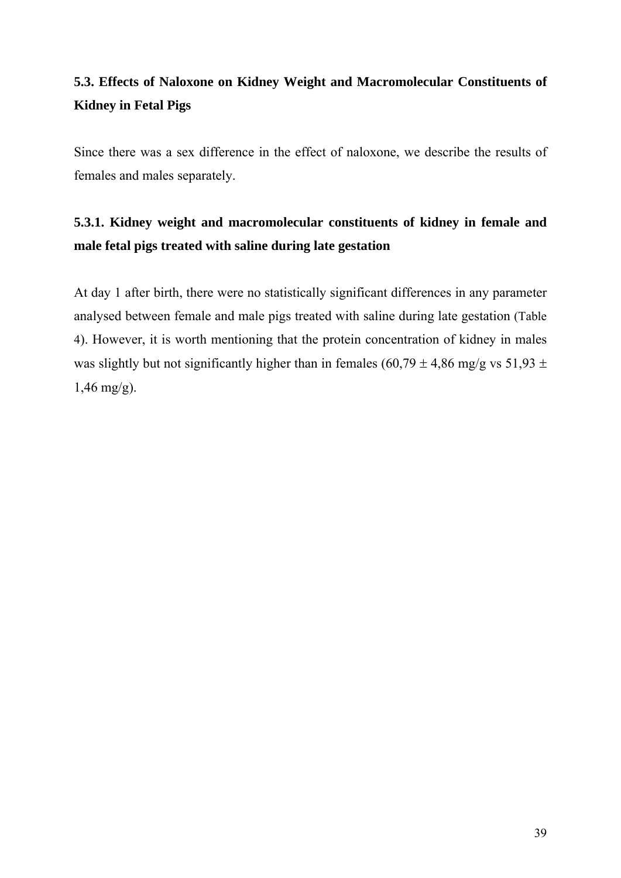## 5.3. Effects of Naloxone on Kidney Weight and Macromolecular Constituents of Kidney in Fetal Pigs

Since there was a sex difference in the effect of naloxone, we describe the results of females and males separately.

### 5.3.1. Kidney weight and macromolecular constituents of kidney in female and male fetal pigs treated with saline during late gestation

At day 1 after birth, there were no statistically significant differences in any parameter analysed between female and male pigs treated with saline during late gestation (Table 4). However, it is worth mentioning that the protein concentration of kidney in males was slightly but not significantly higher than in females (60,79 ± 4,86 mg/g vs 51,93 ± 1,46 mg/g).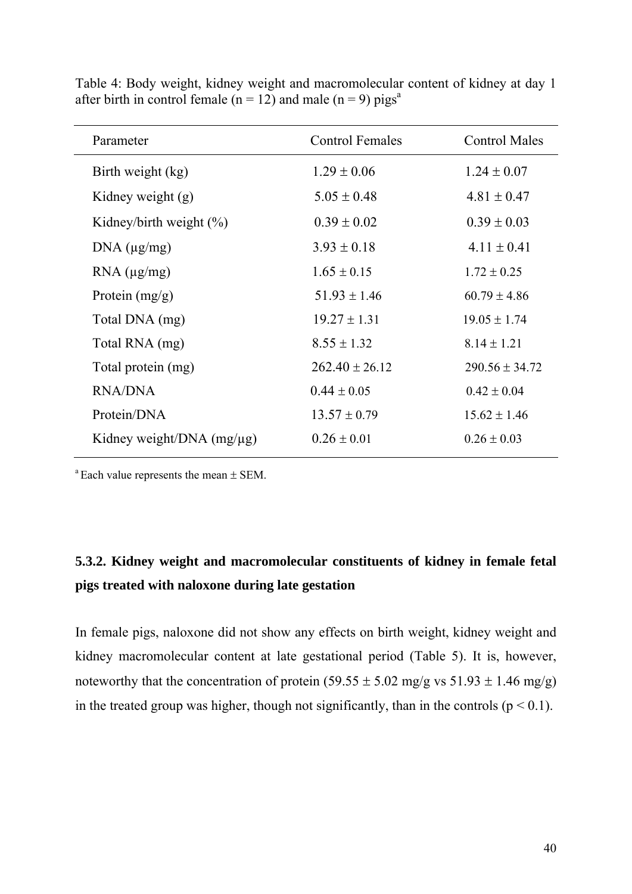Table 4: Body weight, kidney weight and macromolecular content of kidney at day 1 after birth in control female (n = 12) and male (n = 9) pigs[a]

| Parameter | Control Females | Control Males |
|---|---|---|
| Birth weight (kg) | 1.29 ± 0.06 | 1.24 ± 0.07 |
| Kidney weight (g) | 5.05 ± 0.48 | 4.81 ± 0.47 |
| Kidney/birth weight (%) | 0.39 ± 0.02 | 0.39 ± 0.03 |
| DNA (µg/mg) | 3.93 ± 0.18 | 4.11 ± 0.41 |
| RNA (µg/mg) | 1.65 ± 0.15 | 1.72 ± 0.25 |
| Protein (mg/g) | 51.93 ± 1.46 | 60.79 ± 4.86 |
| Total DNA (mg) | 19.27 ± 1.31 | 19.05 ± 1.74 |
| Total RNA (mg) | 8.55 ± 1.32 | 8.14 ± 1.21 |
| Total protein (mg) | 262.40 ± 26.12 | 290.56 ± 34.72 |
| RNA/DNA | 0.44 ± 0.05 | 0.42 ± 0.04 |
| Protein/DNA | 13.57 ± 0.79 | 15.62 ± 1.46 |
| Kidney weight/DNA (mg/µg) | 0.26 ± 0.01 | 0.26 ± 0.03 |

[a] Each value represents the mean ± SEM.

### 5.3.2. Kidney weight and macromolecular constituents of kidney in female fetal pigs treated with naloxone during late gestation

In female pigs, naloxone did not show any effects on birth weight, kidney weight and kidney macromolecular content at late gestational period (Table 5). It is, however, noteworthy that the concentration of protein (59.55 ± 5.02 mg/g vs 51.93 ± 1.46 mg/g) in the treated group was higher, though not significantly, than in the controls ($p < 0.1$).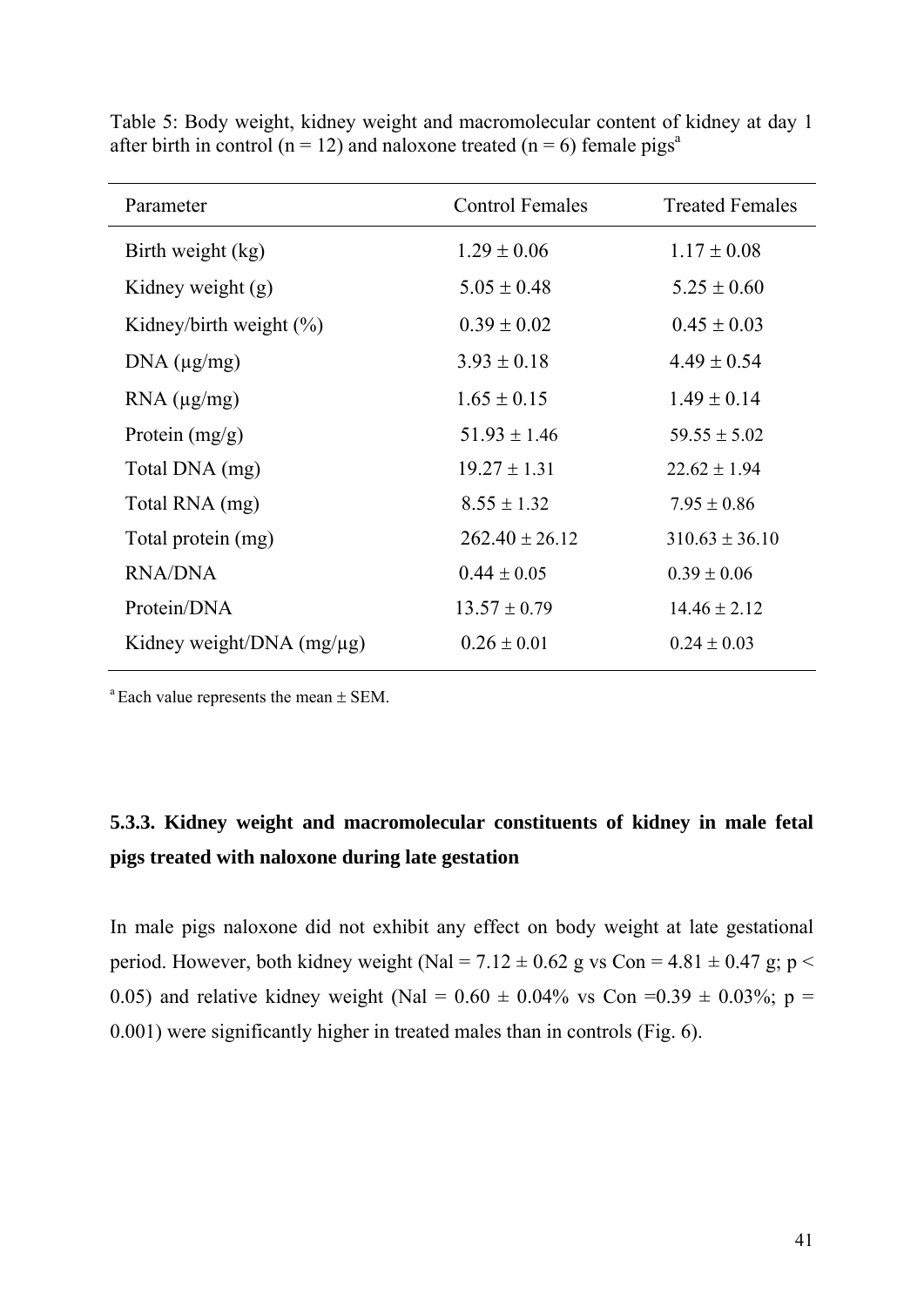Table 5: Body weight, kidney weight and macromolecular content of kidney at day 1 after birth in control (n = 12) and naloxone treated (n = 6) female pigs[a]

| Parameter | Control Females | Treated Females |
|---|---|---|
| Birth weight (kg) | 1.29 ± 0.06 | 1.17 ± 0.08 |
| Kidney weight (g) | 5.05 ± 0.48 | 5.25 ± 0.60 |
| Kidney/birth weight (%) | 0.39 ± 0.02 | 0.45 ± 0.03 |
| DNA (µg/mg) | 3.93 ± 0.18 | 4.49 ± 0.54 |
| RNA (µg/mg) | 1.65 ± 0.15 | 1.49 ± 0.14 |
| Protein (mg/g) | 51.93 ± 1.46 | 59.55 ± 5.02 |
| Total DNA (mg) | 19.27 ± 1.31 | 22.62 ± 1.94 |
| Total RNA (mg) | 8.55 ± 1.32 | 7.95 ± 0.86 |
| Total protein (mg) | 262.40 ± 26.12 | 310.63 ± 36.10 |
| RNA/DNA | 0.44 ± 0.05 | 0.39 ± 0.06 |
| Protein/DNA | 13.57 ± 0.79 | 14.46 ± 2.12 |
| Kidney weight/DNA (mg/µg) | 0.26 ± 0.01 | 0.24 ± 0.03 |

[a] Each value represents the mean ± SEM.

### 5.3.3. Kidney weight and macromolecular constituents of kidney in male fetal pigs treated with naloxone during late gestation

In male pigs naloxone did not exhibit any effect on body weight at late gestational period. However, both kidney weight (Nal = 7.12 ± 0.62 g vs Con = 4.81 ± 0.47 g; $p < 0.05$) and relative kidney weight (Nal = 0.60 ± 0.04% vs Con =0.39 ± 0.03%; $p = 0.001$) were significantly higher in treated males than in controls (Fig. 6).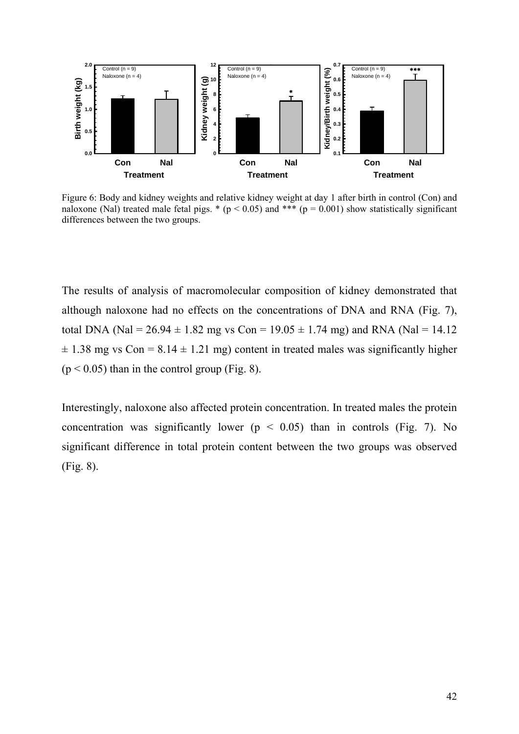Figure 6: Body and kidney weights and relative kidney weight at day 1 after birth in control (Con) and naloxone (Nal) treated male fetal pigs. * ($p < 0.05$) and *** ($p = 0.001$) show statistically significant differences between the two groups.

The results of analysis of macromolecular composition of kidney demonstrated that although naloxone had no effects on the concentrations of DNA and RNA (Fig. 7), total DNA (Nal = 26.94 ± 1.82 mg vs Con = 19.05 ± 1.74 mg) and RNA (Nal = 14.12 ± 1.38 mg vs Con = 8.14 ± 1.21 mg) content in treated males was significantly higher ($p < 0.05$) than in the control group (Fig. 8).

Interestingly, naloxone also affected protein concentration. In treated males the protein concentration was significantly lower ($p < 0.05$) than in controls (Fig. 7). No significant difference in total protein content between the two groups was observed (Fig. 8).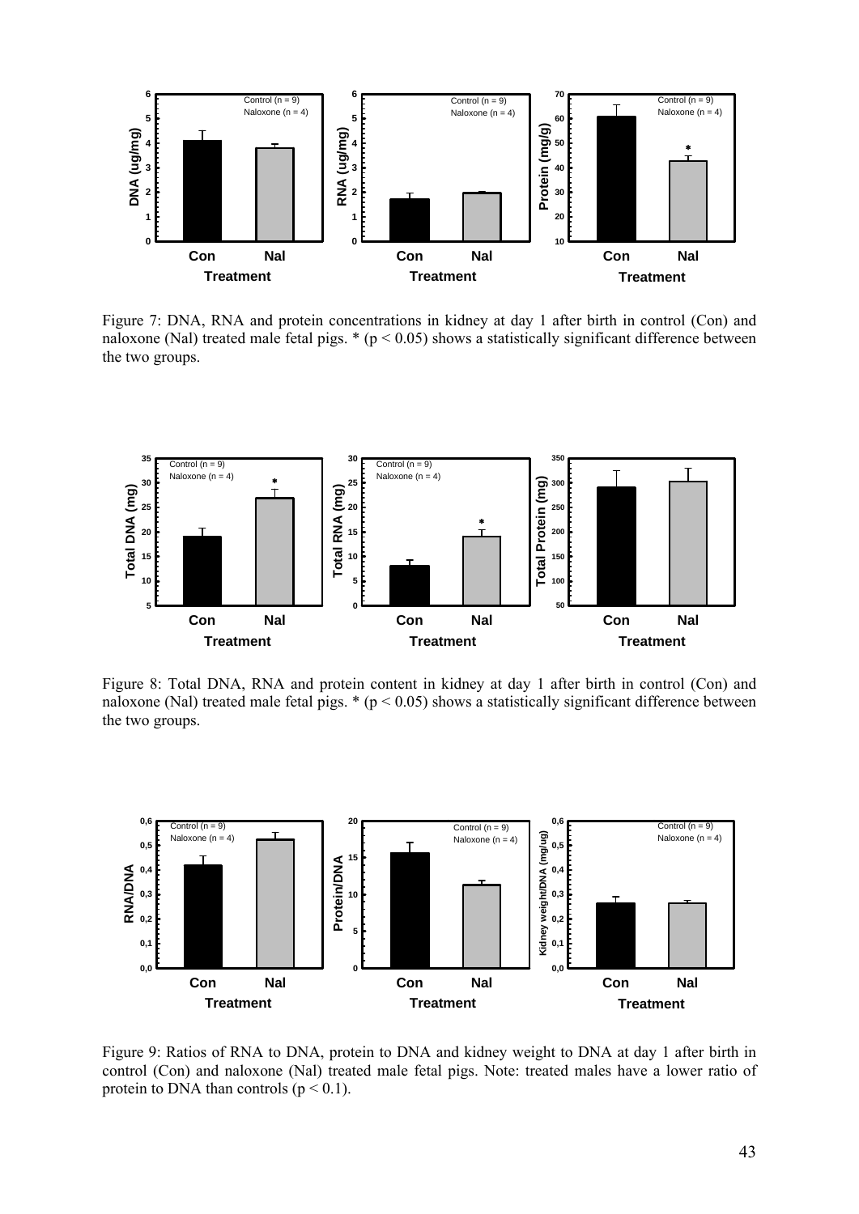Figure 7: DNA, RNA and protein concentrations in kidney at day 1 after birth in control (Con) and naloxone (Nal) treated male fetal pigs. * ($p < 0.05$) shows a statistically significant difference between the two groups.

Figure 8: Total DNA, RNA and protein content in kidney at day 1 after birth in control (Con) and naloxone (Nal) treated male fetal pigs. * ($p < 0.05$) shows a statistically significant difference between the two groups.

Figure 9: Ratios of RNA to DNA, protein to DNA and kidney weight to DNA at day 1 after birth in control (Con) and naloxone (Nal) treated male fetal pigs. Note: treated males have a lower ratio of protein to DNA than controls ($p < 0.1$).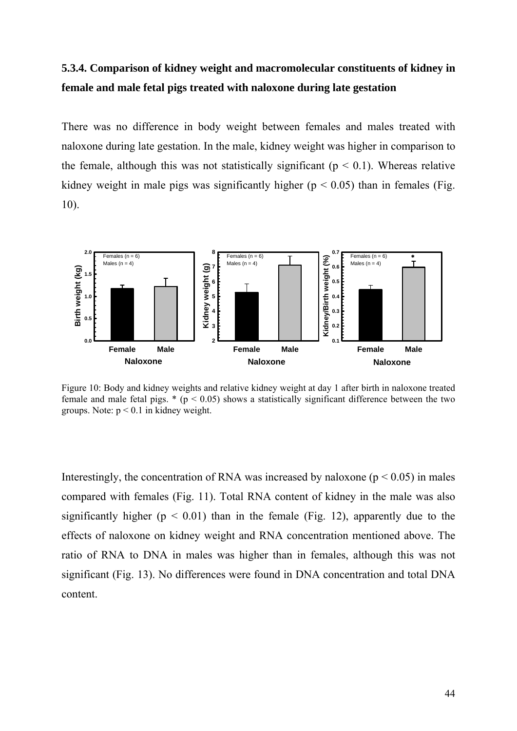### 5.3.4. Comparison of kidney weight and macromolecular constituents of kidney in female and male fetal pigs treated with naloxone during late gestation

There was no difference in body weight between females and males treated with naloxone during late gestation. In the male, kidney weight was higher in comparison to the female, although this was not statistically significant ($p < 0.1$). Whereas relative kidney weight in male pigs was significantly higher ($p < 0.05$) than in females (Fig. 10).

Figure 10: Body and kidney weights and relative kidney weight at day 1 after birth in naloxone treated female and male fetal pigs. * ($p < 0.05$) shows a statistically significant difference between the two groups. Note: $p < 0.1$ in kidney weight.

Interestingly, the concentration of RNA was increased by naloxone ($p < 0.05$) in males compared with females (Fig. 11). Total RNA content of kidney in the male was also significantly higher ($p < 0.01$) than in the female (Fig. 12), apparently due to the effects of naloxone on kidney weight and RNA concentration mentioned above. The ratio of RNA to DNA in males was higher than in females, although this was not significant (Fig. 13). No differences were found in DNA concentration and total DNA content.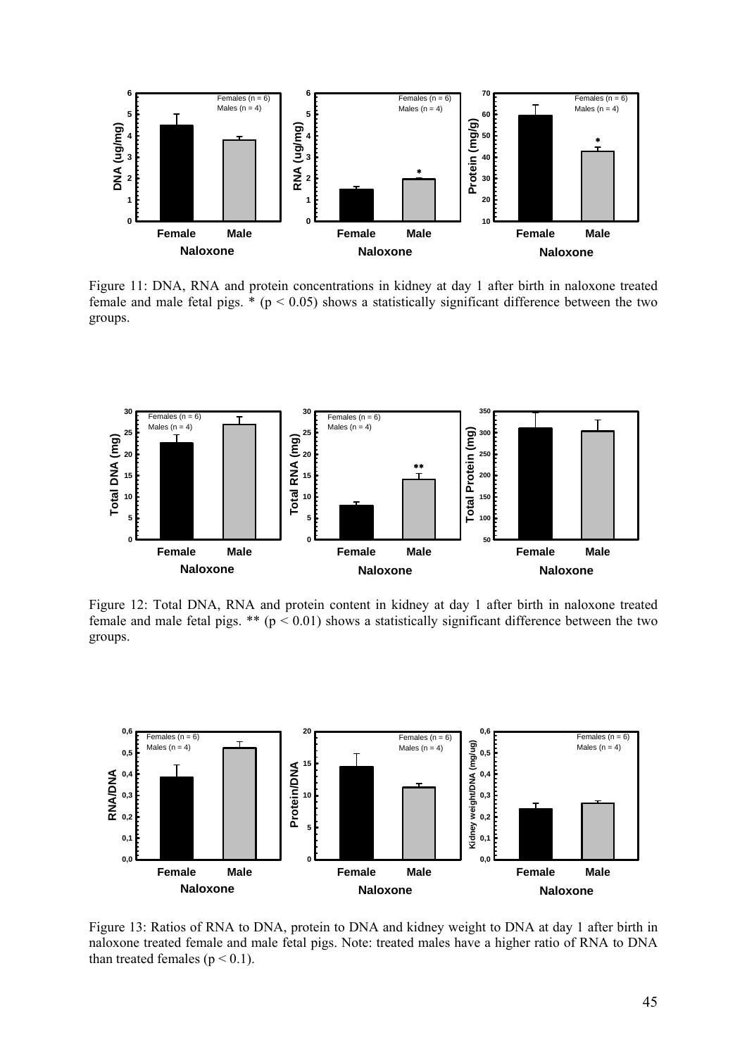Figure 11: DNA, RNA and protein concentrations in kidney at day 1 after birth in naloxone treated female and male fetal pigs. * ($p < 0.05$) shows a statistically significant difference between the two groups.

Figure 12: Total DNA, RNA and protein content in kidney at day 1 after birth in naloxone treated female and male fetal pigs. ** ($p < 0.01$) shows a statistically significant difference between the two groups.

Figure 13: Ratios of RNA to DNA, protein to DNA and kidney weight to DNA at day 1 after birth in naloxone treated female and male fetal pigs. Note: treated males have a higher ratio of RNA to DNA than treated females ($p < 0.1$).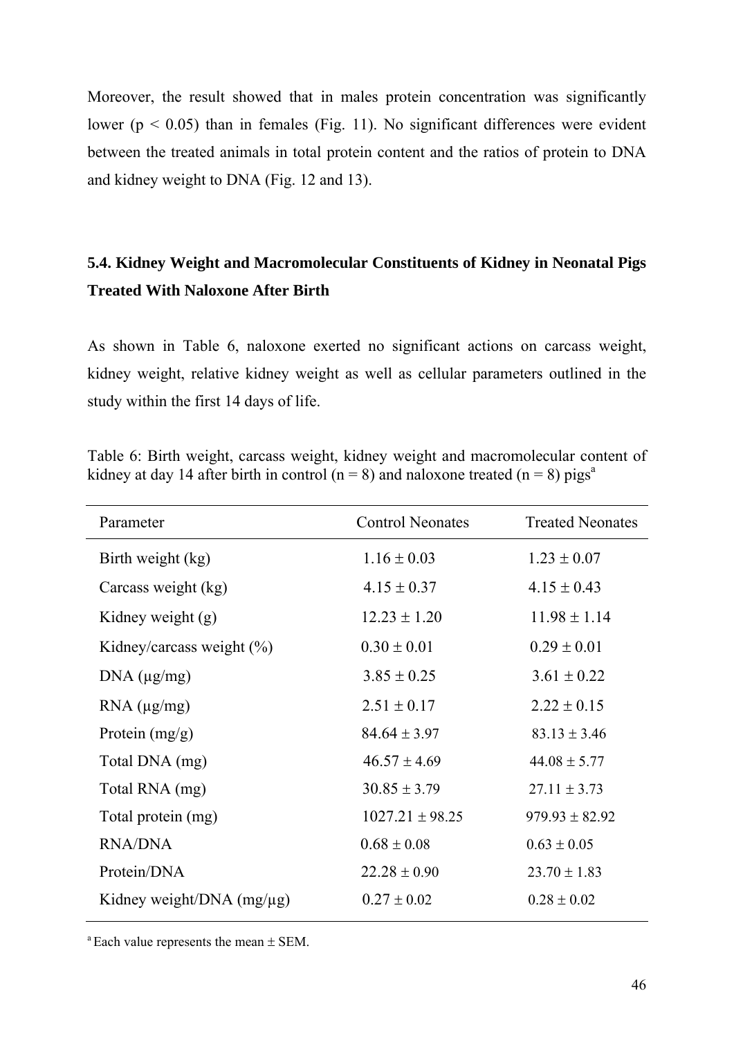Moreover, the result showed that in males protein concentration was significantly lower ($p < 0.05$) than in females (Fig. 11). No significant differences were evident between the treated animals in total protein content and the ratios of protein to DNA and kidney weight to DNA (Fig. 12 and 13).

## 5.4. Kidney Weight and Macromolecular Constituents of Kidney in Neonatal Pigs Treated With Naloxone After Birth

As shown in Table 6, naloxone exerted no significant actions on carcass weight, kidney weight, relative kidney weight as well as cellular parameters outlined in the study within the first 14 days of life.

Table 6: Birth weight, carcass weight, kidney weight and macromolecular content of kidney at day 14 after birth in control (n = 8) and naloxone treated (n = 8) pigs[a]

| Parameter | Control Neonates | Treated Neonates |
|---|---|---|
| Birth weight (kg) | 1.16 ± 0.03 | 1.23 ± 0.07 |
| Carcass weight (kg) | 4.15 ± 0.37 | 4.15 ± 0.43 |
| Kidney weight (g) | 12.23 ± 1.20 | 11.98 ± 1.14 |
| Kidney/carcass weight (%) | 0.30 ± 0.01 | 0.29 ± 0.01 |
| DNA (µg/mg) | 3.85 ± 0.25 | 3.61 ± 0.22 |
| RNA (µg/mg) | 2.51 ± 0.17 | 2.22 ± 0.15 |
| Protein (mg/g) | 84.64 ± 3.97 | 83.13 ± 3.46 |
| Total DNA (mg) | 46.57 ± 4.69 | 44.08 ± 5.77 |
| Total RNA (mg) | 30.85 ± 3.79 | 27.11 ± 3.73 |
| Total protein (mg) | 1027.21 ± 98.25 | 979.93 ± 82.92 |
| RNA/DNA | 0.68 ± 0.08 | 0.63 ± 0.05 |
| Protein/DNA | 22.28 ± 0.90 | 23.70 ± 1.83 |
| Kidney weight/DNA (mg/µg) | 0.27 ± 0.02 | 0.28 ± 0.02 |

[a] Each value represents the mean ± SEM.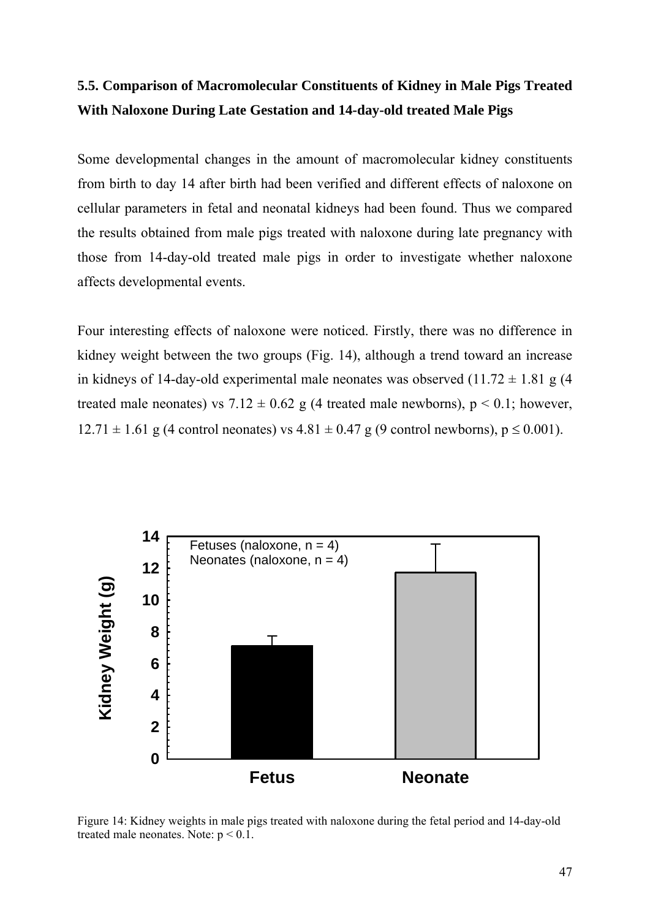### 5.5. Comparison of Macromolecular Constituents of Kidney in Male Pigs Treated With Naloxone During Late Gestation and 14-day-old treated Male Pigs

Some developmental changes in the amount of macromolecular kidney constituents from birth to day 14 after birth had been verified and different effects of naloxone on cellular parameters in fetal and neonatal kidneys had been found. Thus we compared the results obtained from male pigs treated with naloxone during late pregnancy with those from 14-day-old treated male pigs in order to investigate whether naloxone affects developmental events.

Four interesting effects of naloxone were noticed. Firstly, there was no difference in kidney weight between the two groups (Fig. 14), although a trend toward an increase in kidneys of 14-day-old experimental male neonates was observed (11.72 ± 1.81 g (4 treated male neonates) vs 7.12 ± 0.62 g (4 treated male newborns), $p < 0.1$; however, 12.71 ± 1.61 g (4 control neonates) vs 4.81 ± 0.47 g (9 control newborns), $p \leq 0.001$).

Figure 14: Kidney weights in male pigs treated with naloxone during the fetal period and 14-day-old treated male neonates. Note: $p < 0.1$.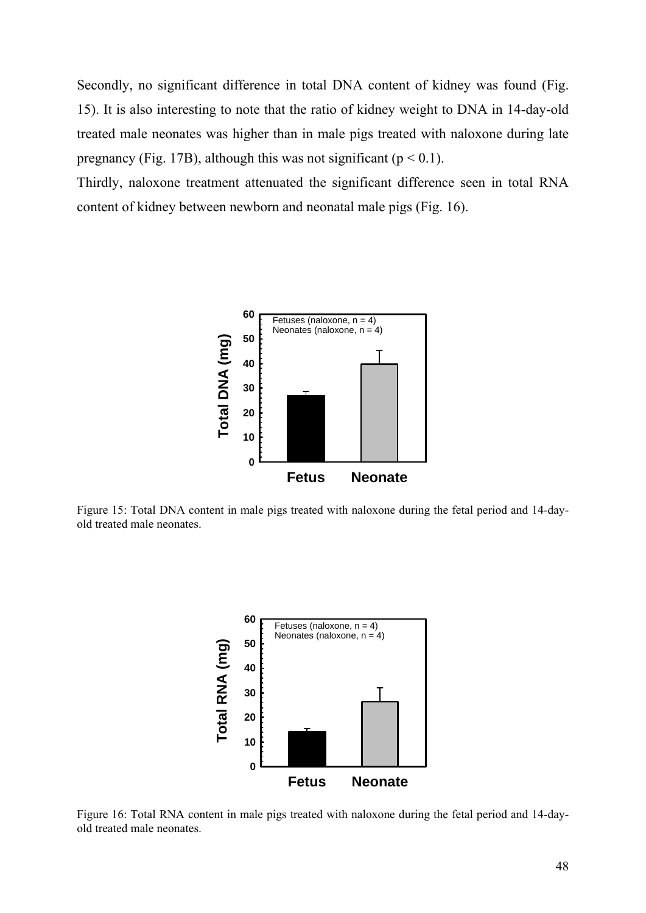Secondly, no significant difference in total DNA content of kidney was found (Fig. 15). It is also interesting to note that the ratio of kidney weight to DNA in 14-day-old treated male neonates was higher than in male pigs treated with naloxone during late pregnancy (Fig. 17B), although this was not significant ($p < 0.1$).

Thirdly, naloxone treatment attenuated the significant difference seen in total RNA content of kidney between newborn and neonatal male pigs (Fig. 16).

Figure 15: Total DNA content in male pigs treated with naloxone during the fetal period and 14-day-old treated male neonates.

Figure 16: Total RNA content in male pigs treated with naloxone during the fetal period and 14-day-old treated male neonates.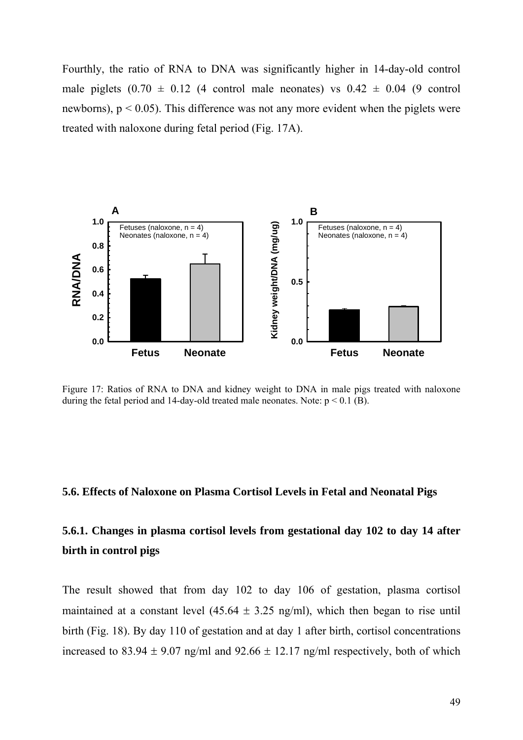Fourthly, the ratio of RNA to DNA was significantly higher in 14-day-old control male piglets (0.70 ± 0.12 (4 control male neonates) vs 0.42 ± 0.04 (9 control newborns), $p < 0.05$). This difference was not any more evident when the piglets were treated with naloxone during fetal period (Fig. 17A).

Figure 17: Ratios of RNA to DNA and kidney weight to DNA in male pigs treated with naloxone during the fetal period and 14-day-old treated male neonates. Note: $p < 0.1$ (B).

### 5.6. Effects of Naloxone on Plasma Cortisol Levels in Fetal and Neonatal Pigs

#### 5.6.1. Changes in plasma cortisol levels from gestational day 102 to day 14 after birth in control pigs

The result showed that from day 102 to day 106 of gestation, plasma cortisol maintained at a constant level (45.64 ± 3.25 ng/ml), which then began to rise until birth (Fig. 18). By day 110 of gestation and at day 1 after birth, cortisol concentrations increased to 83.94 ± 9.07 ng/ml and 92.66 ± 12.17 ng/ml respectively, both of which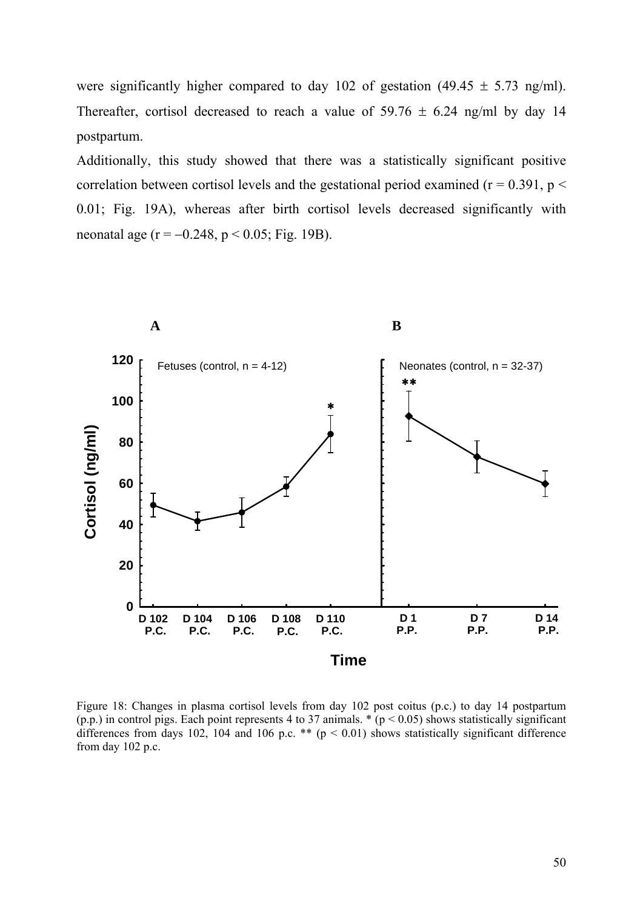were significantly higher compared to day 102 of gestation (49.45 ± 5.73 ng/ml). Thereafter, cortisol decreased to reach a value of 59.76 ± 6.24 ng/ml by day 14 postpartum.

Additionally, this study showed that there was a statistically significant positive correlation between cortisol levels and the gestational period examined ($r = 0.391$, $p < 0.01$; Fig. 19A), whereas after birth cortisol levels decreased significantly with neonatal age ($r = -0.248$, $p < 0.05$; Fig. 19B).

Figure 18: Changes in plasma cortisol levels from day 102 post coitus (p.c.) to day 14 postpartum (p.p.) in control pigs. Each point represents 4 to 37 animals. * ($p < 0.05$) shows statistically significant differences from days 102, 104 and 106 p.c. ** ($p < 0.01$) shows statistically significant difference from day 102 p.c.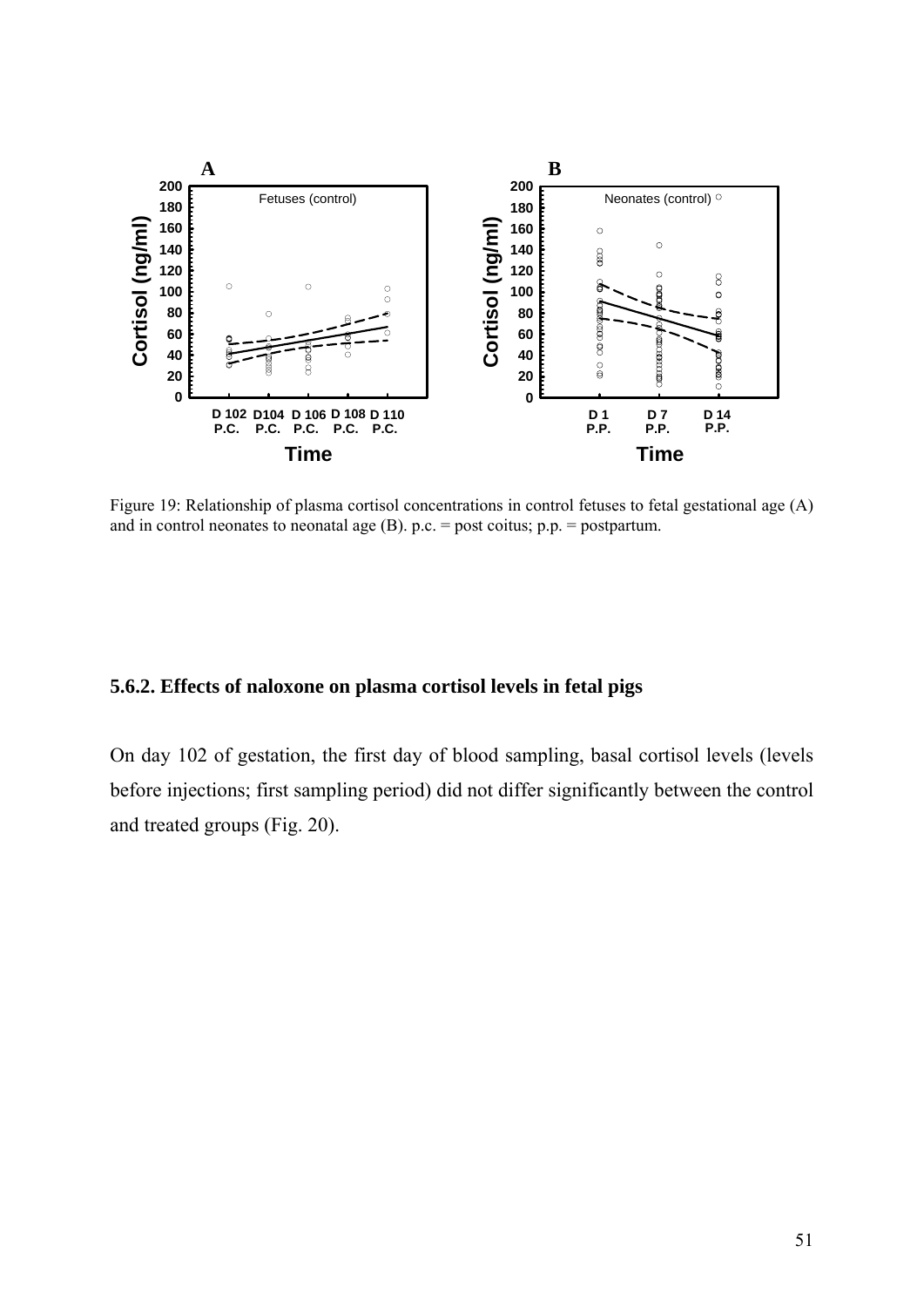Figure 19: Relationship of plasma cortisol concentrations in control fetuses to fetal gestational age (A) and in control neonates to neonatal age (B). p.c. = post coitus; p.p. = postpartum.

### 5.6.2. Effects of naloxone on plasma cortisol levels in fetal pigs

On day 102 of gestation, the first day of blood sampling, basal cortisol levels (levels before injections; first sampling period) did not differ significantly between the control and treated groups (Fig. 20).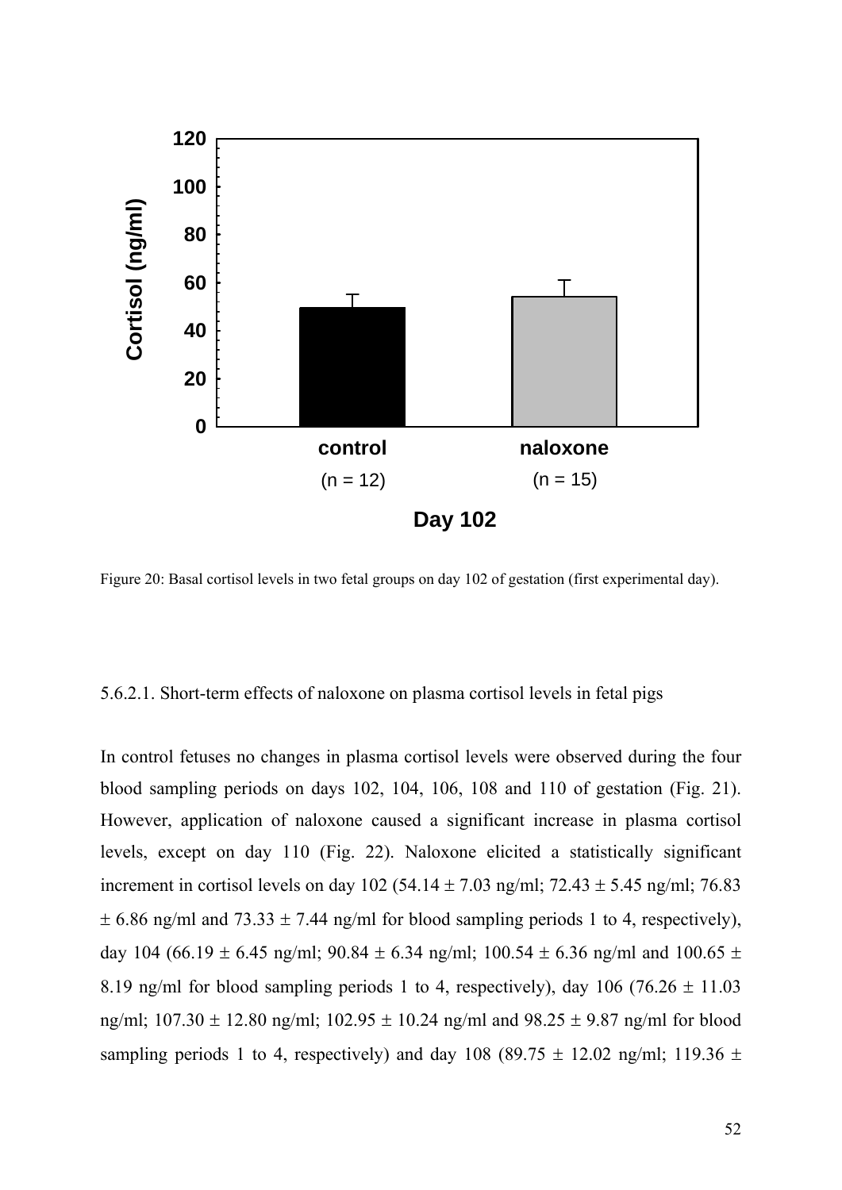Figure 20: Basal cortisol levels in two fetal groups on day 102 of gestation (first experimental day).

5.6.2.1. Short-term effects of naloxone on plasma cortisol levels in fetal pigs

In control fetuses no changes in plasma cortisol levels were observed during the four blood sampling periods on days 102, 104, 106, 108 and 110 of gestation (Fig. 21). However, application of naloxone caused a significant increase in plasma cortisol levels, except on day 110 (Fig. 22). Naloxone elicited a statistically significant increment in cortisol levels on day 102 (54.14 ± 7.03 ng/ml; 72.43 ± 5.45 ng/ml; 76.83 ± 6.86 ng/ml and 73.33 ± 7.44 ng/ml for blood sampling periods 1 to 4, respectively), day 104 (66.19 ± 6.45 ng/ml; 90.84 ± 6.34 ng/ml; 100.54 ± 6.36 ng/ml and 100.65 ± 8.19 ng/ml for blood sampling periods 1 to 4, respectively), day 106 (76.26 ± 11.03 ng/ml; 107.30 ± 12.80 ng/ml; 102.95 ± 10.24 ng/ml and 98.25 ± 9.87 ng/ml for blood sampling periods 1 to 4, respectively) and day 108 (89.75 ± 12.02 ng/ml; 119.36 ±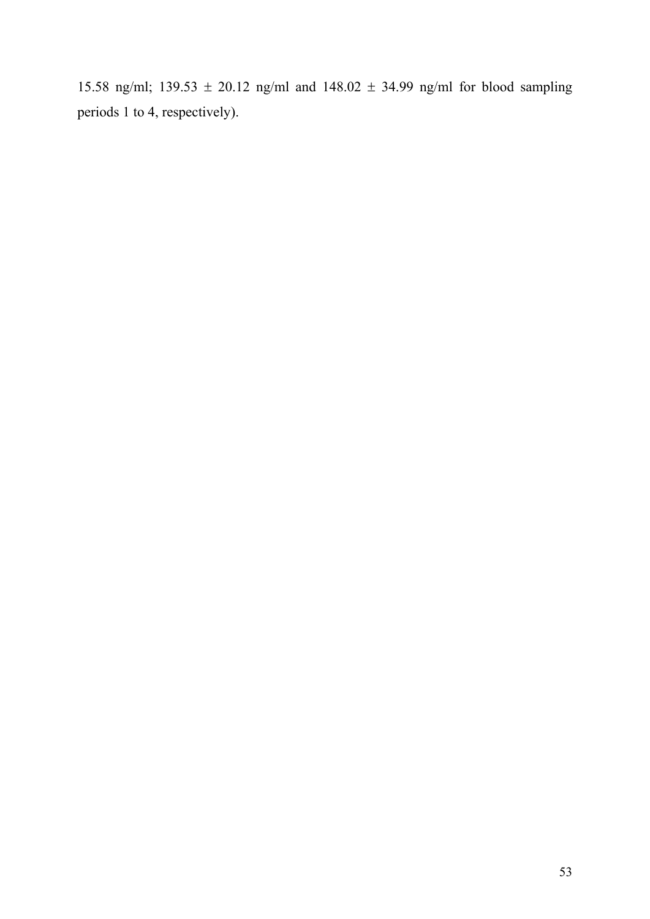15.58 ng/ml; 139.53 ± 20.12 ng/ml and 148.02 ± 34.99 ng/ml for blood sampling periods 1 to 4, respectively).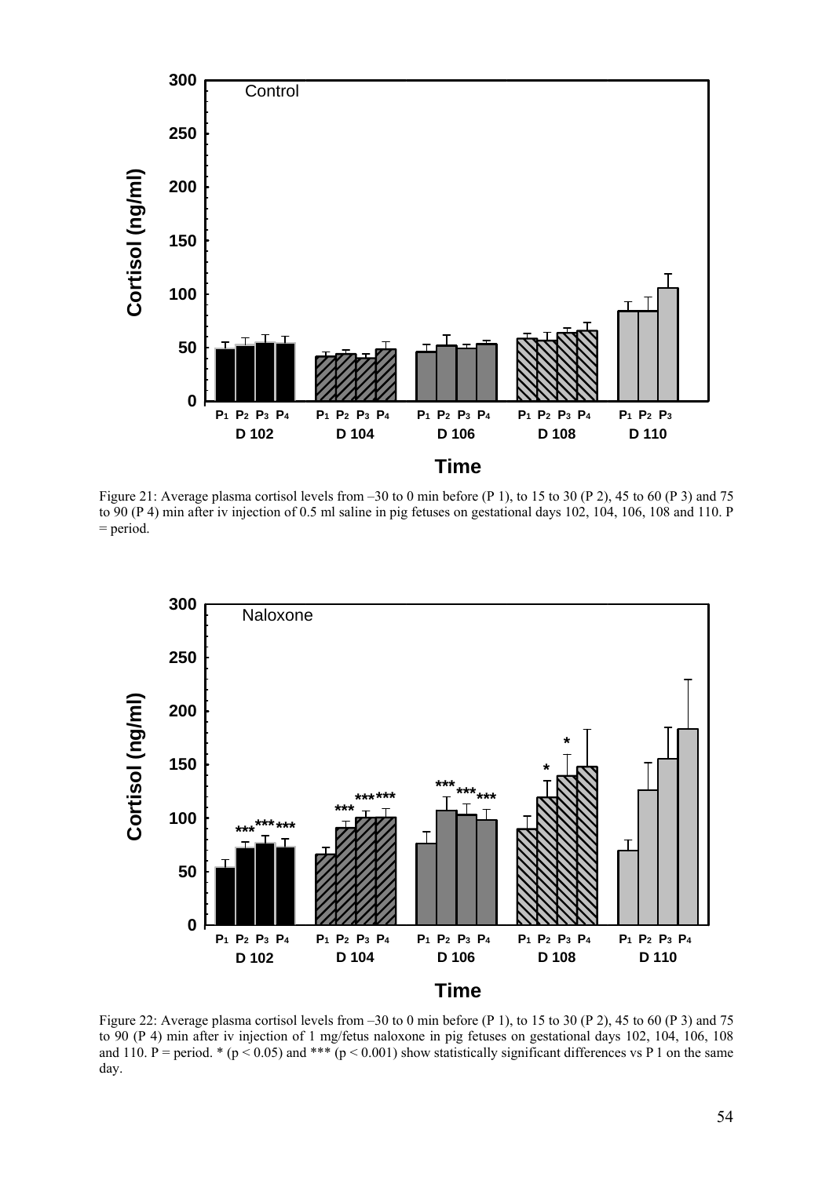Figure 21: Average plasma cortisol levels from –30 to 0 min before (P 1), to 15 to 30 (P 2), 45 to 60 (P 3) and 75 to 90 (P 4) min after iv injection of 0.5 ml saline in pig fetuses on gestational days 102, 104, 106, 108 and 110. P = period.

Figure 22: Average plasma cortisol levels from –30 to 0 min before (P 1), to 15 to 30 (P 2), 45 to 60 (P 3) and 75 to 90 (P 4) min after iv injection of 1 mg/fetus naloxone in pig fetuses on gestational days 102, 104, 106, 108 and 110. P = period. * ($p < 0.05$) and *** ($p < 0.001$) show statistically significant differences vs P 1 on the same day.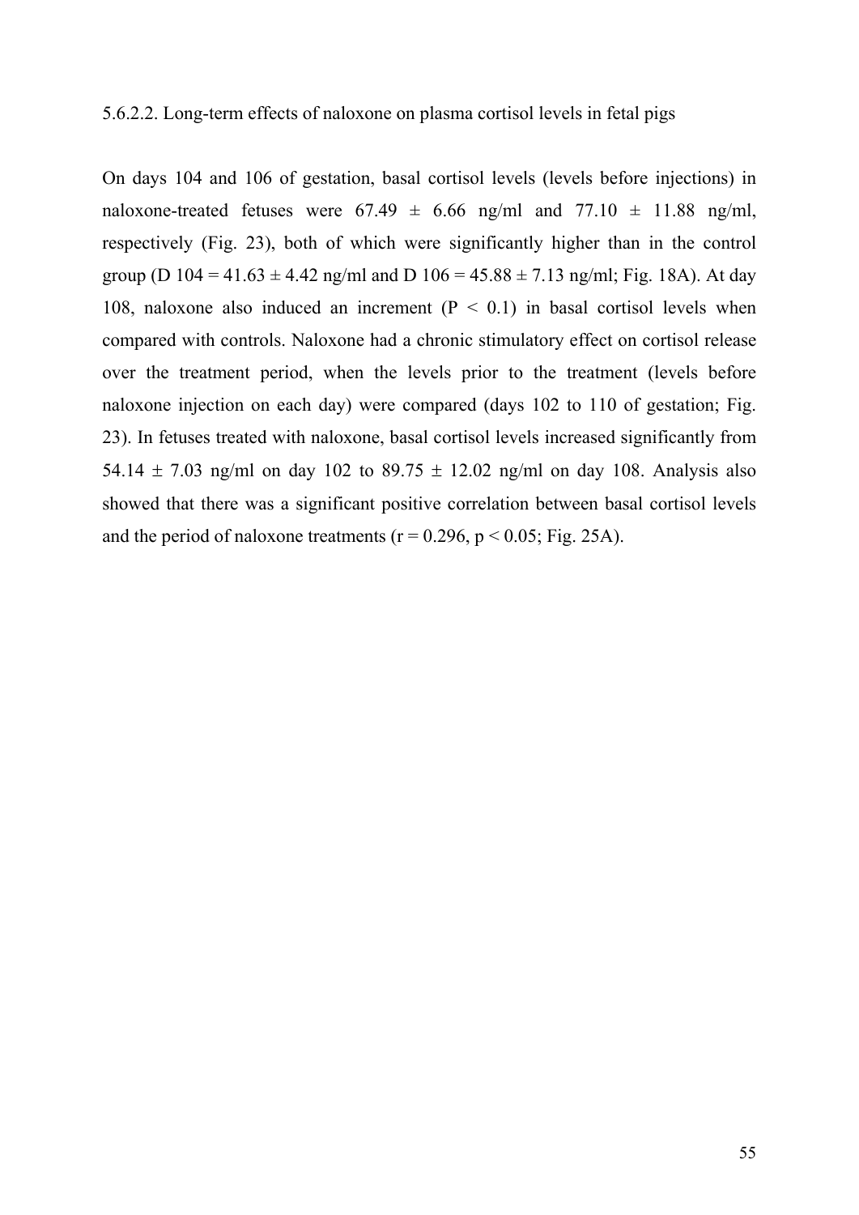#### 5.6.2.2. Long-term effects of naloxone on plasma cortisol levels in fetal pigs

On days 104 and 106 of gestation, basal cortisol levels (levels before injections) in naloxone-treated fetuses were $67.49 \pm 6.66$ ng/ml and $77.10 \pm 11.88$ ng/ml, respectively (Fig. 23), both of which were significantly higher than in the control group (D $104 = 41.63 \pm 4.42$ ng/ml and D $106 = 45.88 \pm 7.13$ ng/ml; Fig. 18A). At day 108, naloxone also induced an increment ($P < 0.1$) in basal cortisol levels when compared with controls. Naloxone had a chronic stimulatory effect on cortisol release over the treatment period, when the levels prior to the treatment (levels before naloxone injection on each day) were compared (days 102 to 110 of gestation; Fig. 23). In fetuses treated with naloxone, basal cortisol levels increased significantly from $54.14 \pm 7.03$ ng/ml on day 102 to $89.75 \pm 12.02$ ng/ml on day 108. Analysis also showed that there was a significant positive correlation between basal cortisol levels and the period of naloxone treatments ($r = 0.296$, $p < 0.05$; Fig. 25A).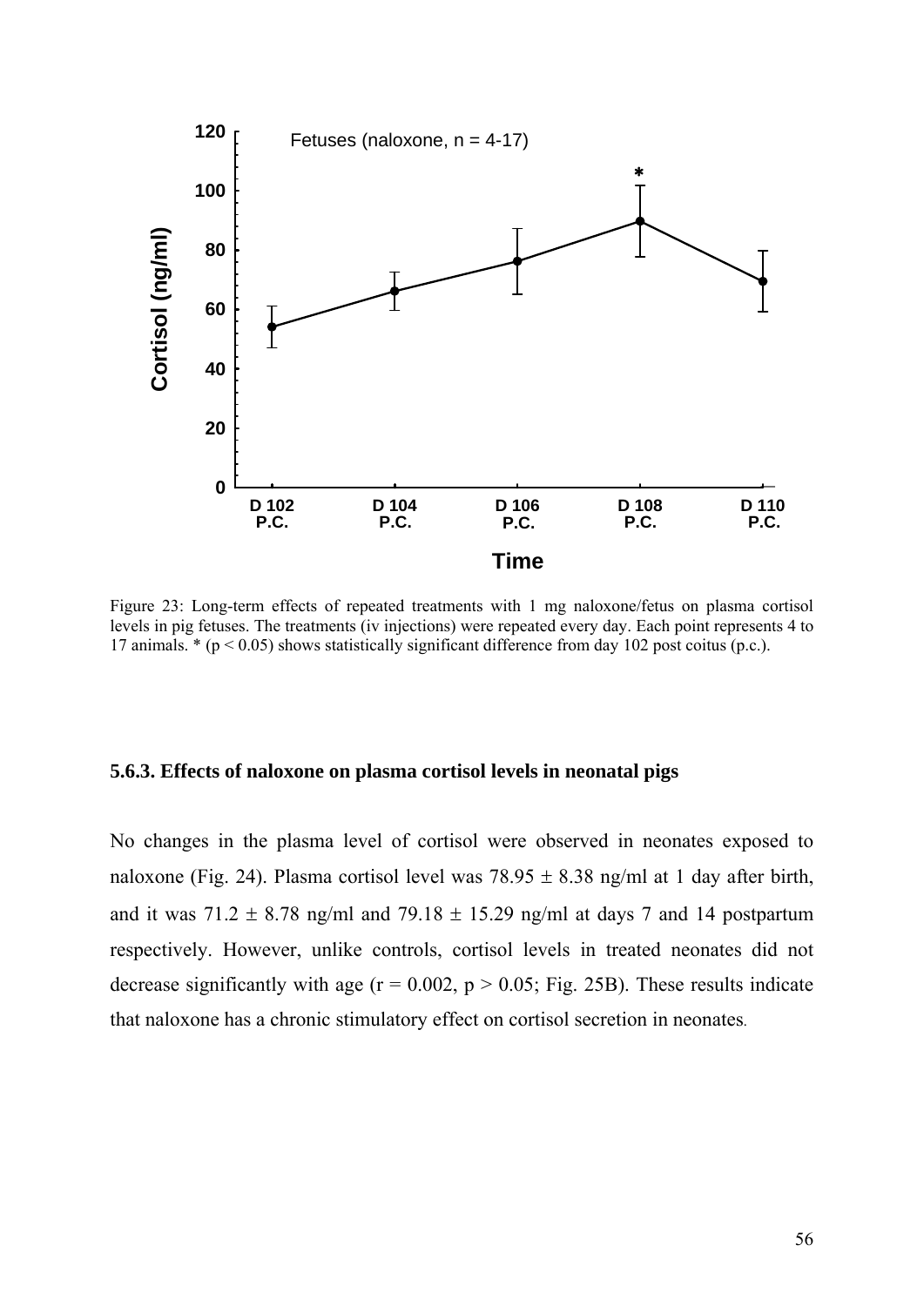Figure 23: Long-term effects of repeated treatments with 1 mg naloxone/fetus on plasma cortisol levels in pig fetuses. The treatments (iv injections) were repeated every day. Each point represents 4 to 17 animals. * ($p < 0.05$) shows statistically significant difference from day 102 post coitus (p.c.).

### 5.6.3. Effects of naloxone on plasma cortisol levels in neonatal pigs

No changes in the plasma level of cortisol were observed in neonates exposed to naloxone (Fig. 24). Plasma cortisol level was $78.95 \pm 8.38$ ng/ml at 1 day after birth, and it was $71.2 \pm 8.78$ ng/ml and $79.18 \pm 15.29$ ng/ml at days 7 and 14 postpartum respectively. However, unlike controls, cortisol levels in treated neonates did not decrease significantly with age ($r = 0.002$, $p > 0.05$; Fig. 25B). These results indicate that naloxone has a chronic stimulatory effect on cortisol secretion in neonates.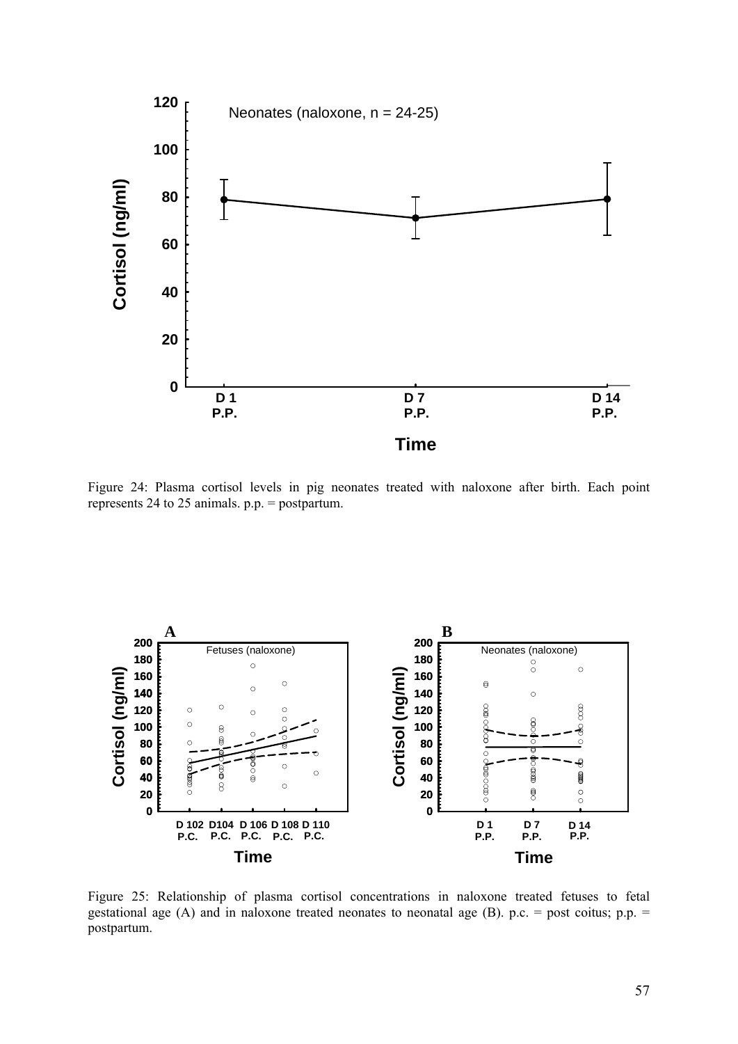Figure 24: Plasma cortisol levels in pig neonates treated with naloxone after birth. Each point represents 24 to 25 animals. p.p. = postpartum.

Figure 25: Relationship of plasma cortisol concentrations in naloxone treated fetuses to fetal gestational age (A) and in naloxone treated neonates to neonatal age (B). p.c. = post coitus; p.p. = postpartum.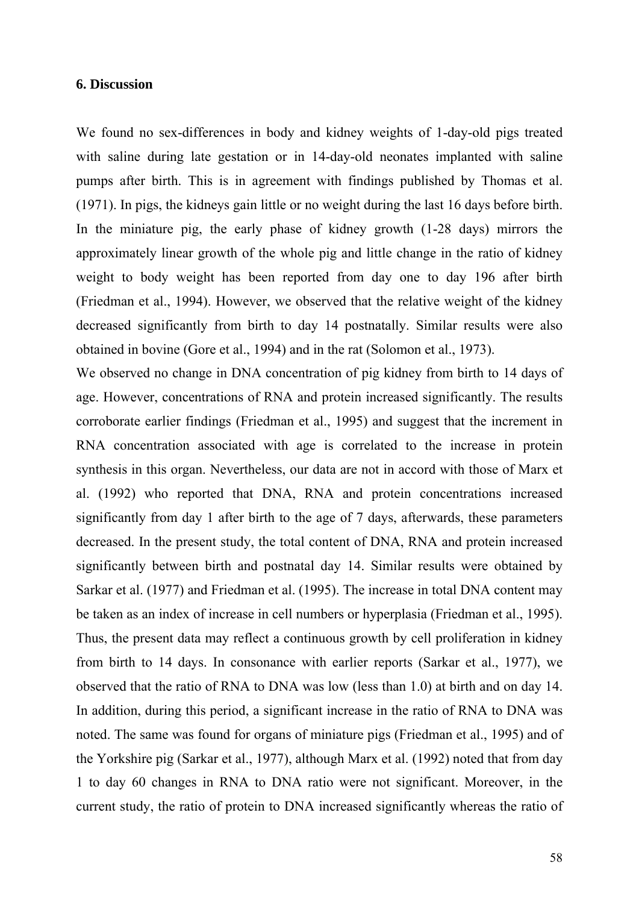## 6. Discussion

We found no sex-differences in body and kidney weights of 1-day-old pigs treated with saline during late gestation or in 14-day-old neonates implanted with saline pumps after birth. This is in agreement with findings published by Thomas et al. (1971). In pigs, the kidneys gain little or no weight during the last 16 days before birth. In the miniature pig, the early phase of kidney growth (1-28 days) mirrors the approximately linear growth of the whole pig and little change in the ratio of kidney weight to body weight has been reported from day one to day 196 after birth (Friedman et al., 1994). However, we observed that the relative weight of the kidney decreased significantly from birth to day 14 postnatally. Similar results were also obtained in bovine (Gore et al., 1994) and in the rat (Solomon et al., 1973).

We observed no change in DNA concentration of pig kidney from birth to 14 days of age. However, concentrations of RNA and protein increased significantly. The results corroborate earlier findings (Friedman et al., 1995) and suggest that the increment in RNA concentration associated with age is correlated to the increase in protein synthesis in this organ. Nevertheless, our data are not in accord with those of Marx et al. (1992) who reported that DNA, RNA and protein concentrations increased significantly from day 1 after birth to the age of 7 days, afterwards, these parameters decreased. In the present study, the total content of DNA, RNA and protein increased significantly between birth and postnatal day 14. Similar results were obtained by Sarkar et al. (1977) and Friedman et al. (1995). The increase in total DNA content may be taken as an index of increase in cell numbers or hyperplasia (Friedman et al., 1995). Thus, the present data may reflect a continuous growth by cell proliferation in kidney from birth to 14 days. In consonance with earlier reports (Sarkar et al., 1977), we observed that the ratio of RNA to DNA was low (less than 1.0) at birth and on day 14. In addition, during this period, a significant increase in the ratio of RNA to DNA was noted. The same was found for organs of miniature pigs (Friedman et al., 1995) and of the Yorkshire pig (Sarkar et al., 1977), although Marx et al. (1992) noted that from day 1 to day 60 changes in RNA to DNA ratio were not significant. Moreover, in the current study, the ratio of protein to DNA increased significantly whereas the ratio of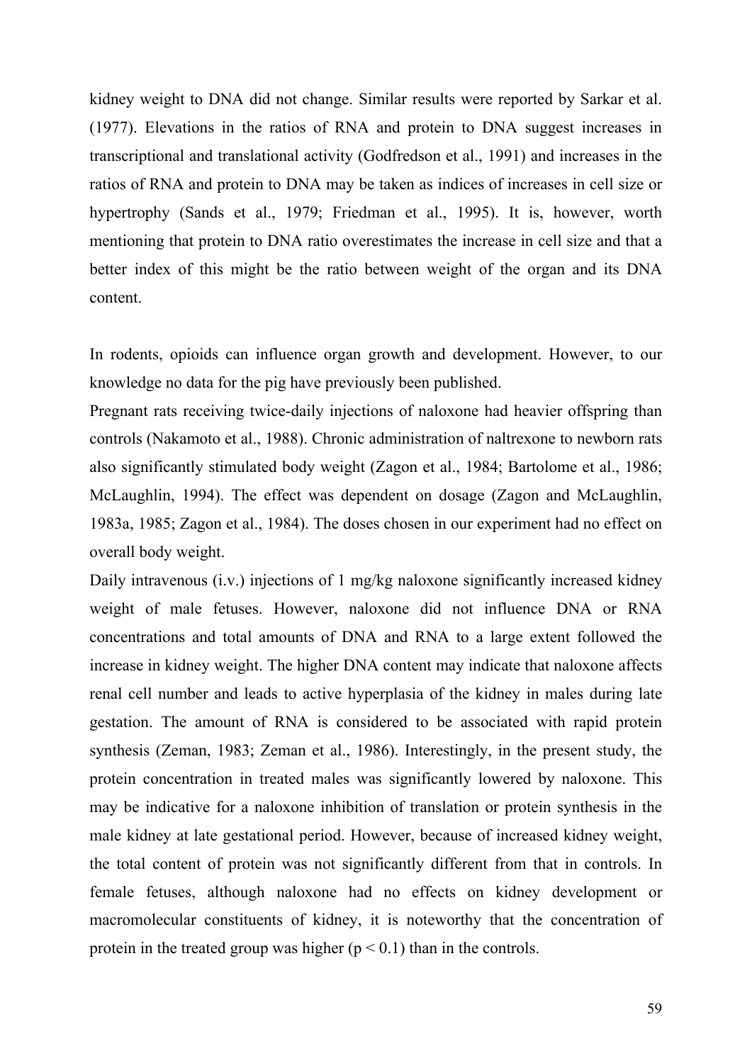kidney weight to DNA did not change. Similar results were reported by Sarkar et al. (1977). Elevations in the ratios of RNA and protein to DNA suggest increases in transcriptional and translational activity (Godfredson et al., 1991) and increases in the ratios of RNA and protein to DNA may be taken as indices of increases in cell size or hypertrophy (Sands et al., 1979; Friedman et al., 1995). It is, however, worth mentioning that protein to DNA ratio overestimates the increase in cell size and that a better index of this might be the ratio between weight of the organ and its DNA content.

In rodents, opioids can influence organ growth and development. However, to our knowledge no data for the pig have previously been published.

Pregnant rats receiving twice-daily injections of naloxone had heavier offspring than controls (Nakamoto et al., 1988). Chronic administration of naltrexone to newborn rats also significantly stimulated body weight (Zagon et al., 1984; Bartolome et al., 1986; McLaughlin, 1994). The effect was dependent on dosage (Zagon and McLaughlin, 1983a, 1985; Zagon et al., 1984). The doses chosen in our experiment had no effect on overall body weight.

Daily intravenous (i.v.) injections of 1 mg/kg naloxone significantly increased kidney weight of male fetuses. However, naloxone did not influence DNA or RNA concentrations and total amounts of DNA and RNA to a large extent followed the increase in kidney weight. The higher DNA content may indicate that naloxone affects renal cell number and leads to active hyperplasia of the kidney in males during late gestation. The amount of RNA is considered to be associated with rapid protein synthesis (Zeman, 1983; Zeman et al., 1986). Interestingly, in the present study, the protein concentration in treated males was significantly lowered by naloxone. This may be indicative for a naloxone inhibition of translation or protein synthesis in the male kidney at late gestational period. However, because of increased kidney weight, the total content of protein was not significantly different from that in controls. In female fetuses, although naloxone had no effects on kidney development or macromolecular constituents of kidney, it is noteworthy that the concentration of protein in the treated group was higher ($p < 0.1$) than in the controls.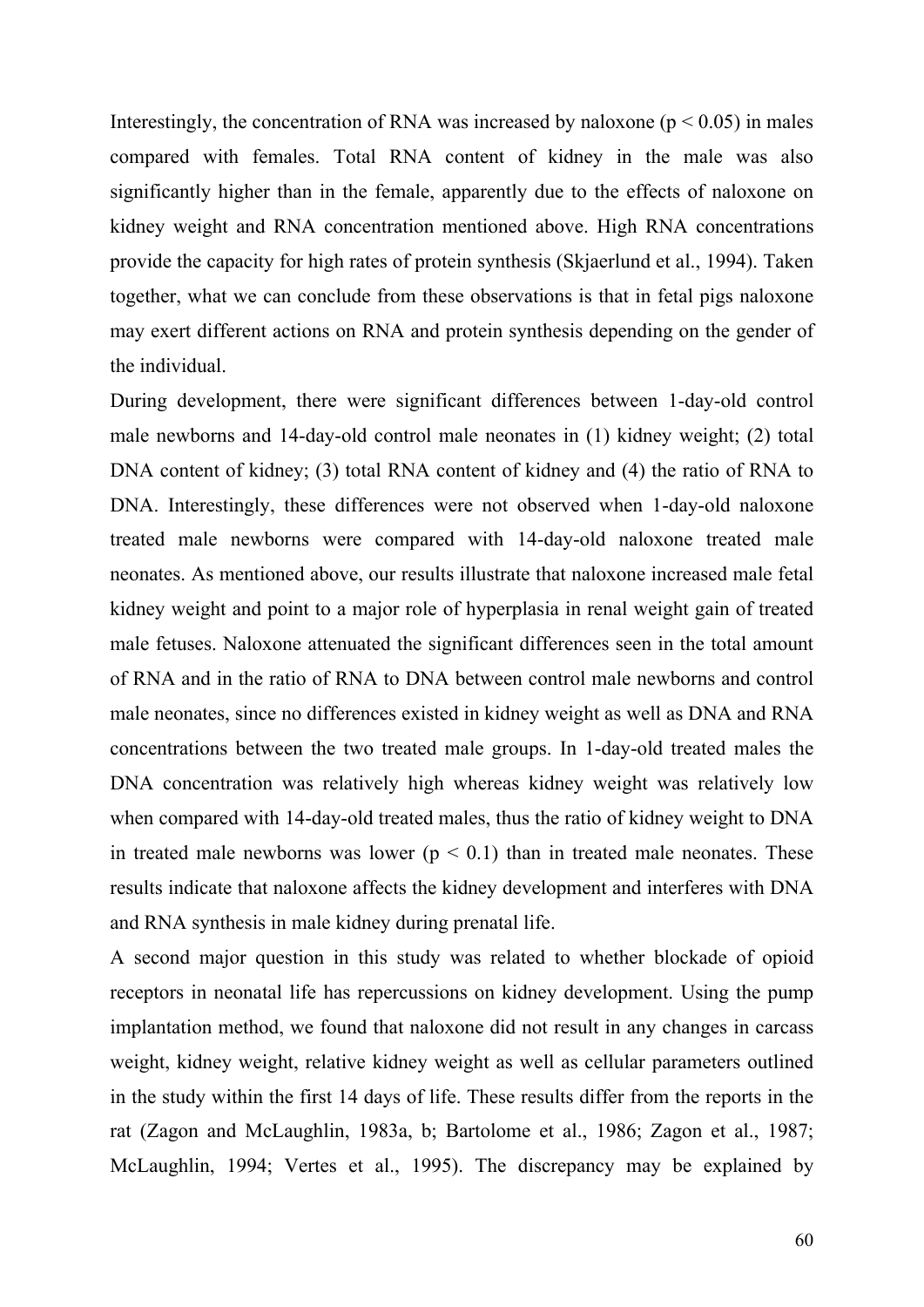Interestingly, the concentration of RNA was increased by naloxone ($p < 0.05$) in males compared with females. Total RNA content of kidney in the male was also significantly higher than in the female, apparently due to the effects of naloxone on kidney weight and RNA concentration mentioned above. High RNA concentrations provide the capacity for high rates of protein synthesis (Skjaerlund et al., 1994). Taken together, what we can conclude from these observations is that in fetal pigs naloxone may exert different actions on RNA and protein synthesis depending on the gender of the individual.

During development, there were significant differences between 1-day-old control male newborns and 14-day-old control male neonates in (1) kidney weight; (2) total DNA content of kidney; (3) total RNA content of kidney and (4) the ratio of RNA to DNA. Interestingly, these differences were not observed when 1-day-old naloxone treated male newborns were compared with 14-day-old naloxone treated male neonates. As mentioned above, our results illustrate that naloxone increased male fetal kidney weight and point to a major role of hyperplasia in renal weight gain of treated male fetuses. Naloxone attenuated the significant differences seen in the total amount of RNA and in the ratio of RNA to DNA between control male newborns and control male neonates, since no differences existed in kidney weight as well as DNA and RNA concentrations between the two treated male groups. In 1-day-old treated males the DNA concentration was relatively high whereas kidney weight was relatively low when compared with 14-day-old treated males, thus the ratio of kidney weight to DNA in treated male newborns was lower ($p < 0.1$) than in treated male neonates. These results indicate that naloxone affects the kidney development and interferes with DNA and RNA synthesis in male kidney during prenatal life.

A second major question in this study was related to whether blockade of opioid receptors in neonatal life has repercussions on kidney development. Using the pump implantation method, we found that naloxone did not result in any changes in carcass weight, kidney weight, relative kidney weight as well as cellular parameters outlined in the study within the first 14 days of life. These results differ from the reports in the rat (Zagon and McLaughlin, 1983a, b; Bartolome et al., 1986; Zagon et al., 1987; McLaughlin, 1994; Vertes et al., 1995). The discrepancy may be explained by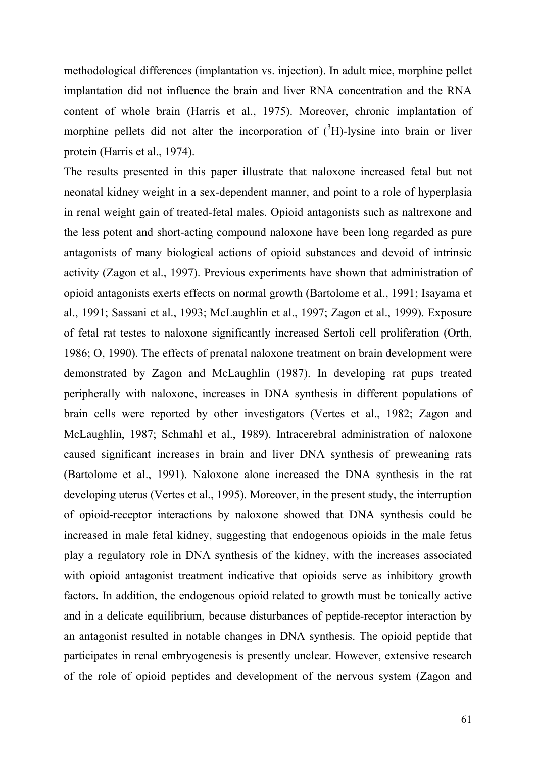methodological differences (implantation vs. injection). In adult mice, morphine pellet implantation did not influence the brain and liver RNA concentration and the RNA content of whole brain (Harris et al., 1975). Moreover, chronic implantation of morphine pellets did not alter the incorporation of ($^3$H)-lysine into brain or liver protein (Harris et al., 1974).

The results presented in this paper illustrate that naloxone increased fetal but not neonatal kidney weight in a sex-dependent manner, and point to a role of hyperplasia in renal weight gain of treated-fetal males. Opioid antagonists such as naltrexone and the less potent and short-acting compound naloxone have been long regarded as pure antagonists of many biological actions of opioid substances and devoid of intrinsic activity (Zagon et al., 1997). Previous experiments have shown that administration of opioid antagonists exerts effects on normal growth (Bartolome et al., 1991; Isayama et al., 1991; Sassani et al., 1993; McLaughlin et al., 1997; Zagon et al., 1999). Exposure of fetal rat testes to naloxone significantly increased Sertoli cell proliferation (Orth, 1986; O, 1990). The effects of prenatal naloxone treatment on brain development were demonstrated by Zagon and McLaughlin (1987). In developing rat pups treated peripherally with naloxone, increases in DNA synthesis in different populations of brain cells were reported by other investigators (Vertes et al., 1982; Zagon and McLaughlin, 1987; Schmahl et al., 1989). Intracerebral administration of naloxone caused significant increases in brain and liver DNA synthesis of preweaning rats (Bartolome et al., 1991). Naloxone alone increased the DNA synthesis in the rat developing uterus (Vertes et al., 1995). Moreover, in the present study, the interruption of opioid-receptor interactions by naloxone showed that DNA synthesis could be increased in male fetal kidney, suggesting that endogenous opioids in the male fetus play a regulatory role in DNA synthesis of the kidney, with the increases associated with opioid antagonist treatment indicative that opioids serve as inhibitory growth factors. In addition, the endogenous opioid related to growth must be tonically active and in a delicate equilibrium, because disturbances of peptide-receptor interaction by an antagonist resulted in notable changes in DNA synthesis. The opioid peptide that participates in renal embryogenesis is presently unclear. However, extensive research of the role of opioid peptides and development of the nervous system (Zagon and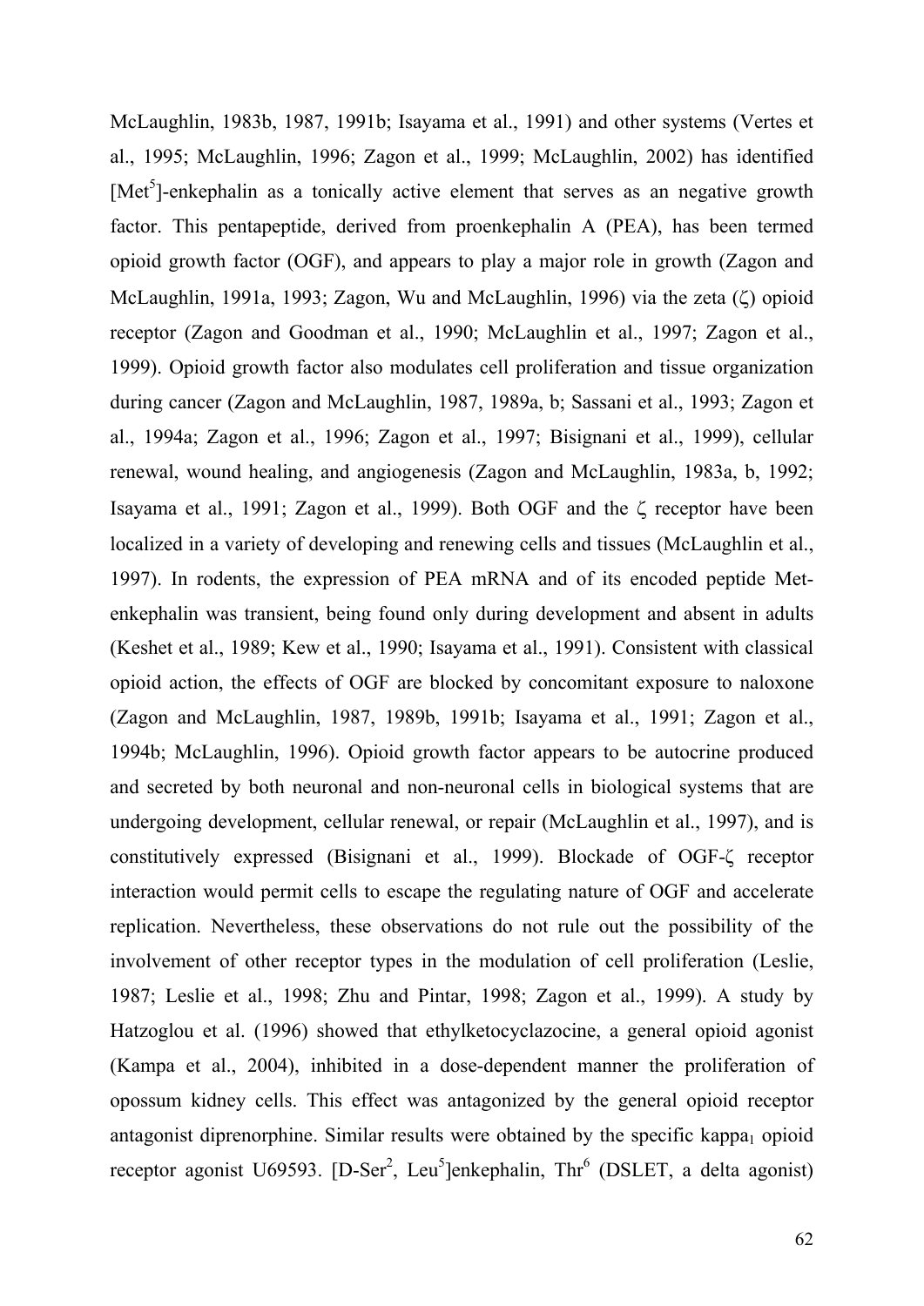McLaughlin, 1983b, 1987, 1991b; Isayama et al., 1991) and other systems (Vertes et al., 1995; McLaughlin, 1996; Zagon et al., 1999; McLaughlin, 2002) has identified [$Met^5$]-enkephalin as a tonically active element that serves as an negative growth factor. This pentapeptide, derived from proenkephalin A (PEA), has been termed opioid growth factor (OGF), and appears to play a major role in growth (Zagon and McLaughlin, 1991a, 1993; Zagon, Wu and McLaughlin, 1996) via the zeta ($\zeta$) opioid receptor (Zagon and Goodman et al., 1990; McLaughlin et al., 1997; Zagon et al., 1999). Opioid growth factor also modulates cell proliferation and tissue organization during cancer (Zagon and McLaughlin, 1987, 1989a, b; Sassani et al., 1993; Zagon et al., 1994a; Zagon et al., 1996; Zagon et al., 1997; Bisignani et al., 1999), cellular renewal, wound healing, and angiogenesis (Zagon and McLaughlin, 1983a, b, 1992; Isayama et al., 1991; Zagon et al., 1999). Both OGF and the $\zeta$ receptor have been localized in a variety of developing and renewing cells and tissues (McLaughlin et al., 1997). In rodents, the expression of PEA mRNA and of its encoded peptide Met-enkephalin was transient, being found only during development and absent in adults (Keshet et al., 1989; Kew et al., 1990; Isayama et al., 1991). Consistent with classical opioid action, the effects of OGF are blocked by concomitant exposure to naloxone (Zagon and McLaughlin, 1987, 1989b, 1991b; Isayama et al., 1991; Zagon et al., 1994b; McLaughlin, 1996). Opioid growth factor appears to be autocrine produced and secreted by both neuronal and non-neuronal cells in biological systems that are undergoing development, cellular renewal, or repair (McLaughlin et al., 1997), and is constitutively expressed (Bisignani et al., 1999). Blockade of OGF-$\zeta$ receptor interaction would permit cells to escape the regulating nature of OGF and accelerate replication. Nevertheless, these observations do not rule out the possibility of the involvement of other receptor types in the modulation of cell proliferation (Leslie, 1987; Leslie et al., 1998; Zhu and Pintar, 1998; Zagon et al., 1999). A study by Hatzoglou et al. (1996) showed that ethylketocyclazocine, a general opioid agonist (Kampa et al., 2004), inhibited in a dose-dependent manner the proliferation of opossum kidney cells. This effect was antagonized by the general opioid receptor antagonist diprenorphine. Similar results were obtained by the specific $kappa_1$ opioid receptor agonist U69593. [D-$Ser^2$, $Leu^5$]enkephalin, $Thr^6$ (DSLET, a delta agonist)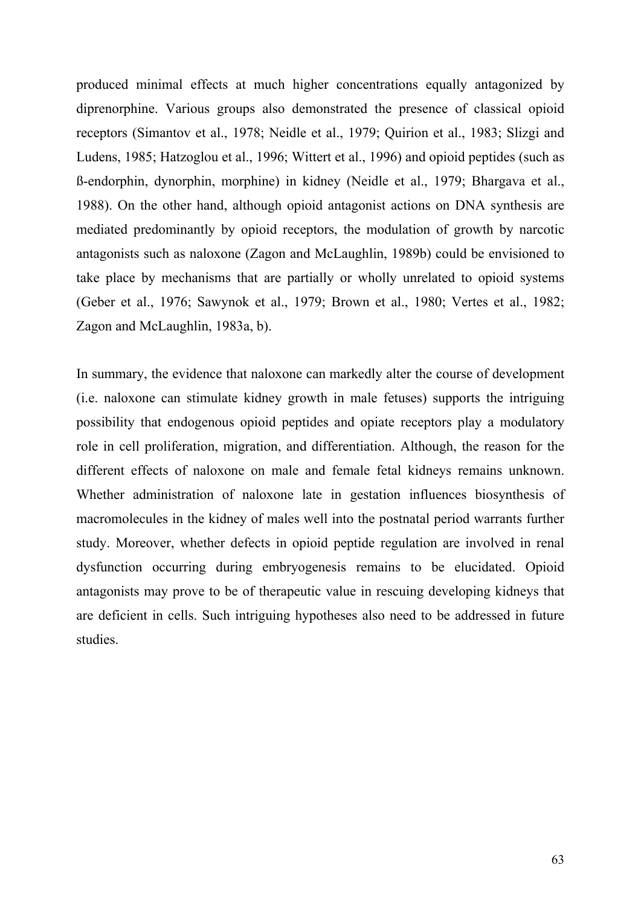produced minimal effects at much higher concentrations equally antagonized by diprenorphine. Various groups also demonstrated the presence of classical opioid receptors (Simantov et al., 1978; Neidle et al., 1979; Quirion et al., 1983; Slizgi and Ludens, 1985; Hatzoglou et al., 1996; Wittert et al., 1996) and opioid peptides (such as ß-endorphin, dynorphin, morphine) in kidney (Neidle et al., 1979; Bhargava et al., 1988). On the other hand, although opioid antagonist actions on DNA synthesis are mediated predominantly by opioid receptors, the modulation of growth by narcotic antagonists such as naloxone (Zagon and McLaughlin, 1989b) could be envisioned to take place by mechanisms that are partially or wholly unrelated to opioid systems (Geber et al., 1976; Sawynok et al., 1979; Brown et al., 1980; Vertes et al., 1982; Zagon and McLaughlin, 1983a, b).

In summary, the evidence that naloxone can markedly alter the course of development (i.e. naloxone can stimulate kidney growth in male fetuses) supports the intriguing possibility that endogenous opioid peptides and opiate receptors play a modulatory role in cell proliferation, migration, and differentiation. Although, the reason for the different effects of naloxone on male and female fetal kidneys remains unknown. Whether administration of naloxone late in gestation influences biosynthesis of macromolecules in the kidney of males well into the postnatal period warrants further study. Moreover, whether defects in opioid peptide regulation are involved in renal dysfunction occurring during embryogenesis remains to be elucidated. Opioid antagonists may prove to be of therapeutic value in rescuing developing kidneys that are deficient in cells. Such intriguing hypotheses also need to be addressed in future studies.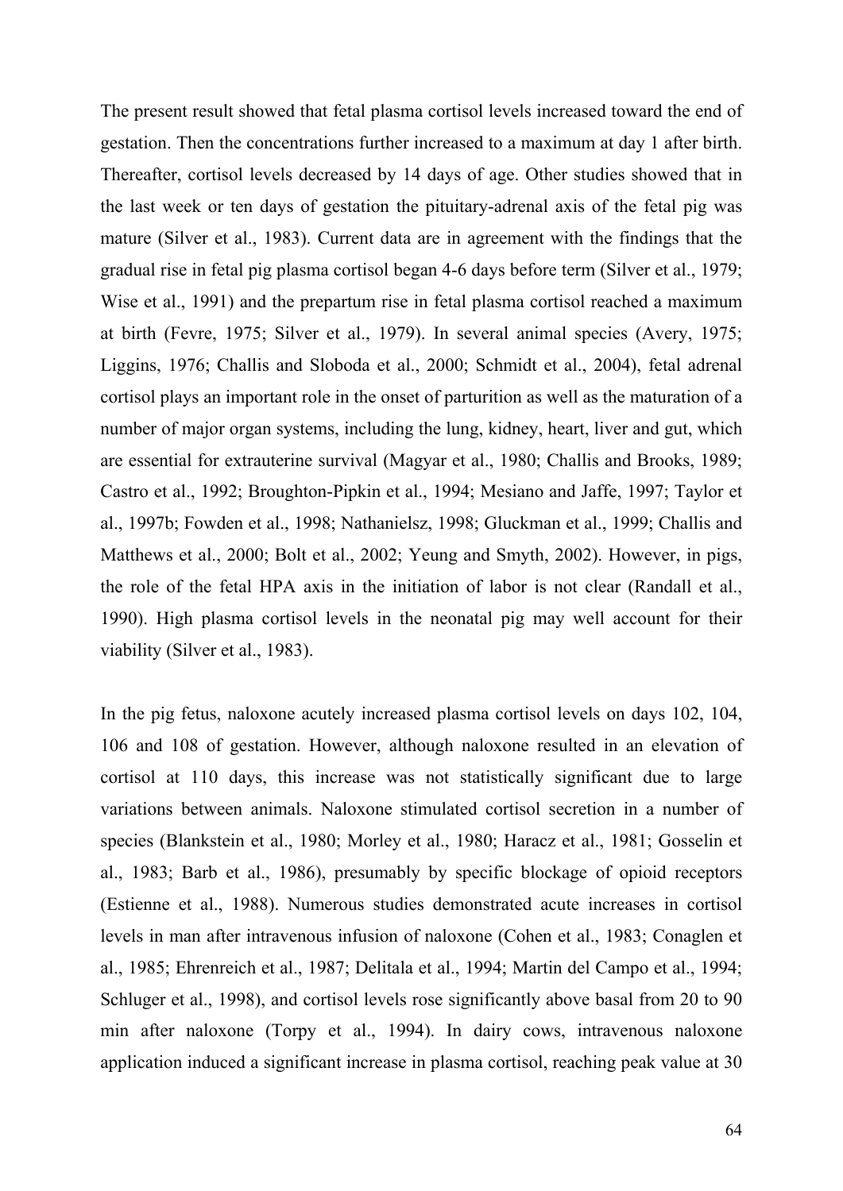The present result showed that fetal plasma cortisol levels increased toward the end of gestation. Then the concentrations further increased to a maximum at day 1 after birth. Thereafter, cortisol levels decreased by 14 days of age. Other studies showed that in the last week or ten days of gestation the pituitary-adrenal axis of the fetal pig was mature (Silver et al., 1983). Current data are in agreement with the findings that the gradual rise in fetal pig plasma cortisol began 4-6 days before term (Silver et al., 1979; Wise et al., 1991) and the prepartum rise in fetal plasma cortisol reached a maximum at birth (Fevre, 1975; Silver et al., 1979). In several animal species (Avery, 1975; Liggins, 1976; Challis and Sloboda et al., 2000; Schmidt et al., 2004), fetal adrenal cortisol plays an important role in the onset of parturition as well as the maturation of a number of major organ systems, including the lung, kidney, heart, liver and gut, which are essential for extrauterine survival (Magyar et al., 1980; Challis and Brooks, 1989; Castro et al., 1992; Broughton-Pipkin et al., 1994; Mesiano and Jaffe, 1997; Taylor et al., 1997b; Fowden et al., 1998; Nathanielsz, 1998; Gluckman et al., 1999; Challis and Matthews et al., 2000; Bolt et al., 2002; Yeung and Smyth, 2002). However, in pigs, the role of the fetal HPA axis in the initiation of labor is not clear (Randall et al., 1990). High plasma cortisol levels in the neonatal pig may well account for their viability (Silver et al., 1983).

In the pig fetus, naloxone acutely increased plasma cortisol levels on days 102, 104, 106 and 108 of gestation. However, although naloxone resulted in an elevation of cortisol at 110 days, this increase was not statistically significant due to large variations between animals. Naloxone stimulated cortisol secretion in a number of species (Blankstein et al., 1980; Morley et al., 1980; Haracz et al., 1981; Gosselin et al., 1983; Barb et al., 1986), presumably by specific blockage of opioid receptors (Estienne et al., 1988). Numerous studies demonstrated acute increases in cortisol levels in man after intravenous infusion of naloxone (Cohen et al., 1983; Conaglen et al., 1985; Ehrenreich et al., 1987; Delitala et al., 1994; Martin del Campo et al., 1994; Schluger et al., 1998), and cortisol levels rose significantly above basal from 20 to 90 min after naloxone (Torpy et al., 1994). In dairy cows, intravenous naloxone application induced a significant increase in plasma cortisol, reaching peak value at 30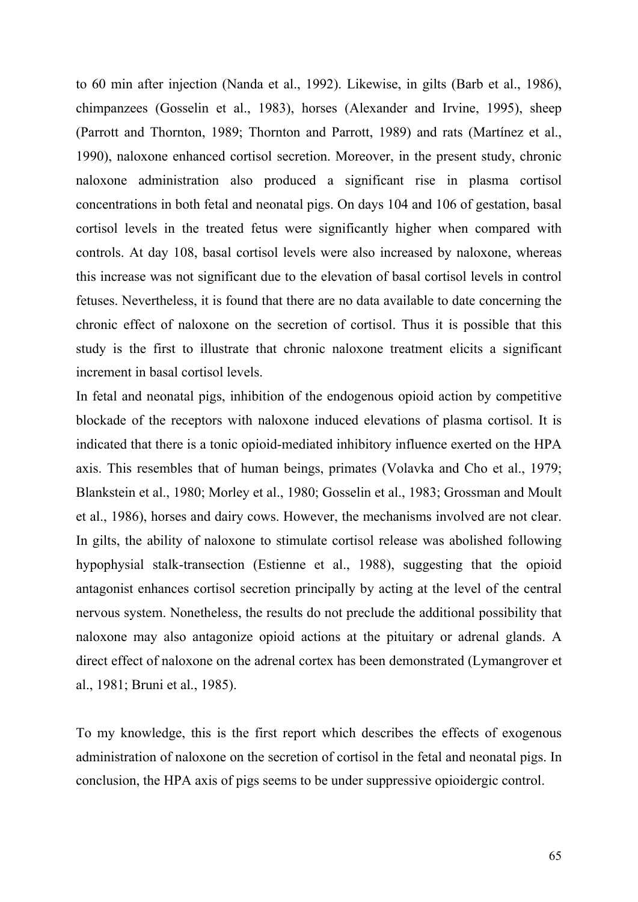to 60 min after injection (Nanda et al., 1992). Likewise, in gilts (Barb et al., 1986), chimpanzees (Gosselin et al., 1983), horses (Alexander and Irvine, 1995), sheep (Parrott and Thornton, 1989; Thornton and Parrott, 1989) and rats (Martínez et al., 1990), naloxone enhanced cortisol secretion. Moreover, in the present study, chronic naloxone administration also produced a significant rise in plasma cortisol concentrations in both fetal and neonatal pigs. On days 104 and 106 of gestation, basal cortisol levels in the treated fetus were significantly higher when compared with controls. At day 108, basal cortisol levels were also increased by naloxone, whereas this increase was not significant due to the elevation of basal cortisol levels in control fetuses. Nevertheless, it is found that there are no data available to date concerning the chronic effect of naloxone on the secretion of cortisol. Thus it is possible that this study is the first to illustrate that chronic naloxone treatment elicits a significant increment in basal cortisol levels.

In fetal and neonatal pigs, inhibition of the endogenous opioid action by competitive blockade of the receptors with naloxone induced elevations of plasma cortisol. It is indicated that there is a tonic opioid-mediated inhibitory influence exerted on the HPA axis. This resembles that of human beings, primates (Volavka and Cho et al., 1979; Blankstein et al., 1980; Morley et al., 1980; Gosselin et al., 1983; Grossman and Moult et al., 1986), horses and dairy cows. However, the mechanisms involved are not clear. In gilts, the ability of naloxone to stimulate cortisol release was abolished following hypophysial stalk-transection (Estienne et al., 1988), suggesting that the opioid antagonist enhances cortisol secretion principally by acting at the level of the central nervous system. Nonetheless, the results do not preclude the additional possibility that naloxone may also antagonize opioid actions at the pituitary or adrenal glands. A direct effect of naloxone on the adrenal cortex has been demonstrated (Lymangrover et al., 1981; Bruni et al., 1985).

To my knowledge, this is the first report which describes the effects of exogenous administration of naloxone on the secretion of cortisol in the fetal and neonatal pigs. In conclusion, the HPA axis of pigs seems to be under suppressive opioidergic control.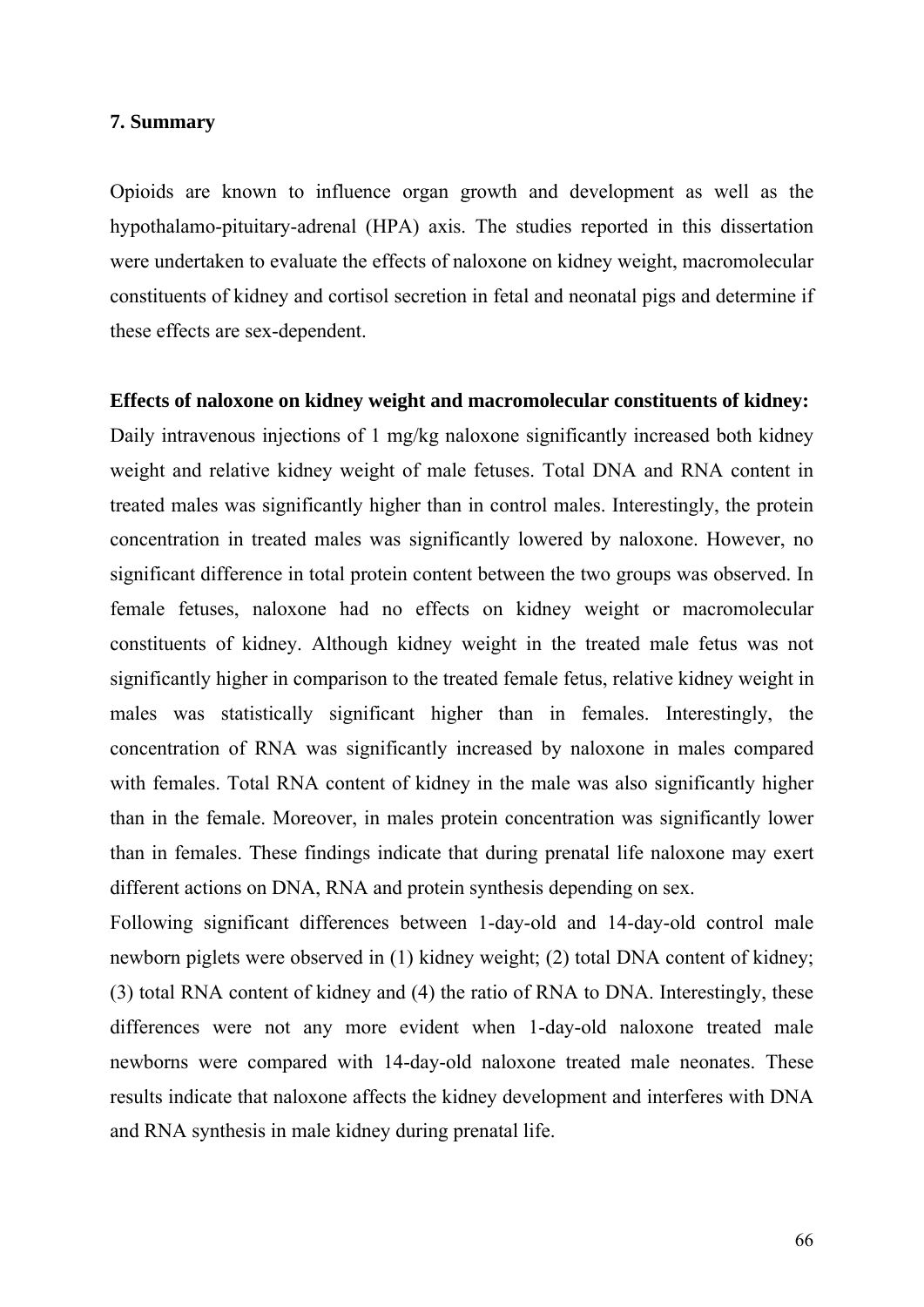## 7. Summary

Opioids are known to influence organ growth and development as well as the hypothalamo-pituitary-adrenal (HPA) axis. The studies reported in this dissertation were undertaken to evaluate the effects of naloxone on kidney weight, macromolecular constituents of kidney and cortisol secretion in fetal and neonatal pigs and determine if these effects are sex-dependent.

**Effects of naloxone on kidney weight and macromolecular constituents of kidney:** Daily intravenous injections of 1 mg/kg naloxone significantly increased both kidney weight and relative kidney weight of male fetuses. Total DNA and RNA content in treated males was significantly higher than in control males. Interestingly, the protein concentration in treated males was significantly lowered by naloxone. However, no significant difference in total protein content between the two groups was observed. In female fetuses, naloxone had no effects on kidney weight or macromolecular constituents of kidney. Although kidney weight in the treated male fetus was not significantly higher in comparison to the treated female fetus, relative kidney weight in males was statistically significant higher than in females. Interestingly, the concentration of RNA was significantly increased by naloxone in males compared with females. Total RNA content of kidney in the male was also significantly higher than in the female. Moreover, in males protein concentration was significantly lower than in females. These findings indicate that during prenatal life naloxone may exert different actions on DNA, RNA and protein synthesis depending on sex.

Following significant differences between 1-day-old and 14-day-old control male newborn piglets were observed in (1) kidney weight; (2) total DNA content of kidney; (3) total RNA content of kidney and (4) the ratio of RNA to DNA. Interestingly, these differences were not any more evident when 1-day-old naloxone treated male newborns were compared with 14-day-old naloxone treated male neonates. These results indicate that naloxone affects the kidney development and interferes with DNA and RNA synthesis in male kidney during prenatal life.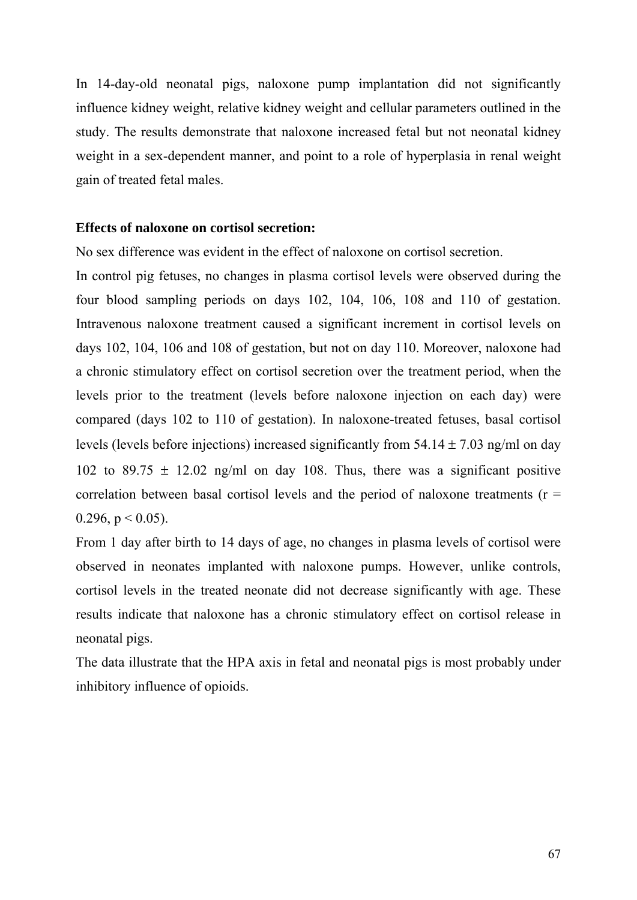In 14-day-old neonatal pigs, naloxone pump implantation did not significantly influence kidney weight, relative kidney weight and cellular parameters outlined in the study. The results demonstrate that naloxone increased fetal but not neonatal kidney weight in a sex-dependent manner, and point to a role of hyperplasia in renal weight gain of treated fetal males.

**Effects of naloxone on cortisol secretion:**

No sex difference was evident in the effect of naloxone on cortisol secretion.

In control pig fetuses, no changes in plasma cortisol levels were observed during the four blood sampling periods on days 102, 104, 106, 108 and 110 of gestation. Intravenous naloxone treatment caused a significant increment in cortisol levels on days 102, 104, 106 and 108 of gestation, but not on day 110. Moreover, naloxone had a chronic stimulatory effect on cortisol secretion over the treatment period, when the levels prior to the treatment (levels before naloxone injection on each day) were compared (days 102 to 110 of gestation). In naloxone-treated fetuses, basal cortisol levels (levels before injections) increased significantly from $54.14 \pm 7.03$ ng/ml on day 102 to $89.75 \pm 12.02$ ng/ml on day 108. Thus, there was a significant positive correlation between basal cortisol levels and the period of naloxone treatments ($r = 0.296$, $p < 0.05$).

From 1 day after birth to 14 days of age, no changes in plasma levels of cortisol were observed in neonates implanted with naloxone pumps. However, unlike controls, cortisol levels in the treated neonate did not decrease significantly with age. These results indicate that naloxone has a chronic stimulatory effect on cortisol release in neonatal pigs.

The data illustrate that the HPA axis in fetal and neonatal pigs is most probably under inhibitory influence of opioids.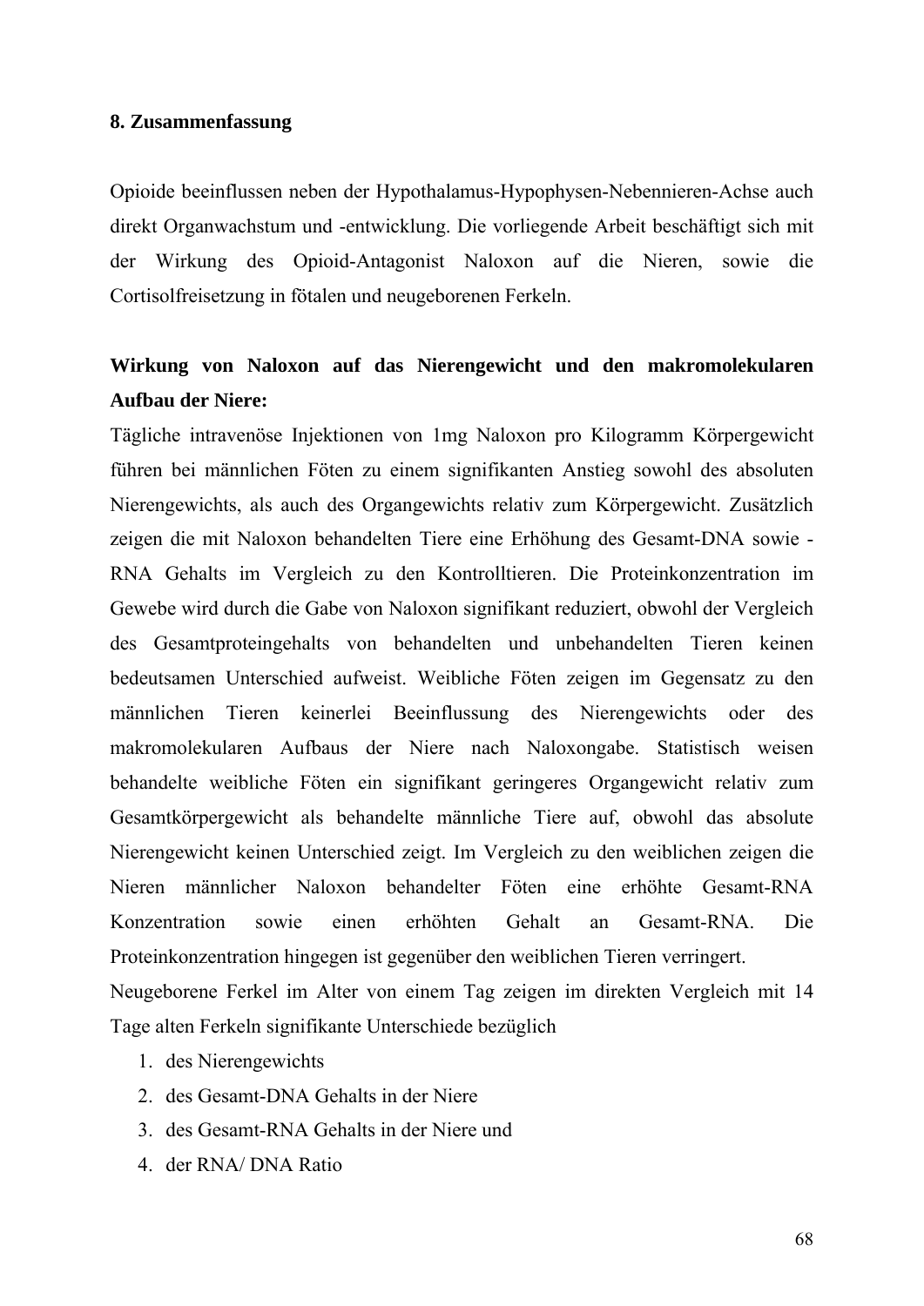## 8. Zusammenfassung

Opioide beeinflussen neben der Hypothalamus-Hypophysen-Nebennieren-Achse auch direkt Organwachstum und -entwicklung. Die vorliegende Arbeit beschäftigt sich mit der Wirkung des Opioid-Antagonist Naloxon auf die Nieren, sowie die Cortisolfreisetzung in fötalen und neugeborenen Ferkeln.

**Wirkung von Naloxon auf das Nierengewicht und den makromolekularen Aufbau der Niere:**

Tägliche intravenöse Injektionen von 1mg Naloxon pro Kilogramm Körpergewicht führen bei männlichen Föten zu einem signifikanten Anstieg sowohl des absoluten Nierengewichts, als auch des Organgewichts relativ zum Körpergewicht. Zusätzlich zeigen die mit Naloxon behandelten Tiere eine Erhöhung des Gesamt-DNA sowie -RNA Gehalts im Vergleich zu den Kontrolltieren. Die Proteinkonzentration im Gewebe wird durch die Gabe von Naloxon signifikant reduziert, obwohl der Vergleich des Gesamtproteingehalts von behandelten und unbehandelten Tieren keinen bedeutsamen Unterschied aufweist. Weibliche Föten zeigen im Gegensatz zu den männlichen Tieren keinerlei Beeinflussung des Nierengewichts oder des makromolekularen Aufbaus der Niere nach Naloxongabe. Statistisch weisen behandelte weibliche Föten ein signifikant geringeres Organgewicht relativ zum Gesamtkörpergewicht als behandelte männliche Tiere auf, obwohl das absolute Nierengewicht keinen Unterschied zeigt. Im Vergleich zu den weiblichen zeigen die Nieren männlicher Naloxon behandelter Föten eine erhöhte Gesamt-RNA Konzentration sowie einen erhöhten Gehalt an Gesamt-RNA. Die Proteinkonzentration hingegen ist gegenüber den weiblichen Tieren verringert.

Neugeborene Ferkel im Alter von einem Tag zeigen im direkten Vergleich mit 14 Tage alten Ferkeln signifikante Unterschiede bezüglich

1. des Nierengewichts
2. des Gesamt-DNA Gehalts in der Niere
3. des Gesamt-RNA Gehalts in der Niere und
4. der RNA/ DNA Ratio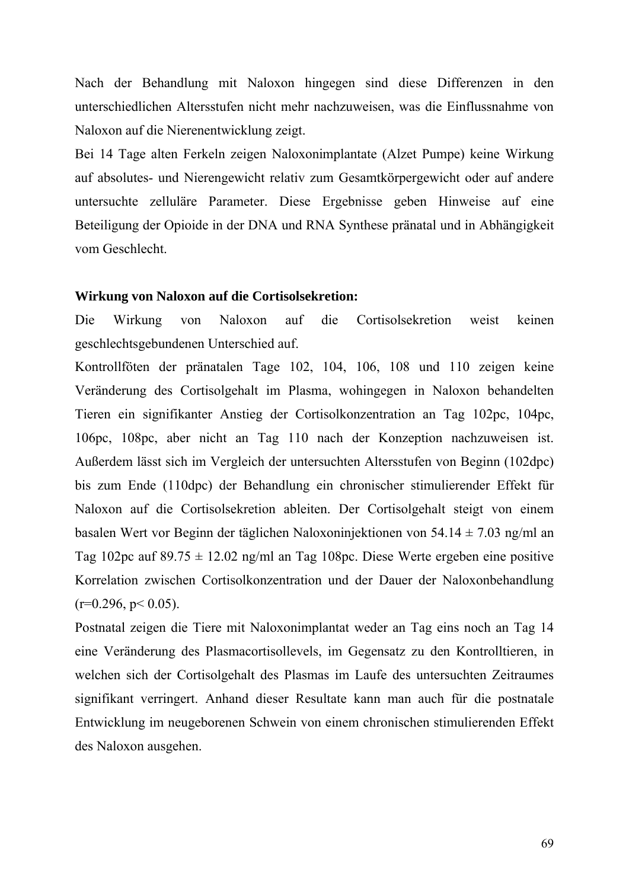Nach der Behandlung mit Naloxon hingegen sind diese Differenzen in den unterschiedlichen Altersstufen nicht mehr nachzuweisen, was die Einflussnahme von Naloxon auf die Nierenentwicklung zeigt.

Bei 14 Tage alten Ferkeln zeigen Naloxonimplantate (Alzet Pumpe) keine Wirkung auf absolutes- und Nierengewicht relativ zum Gesamtkörpergewicht oder auf andere untersuchte zelluläre Parameter. Diese Ergebnisse geben Hinweise auf eine Beteiligung der Opioide in der DNA und RNA Synthese pränatal und in Abhängigkeit vom Geschlecht.

**Wirkung von Naloxon auf die Cortisolsekretion:**

Die Wirkung von Naloxon auf die Cortisolsekretion weist keinen geschlechtsgebundenen Unterschied auf.

Kontrollföten der pränatalen Tage 102, 104, 106, 108 und 110 zeigen keine Veränderung des Cortisolgehalt im Plasma, wohingegen in Naloxon behandelten Tieren ein signifikanter Anstieg der Cortisolkonzentration an Tag 102pc, 104pc, 106pc, 108pc, aber nicht an Tag 110 nach der Konzeption nachzuweisen ist. Außerdem lässt sich im Vergleich der untersuchten Altersstufen von Beginn (102dpc) bis zum Ende (110dpc) der Behandlung ein chronischer stimulierender Effekt für Naloxon auf die Cortisolsekretion ableiten. Der Cortisolgehalt steigt von einem basalen Wert vor Beginn der täglichen Naloxoninjektionen von $54.14 \pm 7.03$ ng/ml an Tag 102pc auf $89.75 \pm 12.02$ ng/ml an Tag 108pc. Diese Werte ergeben eine positive Korrelation zwischen Cortisolkonzentration und der Dauer der Naloxonbehandlung ($r=0.296$, $p< 0.05$).

Postnatal zeigen die Tiere mit Naloxonimplantat weder an Tag eins noch an Tag 14 eine Veränderung des Plasmacortisollevels, im Gegensatz zu den Kontrolltieren, in welchen sich der Cortisolgehalt des Plasmas im Laufe des untersuchten Zeitraumes signifikant verringert. Anhand dieser Resultate kann man auch für die postnatale Entwicklung im neugeborenen Schwein von einem chronischen stimulierenden Effekt des Naloxon ausgehen.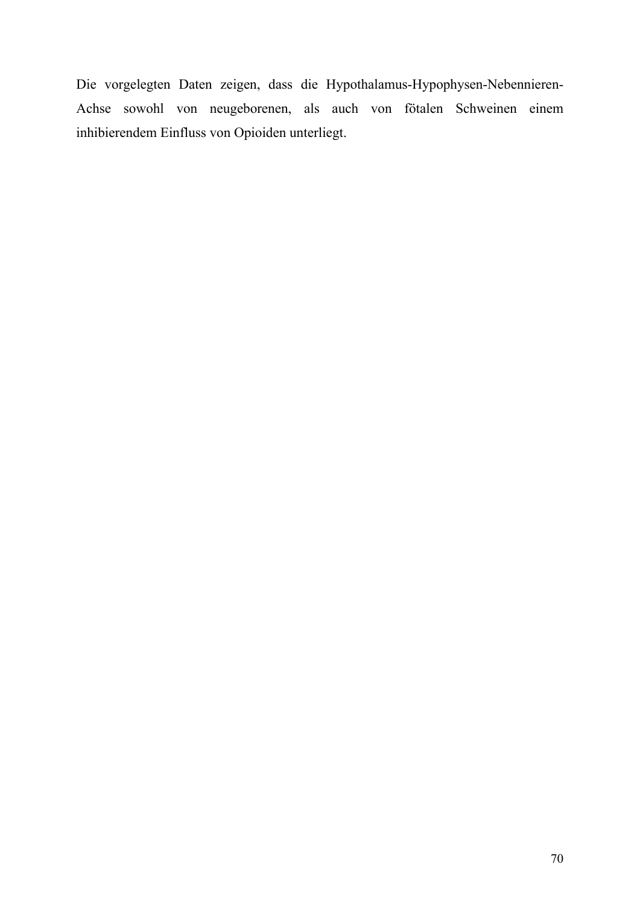Die vorgelegten Daten zeigen, dass die Hypothalamus-Hypophysen-Nebennieren-Achse sowohl von neugeborenen, als auch von fötalen Schweinen einem inhibierendem Einfluss von Opioiden unterliegt.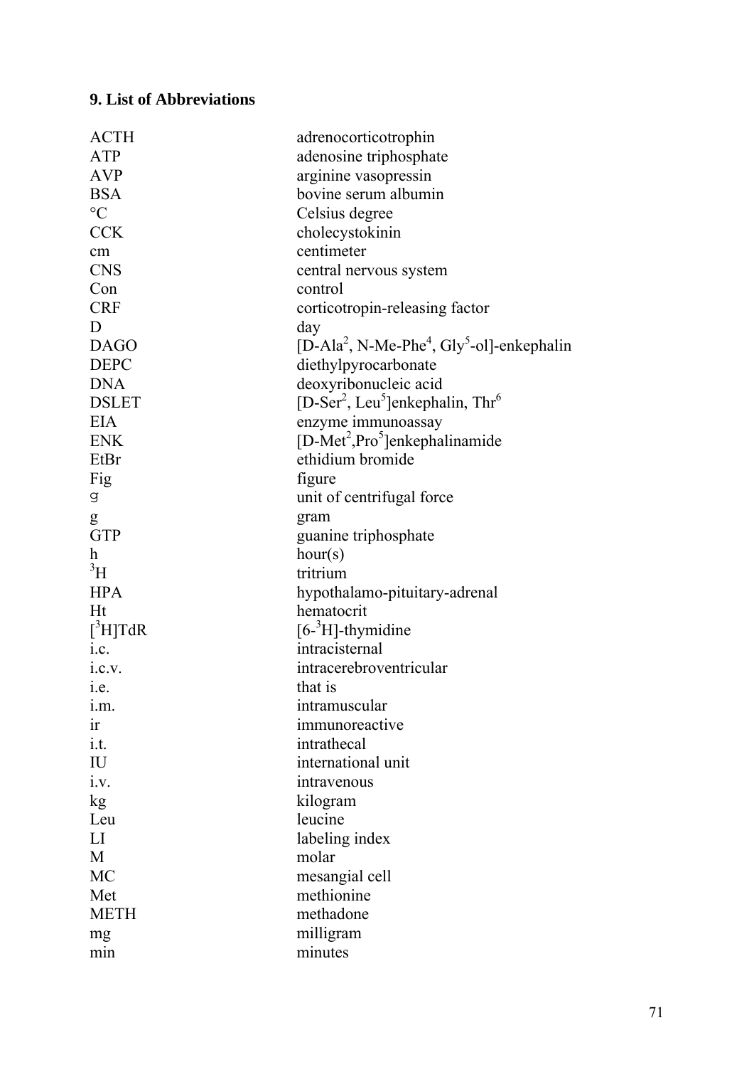## 9. List of Abbreviations

| | |
|---|---|
| ACTH | adrenocorticotrophin |
| ATP | adenosine triphosphate |
| AVP | arginine vasopressin |
| BSA | bovine serum albumin |
| °C | Celsius degree |
| CCK | cholecystokinin |
| cm | centimeter |
| CNS | central nervous system |
| Con | control |
| CRF | corticotropin-releasing factor |
| D | day |
| DAGO | [D-Ala$^2$, N-Me-Phe$^4$, Gly$^5$-ol]-enkephalin |
| DEPC | diethylpyrocarbonate |
| DNA | deoxyribonucleic acid |
| DSLET | [D-Ser$^2$, Leu$^5$]enkephalin, Thr$^6$ |
| EIA | enzyme immunoassay |
| ENK | [D-Met$^2$,Pro$^5$]enkephalinamide |
| EtBr | ethidium bromide |
| Fig | figure |
| g | unit of centrifugal force |
| g | gram |
| GTP | guanine triphosphate |
| h | hour(s) |
| $^3$H | tritium |
| HPA | hypothalamo-pituitary-adrenal |
| Ht | hematocrit |
| [$^3$H]TdR | [6-$^3$H]-thymidine |
| i.c. | intracisternal |
| i.c.v. | intracerebroventricular |
| i.e. | that is |
| i.m. | intramuscular |
| ir | immunoreactive |
| i.t. | intrathecal |
| IU | international unit |
| i.v. | intravenous |
| kg | kilogram |
| Leu | leucine |
| LI | labeling index |
| M | molar |
| MC | mesangial cell |
| Met | methionine |
| METH | methadone |
| mg | milligram |
| min | minutes |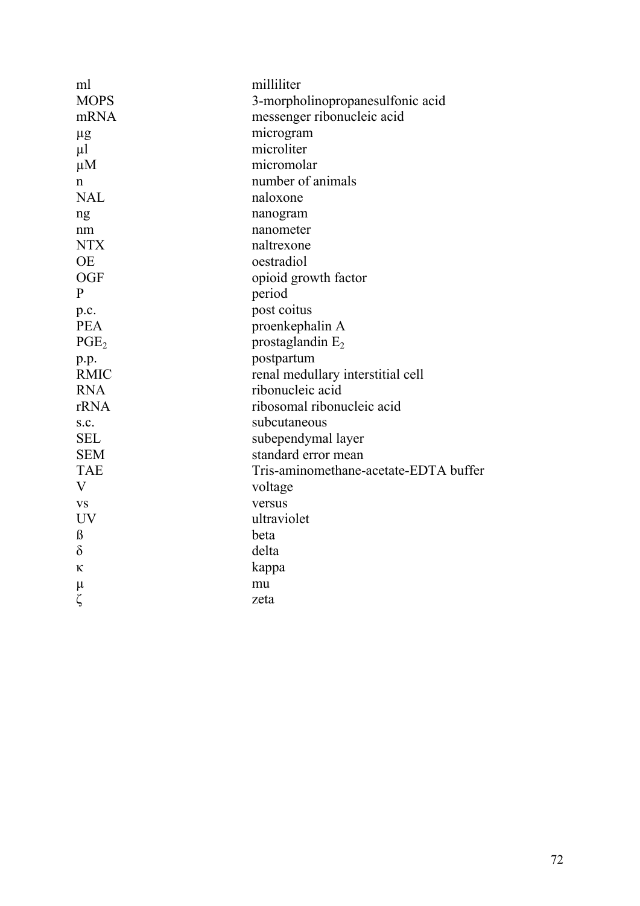| | |
|---|---|
| ml | milliliter |
| MOPS | 3-morpholinopropanesulfonic acid |
| mRNA | messenger ribonucleic acid |
| µg | microgram |
| µl | microliter |
| µM | micromolar |
| n | number of animals |
| NAL | naloxone |
| ng | nanogram |
| nm | nanometer |
| NTX | naltrexone |
| OE | oestradiol |
| OGF | opioid growth factor |
| P | period |
| p.c. | post coitus |
| PEA | proenkephalin A |
| $PGE_2$ | prostaglandin $E_2$ |
| p.p. | postpartum |
| RMIC | renal medullary interstitial cell |
| RNA | ribonucleic acid |
| rRNA | ribosomal ribonucleic acid |
| s.c. | subcutaneous |
| SEL | subependymal layer |
| SEM | standard error mean |
| TAE | Tris-aminomethane-acetate-EDTA buffer |
| V | voltage |
| vs | versus |
| UV | ultraviolet |
| ß | beta |
| δ | delta |
| κ | kappa |
| µ | mu |
| ζ | zeta |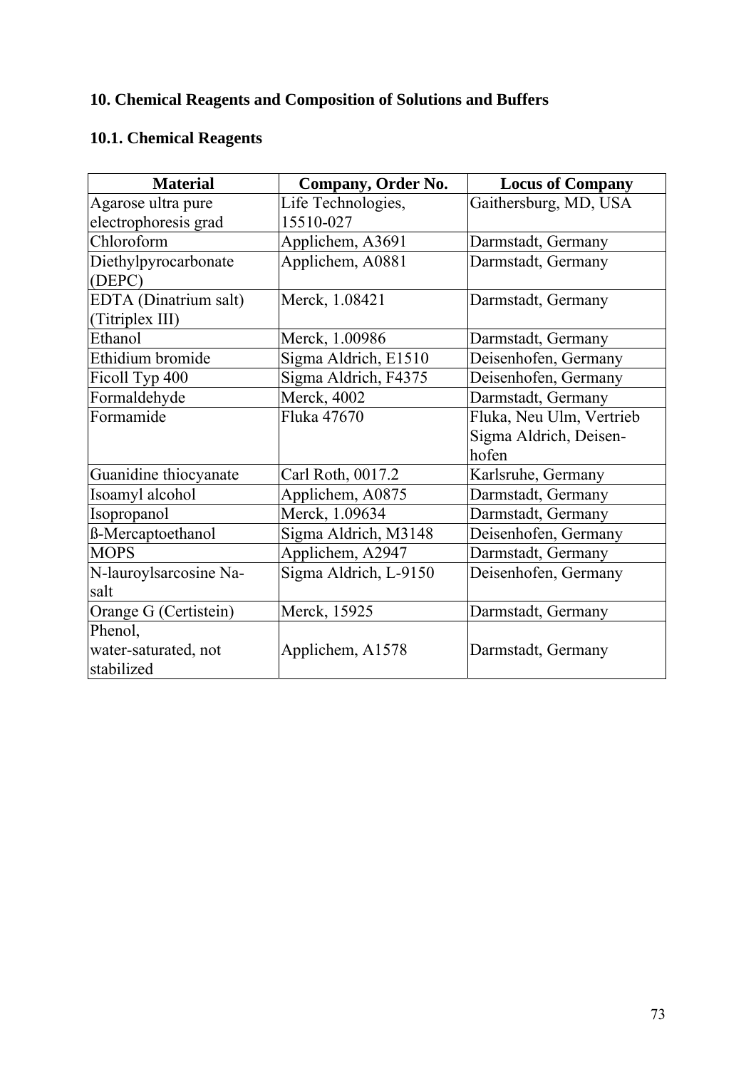## 10. Chemical Reagents and Composition of Solutions and Buffers

### 10.1. Chemical Reagents

| Material | Company, Order No. | Locus of Company |
|---|---|---|
| Agarose ultra pure electrophoresis grad | Life Technologies, 15510-027 | Gaithersburg, MD, USA |
| Chloroform | Applichem, A3691 | Darmstadt, Germany |
| Diethylpyrocarbonate (DEPC) | Applichem, A0881 | Darmstadt, Germany |
| EDTA (Dinatrium salt) (Titriplex III) | Merck, 1.08421 | Darmstadt, Germany |
| Ethanol | Merck, 1.00986 | Darmstadt, Germany |
| Ethidium bromide | Sigma Aldrich, E1510 | Deisenhofen, Germany |
| Ficoll Typ 400 | Sigma Aldrich, F4375 | Deisenhofen, Germany |
| Formaldehyde | Merck, 4002 | Darmstadt, Germany |
| Formamide | Fluka 47670 | Fluka, Neu Ulm, Vertrieb Sigma Aldrich, Deisen-hofen |
| Guanidine thiocyanate | Carl Roth, 0017.2 | Karlsruhe, Germany |
| Isoamyl alcohol | Applichem, A0875 | Darmstadt, Germany |
| Isopropanol | Merck, 1.09634 | Darmstadt, Germany |
| ß-Mercaptoethanol | Sigma Aldrich, M3148 | Deisenhofen, Germany |
| MOPS | Applichem, A2947 | Darmstadt, Germany |
| N-lauroylsarcosine Na-salt | Sigma Aldrich, L-9150 | Deisenhofen, Germany |
| Orange G (Certistein) | Merck, 15925 | Darmstadt, Germany |
| Phenol, water-saturated, not stabilized | Applichem, A1578 | Darmstadt, Germany |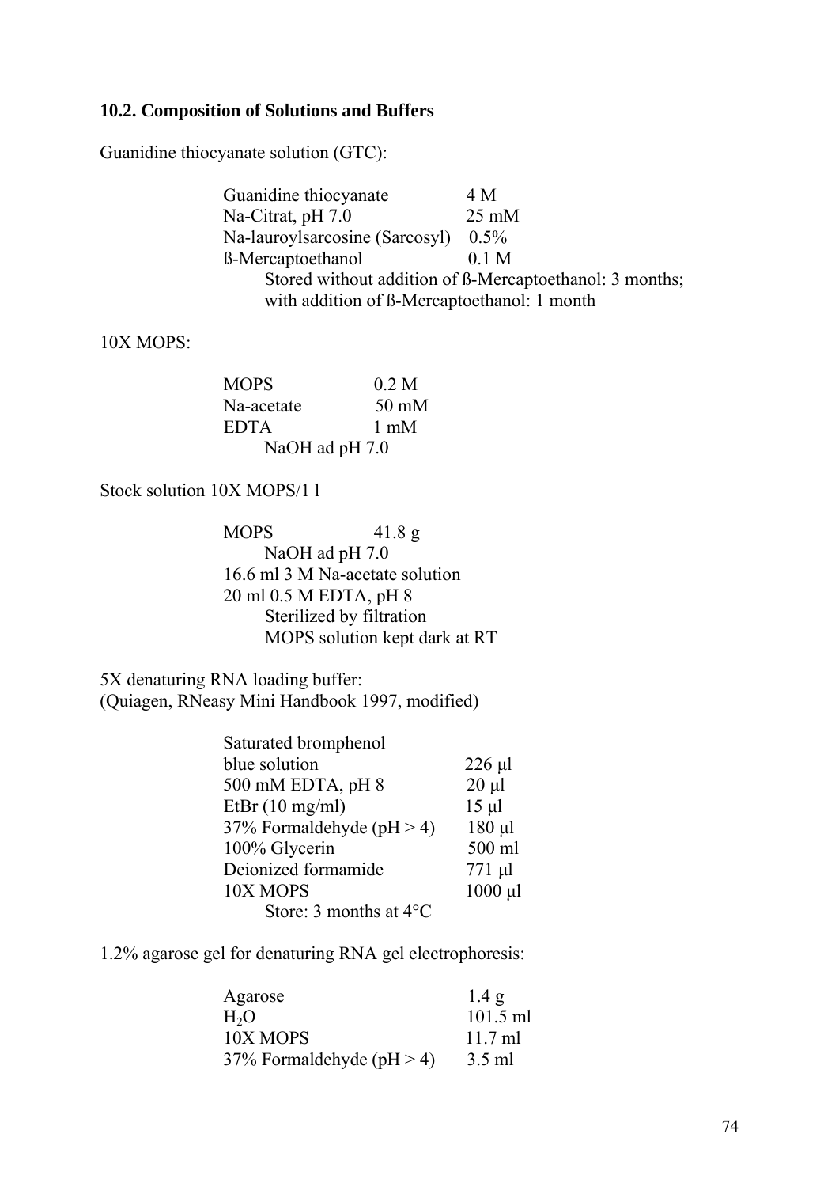### 10.2. Composition of Solutions and Buffers

Guanidine thiocyanate solution (GTC):

| | |
|---|---|
| Guanidine thiocyanate | 4 M |
| Na-Citrat, pH 7.0 | 25 mM |
| Na-lauroylsarcosine (Sarcosyl) | 0.5% |
| ß-Mercaptoethanol | 0.1 M |

Stored without addition of ß-Mercaptoethanol: 3 months;
with addition of ß-Mercaptoethanol: 1 month

10X MOPS:

| | |
|---|---|
| MOPS | 0.2 M |
| Na-acetate | 50 mM |
| EDTA | 1 mM |

NaOH ad pH 7.0

Stock solution 10X MOPS/1 l

MOPS 41.8 g
NaOH ad pH 7.0
16.6 ml 3 M Na-acetate solution
20 ml 0.5 M EDTA, pH 8
Sterilized by filtration
MOPS solution kept dark at RT

5X denaturing RNA loading buffer:
(Quiagen, RNeasy Mini Handbook 1997, modified)

| | |
|---|---|
| Saturated bromphenol blue solution | 226 µl |
| 500 mM EDTA, pH 8 | 20 µl |
| EtBr (10 mg/ml) | 15 µl |
| 37% Formaldehyde (pH > 4) | 180 µl |
| 100% Glycerin | 500 ml |
| Deionized formamide | 771 µl |
| 10X MOPS | 1000 µl |

Store: 3 months at 4°C

1.2% agarose gel for denaturing RNA gel electrophoresis:

| | |
|---|---|
| Agarose | 1.4 g |
| $H_2O$ | 101.5 ml |
| 10X MOPS | 11.7 ml |
| 37% Formaldehyde (pH > 4) | 3.5 ml |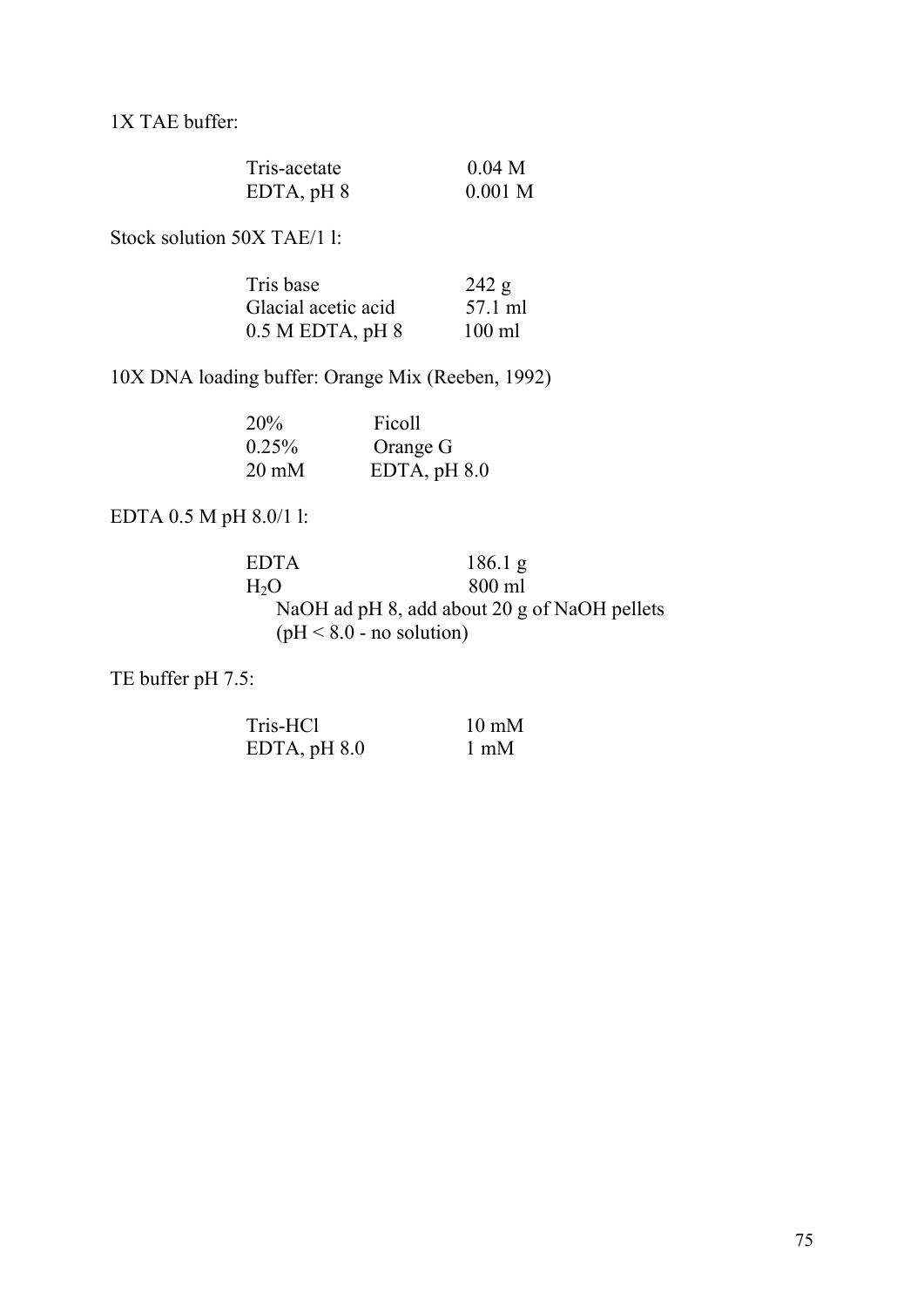1X TAE buffer:

| | |
|---|---|
| Tris-acetate | 0.04 M |
| EDTA, pH 8 | 0.001 M |

Stock solution 50X TAE/1 l:

| | |
|---|---|
| Tris base | 242 g |
| Glacial acetic acid | 57.1 ml |
| 0.5 M EDTA, pH 8 | 100 ml |

10X DNA loading buffer: Orange Mix (Reeben, 1992)

| | |
|---|---|
| 20% | Ficoll |
| 0.25% | Orange G |
| 20 mM | EDTA, pH 8.0 |

EDTA 0.5 M pH 8.0/1 l:

| | |
|---|---|
| EDTA | 186.1 g |
| $H_2O$ | 800 ml |

NaOH ad pH 8, add about 20 g of NaOH pellets
($pH < 8.0$ - no solution)

TE buffer pH 7.5:

| | |
|---|---|
| Tris-HCl | 10 mM |
| EDTA, pH 8.0 | 1 mM |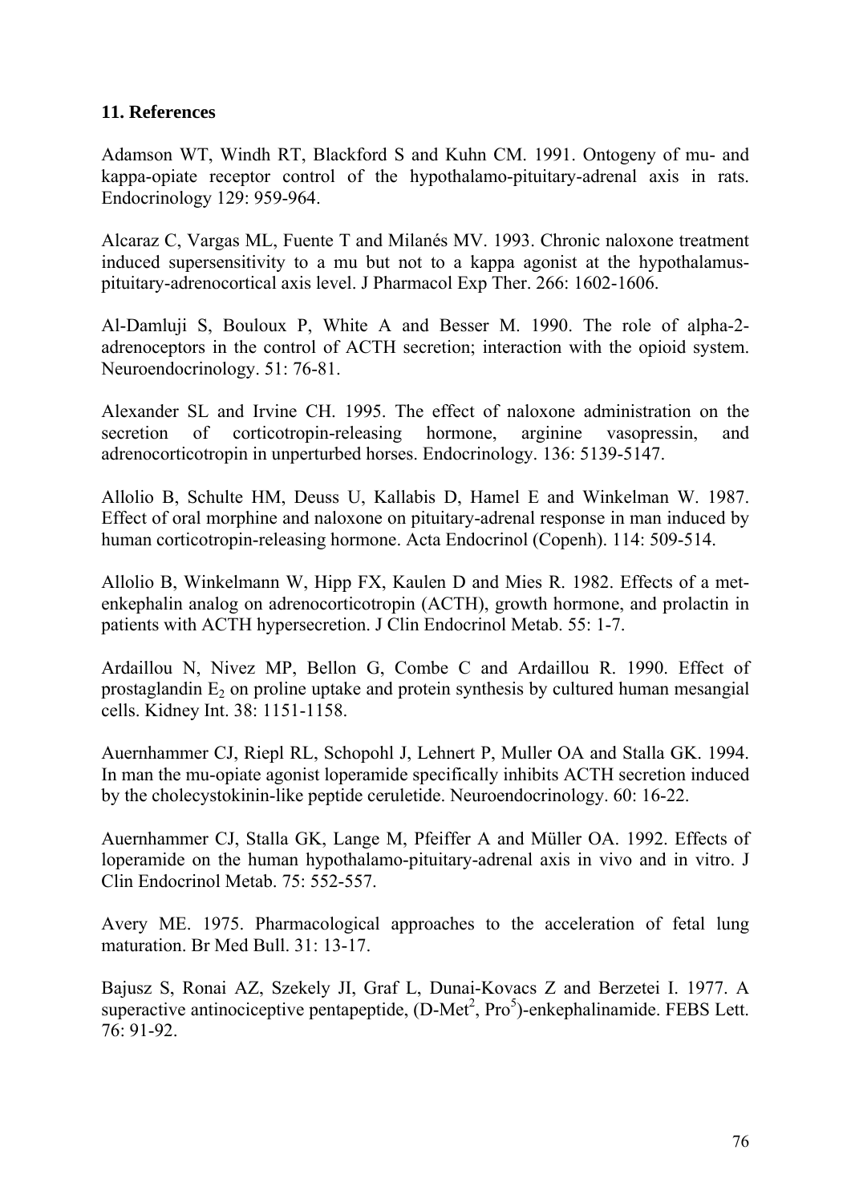## 11. References

Adamson WT, Windh RT, Blackford S and Kuhn CM. 1991. Ontogeny of mu- and kappa-opiate receptor control of the hypothalamo-pituitary-adrenal axis in rats. Endocrinology 129: 959-964.

Alcaraz C, Vargas ML, Fuente T and Milanés MV. 1993. Chronic naloxone treatment induced supersensitivity to a mu but not to a kappa agonist at the hypothalamus-pituitary-adrenocortical axis level. J Pharmacol Exp Ther. 266: 1602-1606.

Al-Damluji S, Bouloux P, White A and Besser M. 1990. The role of alpha-2-adrenoceptors in the control of ACTH secretion; interaction with the opioid system. Neuroendocrinology. 51: 76-81.

Alexander SL and Irvine CH. 1995. The effect of naloxone administration on the secretion of corticotropin-releasing hormone, arginine vasopressin, and adrenocorticotropin in unperturbed horses. Endocrinology. 136: 5139-5147.

Allolio B, Schulte HM, Deuss U, Kallabis D, Hamel E and Winkelman W. 1987. Effect of oral morphine and naloxone on pituitary-adrenal response in man induced by human corticotropin-releasing hormone. Acta Endocrinol (Copenh). 114: 509-514.

Allolio B, Winkelmann W, Hipp FX, Kaulen D and Mies R. 1982. Effects of a met-enkephalin analog on adrenocorticotropin (ACTH), growth hormone, and prolactin in patients with ACTH hypersecretion. J Clin Endocrinol Metab. 55: 1-7.

Ardaillou N, Nivez MP, Bellon G, Combe C and Ardaillou R. 1990. Effect of prostaglandin $E_2$ on proline uptake and protein synthesis by cultured human mesangial cells. Kidney Int. 38: 1151-1158.

Auernhammer CJ, Riepl RL, Schopohl J, Lehnert P, Muller OA and Stalla GK. 1994. In man the mu-opiate agonist loperamide specifically inhibits ACTH secretion induced by the cholecystokinin-like peptide ceruletide. Neuroendocrinology. 60: 16-22.

Auernhammer CJ, Stalla GK, Lange M, Pfeiffer A and Müller OA. 1992. Effects of loperamide on the human hypothalamo-pituitary-adrenal axis in vivo and in vitro. J Clin Endocrinol Metab. 75: 552-557.

Avery ME. 1975. Pharmacological approaches to the acceleration of fetal lung maturation. Br Med Bull. 31: 13-17.

Bajusz S, Ronai AZ, Szekely JI, Graf L, Dunai-Kovacs Z and Berzetei I. 1977. A superactive antinociceptive pentapeptide, (D-Met$^2$, Pro$^5$)-enkephalinamide. FEBS Lett. 76: 91-92.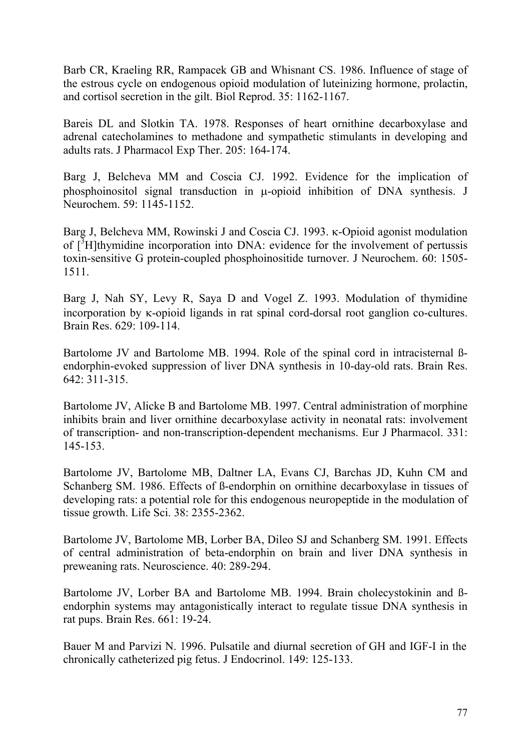Barb CR, Kraeling RR, Rampacek GB and Whisnant CS. 1986. Influence of stage of the estrous cycle on endogenous opioid modulation of luteinizing hormone, prolactin, and cortisol secretion in the gilt. Biol Reprod. 35: 1162-1167.

Bareis DL and Slotkin TA. 1978. Responses of heart ornithine decarboxylase and adrenal catecholamines to methadone and sympathetic stimulants in developing and adults rats. J Pharmacol Exp Ther. 205: 164-174.

Barg J, Belcheva MM and Coscia CJ. 1992. Evidence for the implication of phosphoinositol signal transduction in μ-opioid inhibition of DNA synthesis. J Neurochem. 59: 1145-1152.

Barg J, Belcheva MM, Rowinski J and Coscia CJ. 1993. κ-Opioid agonist modulation of [$^{3}$H]thymidine incorporation into DNA: evidence for the involvement of pertussis toxin-sensitive G protein-coupled phosphoinositide turnover. J Neurochem. 60: 1505-1511.

Barg J, Nah SY, Levy R, Saya D and Vogel Z. 1993. Modulation of thymidine incorporation by κ-opioid ligands in rat spinal cord-dorsal root ganglion co-cultures. Brain Res. 629: 109-114.

Bartolome JV and Bartolome MB. 1994. Role of the spinal cord in intracisternal ß-endorphin-evoked suppression of liver DNA synthesis in 10-day-old rats. Brain Res. 642: 311-315.

Bartolome JV, Alicke B and Bartolome MB. 1997. Central administration of morphine inhibits brain and liver ornithine decarboxylase activity in neonatal rats: involvement of transcription- and non-transcription-dependent mechanisms. Eur J Pharmacol. 331: 145-153.

Bartolome JV, Bartolome MB, Daltner LA, Evans CJ, Barchas JD, Kuhn CM and Schanberg SM. 1986. Effects of ß-endorphin on ornithine decarboxylase in tissues of developing rats: a potential role for this endogenous neuropeptide in the modulation of tissue growth. Life Sci. 38: 2355-2362.

Bartolome JV, Bartolome MB, Lorber BA, Dileo SJ and Schanberg SM. 1991. Effects of central administration of beta-endorphin on brain and liver DNA synthesis in preweaning rats. Neuroscience. 40: 289-294.

Bartolome JV, Lorber BA and Bartolome MB. 1994. Brain cholecystokinin and ß-endorphin systems may antagonistically interact to regulate tissue DNA synthesis in rat pups. Brain Res. 661: 19-24.

Bauer M and Parvizi N. 1996. Pulsatile and diurnal secretion of GH and IGF-I in the chronically catheterized pig fetus. J Endocrinol. 149: 125-133.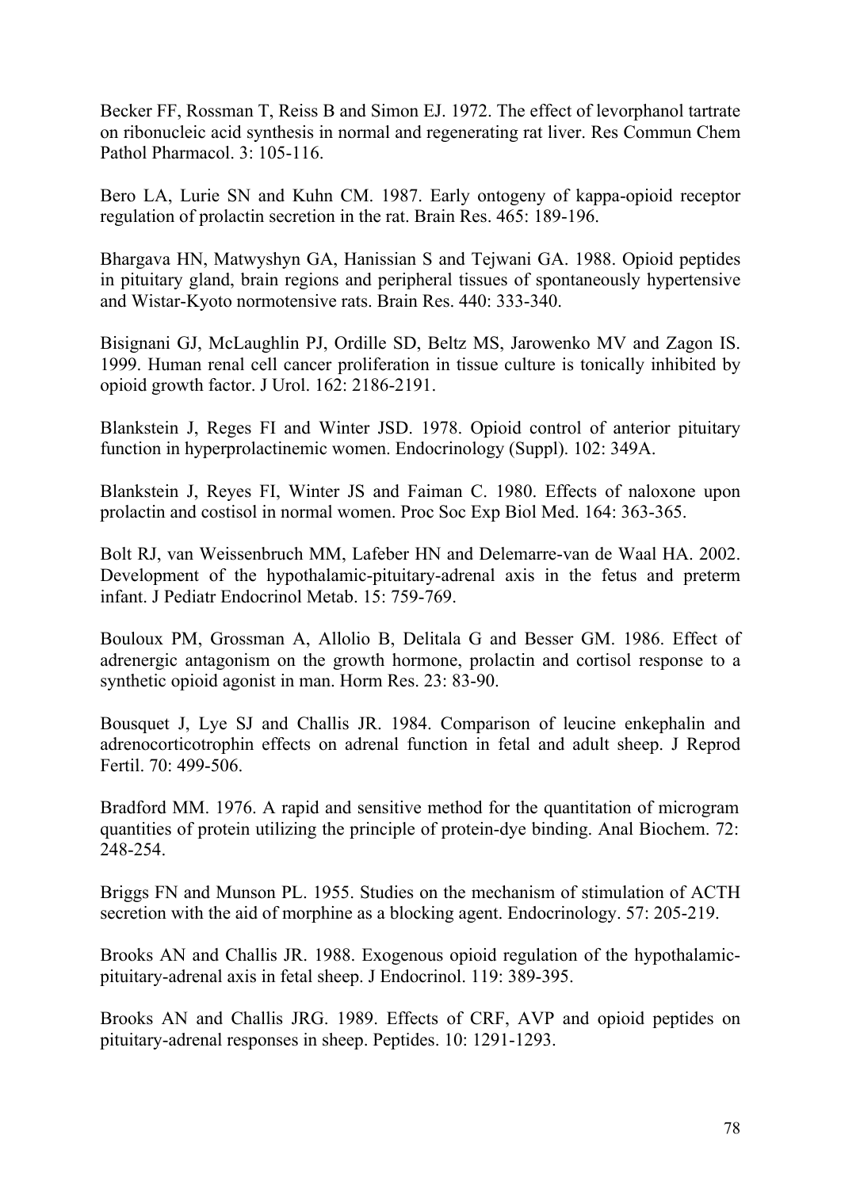Becker FF, Rossman T, Reiss B and Simon EJ. 1972. The effect of levorphanol tartrate on ribonucleic acid synthesis in normal and regenerating rat liver. Res Commun Chem Pathol Pharmacol. 3: 105-116.

Bero LA, Lurie SN and Kuhn CM. 1987. Early ontogeny of kappa-opioid receptor regulation of prolactin secretion in the rat. Brain Res. 465: 189-196.

Bhargava HN, Matwyshyn GA, Hanissian S and Tejwani GA. 1988. Opioid peptides in pituitary gland, brain regions and peripheral tissues of spontaneously hypertensive and Wistar-Kyoto normotensive rats. Brain Res. 440: 333-340.

Bisignani GJ, McLaughlin PJ, Ordille SD, Beltz MS, Jarowenko MV and Zagon IS. 1999. Human renal cell cancer proliferation in tissue culture is tonically inhibited by opioid growth factor. J Urol. 162: 2186-2191.

Blankstein J, Reges FI and Winter JSD. 1978. Opioid control of anterior pituitary function in hyperprolactinemic women. Endocrinology (Suppl). 102: 349A.

Blankstein J, Reyes FI, Winter JS and Faiman C. 1980. Effects of naloxone upon prolactin and costisol in normal women. Proc Soc Exp Biol Med. 164: 363-365.

Bolt RJ, van Weissenbruch MM, Lafeber HN and Delemarre-van de Waal HA. 2002. Development of the hypothalamic-pituitary-adrenal axis in the fetus and preterm infant. J Pediatr Endocrinol Metab. 15: 759-769.

Bouloux PM, Grossman A, Allolio B, Delitala G and Besser GM. 1986. Effect of adrenergic antagonism on the growth hormone, prolactin and cortisol response to a synthetic opioid agonist in man. Horm Res. 23: 83-90.

Bousquet J, Lye SJ and Challis JR. 1984. Comparison of leucine enkephalin and adrenocorticotrophin effects on adrenal function in fetal and adult sheep. J Reprod Fertil. 70: 499-506.

Bradford MM. 1976. A rapid and sensitive method for the quantitation of microgram quantities of protein utilizing the principle of protein-dye binding. Anal Biochem. 72: 248-254.

Briggs FN and Munson PL. 1955. Studies on the mechanism of stimulation of ACTH secretion with the aid of morphine as a blocking agent. Endocrinology. 57: 205-219.

Brooks AN and Challis JR. 1988. Exogenous opioid regulation of the hypothalamic-pituitary-adrenal axis in fetal sheep. J Endocrinol. 119: 389-395.

Brooks AN and Challis JRG. 1989. Effects of CRF, AVP and opioid peptides on pituitary-adrenal responses in sheep. Peptides. 10: 1291-1293.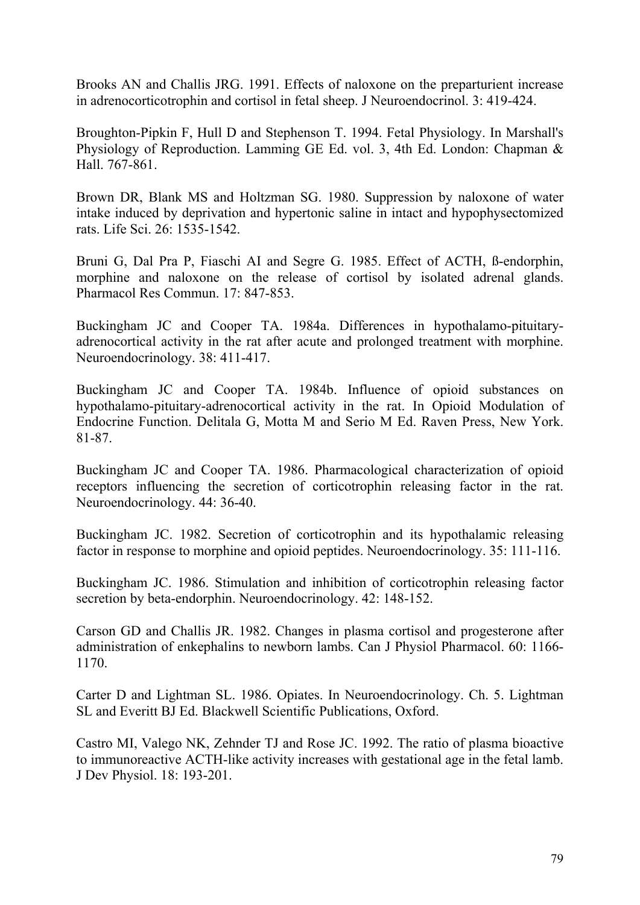Brooks AN and Challis JRG. 1991. Effects of naloxone on the preparturient increase in adrenocorticotrophin and cortisol in fetal sheep. J Neuroendocrinol. 3: 419-424.

Broughton-Pipkin F, Hull D and Stephenson T. 1994. Fetal Physiology. In Marshall's Physiology of Reproduction. Lamming GE Ed. vol. 3, 4th Ed. London: Chapman & Hall. 767-861.

Brown DR, Blank MS and Holtzman SG. 1980. Suppression by naloxone of water intake induced by deprivation and hypertonic saline in intact and hypophysectomized rats. Life Sci. 26: 1535-1542.

Bruni G, Dal Pra P, Fiaschi AI and Segre G. 1985. Effect of ACTH, ß-endorphin, morphine and naloxone on the release of cortisol by isolated adrenal glands. Pharmacol Res Commun. 17: 847-853.

Buckingham JC and Cooper TA. 1984a. Differences in hypothalamo-pituitary-adrenocortical activity in the rat after acute and prolonged treatment with morphine. Neuroendocrinology. 38: 411-417.

Buckingham JC and Cooper TA. 1984b. Influence of opioid substances on hypothalamo-pituitary-adrenocortical activity in the rat. In Opioid Modulation of Endocrine Function. Delitala G, Motta M and Serio M Ed. Raven Press, New York. 81-87.

Buckingham JC and Cooper TA. 1986. Pharmacological characterization of opioid receptors influencing the secretion of corticotrophin releasing factor in the rat. Neuroendocrinology. 44: 36-40.

Buckingham JC. 1982. Secretion of corticotrophin and its hypothalamic releasing factor in response to morphine and opioid peptides. Neuroendocrinology. 35: 111-116.

Buckingham JC. 1986. Stimulation and inhibition of corticotrophin releasing factor secretion by beta-endorphin. Neuroendocrinology. 42: 148-152.

Carson GD and Challis JR. 1982. Changes in plasma cortisol and progesterone after administration of enkephalins to newborn lambs. Can J Physiol Pharmacol. 60: 1166-1170.

Carter D and Lightman SL. 1986. Opiates. In Neuroendocrinology. Ch. 5. Lightman SL and Everitt BJ Ed. Blackwell Scientific Publications, Oxford.

Castro MI, Valego NK, Zehnder TJ and Rose JC. 1992. The ratio of plasma bioactive to immunoreactive ACTH-like activity increases with gestational age in the fetal lamb. J Dev Physiol. 18: 193-201.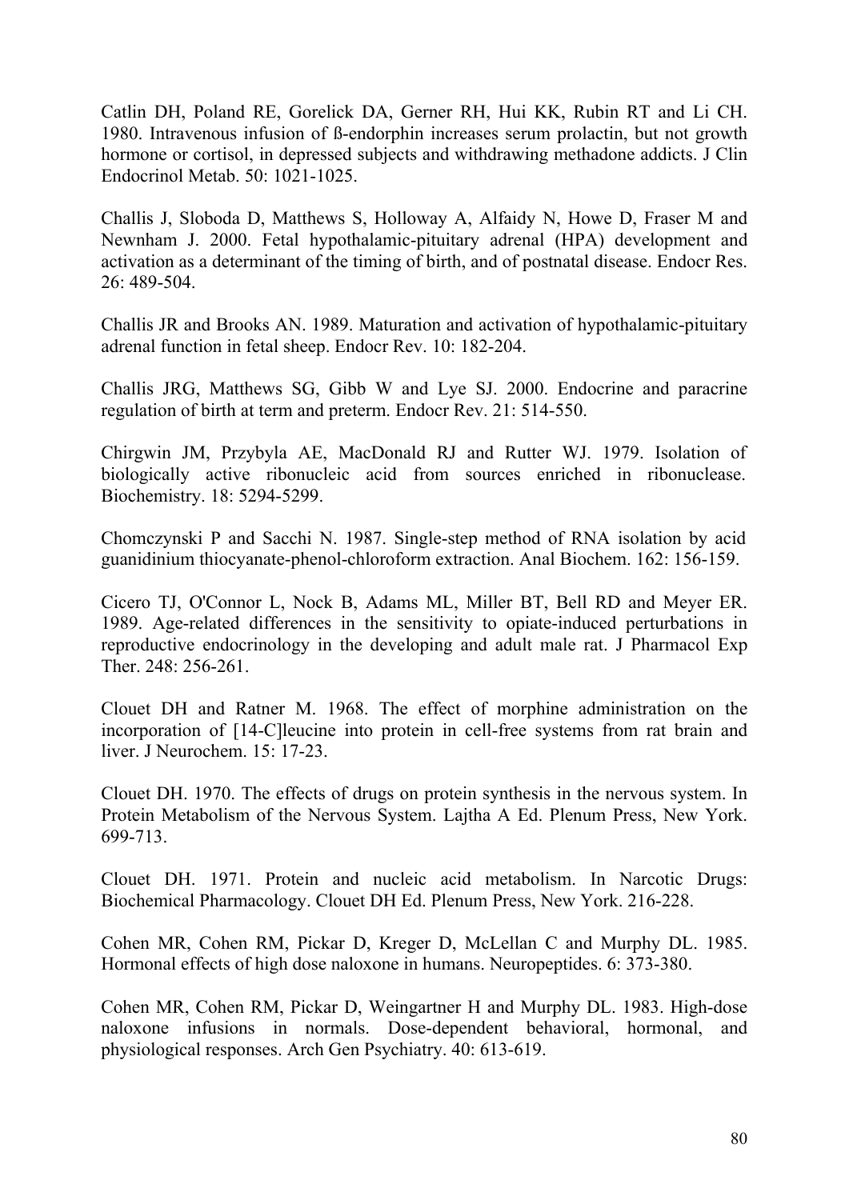Catlin DH, Poland RE, Gorelick DA, Gerner RH, Hui KK, Rubin RT and Li CH. 1980. Intravenous infusion of ß-endorphin increases serum prolactin, but not growth hormone or cortisol, in depressed subjects and withdrawing methadone addicts. J Clin Endocrinol Metab. 50: 1021-1025.

Challis J, Sloboda D, Matthews S, Holloway A, Alfaidy N, Howe D, Fraser M and Newnham J. 2000. Fetal hypothalamic-pituitary adrenal (HPA) development and activation as a determinant of the timing of birth, and of postnatal disease. Endocr Res. 26: 489-504.

Challis JR and Brooks AN. 1989. Maturation and activation of hypothalamic-pituitary adrenal function in fetal sheep. Endocr Rev. 10: 182-204.

Challis JRG, Matthews SG, Gibb W and Lye SJ. 2000. Endocrine and paracrine regulation of birth at term and preterm. Endocr Rev. 21: 514-550.

Chirgwin JM, Przybyla AE, MacDonald RJ and Rutter WJ. 1979. Isolation of biologically active ribonucleic acid from sources enriched in ribonuclease. Biochemistry. 18: 5294-5299.

Chomczynski P and Sacchi N. 1987. Single-step method of RNA isolation by acid guanidinium thiocyanate-phenol-chloroform extraction. Anal Biochem. 162: 156-159.

Cicero TJ, O'Connor L, Nock B, Adams ML, Miller BT, Bell RD and Meyer ER. 1989. Age-related differences in the sensitivity to opiate-induced perturbations in reproductive endocrinology in the developing and adult male rat. J Pharmacol Exp Ther. 248: 256-261.

Clouet DH and Ratner M. 1968. The effect of morphine administration on the incorporation of [14-C]leucine into protein in cell-free systems from rat brain and liver. J Neurochem. 15: 17-23.

Clouet DH. 1970. The effects of drugs on protein synthesis in the nervous system. In Protein Metabolism of the Nervous System. Lajtha A Ed. Plenum Press, New York. 699-713.

Clouet DH. 1971. Protein and nucleic acid metabolism. In Narcotic Drugs: Biochemical Pharmacology. Clouet DH Ed. Plenum Press, New York. 216-228.

Cohen MR, Cohen RM, Pickar D, Kreger D, McLellan C and Murphy DL. 1985. Hormonal effects of high dose naloxone in humans. Neuropeptides. 6: 373-380.

Cohen MR, Cohen RM, Pickar D, Weingartner H and Murphy DL. 1983. High-dose naloxone infusions in normals. Dose-dependent behavioral, hormonal, and physiological responses. Arch Gen Psychiatry. 40: 613-619.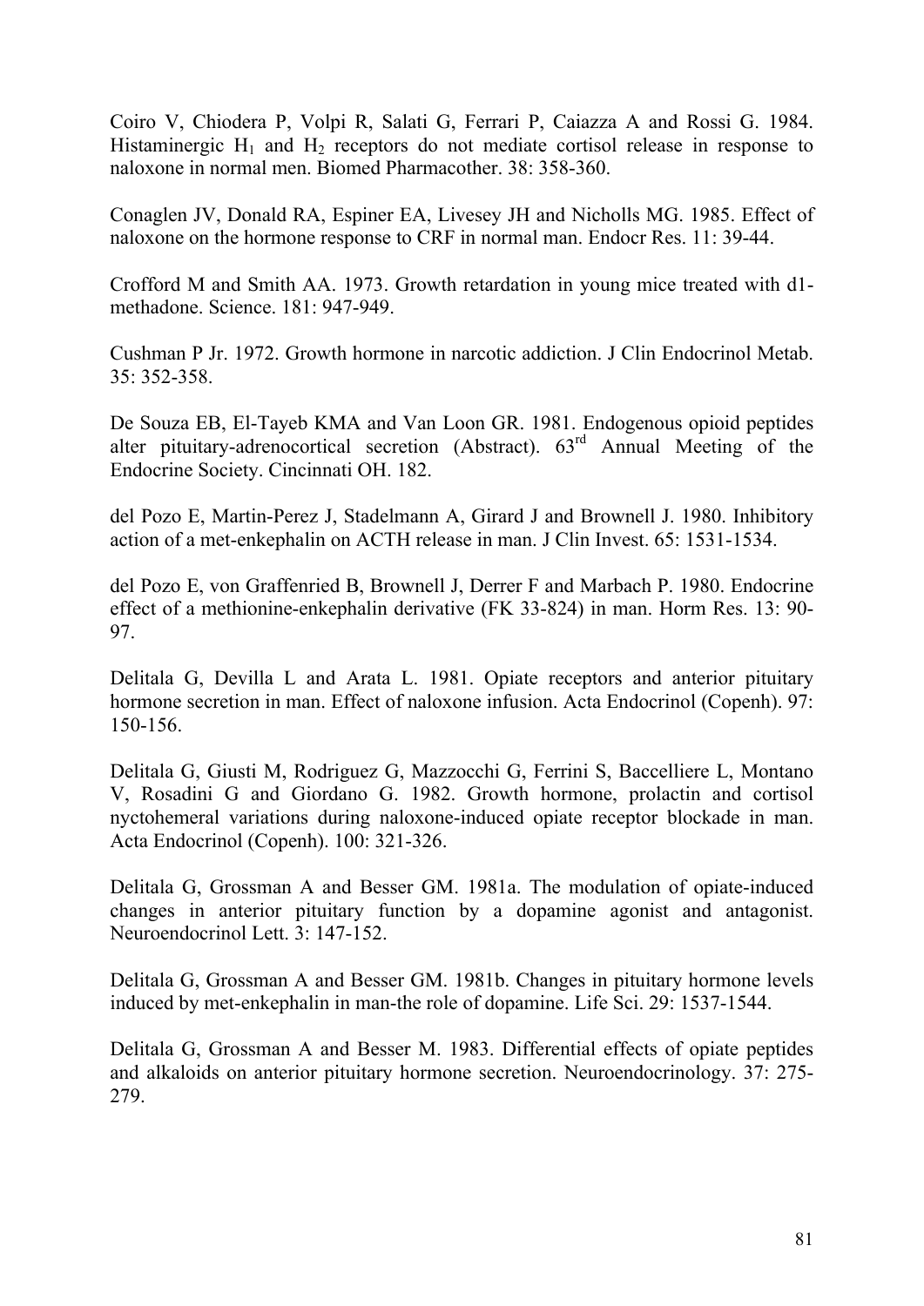Coiro V, Chiodera P, Volpi R, Salati G, Ferrari P, Caiazza A and Rossi G. 1984. Histaminergic $H_1$ and $H_2$ receptors do not mediate cortisol release in response to naloxone in normal men. Biomed Pharmacother. 38: 358-360.

Conaglen JV, Donald RA, Espiner EA, Livesey JH and Nicholls MG. 1985. Effect of naloxone on the hormone response to CRF in normal man. Endocr Res. 11: 39-44.

Crofford M and Smith AA. 1973. Growth retardation in young mice treated with d1-methadone. Science. 181: 947-949.

Cushman P Jr. 1972. Growth hormone in narcotic addiction. J Clin Endocrinol Metab. 35: 352-358.

De Souza EB, El-Tayeb KMA and Van Loon GR. 1981. Endogenous opioid peptides alter pituitary-adrenocortical secretion (Abstract). 63rd Annual Meeting of the Endocrine Society. Cincinnati OH. 182.

del Pozo E, Martin-Perez J, Stadelmann A, Girard J and Brownell J. 1980. Inhibitory action of a met-enkephalin on ACTH release in man. J Clin Invest. 65: 1531-1534.

del Pozo E, von Graffenried B, Brownell J, Derrer F and Marbach P. 1980. Endocrine effect of a methionine-enkephalin derivative (FK 33-824) in man. Horm Res. 13: 90-97.

Delitala G, Devilla L and Arata L. 1981. Opiate receptors and anterior pituitary hormone secretion in man. Effect of naloxone infusion. Acta Endocrinol (Copenh). 97: 150-156.

Delitala G, Giusti M, Rodriguez G, Mazzocchi G, Ferrini S, Baccelliere L, Montano V, Rosadini G and Giordano G. 1982. Growth hormone, prolactin and cortisol nyctohemeral variations during naloxone-induced opiate receptor blockade in man. Acta Endocrinol (Copenh). 100: 321-326.

Delitala G, Grossman A and Besser GM. 1981a. The modulation of opiate-induced changes in anterior pituitary function by a dopamine agonist and antagonist. Neuroendocrinol Lett. 3: 147-152.

Delitala G, Grossman A and Besser GM. 1981b. Changes in pituitary hormone levels induced by met-enkephalin in man-the role of dopamine. Life Sci. 29: 1537-1544.

Delitala G, Grossman A and Besser M. 1983. Differential effects of opiate peptides and alkaloids on anterior pituitary hormone secretion. Neuroendocrinology. 37: 275-279.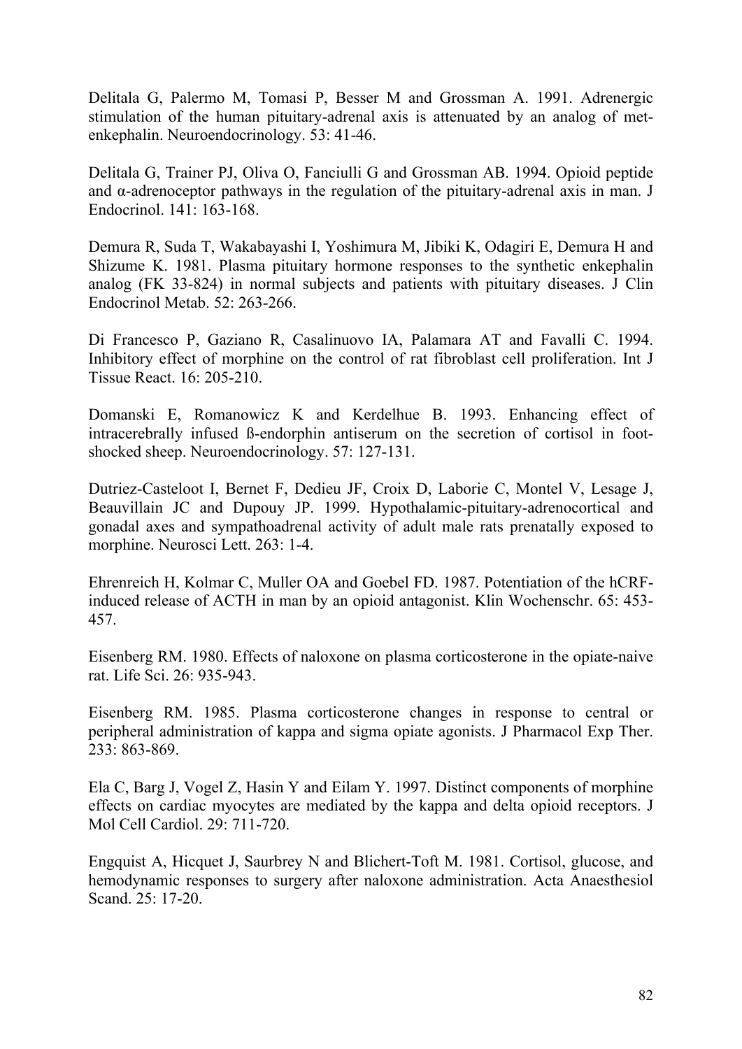Delitala G, Palermo M, Tomasi P, Besser M and Grossman A. 1991. Adrenergic stimulation of the human pituitary-adrenal axis is attenuated by an analog of met-enkephalin. Neuroendocrinology. 53: 41-46.

Delitala G, Trainer PJ, Oliva O, Fanciulli G and Grossman AB. 1994. Opioid peptide and α-adrenoceptor pathways in the regulation of the pituitary-adrenal axis in man. J Endocrinol. 141: 163-168.

Demura R, Suda T, Wakabayashi I, Yoshimura M, Jibiki K, Odagiri E, Demura H and Shizume K. 1981. Plasma pituitary hormone responses to the synthetic enkephalin analog (FK 33-824) in normal subjects and patients with pituitary diseases. J Clin Endocrinol Metab. 52: 263-266.

Di Francesco P, Gaziano R, Casalinuovo IA, Palamara AT and Favalli C. 1994. Inhibitory effect of morphine on the control of rat fibroblast cell proliferation. Int J Tissue React. 16: 205-210.

Domanski E, Romanowicz K and Kerdelhue B. 1993. Enhancing effect of intracerebrally infused ß-endorphin antiserum on the secretion of cortisol in foot-shocked sheep. Neuroendocrinology. 57: 127-131.

Dutriez-Casteloot I, Bernet F, Dedieu JF, Croix D, Laborie C, Montel V, Lesage J, Beauvillain JC and Dupouy JP. 1999. Hypothalamic-pituitary-adrenocortical and gonadal axes and sympathoadrenal activity of adult male rats prenatally exposed to morphine. Neurosci Lett. 263: 1-4.

Ehrenreich H, Kolmar C, Muller OA and Goebel FD. 1987. Potentiation of the hCRF-induced release of ACTH in man by an opioid antagonist. Klin Wochenschr. 65: 453-457.

Eisenberg RM. 1980. Effects of naloxone on plasma corticosterone in the opiate-naive rat. Life Sci. 26: 935-943.

Eisenberg RM. 1985. Plasma corticosterone changes in response to central or peripheral administration of kappa and sigma opiate agonists. J Pharmacol Exp Ther. 233: 863-869.

Ela C, Barg J, Vogel Z, Hasin Y and Eilam Y. 1997. Distinct components of morphine effects on cardiac myocytes are mediated by the kappa and delta opioid receptors. J Mol Cell Cardiol. 29: 711-720.

Engquist A, Hicquet J, Saurbrey N and Blichert-Toft M. 1981. Cortisol, glucose, and hemodynamic responses to surgery after naloxone administration. Acta Anaesthesiol Scand. 25: 17-20.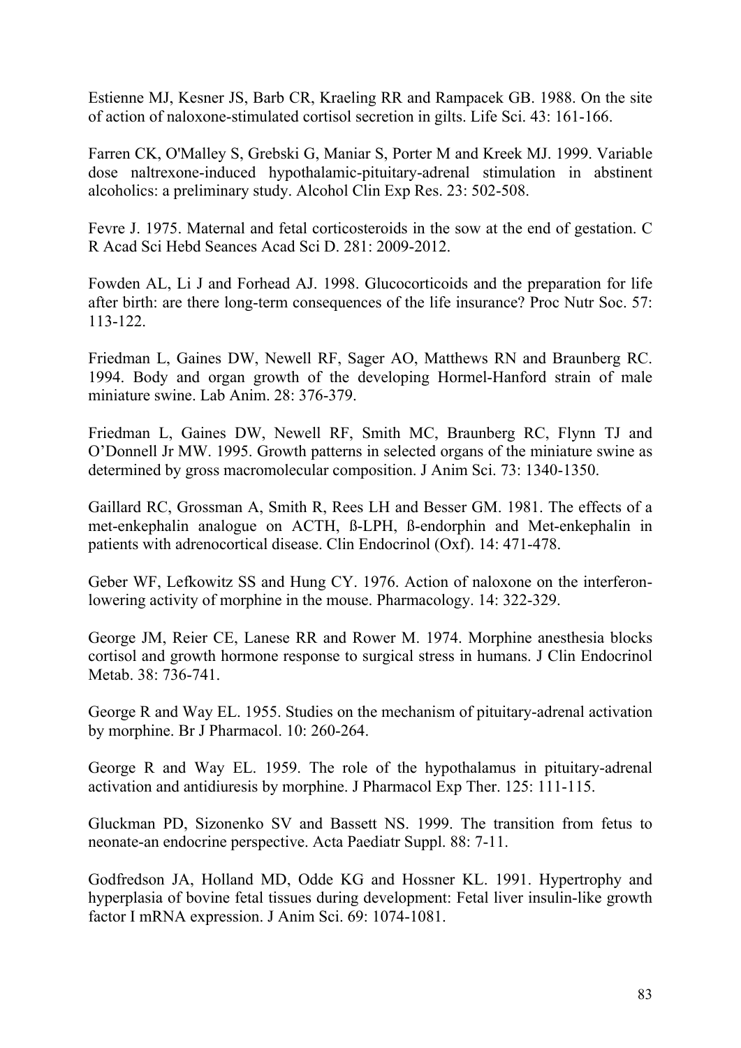Estienne MJ, Kesner JS, Barb CR, Kraeling RR and Rampacek GB. 1988. On the site of action of naloxone-stimulated cortisol secretion in gilts. Life Sci. 43: 161-166.

Farren CK, O'Malley S, Grebski G, Maniar S, Porter M and Kreek MJ. 1999. Variable dose naltrexone-induced hypothalamic-pituitary-adrenal stimulation in abstinent alcoholics: a preliminary study. Alcohol Clin Exp Res. 23: 502-508.

Fevre J. 1975. Maternal and fetal corticosteroids in the sow at the end of gestation. C R Acad Sci Hebd Seances Acad Sci D. 281: 2009-2012.

Fowden AL, Li J and Forhead AJ. 1998. Glucocorticoids and the preparation for life after birth: are there long-term consequences of the life insurance? Proc Nutr Soc. 57: 113-122.

Friedman L, Gaines DW, Newell RF, Sager AO, Matthews RN and Braunberg RC. 1994. Body and organ growth of the developing Hormel-Hanford strain of male miniature swine. Lab Anim. 28: 376-379.

Friedman L, Gaines DW, Newell RF, Smith MC, Braunberg RC, Flynn TJ and O'Donnell Jr MW. 1995. Growth patterns in selected organs of the miniature swine as determined by gross macromolecular composition. J Anim Sci. 73: 1340-1350.

Gaillard RC, Grossman A, Smith R, Rees LH and Besser GM. 1981. The effects of a met-enkephalin analogue on ACTH, ß-LPH, ß-endorphin and Met-enkephalin in patients with adrenocortical disease. Clin Endocrinol (Oxf). 14: 471-478.

Geber WF, Lefkowitz SS and Hung CY. 1976. Action of naloxone on the interferon-lowering activity of morphine in the mouse. Pharmacology. 14: 322-329.

George JM, Reier CE, Lanese RR and Rower M. 1974. Morphine anesthesia blocks cortisol and growth hormone response to surgical stress in humans. J Clin Endocrinol Metab. 38: 736-741.

George R and Way EL. 1955. Studies on the mechanism of pituitary-adrenal activation by morphine. Br J Pharmacol. 10: 260-264.

George R and Way EL. 1959. The role of the hypothalamus in pituitary-adrenal activation and antidiuresis by morphine. J Pharmacol Exp Ther. 125: 111-115.

Gluckman PD, Sizonenko SV and Bassett NS. 1999. The transition from fetus to neonate-an endocrine perspective. Acta Paediatr Suppl. 88: 7-11.

Godfredson JA, Holland MD, Odde KG and Hossner KL. 1991. Hypertrophy and hyperplasia of bovine fetal tissues during development: Fetal liver insulin-like growth factor I mRNA expression. J Anim Sci. 69: 1074-1081.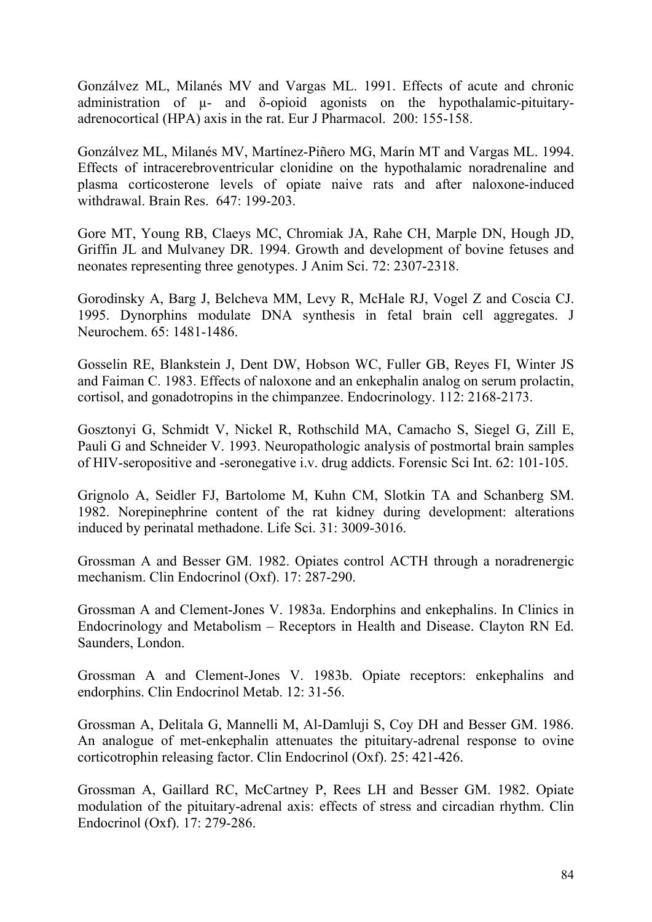Gonzálvez ML, Milanés MV and Vargas ML. 1991. Effects of acute and chronic administration of μ- and δ-opioid agonists on the hypothalamic-pituitary-adrenocortical (HPA) axis in the rat. Eur J Pharmacol. 200: 155-158.

Gonzálvez ML, Milanés MV, Martínez-Piñero MG, Marín MT and Vargas ML. 1994. Effects of intracerebroventricular clonidine on the hypothalamic noradrenaline and plasma corticosterone levels of opiate naive rats and after naloxone-induced withdrawal. Brain Res. 647: 199-203.

Gore MT, Young RB, Claeys MC, Chromiak JA, Rahe CH, Marple DN, Hough JD, Griffin JL and Mulvaney DR. 1994. Growth and development of bovine fetuses and neonates representing three genotypes. J Anim Sci. 72: 2307-2318.

Gorodinsky A, Barg J, Belcheva MM, Levy R, McHale RJ, Vogel Z and Coscia CJ. 1995. Dynorphins modulate DNA synthesis in fetal brain cell aggregates. J Neurochem. 65: 1481-1486.

Gosselin RE, Blankstein J, Dent DW, Hobson WC, Fuller GB, Reyes FI, Winter JS and Faiman C. 1983. Effects of naloxone and an enkephalin analog on serum prolactin, cortisol, and gonadotropins in the chimpanzee. Endocrinology. 112: 2168-2173.

Gosztonyi G, Schmidt V, Nickel R, Rothschild MA, Camacho S, Siegel G, Zill E, Pauli G and Schneider V. 1993. Neuropathologic analysis of postmortal brain samples of HIV-seropositive and -seronegative i.v. drug addicts. Forensic Sci Int. 62: 101-105.

Grignolo A, Seidler FJ, Bartolome M, Kuhn CM, Slotkin TA and Schanberg SM. 1982. Norepinephrine content of the rat kidney during development: alterations induced by perinatal methadone. Life Sci. 31: 3009-3016.

Grossman A and Besser GM. 1982. Opiates control ACTH through a noradrenergic mechanism. Clin Endocrinol (Oxf). 17: 287-290.

Grossman A and Clement-Jones V. 1983a. Endorphins and enkephalins. In Clinics in Endocrinology and Metabolism – Receptors in Health and Disease. Clayton RN Ed. Saunders, London.

Grossman A and Clement-Jones V. 1983b. Opiate receptors: enkephalins and endorphins. Clin Endocrinol Metab. 12: 31-56.

Grossman A, Delitala G, Mannelli M, Al-Damluji S, Coy DH and Besser GM. 1986. An analogue of met-enkephalin attenuates the pituitary-adrenal response to ovine corticotrophin releasing factor. Clin Endocrinol (Oxf). 25: 421-426.

Grossman A, Gaillard RC, McCartney P, Rees LH and Besser GM. 1982. Opiate modulation of the pituitary-adrenal axis: effects of stress and circadian rhythm. Clin Endocrinol (Oxf). 17: 279-286.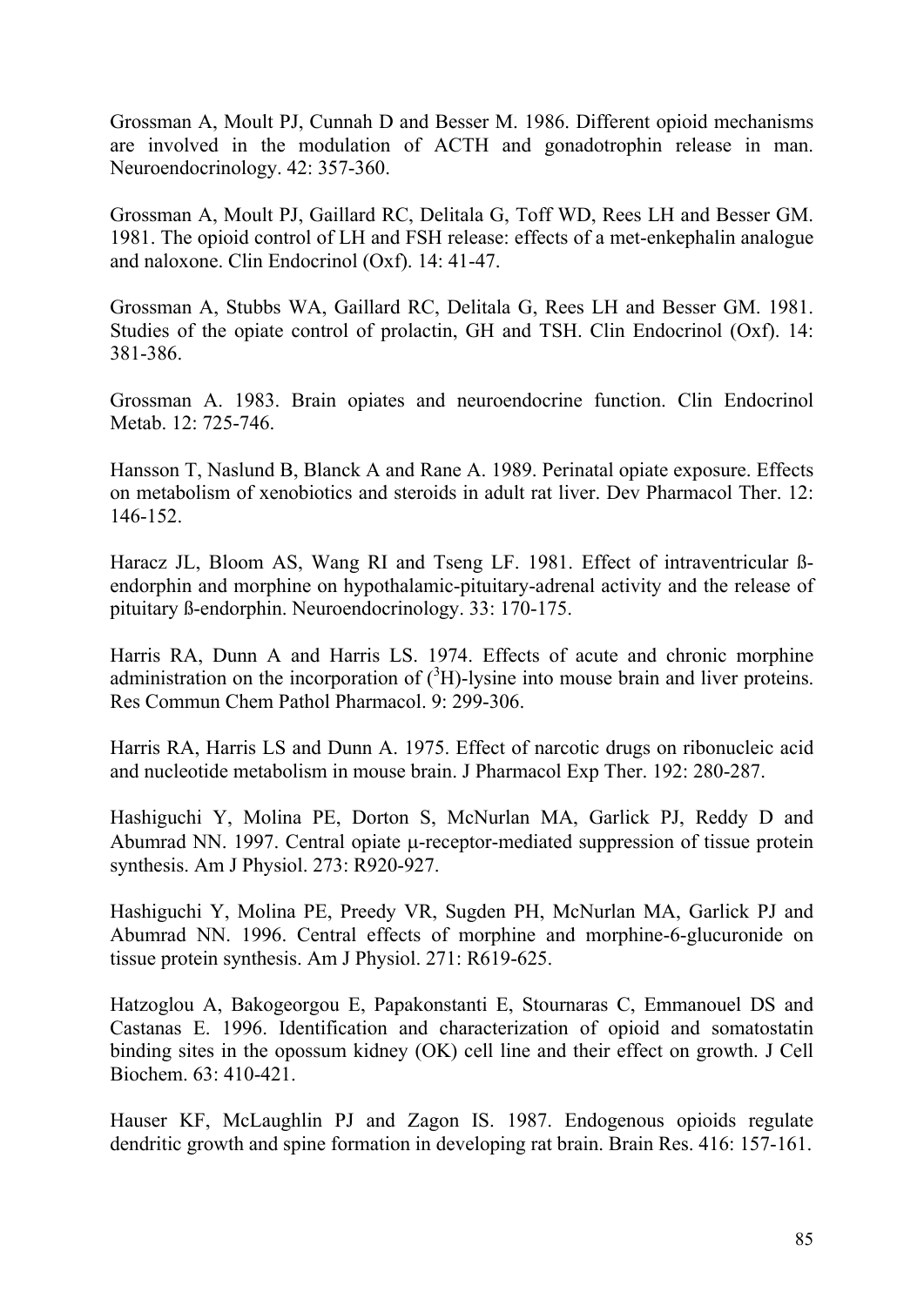Grossman A, Moult PJ, Cunnah D and Besser M. 1986. Different opioid mechanisms are involved in the modulation of ACTH and gonadotrophin release in man. Neuroendocrinology. 42: 357-360.

Grossman A, Moult PJ, Gaillard RC, Delitala G, Toff WD, Rees LH and Besser GM. 1981. The opioid control of LH and FSH release: effects of a met-enkephalin analogue and naloxone. Clin Endocrinol (Oxf). 14: 41-47.

Grossman A, Stubbs WA, Gaillard RC, Delitala G, Rees LH and Besser GM. 1981. Studies of the opiate control of prolactin, GH and TSH. Clin Endocrinol (Oxf). 14: 381-386.

Grossman A. 1983. Brain opiates and neuroendocrine function. Clin Endocrinol Metab. 12: 725-746.

Hansson T, Naslund B, Blanck A and Rane A. 1989. Perinatal opiate exposure. Effects on metabolism of xenobiotics and steroids in adult rat liver. Dev Pharmacol Ther. 12: 146-152.

Haracz JL, Bloom AS, Wang RI and Tseng LF. 1981. Effect of intraventricular ß-endorphin and morphine on hypothalamic-pituitary-adrenal activity and the release of pituitary ß-endorphin. Neuroendocrinology. 33: 170-175.

Harris RA, Dunn A and Harris LS. 1974. Effects of acute and chronic morphine administration on the incorporation of ($^{3}$H)-lysine into mouse brain and liver proteins. Res Commun Chem Pathol Pharmacol. 9: 299-306.

Harris RA, Harris LS and Dunn A. 1975. Effect of narcotic drugs on ribonucleic acid and nucleotide metabolism in mouse brain. J Pharmacol Exp Ther. 192: 280-287.

Hashiguchi Y, Molina PE, Dorton S, McNurlan MA, Garlick PJ, Reddy D and Abumrad NN. 1997. Central opiate μ-receptor-mediated suppression of tissue protein synthesis. Am J Physiol. 273: R920-927.

Hashiguchi Y, Molina PE, Preedy VR, Sugden PH, McNurlan MA, Garlick PJ and Abumrad NN. 1996. Central effects of morphine and morphine-6-glucuronide on tissue protein synthesis. Am J Physiol. 271: R619-625.

Hatzoglou A, Bakogeorgou E, Papakonstanti E, Stournaras C, Emmanouel DS and Castanas E. 1996. Identification and characterization of opioid and somatostatin binding sites in the opossum kidney (OK) cell line and their effect on growth. J Cell Biochem. 63: 410-421.

Hauser KF, McLaughlin PJ and Zagon IS. 1987. Endogenous opioids regulate dendritic growth and spine formation in developing rat brain. Brain Res. 416: 157-161.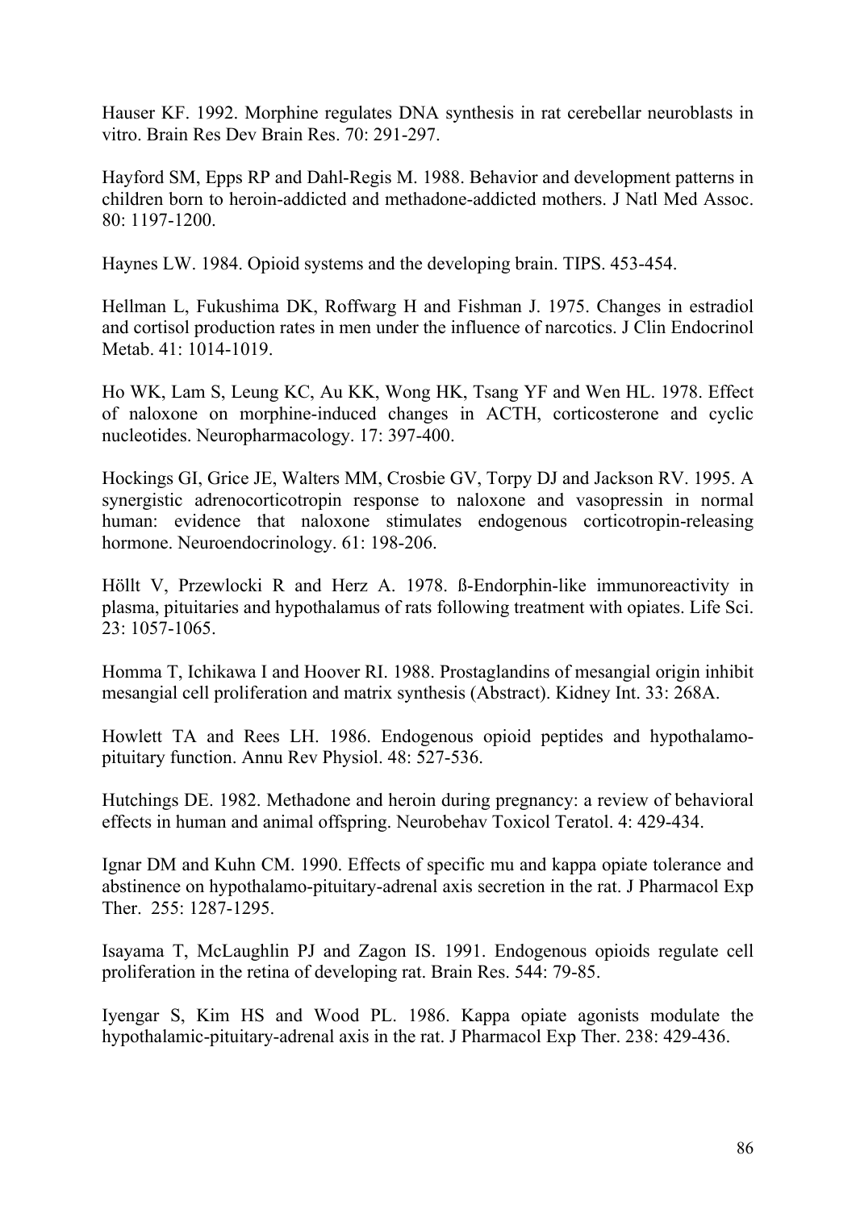Hauser KF. 1992. Morphine regulates DNA synthesis in rat cerebellar neuroblasts in vitro. Brain Res Dev Brain Res. 70: 291-297.

Hayford SM, Epps RP and Dahl-Regis M. 1988. Behavior and development patterns in children born to heroin-addicted and methadone-addicted mothers. J Natl Med Assoc. 80: 1197-1200.

Haynes LW. 1984. Opioid systems and the developing brain. TIPS. 453-454.

Hellman L, Fukushima DK, Roffwarg H and Fishman J. 1975. Changes in estradiol and cortisol production rates in men under the influence of narcotics. J Clin Endocrinol Metab. 41: 1014-1019.

Ho WK, Lam S, Leung KC, Au KK, Wong HK, Tsang YF and Wen HL. 1978. Effect of naloxone on morphine-induced changes in ACTH, corticosterone and cyclic nucleotides. Neuropharmacology. 17: 397-400.

Hockings GI, Grice JE, Walters MM, Crosbie GV, Torpy DJ and Jackson RV. 1995. A synergistic adrenocorticotropin response to naloxone and vasopressin in normal human: evidence that naloxone stimulates endogenous corticotropin-releasing hormone. Neuroendocrinology. 61: 198-206.

Höllt V, Przewlocki R and Herz A. 1978. ß-Endorphin-like immunoreactivity in plasma, pituitaries and hypothalamus of rats following treatment with opiates. Life Sci. 23: 1057-1065.

Homma T, Ichikawa I and Hoover RI. 1988. Prostaglandins of mesangial origin inhibit mesangial cell proliferation and matrix synthesis (Abstract). Kidney Int. 33: 268A.

Howlett TA and Rees LH. 1986. Endogenous opioid peptides and hypothalamo-pituitary function. Annu Rev Physiol. 48: 527-536.

Hutchings DE. 1982. Methadone and heroin during pregnancy: a review of behavioral effects in human and animal offspring. Neurobehav Toxicol Teratol. 4: 429-434.

Ignar DM and Kuhn CM. 1990. Effects of specific mu and kappa opiate tolerance and abstinence on hypothalamo-pituitary-adrenal axis secretion in the rat. J Pharmacol Exp Ther. 255: 1287-1295.

Isayama T, McLaughlin PJ and Zagon IS. 1991. Endogenous opioids regulate cell proliferation in the retina of developing rat. Brain Res. 544: 79-85.

Iyengar S, Kim HS and Wood PL. 1986. Kappa opiate agonists modulate the hypothalamic-pituitary-adrenal axis in the rat. J Pharmacol Exp Ther. 238: 429-436.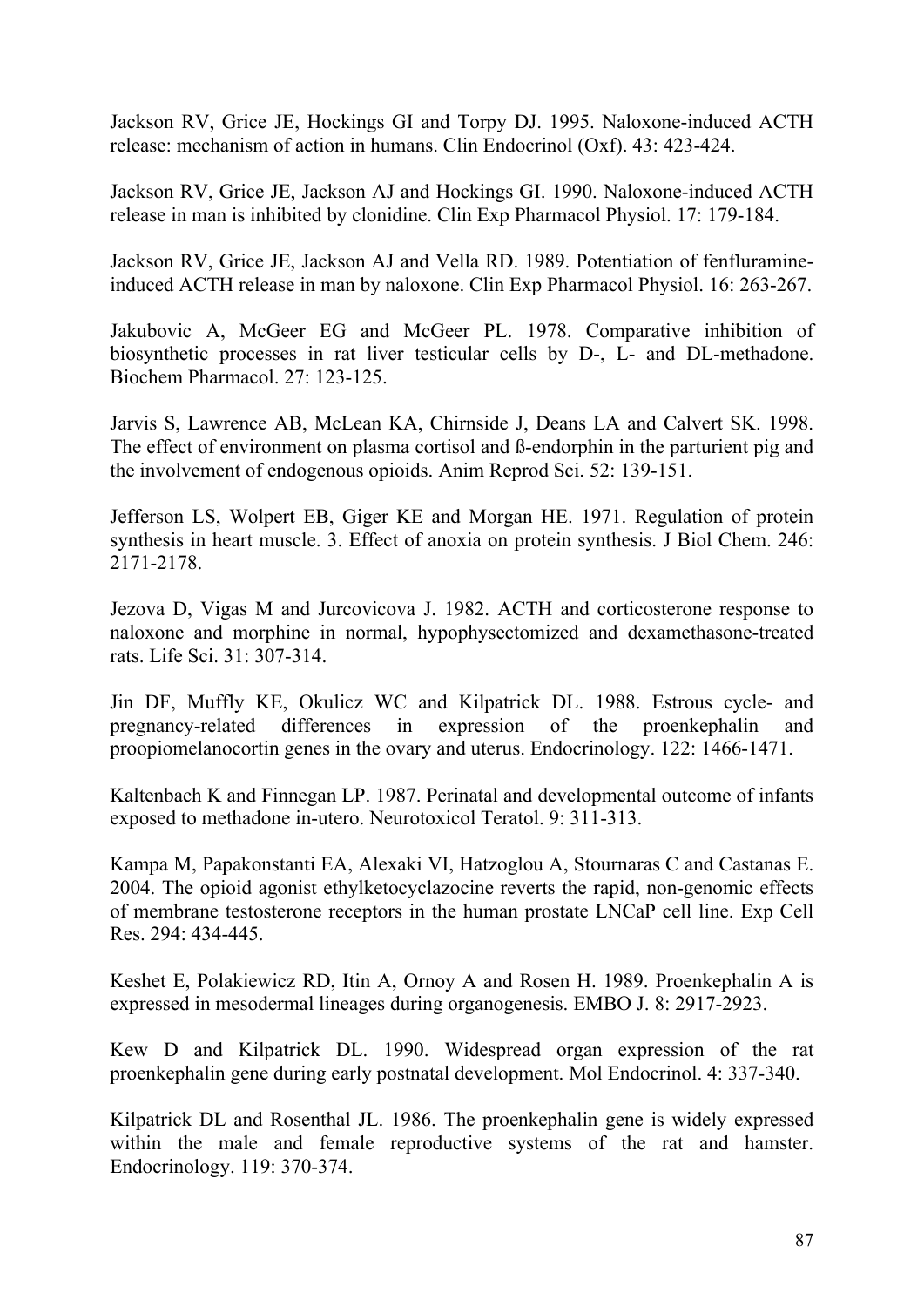Jackson RV, Grice JE, Hockings GI and Torpy DJ. 1995. Naloxone-induced ACTH release: mechanism of action in humans. Clin Endocrinol (Oxf). 43: 423-424.

Jackson RV, Grice JE, Jackson AJ and Hockings GI. 1990. Naloxone-induced ACTH release in man is inhibited by clonidine. Clin Exp Pharmacol Physiol. 17: 179-184.

Jackson RV, Grice JE, Jackson AJ and Vella RD. 1989. Potentiation of fenfluramine-induced ACTH release in man by naloxone. Clin Exp Pharmacol Physiol. 16: 263-267.

Jakubovic A, McGeer EG and McGeer PL. 1978. Comparative inhibition of biosynthetic processes in rat liver testicular cells by D-, L- and DL-methadone. Biochem Pharmacol. 27: 123-125.

Jarvis S, Lawrence AB, McLean KA, Chirnside J, Deans LA and Calvert SK. 1998. The effect of environment on plasma cortisol and ß-endorphin in the parturient pig and the involvement of endogenous opioids. Anim Reprod Sci. 52: 139-151.

Jefferson LS, Wolpert EB, Giger KE and Morgan HE. 1971. Regulation of protein synthesis in heart muscle. 3. Effect of anoxia on protein synthesis. J Biol Chem. 246: 2171-2178.

Jezova D, Vigas M and Jurcovicova J. 1982. ACTH and corticosterone response to naloxone and morphine in normal, hypophysectomized and dexamethasone-treated rats. Life Sci. 31: 307-314.

Jin DF, Muffly KE, Okulicz WC and Kilpatrick DL. 1988. Estrous cycle- and pregnancy-related differences in expression of the proenkephalin and proopiomelanocortin genes in the ovary and uterus. Endocrinology. 122: 1466-1471.

Kaltenbach K and Finnegan LP. 1987. Perinatal and developmental outcome of infants exposed to methadone in-utero. Neurotoxicol Teratol. 9: 311-313.

Kampa M, Papakonstanti EA, Alexaki VI, Hatzoglou A, Stournaras C and Castanas E. 2004. The opioid agonist ethylketocyclazocine reverts the rapid, non-genomic effects of membrane testosterone receptors in the human prostate LNCaP cell line. Exp Cell Res. 294: 434-445.

Keshet E, Polakiewicz RD, Itin A, Ornoy A and Rosen H. 1989. Proenkephalin A is expressed in mesodermal lineages during organogenesis. EMBO J. 8: 2917-2923.

Kew D and Kilpatrick DL. 1990. Widespread organ expression of the rat proenkephalin gene during early postnatal development. Mol Endocrinol. 4: 337-340.

Kilpatrick DL and Rosenthal JL. 1986. The proenkephalin gene is widely expressed within the male and female reproductive systems of the rat and hamster. Endocrinology. 119: 370-374.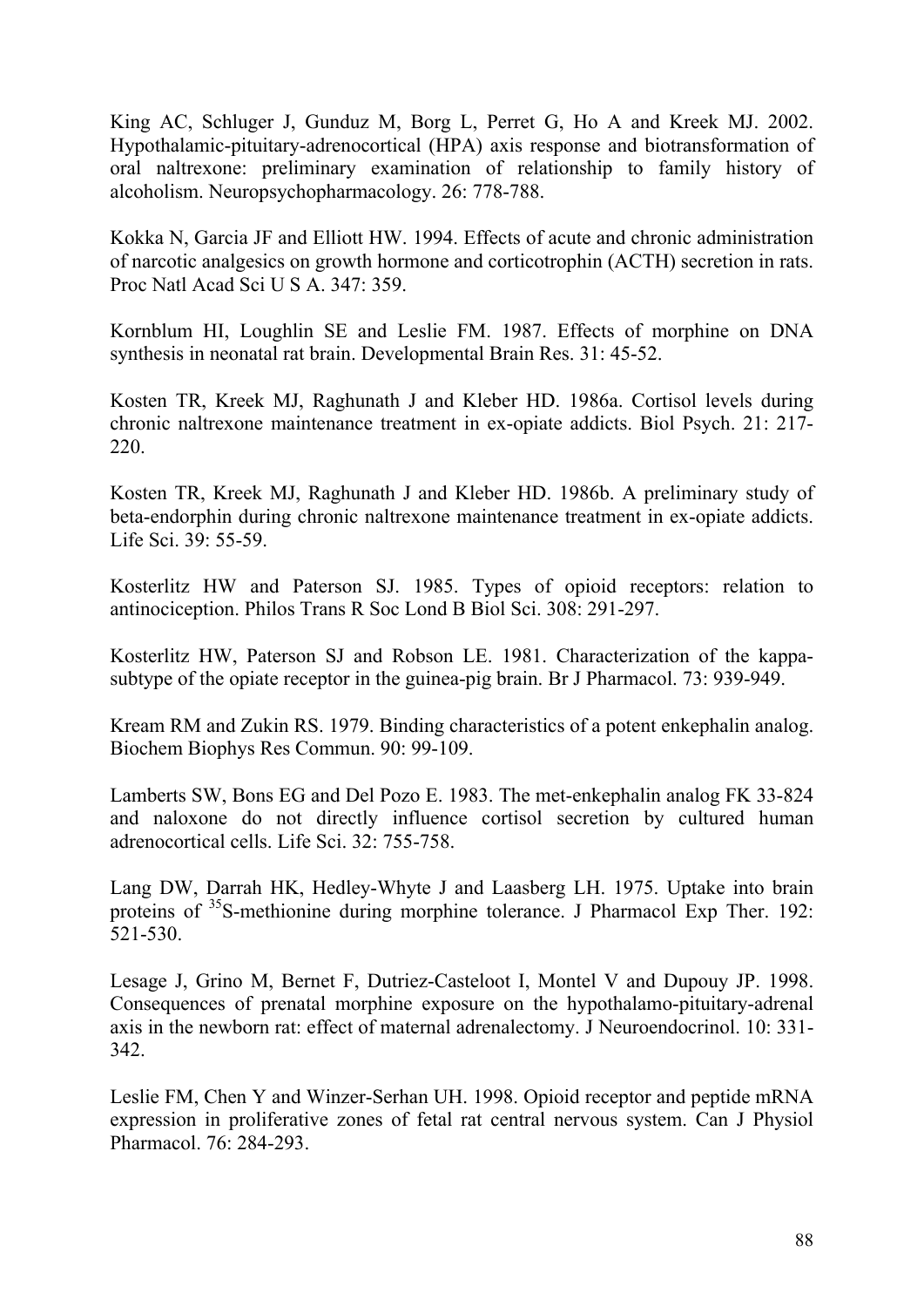King AC, Schluger J, Gunduz M, Borg L, Perret G, Ho A and Kreek MJ. 2002. Hypothalamic-pituitary-adrenocortical (HPA) axis response and biotransformation of oral naltrexone: preliminary examination of relationship to family history of alcoholism. Neuropsychopharmacology. 26: 778-788.

Kokka N, Garcia JF and Elliott HW. 1994. Effects of acute and chronic administration of narcotic analgesics on growth hormone and corticotrophin (ACTH) secretion in rats. Proc Natl Acad Sci U S A. 347: 359.

Kornblum HI, Loughlin SE and Leslie FM. 1987. Effects of morphine on DNA synthesis in neonatal rat brain. Developmental Brain Res. 31: 45-52.

Kosten TR, Kreek MJ, Raghunath J and Kleber HD. 1986a. Cortisol levels during chronic naltrexone maintenance treatment in ex-opiate addicts. Biol Psych. 21: 217-220.

Kosten TR, Kreek MJ, Raghunath J and Kleber HD. 1986b. A preliminary study of beta-endorphin during chronic naltrexone maintenance treatment in ex-opiate addicts. Life Sci. 39: 55-59.

Kosterlitz HW and Paterson SJ. 1985. Types of opioid receptors: relation to antinociception. Philos Trans R Soc Lond B Biol Sci. 308: 291-297.

Kosterlitz HW, Paterson SJ and Robson LE. 1981. Characterization of the kappa-subtype of the opiate receptor in the guinea-pig brain. Br J Pharmacol. 73: 939-949.

Kream RM and Zukin RS. 1979. Binding characteristics of a potent enkephalin analog. Biochem Biophys Res Commun. 90: 99-109.

Lamberts SW, Bons EG and Del Pozo E. 1983. The met-enkephalin analog FK 33-824 and naloxone do not directly influence cortisol secretion by cultured human adrenocortical cells. Life Sci. 32: 755-758.

Lang DW, Darrah HK, Hedley-Whyte J and Laasberg LH. 1975. Uptake into brain proteins of $^{35}$S-methionine during morphine tolerance. J Pharmacol Exp Ther. 192: 521-530.

Lesage J, Grino M, Bernet F, Dutriez-Casteloot I, Montel V and Dupouy JP. 1998. Consequences of prenatal morphine exposure on the hypothalamo-pituitary-adrenal axis in the newborn rat: effect of maternal adrenalectomy. J Neuroendocrinol. 10: 331-342.

Leslie FM, Chen Y and Winzer-Serhan UH. 1998. Opioid receptor and peptide mRNA expression in proliferative zones of fetal rat central nervous system. Can J Physiol Pharmacol. 76: 284-293.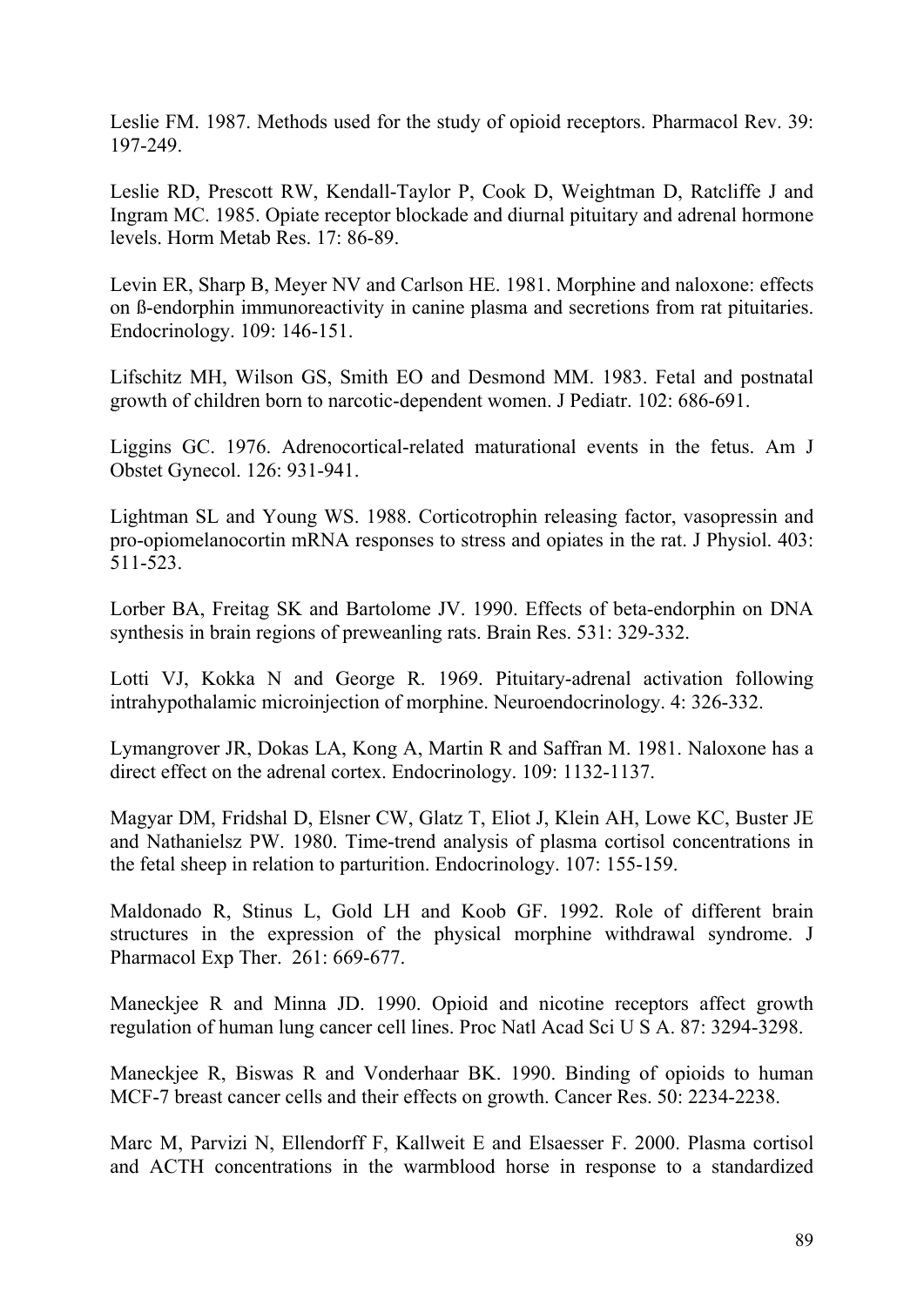Leslie FM. 1987. Methods used for the study of opioid receptors. Pharmacol Rev. 39: 197-249.

Leslie RD, Prescott RW, Kendall-Taylor P, Cook D, Weightman D, Ratcliffe J and Ingram MC. 1985. Opiate receptor blockade and diurnal pituitary and adrenal hormone levels. Horm Metab Res. 17: 86-89.

Levin ER, Sharp B, Meyer NV and Carlson HE. 1981. Morphine and naloxone: effects on ß-endorphin immunoreactivity in canine plasma and secretions from rat pituitaries. Endocrinology. 109: 146-151.

Lifschitz MH, Wilson GS, Smith EO and Desmond MM. 1983. Fetal and postnatal growth of children born to narcotic-dependent women. J Pediatr. 102: 686-691.

Liggins GC. 1976. Adrenocortical-related maturational events in the fetus. Am J Obstet Gynecol. 126: 931-941.

Lightman SL and Young WS. 1988. Corticotrophin releasing factor, vasopressin and pro-opiomelanocortin mRNA responses to stress and opiates in the rat. J Physiol. 403: 511-523.

Lorber BA, Freitag SK and Bartolome JV. 1990. Effects of beta-endorphin on DNA synthesis in brain regions of preweanling rats. Brain Res. 531: 329-332.

Lotti VJ, Kokka N and George R. 1969. Pituitary-adrenal activation following intrahypothalamic microinjection of morphine. Neuroendocrinology. 4: 326-332.

Lymangrover JR, Dokas LA, Kong A, Martin R and Saffran M. 1981. Naloxone has a direct effect on the adrenal cortex. Endocrinology. 109: 1132-1137.

Magyar DM, Fridshal D, Elsner CW, Glatz T, Eliot J, Klein AH, Lowe KC, Buster JE and Nathanielsz PW. 1980. Time-trend analysis of plasma cortisol concentrations in the fetal sheep in relation to parturition. Endocrinology. 107: 155-159.

Maldonado R, Stinus L, Gold LH and Koob GF. 1992. Role of different brain structures in the expression of the physical morphine withdrawal syndrome. J Pharmacol Exp Ther. 261: 669-677.

Maneckjee R and Minna JD. 1990. Opioid and nicotine receptors affect growth regulation of human lung cancer cell lines. Proc Natl Acad Sci U S A. 87: 3294-3298.

Maneckjee R, Biswas R and Vonderhaar BK. 1990. Binding of opioids to human MCF-7 breast cancer cells and their effects on growth. Cancer Res. 50: 2234-2238.

Marc M, Parvizi N, Ellendorff F, Kallweit E and Elsaesser F. 2000. Plasma cortisol and ACTH concentrations in the warmblood horse in response to a standardized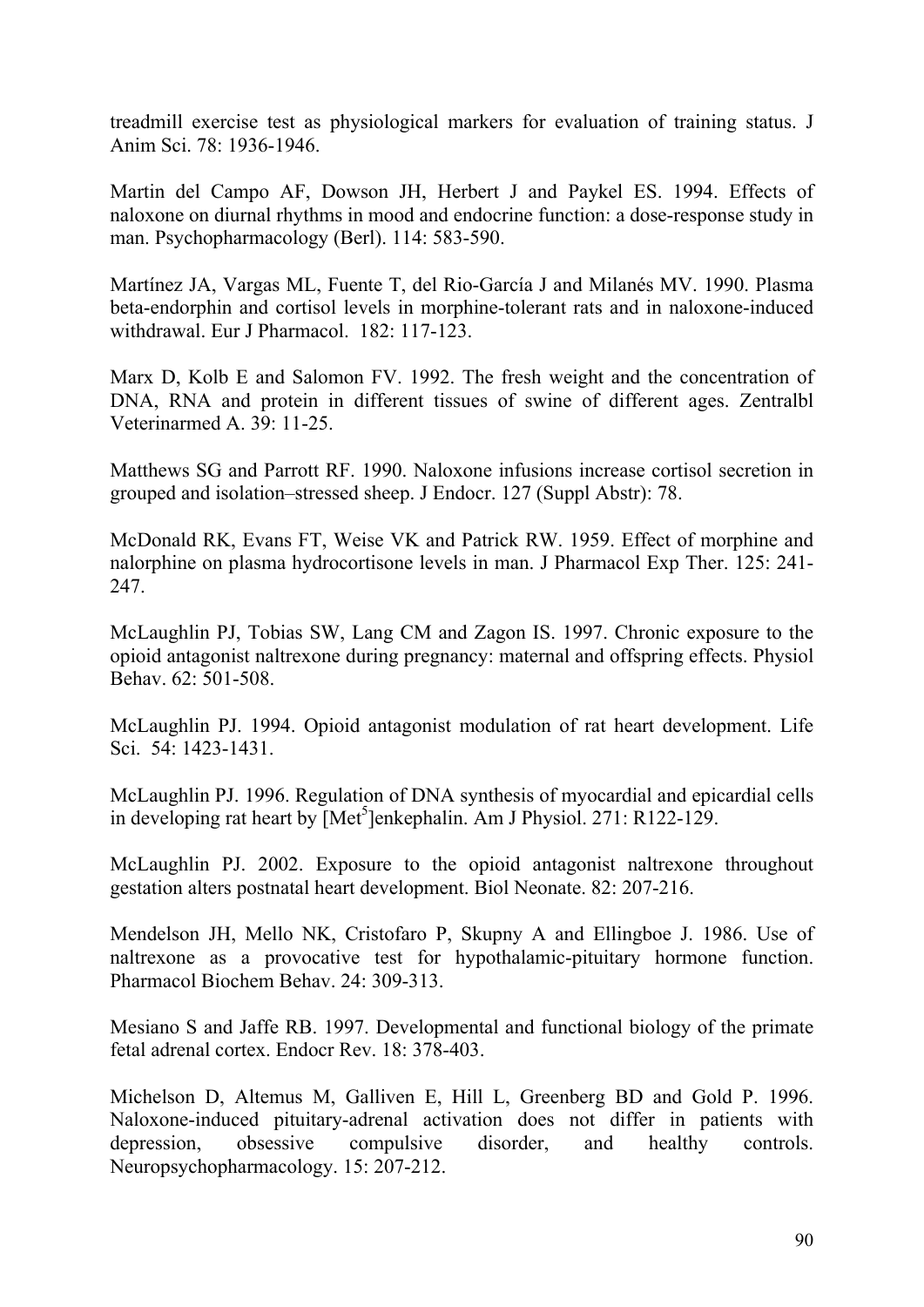treadmill exercise test as physiological markers for evaluation of training status. J Anim Sci. 78: 1936-1946.

Martin del Campo AF, Dowson JH, Herbert J and Paykel ES. 1994. Effects of naloxone on diurnal rhythms in mood and endocrine function: a dose-response study in man. Psychopharmacology (Berl). 114: 583-590.

Martínez JA, Vargas ML, Fuente T, del Rio-García J and Milanés MV. 1990. Plasma beta-endorphin and cortisol levels in morphine-tolerant rats and in naloxone-induced withdrawal. Eur J Pharmacol. 182: 117-123.

Marx D, Kolb E and Salomon FV. 1992. The fresh weight and the concentration of DNA, RNA and protein in different tissues of swine of different ages. Zentralbl Veterinarmed A. 39: 11-25.

Matthews SG and Parrott RF. 1990. Naloxone infusions increase cortisol secretion in grouped and isolation–stressed sheep. J Endocr. 127 (Suppl Abstr): 78.

McDonald RK, Evans FT, Weise VK and Patrick RW. 1959. Effect of morphine and nalorphine on plasma hydrocortisone levels in man. J Pharmacol Exp Ther. 125: 241-247.

McLaughlin PJ, Tobias SW, Lang CM and Zagon IS. 1997. Chronic exposure to the opioid antagonist naltrexone during pregnancy: maternal and offspring effects. Physiol Behav. 62: 501-508.

McLaughlin PJ. 1994. Opioid antagonist modulation of rat heart development. Life Sci. 54: 1423-1431.

McLaughlin PJ. 1996. Regulation of DNA synthesis of myocardial and epicardial cells in developing rat heart by [Met$^5$]enkephalin. Am J Physiol. 271: R122-129.

McLaughlin PJ. 2002. Exposure to the opioid antagonist naltrexone throughout gestation alters postnatal heart development. Biol Neonate. 82: 207-216.

Mendelson JH, Mello NK, Cristofaro P, Skupny A and Ellingboe J. 1986. Use of naltrexone as a provocative test for hypothalamic-pituitary hormone function. Pharmacol Biochem Behav. 24: 309-313.

Mesiano S and Jaffe RB. 1997. Developmental and functional biology of the primate fetal adrenal cortex. Endocr Rev. 18: 378-403.

Michelson D, Altemus M, Galliven E, Hill L, Greenberg BD and Gold P. 1996. Naloxone-induced pituitary-adrenal activation does not differ in patients with depression, obsessive compulsive disorder, and healthy controls. Neuropsychopharmacology. 15: 207-212.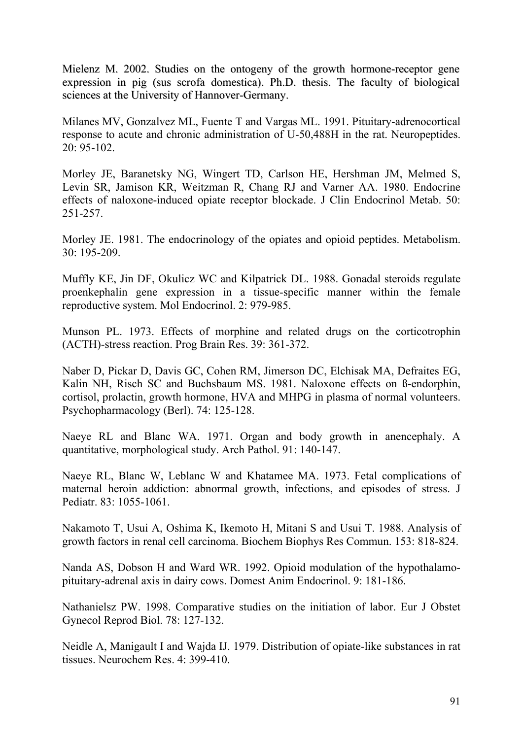Mielenz M. 2002. Studies on the ontogeny of the growth hormone-receptor gene expression in pig (sus scrofa domestica). Ph.D. thesis. The faculty of biological sciences at the University of Hannover-Germany.

Milanes MV, Gonzalvez ML, Fuente T and Vargas ML. 1991. Pituitary-adrenocortical response to acute and chronic administration of U-50,488H in the rat. Neuropeptides. 20: 95-102.

Morley JE, Baranetsky NG, Wingert TD, Carlson HE, Hershman JM, Melmed S, Levin SR, Jamison KR, Weitzman R, Chang RJ and Varner AA. 1980. Endocrine effects of naloxone-induced opiate receptor blockade. J Clin Endocrinol Metab. 50: 251-257.

Morley JE. 1981. The endocrinology of the opiates and opioid peptides. Metabolism. 30: 195-209.

Muffly KE, Jin DF, Okulicz WC and Kilpatrick DL. 1988. Gonadal steroids regulate proenkephalin gene expression in a tissue-specific manner within the female reproductive system. Mol Endocrinol. 2: 979-985.

Munson PL. 1973. Effects of morphine and related drugs on the corticotrophin (ACTH)-stress reaction. Prog Brain Res. 39: 361-372.

Naber D, Pickar D, Davis GC, Cohen RM, Jimerson DC, Elchisak MA, Defraites EG, Kalin NH, Risch SC and Buchsbaum MS. 1981. Naloxone effects on ß-endorphin, cortisol, prolactin, growth hormone, HVA and MHPG in plasma of normal volunteers. Psychopharmacology (Berl). 74: 125-128.

Naeye RL and Blanc WA. 1971. Organ and body growth in anencephaly. A quantitative, morphological study. Arch Pathol. 91: 140-147.

Naeye RL, Blanc W, Leblanc W and Khatamee MA. 1973. Fetal complications of maternal heroin addiction: abnormal growth, infections, and episodes of stress. J Pediatr. 83: 1055-1061.

Nakamoto T, Usui A, Oshima K, Ikemoto H, Mitani S and Usui T. 1988. Analysis of growth factors in renal cell carcinoma. Biochem Biophys Res Commun. 153: 818-824.

Nanda AS, Dobson H and Ward WR. 1992. Opioid modulation of the hypothalamo-pituitary-adrenal axis in dairy cows. Domest Anim Endocrinol. 9: 181-186.

Nathanielsz PW. 1998. Comparative studies on the initiation of labor. Eur J Obstet Gynecol Reprod Biol. 78: 127-132.

Neidle A, Manigault I and Wajda IJ. 1979. Distribution of opiate-like substances in rat tissues. Neurochem Res. 4: 399-410.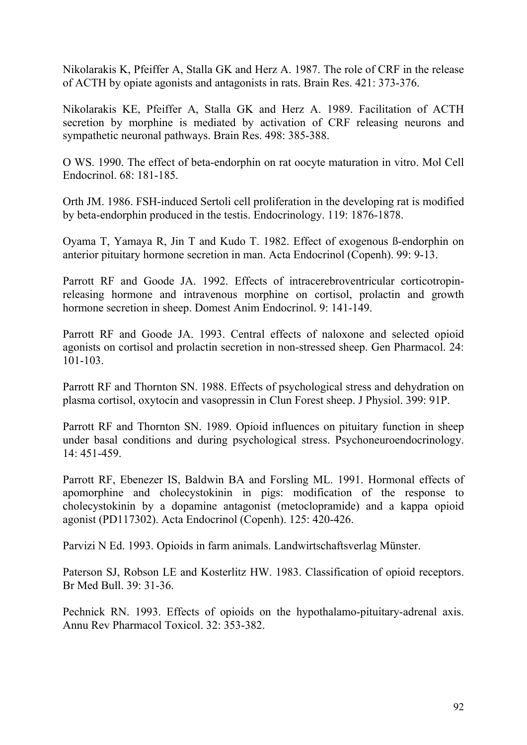Nikolarakis K, Pfeiffer A, Stalla GK and Herz A. 1987. The role of CRF in the release of ACTH by opiate agonists and antagonists in rats. Brain Res. 421: 373-376.

Nikolarakis KE, Pfeiffer A, Stalla GK and Herz A. 1989. Facilitation of ACTH secretion by morphine is mediated by activation of CRF releasing neurons and sympathetic neuronal pathways. Brain Res. 498: 385-388.

O WS. 1990. The effect of beta-endorphin on rat oocyte maturation in vitro. Mol Cell Endocrinol. 68: 181-185.

Orth JM. 1986. FSH-induced Sertoli cell proliferation in the developing rat is modified by beta-endorphin produced in the testis. Endocrinology. 119: 1876-1878.

Oyama T, Yamaya R, Jin T and Kudo T. 1982. Effect of exogenous ß-endorphin on anterior pituitary hormone secretion in man. Acta Endocrinol (Copenh). 99: 9-13.

Parrott RF and Goode JA. 1992. Effects of intracerebroventricular corticotropin-releasing hormone and intravenous morphine on cortisol, prolactin and growth hormone secretion in sheep. Domest Anim Endocrinol. 9: 141-149.

Parrott RF and Goode JA. 1993. Central effects of naloxone and selected opioid agonists on cortisol and prolactin secretion in non-stressed sheep. Gen Pharmacol. 24: 101-103.

Parrott RF and Thornton SN. 1988. Effects of psychological stress and dehydration on plasma cortisol, oxytocin and vasopressin in Clun Forest sheep. J Physiol. 399: 91P.

Parrott RF and Thornton SN. 1989. Opioid influences on pituitary function in sheep under basal conditions and during psychological stress. Psychoneuroendocrinology. 14: 451-459.

Parrott RF, Ebenezer IS, Baldwin BA and Forsling ML. 1991. Hormonal effects of apomorphine and cholecystokinin in pigs: modification of the response to cholecystokinin by a dopamine antagonist (metoclopramide) and a kappa opioid agonist (PD117302). Acta Endocrinol (Copenh). 125: 420-426.

Parvizi N Ed. 1993. Opioids in farm animals. Landwirtschaftsverlag Münster.

Paterson SJ, Robson LE and Kosterlitz HW. 1983. Classification of opioid receptors. Br Med Bull. 39: 31-36.

Pechnick RN. 1993. Effects of opioids on the hypothalamo-pituitary-adrenal axis. Annu Rev Pharmacol Toxicol. 32: 353-382.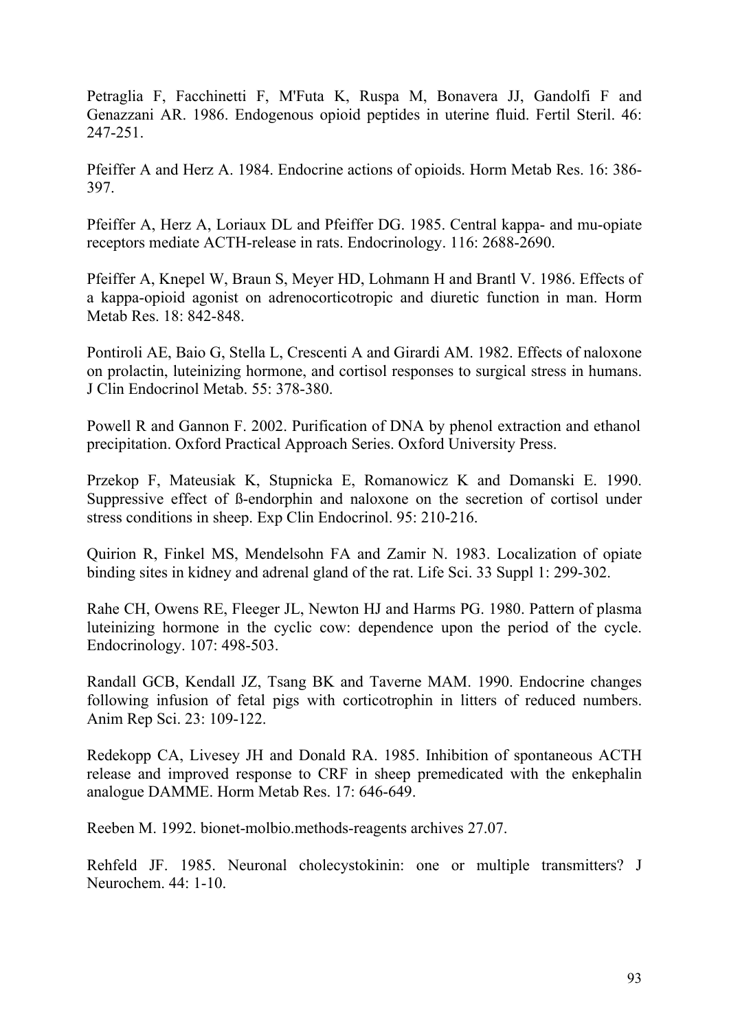Petraglia F, Facchinetti F, M'Futa K, Ruspa M, Bonavera JJ, Gandolfi F and Genazzani AR. 1986. Endogenous opioid peptides in uterine fluid. Fertil Steril. 46: 247-251.

Pfeiffer A and Herz A. 1984. Endocrine actions of opioids. Horm Metab Res. 16: 386-397.

Pfeiffer A, Herz A, Loriaux DL and Pfeiffer DG. 1985. Central kappa- and mu-opiate receptors mediate ACTH-release in rats. Endocrinology. 116: 2688-2690.

Pfeiffer A, Knepel W, Braun S, Meyer HD, Lohmann H and Brantl V. 1986. Effects of a kappa-opioid agonist on adrenocorticotropic and diuretic function in man. Horm Metab Res. 18: 842-848.

Pontiroli AE, Baio G, Stella L, Crescenti A and Girardi AM. 1982. Effects of naloxone on prolactin, luteinizing hormone, and cortisol responses to surgical stress in humans. J Clin Endocrinol Metab. 55: 378-380.

Powell R and Gannon F. 2002. Purification of DNA by phenol extraction and ethanol precipitation. Oxford Practical Approach Series. Oxford University Press.

Przekop F, Mateusiak K, Stupnicka E, Romanowicz K and Domanski E. 1990. Suppressive effect of ß-endorphin and naloxone on the secretion of cortisol under stress conditions in sheep. Exp Clin Endocrinol. 95: 210-216.

Quirion R, Finkel MS, Mendelsohn FA and Zamir N. 1983. Localization of opiate binding sites in kidney and adrenal gland of the rat. Life Sci. 33 Suppl 1: 299-302.

Rahe CH, Owens RE, Fleeger JL, Newton HJ and Harms PG. 1980. Pattern of plasma luteinizing hormone in the cyclic cow: dependence upon the period of the cycle. Endocrinology. 107: 498-503.

Randall GCB, Kendall JZ, Tsang BK and Taverne MAM. 1990. Endocrine changes following infusion of fetal pigs with corticotrophin in litters of reduced numbers. Anim Rep Sci. 23: 109-122.

Redekopp CA, Livesey JH and Donald RA. 1985. Inhibition of spontaneous ACTH release and improved response to CRF in sheep premedicated with the enkephalin analogue DAMME. Horm Metab Res. 17: 646-649.

Reeben M. 1992. bionet-molbio.methods-reagents archives 27.07.

Rehfeld JF. 1985. Neuronal cholecystokinin: one or multiple transmitters? J Neurochem. 44: 1-10.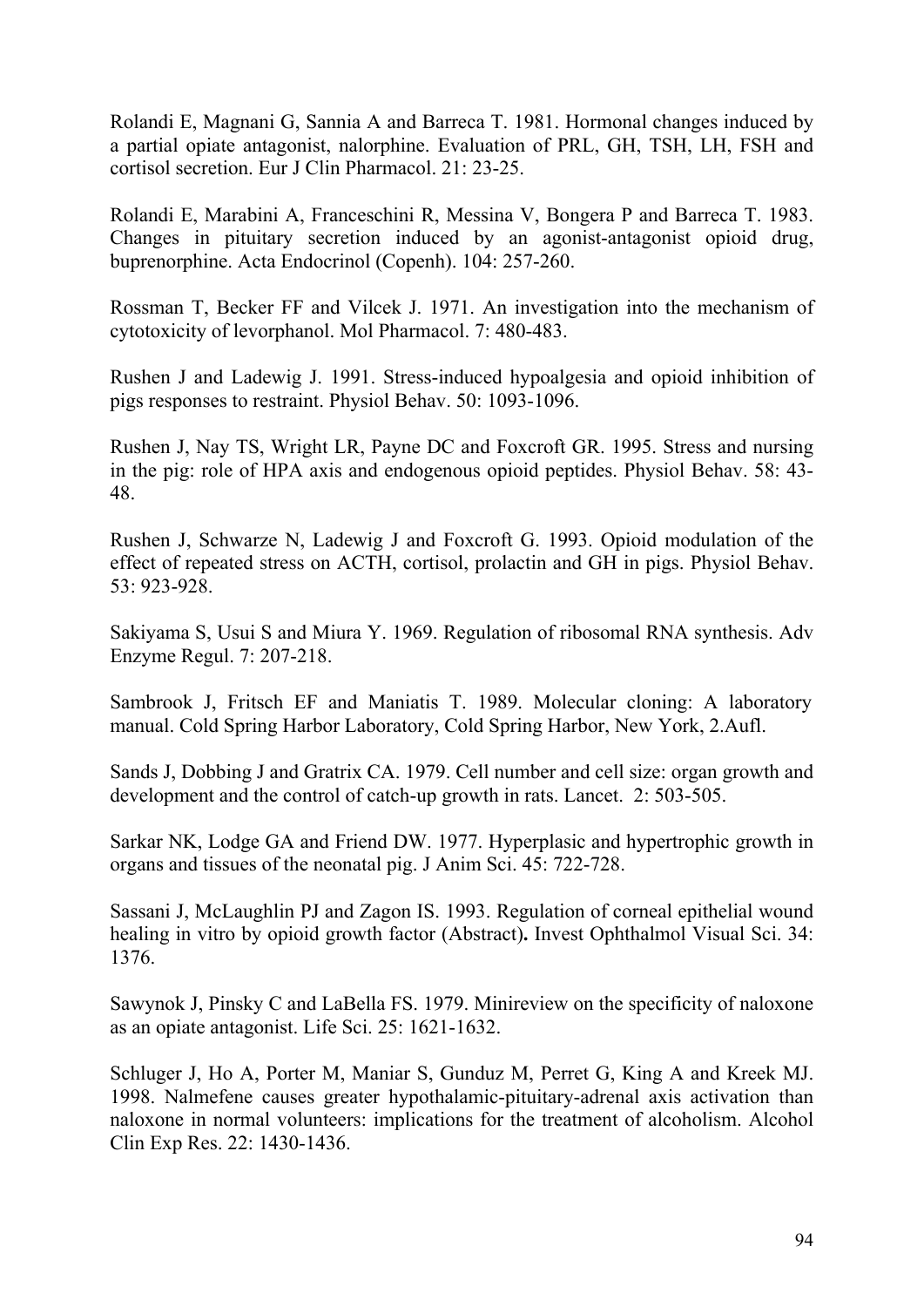Rolandi E, Magnani G, Sannia A and Barreca T. 1981. Hormonal changes induced by a partial opiate antagonist, nalorphine. Evaluation of PRL, GH, TSH, LH, FSH and cortisol secretion. Eur J Clin Pharmacol. 21: 23-25.

Rolandi E, Marabini A, Franceschini R, Messina V, Bongera P and Barreca T. 1983. Changes in pituitary secretion induced by an agonist-antagonist opioid drug, buprenorphine. Acta Endocrinol (Copenh). 104: 257-260.

Rossman T, Becker FF and Vilcek J. 1971. An investigation into the mechanism of cytotoxicity of levorphanol. Mol Pharmacol. 7: 480-483.

Rushen J and Ladewig J. 1991. Stress-induced hypoalgesia and opioid inhibition of pigs responses to restraint. Physiol Behav. 50: 1093-1096.

Rushen J, Nay TS, Wright LR, Payne DC and Foxcroft GR. 1995. Stress and nursing in the pig: role of HPA axis and endogenous opioid peptides. Physiol Behav. 58: 43-48.

Rushen J, Schwarze N, Ladewig J and Foxcroft G. 1993. Opioid modulation of the effect of repeated stress on ACTH, cortisol, prolactin and GH in pigs. Physiol Behav. 53: 923-928.

Sakiyama S, Usui S and Miura Y. 1969. Regulation of ribosomal RNA synthesis. Adv Enzyme Regul. 7: 207-218.

Sambrook J, Fritsch EF and Maniatis T. 1989. Molecular cloning: A laboratory manual. Cold Spring Harbor Laboratory, Cold Spring Harbor, New York, 2.Aufl.

Sands J, Dobbing J and Gratrix CA. 1979. Cell number and cell size: organ growth and development and the control of catch-up growth in rats. Lancet. 2: 503-505.

Sarkar NK, Lodge GA and Friend DW. 1977. Hyperplasic and hypertrophic growth in organs and tissues of the neonatal pig. J Anim Sci. 45: 722-728.

Sassani J, McLaughlin PJ and Zagon IS. 1993. Regulation of corneal epithelial wound healing in vitro by opioid growth factor (Abstract)**.** Invest Ophthalmol Visual Sci. 34: 1376.

Sawynok J, Pinsky C and LaBella FS. 1979. Minireview on the specificity of naloxone as an opiate antagonist. Life Sci. 25: 1621-1632.

Schluger J, Ho A, Porter M, Maniar S, Gunduz M, Perret G, King A and Kreek MJ. 1998. Nalmefene causes greater hypothalamic-pituitary-adrenal axis activation than naloxone in normal volunteers: implications for the treatment of alcoholism. Alcohol Clin Exp Res. 22: 1430-1436.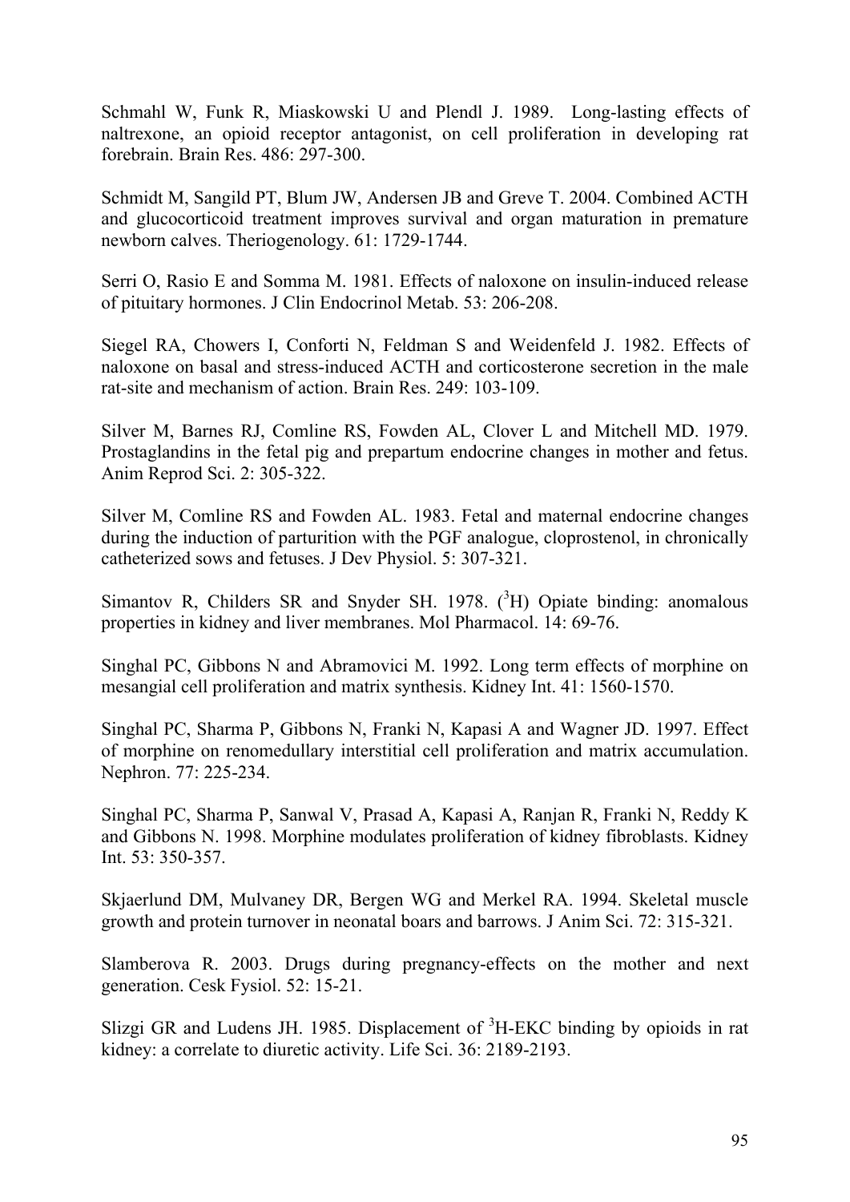Schmahl W, Funk R, Miaskowski U and Plendl J. 1989. Long-lasting effects of naltrexone, an opioid receptor antagonist, on cell proliferation in developing rat forebrain. Brain Res. 486: 297-300.

Schmidt M, Sangild PT, Blum JW, Andersen JB and Greve T. 2004. Combined ACTH and glucocorticoid treatment improves survival and organ maturation in premature newborn calves. Theriogenology. 61: 1729-1744.

Serri O, Rasio E and Somma M. 1981. Effects of naloxone on insulin-induced release of pituitary hormones. J Clin Endocrinol Metab. 53: 206-208.

Siegel RA, Chowers I, Conforti N, Feldman S and Weidenfeld J. 1982. Effects of naloxone on basal and stress-induced ACTH and corticosterone secretion in the male rat-site and mechanism of action. Brain Res. 249: 103-109.

Silver M, Barnes RJ, Comline RS, Fowden AL, Clover L and Mitchell MD. 1979. Prostaglandins in the fetal pig and prepartum endocrine changes in mother and fetus. Anim Reprod Sci. 2: 305-322.

Silver M, Comline RS and Fowden AL. 1983. Fetal and maternal endocrine changes during the induction of parturition with the PGF analogue, cloprostenol, in chronically catheterized sows and fetuses. J Dev Physiol. 5: 307-321.

Simantov R, Childers SR and Snyder SH. 1978. ($^{3}$H) Opiate binding: anomalous properties in kidney and liver membranes. Mol Pharmacol. 14: 69-76.

Singhal PC, Gibbons N and Abramovici M. 1992. Long term effects of morphine on mesangial cell proliferation and matrix synthesis. Kidney Int. 41: 1560-1570.

Singhal PC, Sharma P, Gibbons N, Franki N, Kapasi A and Wagner JD. 1997. Effect of morphine on renomedullary interstitial cell proliferation and matrix accumulation. Nephron. 77: 225-234.

Singhal PC, Sharma P, Sanwal V, Prasad A, Kapasi A, Ranjan R, Franki N, Reddy K and Gibbons N. 1998. Morphine modulates proliferation of kidney fibroblasts. Kidney Int. 53: 350-357.

Skjaerlund DM, Mulvaney DR, Bergen WG and Merkel RA. 1994. Skeletal muscle growth and protein turnover in neonatal boars and barrows. J Anim Sci. 72: 315-321.

Slamberova R. 2003. Drugs during pregnancy-effects on the mother and next generation. Cesk Fysiol. 52: 15-21.

Slizgi GR and Ludens JH. 1985. Displacement of $^{3}$H-EKC binding by opioids in rat kidney: a correlate to diuretic activity. Life Sci. 36: 2189-2193.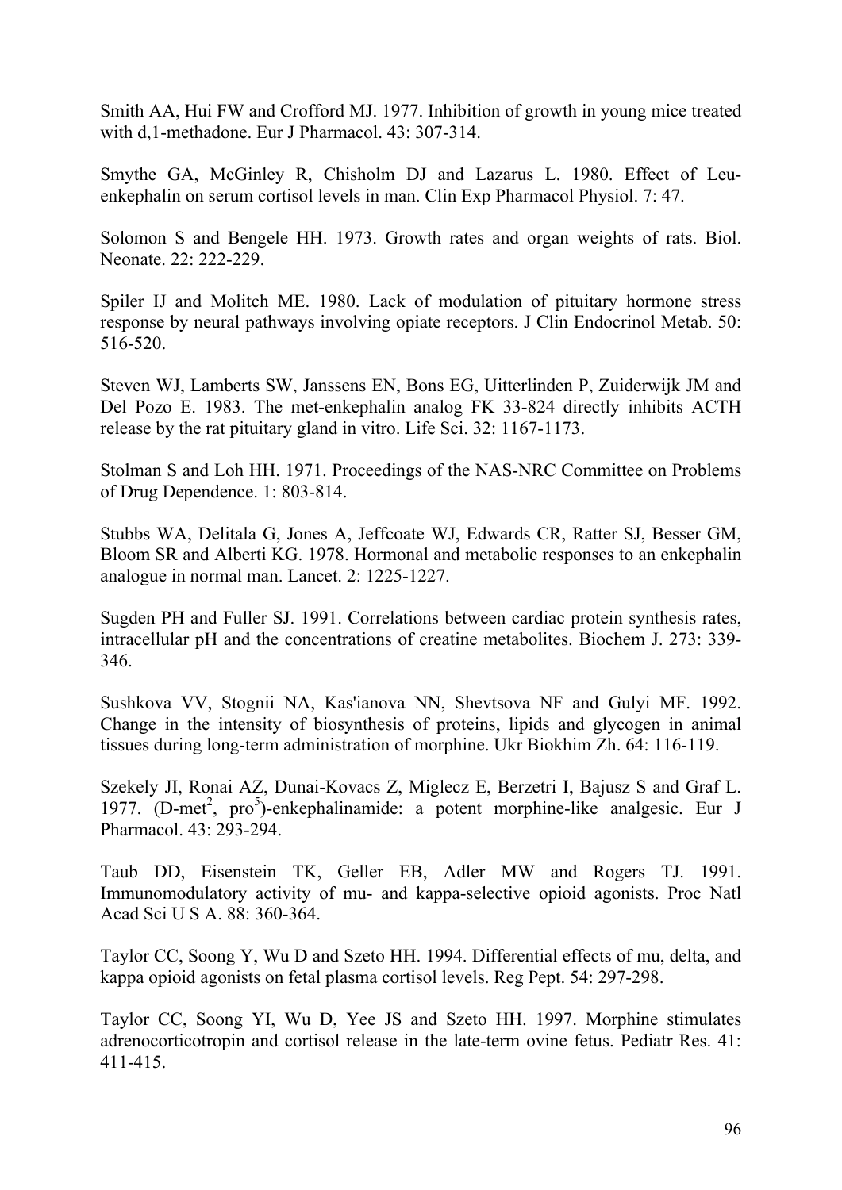Smith AA, Hui FW and Crofford MJ. 1977. Inhibition of growth in young mice treated with d,1-methadone. Eur J Pharmacol. 43: 307-314.

Smythe GA, McGinley R, Chisholm DJ and Lazarus L. 1980. Effect of Leu-enkephalin on serum cortisol levels in man. Clin Exp Pharmacol Physiol. 7: 47.

Solomon S and Bengele HH. 1973. Growth rates and organ weights of rats. Biol. Neonate. 22: 222-229.

Spiler IJ and Molitch ME. 1980. Lack of modulation of pituitary hormone stress response by neural pathways involving opiate receptors. J Clin Endocrinol Metab. 50: 516-520.

Steven WJ, Lamberts SW, Janssens EN, Bons EG, Uitterlinden P, Zuiderwijk JM and Del Pozo E. 1983. The met-enkephalin analog FK 33-824 directly inhibits ACTH release by the rat pituitary gland in vitro. Life Sci. 32: 1167-1173.

Stolman S and Loh HH. 1971. Proceedings of the NAS-NRC Committee on Problems of Drug Dependence. 1: 803-814.

Stubbs WA, Delitala G, Jones A, Jeffcoate WJ, Edwards CR, Ratter SJ, Besser GM, Bloom SR and Alberti KG. 1978. Hormonal and metabolic responses to an enkephalin analogue in normal man. Lancet. 2: 1225-1227.

Sugden PH and Fuller SJ. 1991. Correlations between cardiac protein synthesis rates, intracellular pH and the concentrations of creatine metabolites. Biochem J. 273: 339-346.

Sushkova VV, Stognii NA, Kas'ianova NN, Shevtsova NF and Gulyi MF. 1992. Change in the intensity of biosynthesis of proteins, lipids and glycogen in animal tissues during long-term administration of morphine. Ukr Biokhim Zh. 64: 116-119.

Szekely JI, Ronai AZ, Dunai-Kovacs Z, Miglecz E, Berzetri I, Bajusz S and Graf L. 1977. (D-met$^2$, pro$^5$)-enkephalinamide: a potent morphine-like analgesic. Eur J Pharmacol. 43: 293-294.

Taub DD, Eisenstein TK, Geller EB, Adler MW and Rogers TJ. 1991. Immunomodulatory activity of mu- and kappa-selective opioid agonists. Proc Natl Acad Sci U S A. 88: 360-364.

Taylor CC, Soong Y, Wu D and Szeto HH. 1994. Differential effects of mu, delta, and kappa opioid agonists on fetal plasma cortisol levels. Reg Pept. 54: 297-298.

Taylor CC, Soong YI, Wu D, Yee JS and Szeto HH. 1997. Morphine stimulates adrenocorticotropin and cortisol release in the late-term ovine fetus. Pediatr Res. 41: 411-415.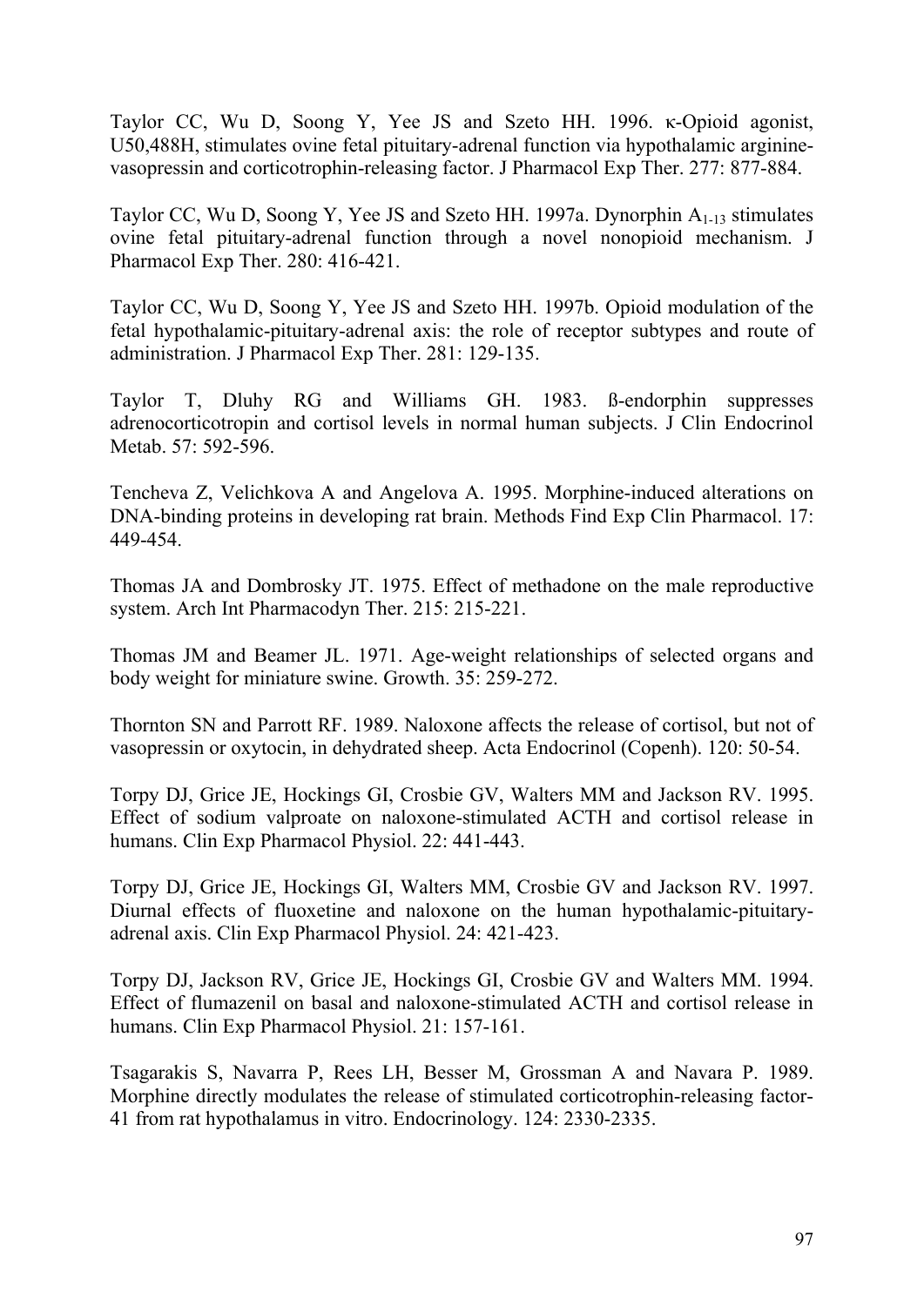Taylor CC, Wu D, Soong Y, Yee JS and Szeto HH. 1996. κ-Opioid agonist, U50,488H, stimulates ovine fetal pituitary-adrenal function via hypothalamic arginine-vasopressin and corticotrophin-releasing factor. J Pharmacol Exp Ther. 277: 877-884.

Taylor CC, Wu D, Soong Y, Yee JS and Szeto HH. 1997a. Dynorphin $A_{1\text{-}13}$ stimulates ovine fetal pituitary-adrenal function through a novel nonopioid mechanism. J Pharmacol Exp Ther. 280: 416-421.

Taylor CC, Wu D, Soong Y, Yee JS and Szeto HH. 1997b. Opioid modulation of the fetal hypothalamic-pituitary-adrenal axis: the role of receptor subtypes and route of administration. J Pharmacol Exp Ther. 281: 129-135.

Taylor T, Dluhy RG and Williams GH. 1983. ß-endorphin suppresses adrenocorticotropin and cortisol levels in normal human subjects. J Clin Endocrinol Metab. 57: 592-596.

Tencheva Z, Velichkova A and Angelova A. 1995. Morphine-induced alterations on DNA-binding proteins in developing rat brain. Methods Find Exp Clin Pharmacol. 17: 449-454.

Thomas JA and Dombrosky JT. 1975. Effect of methadone on the male reproductive system. Arch Int Pharmacodyn Ther. 215: 215-221.

Thomas JM and Beamer JL. 1971. Age-weight relationships of selected organs and body weight for miniature swine. Growth. 35: 259-272.

Thornton SN and Parrott RF. 1989. Naloxone affects the release of cortisol, but not of vasopressin or oxytocin, in dehydrated sheep. Acta Endocrinol (Copenh). 120: 50-54.

Torpy DJ, Grice JE, Hockings GI, Crosbie GV, Walters MM and Jackson RV. 1995. Effect of sodium valproate on naloxone-stimulated ACTH and cortisol release in humans. Clin Exp Pharmacol Physiol. 22: 441-443.

Torpy DJ, Grice JE, Hockings GI, Walters MM, Crosbie GV and Jackson RV. 1997. Diurnal effects of fluoxetine and naloxone on the human hypothalamic-pituitary-adrenal axis. Clin Exp Pharmacol Physiol. 24: 421-423.

Torpy DJ, Jackson RV, Grice JE, Hockings GI, Crosbie GV and Walters MM. 1994. Effect of flumazenil on basal and naloxone-stimulated ACTH and cortisol release in humans. Clin Exp Pharmacol Physiol. 21: 157-161.

Tsagarakis S, Navarra P, Rees LH, Besser M, Grossman A and Navara P. 1989. Morphine directly modulates the release of stimulated corticotrophin-releasing factor-41 from rat hypothalamus in vitro. Endocrinology. 124: 2330-2335.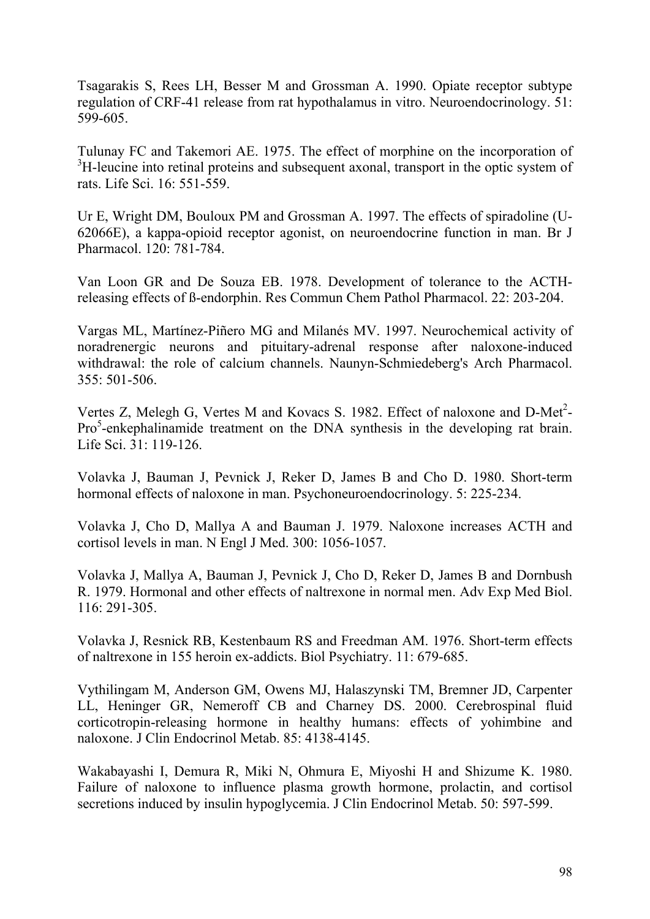Tsagarakis S, Rees LH, Besser M and Grossman A. 1990. Opiate receptor subtype regulation of CRF-41 release from rat hypothalamus in vitro. Neuroendocrinology. 51: 599-605.

Tulunay FC and Takemori AE. 1975. The effect of morphine on the incorporation of $^{3}$H-leucine into retinal proteins and subsequent axonal, transport in the optic system of rats. Life Sci. 16: 551-559.

Ur E, Wright DM, Bouloux PM and Grossman A. 1997. The effects of spiradoline (U-62066E), a kappa-opioid receptor agonist, on neuroendocrine function in man. Br J Pharmacol. 120: 781-784.

Van Loon GR and De Souza EB. 1978. Development of tolerance to the ACTH-releasing effects of ß-endorphin. Res Commun Chem Pathol Pharmacol. 22: 203-204.

Vargas ML, Martínez-Piñero MG and Milanés MV. 1997. Neurochemical activity of noradrenergic neurons and pituitary-adrenal response after naloxone-induced withdrawal: the role of calcium channels. Naunyn-Schmiedeberg's Arch Pharmacol. 355: 501-506.

Vertes Z, Melegh G, Vertes M and Kovacs S. 1982. Effect of naloxone and D-Met$^{2}$-Pro$^{5}$-enkephalinamide treatment on the DNA synthesis in the developing rat brain. Life Sci. 31: 119-126.

Volavka J, Bauman J, Pevnick J, Reker D, James B and Cho D. 1980. Short-term hormonal effects of naloxone in man. Psychoneuroendocrinology. 5: 225-234.

Volavka J, Cho D, Mallya A and Bauman J. 1979. Naloxone increases ACTH and cortisol levels in man. N Engl J Med. 300: 1056-1057.

Volavka J, Mallya A, Bauman J, Pevnick J, Cho D, Reker D, James B and Dornbush R. 1979. Hormonal and other effects of naltrexone in normal men. Adv Exp Med Biol. 116: 291-305.

Volavka J, Resnick RB, Kestenbaum RS and Freedman AM. 1976. Short-term effects of naltrexone in 155 heroin ex-addicts. Biol Psychiatry. 11: 679-685.

Vythilingam M, Anderson GM, Owens MJ, Halaszynski TM, Bremner JD, Carpenter LL, Heninger GR, Nemeroff CB and Charney DS. 2000. Cerebrospinal fluid corticotropin-releasing hormone in healthy humans: effects of yohimbine and naloxone. J Clin Endocrinol Metab. 85: 4138-4145.

Wakabayashi I, Demura R, Miki N, Ohmura E, Miyoshi H and Shizume K. 1980. Failure of naloxone to influence plasma growth hormone, prolactin, and cortisol secretions induced by insulin hypoglycemia. J Clin Endocrinol Metab. 50: 597-599.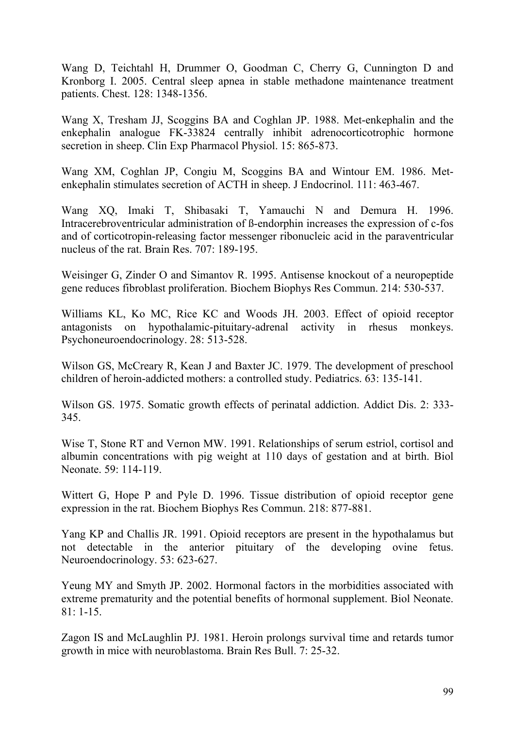Wang D, Teichtahl H, Drummer O, Goodman C, Cherry G, Cunnington D and Kronborg I. 2005. Central sleep apnea in stable methadone maintenance treatment patients. Chest. 128: 1348-1356.

Wang X, Tresham JJ, Scoggins BA and Coghlan JP. 1988. Met-enkephalin and the enkephalin analogue FK-33824 centrally inhibit adrenocorticotrophic hormone secretion in sheep. Clin Exp Pharmacol Physiol. 15: 865-873.

Wang XM, Coghlan JP, Congiu M, Scoggins BA and Wintour EM. 1986. Met-enkephalin stimulates secretion of ACTH in sheep. J Endocrinol. 111: 463-467.

Wang XQ, Imaki T, Shibasaki T, Yamauchi N and Demura H. 1996. Intracerebroventricular administration of ß-endorphin increases the expression of c-fos and of corticotropin-releasing factor messenger ribonucleic acid in the paraventricular nucleus of the rat. Brain Res. 707: 189-195.

Weisinger G, Zinder O and Simantov R. 1995. Antisense knockout of a neuropeptide gene reduces fibroblast proliferation. Biochem Biophys Res Commun. 214: 530-537.

Williams KL, Ko MC, Rice KC and Woods JH. 2003. Effect of opioid receptor antagonists on hypothalamic-pituitary-adrenal activity in rhesus monkeys. Psychoneuroendocrinology. 28: 513-528.

Wilson GS, McCreary R, Kean J and Baxter JC. 1979. The development of preschool children of heroin-addicted mothers: a controlled study. Pediatrics. 63: 135-141.

Wilson GS. 1975. Somatic growth effects of perinatal addiction. Addict Dis. 2: 333-345.

Wise T, Stone RT and Vernon MW. 1991. Relationships of serum estriol, cortisol and albumin concentrations with pig weight at 110 days of gestation and at birth. Biol Neonate. 59: 114-119.

Wittert G, Hope P and Pyle D. 1996. Tissue distribution of opioid receptor gene expression in the rat. Biochem Biophys Res Commun. 218: 877-881.

Yang KP and Challis JR. 1991. Opioid receptors are present in the hypothalamus but not detectable in the anterior pituitary of the developing ovine fetus. Neuroendocrinology. 53: 623-627.

Yeung MY and Smyth JP. 2002. Hormonal factors in the morbidities associated with extreme prematurity and the potential benefits of hormonal supplement. Biol Neonate. 81: 1-15.

Zagon IS and McLaughlin PJ. 1981. Heroin prolongs survival time and retards tumor growth in mice with neuroblastoma. Brain Res Bull. 7: 25-32.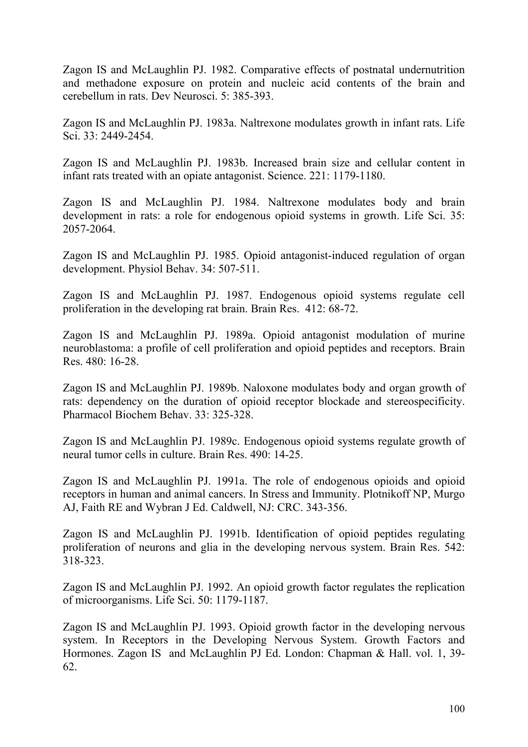Zagon IS and McLaughlin PJ. 1982. Comparative effects of postnatal undernutrition and methadone exposure on protein and nucleic acid contents of the brain and cerebellum in rats. Dev Neurosci. 5: 385-393.

Zagon IS and McLaughlin PJ. 1983a. Naltrexone modulates growth in infant rats. Life Sci. 33: 2449-2454.

Zagon IS and McLaughlin PJ. 1983b. Increased brain size and cellular content in infant rats treated with an opiate antagonist. Science. 221: 1179-1180.

Zagon IS and McLaughlin PJ. 1984. Naltrexone modulates body and brain development in rats: a role for endogenous opioid systems in growth. Life Sci. 35: 2057-2064.

Zagon IS and McLaughlin PJ. 1985. Opioid antagonist-induced regulation of organ development. Physiol Behav. 34: 507-511.

Zagon IS and McLaughlin PJ. 1987. Endogenous opioid systems regulate cell proliferation in the developing rat brain. Brain Res. 412: 68-72.

Zagon IS and McLaughlin PJ. 1989a. Opioid antagonist modulation of murine neuroblastoma: a profile of cell proliferation and opioid peptides and receptors. Brain Res. 480: 16-28.

Zagon IS and McLaughlin PJ. 1989b. Naloxone modulates body and organ growth of rats: dependency on the duration of opioid receptor blockade and stereospecificity. Pharmacol Biochem Behav. 33: 325-328.

Zagon IS and McLaughlin PJ. 1989c. Endogenous opioid systems regulate growth of neural tumor cells in culture. Brain Res. 490: 14-25.

Zagon IS and McLaughlin PJ. 1991a. The role of endogenous opioids and opioid receptors in human and animal cancers. In Stress and Immunity. Plotnikoff NP, Murgo AJ, Faith RE and Wybran J Ed. Caldwell, NJ: CRC. 343-356.

Zagon IS and McLaughlin PJ. 1991b. Identification of opioid peptides regulating proliferation of neurons and glia in the developing nervous system. Brain Res. 542: 318-323.

Zagon IS and McLaughlin PJ. 1992. An opioid growth factor regulates the replication of microorganisms. Life Sci. 50: 1179-1187.

Zagon IS and McLaughlin PJ. 1993. Opioid growth factor in the developing nervous system. In Receptors in the Developing Nervous System. Growth Factors and Hormones. Zagon IS and McLaughlin PJ Ed. London: Chapman & Hall. vol. 1, 39-62.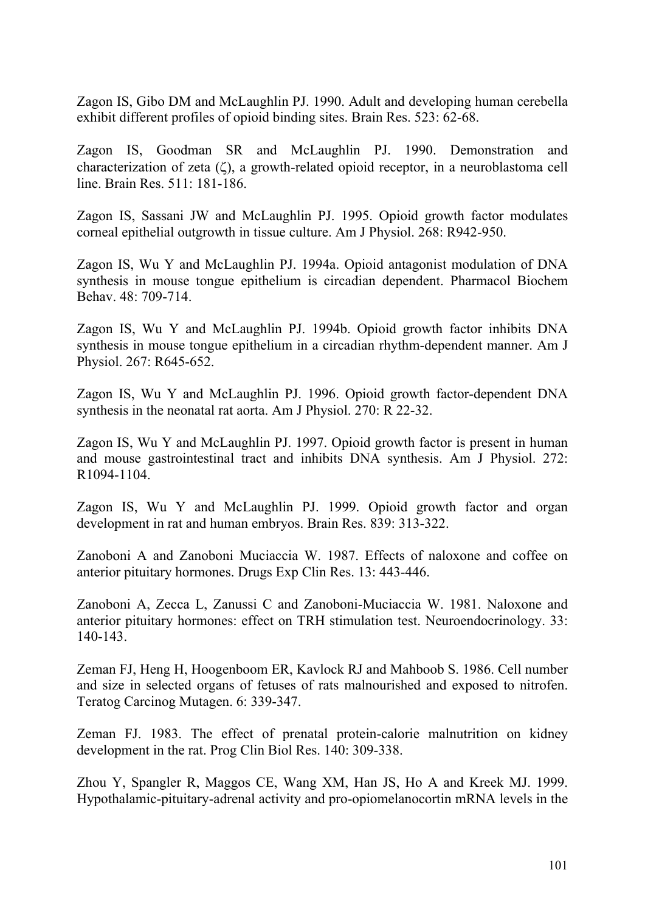Zagon IS, Gibo DM and McLaughlin PJ. 1990. Adult and developing human cerebella exhibit different profiles of opioid binding sites. Brain Res. 523: 62-68.

Zagon IS, Goodman SR and McLaughlin PJ. 1990. Demonstration and characterization of zeta (ζ), a growth-related opioid receptor, in a neuroblastoma cell line. Brain Res. 511: 181-186.

Zagon IS, Sassani JW and McLaughlin PJ. 1995. Opioid growth factor modulates corneal epithelial outgrowth in tissue culture. Am J Physiol. 268: R942-950.

Zagon IS, Wu Y and McLaughlin PJ. 1994a. Opioid antagonist modulation of DNA synthesis in mouse tongue epithelium is circadian dependent. Pharmacol Biochem Behav. 48: 709-714.

Zagon IS, Wu Y and McLaughlin PJ. 1994b. Opioid growth factor inhibits DNA synthesis in mouse tongue epithelium in a circadian rhythm-dependent manner. Am J Physiol. 267: R645-652.

Zagon IS, Wu Y and McLaughlin PJ. 1996. Opioid growth factor-dependent DNA synthesis in the neonatal rat aorta. Am J Physiol. 270: R 22-32.

Zagon IS, Wu Y and McLaughlin PJ. 1997. Opioid growth factor is present in human and mouse gastrointestinal tract and inhibits DNA synthesis. Am J Physiol. 272: R1094-1104.

Zagon IS, Wu Y and McLaughlin PJ. 1999. Opioid growth factor and organ development in rat and human embryos. Brain Res. 839: 313-322.

Zanoboni A and Zanoboni Muciaccia W. 1987. Effects of naloxone and coffee on anterior pituitary hormones. Drugs Exp Clin Res. 13: 443-446.

Zanoboni A, Zecca L, Zanussi C and Zanoboni-Muciaccia W. 1981. Naloxone and anterior pituitary hormones: effect on TRH stimulation test. Neuroendocrinology. 33: 140-143.

Zeman FJ, Heng H, Hoogenboom ER, Kavlock RJ and Mahboob S. 1986. Cell number and size in selected organs of fetuses of rats malnourished and exposed to nitrofen. Teratog Carcinog Mutagen. 6: 339-347.

Zeman FJ. 1983. The effect of prenatal protein-calorie malnutrition on kidney development in the rat. Prog Clin Biol Res. 140: 309-338.

Zhou Y, Spangler R, Maggos CE, Wang XM, Han JS, Ho A and Kreek MJ. 1999. Hypothalamic-pituitary-adrenal activity and pro-opiomelanocortin mRNA levels in the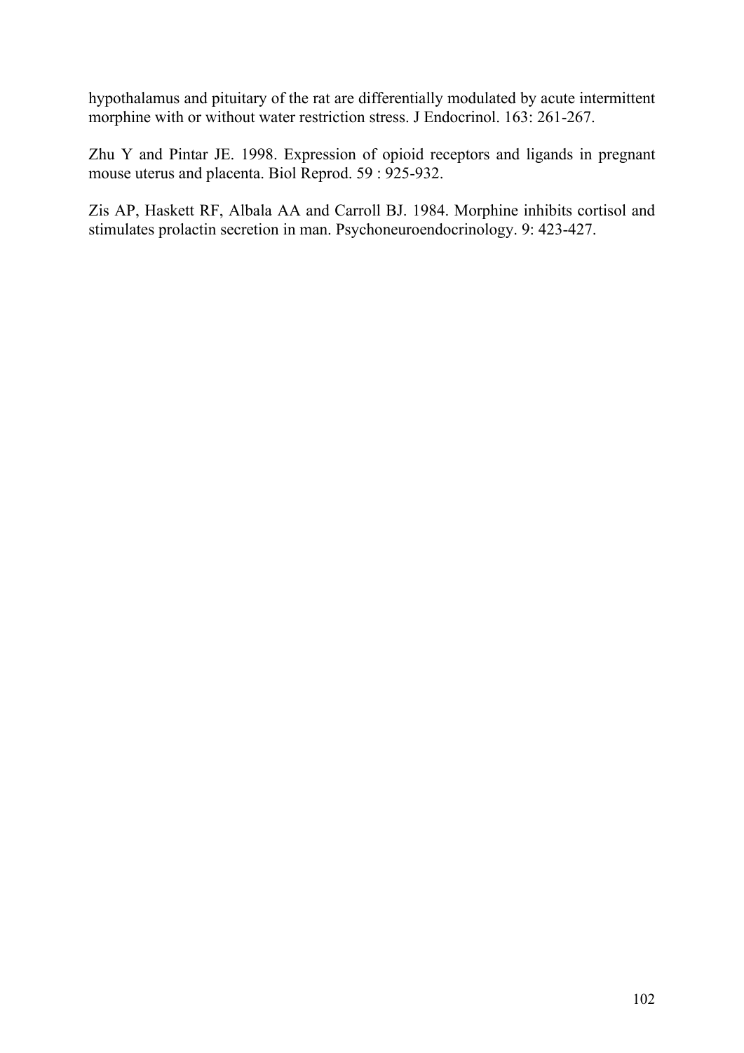hypothalamus and pituitary of the rat are differentially modulated by acute intermittent morphine with or without water restriction stress. J Endocrinol. 163: 261-267.

Zhu Y and Pintar JE. 1998. Expression of opioid receptors and ligands in pregnant mouse uterus and placenta. Biol Reprod. 59 : 925-932.

Zis AP, Haskett RF, Albala AA and Carroll BJ. 1984. Morphine inhibits cortisol and stimulates prolactin secretion in man. Psychoneuroendocrinology. 9: 423-427.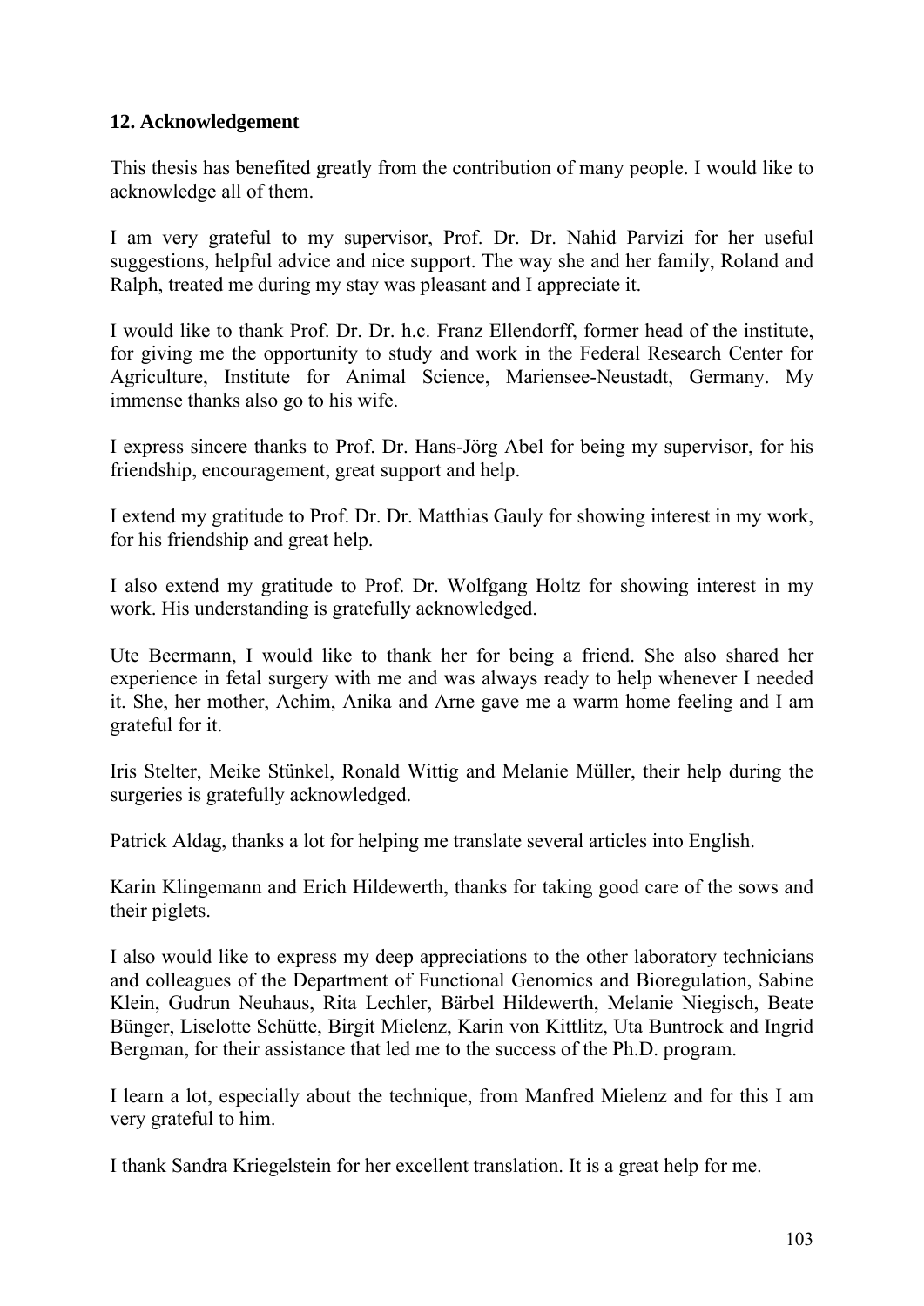## 12. Acknowledgement

This thesis has benefited greatly from the contribution of many people. I would like to acknowledge all of them.

I am very grateful to my supervisor, Prof. Dr. Dr. Nahid Parvizi for her useful suggestions, helpful advice and nice support. The way she and her family, Roland and Ralph, treated me during my stay was pleasant and I appreciate it.

I would like to thank Prof. Dr. Dr. h.c. Franz Ellendorff, former head of the institute, for giving me the opportunity to study and work in the Federal Research Center for Agriculture, Institute for Animal Science, Mariensee-Neustadt, Germany. My immense thanks also go to his wife.

I express sincere thanks to Prof. Dr. Hans-Jörg Abel for being my supervisor, for his friendship, encouragement, great support and help.

I extend my gratitude to Prof. Dr. Dr. Matthias Gauly for showing interest in my work, for his friendship and great help.

I also extend my gratitude to Prof. Dr. Wolfgang Holtz for showing interest in my work. His understanding is gratefully acknowledged.

Ute Beermann, I would like to thank her for being a friend. She also shared her experience in fetal surgery with me and was always ready to help whenever I needed it. She, her mother, Achim, Anika and Arne gave me a warm home feeling and I am grateful for it.

Iris Stelter, Meike Stünkel, Ronald Wittig and Melanie Müller, their help during the surgeries is gratefully acknowledged.

Patrick Aldag, thanks a lot for helping me translate several articles into English.

Karin Klingemann and Erich Hildewerth, thanks for taking good care of the sows and their piglets.

I also would like to express my deep appreciations to the other laboratory technicians and colleagues of the Department of Functional Genomics and Bioregulation, Sabine Klein, Gudrun Neuhaus, Rita Lechler, Bärbel Hildewerth, Melanie Niegisch, Beate Bünger, Liselotte Schütte, Birgit Mielenz, Karin von Kittlitz, Uta Buntrock and Ingrid Bergman, for their assistance that led me to the success of the Ph.D. program.

I learn a lot, especially about the technique, from Manfred Mielenz and for this I am very grateful to him.

I thank Sandra Kriegelstein for her excellent translation. It is a great help for me.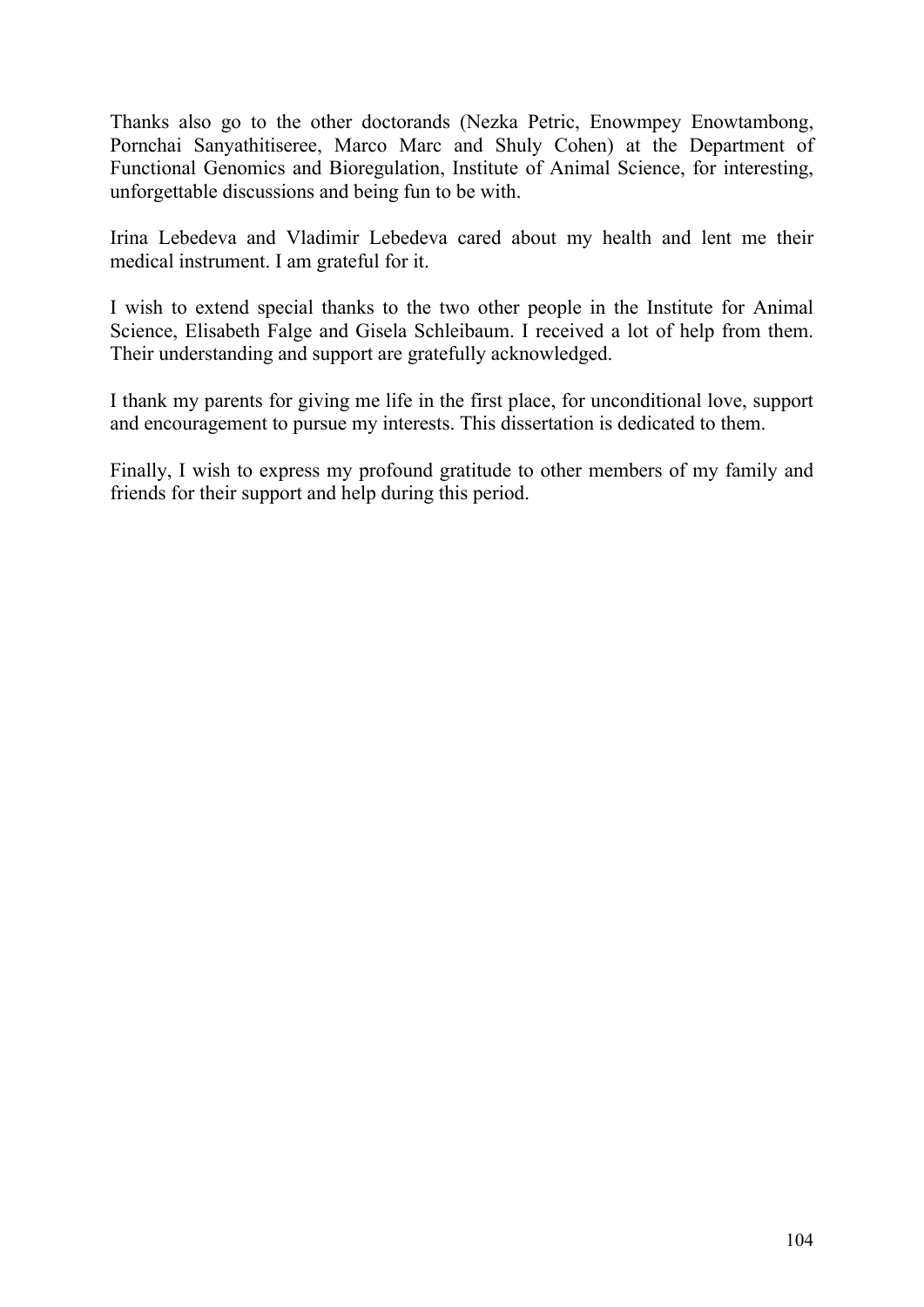Thanks also go to the other doctorands (Nezka Petric, Enowmpey Enowtambong, Pornchai Sanyathitiseree, Marco Marc and Shuly Cohen) at the Department of Functional Genomics and Bioregulation, Institute of Animal Science, for interesting, unforgettable discussions and being fun to be with.

Irina Lebedeva and Vladimir Lebedeva cared about my health and lent me their medical instrument. I am grateful for it.

I wish to extend special thanks to the two other people in the Institute for Animal Science, Elisabeth Falge and Gisela Schleibaum. I received a lot of help from them. Their understanding and support are gratefully acknowledged.

I thank my parents for giving me life in the first place, for unconditional love, support and encouragement to pursue my interests. This dissertation is dedicated to them.

Finally, I wish to express my profound gratitude to other members of my family and friends for their support and help during this period.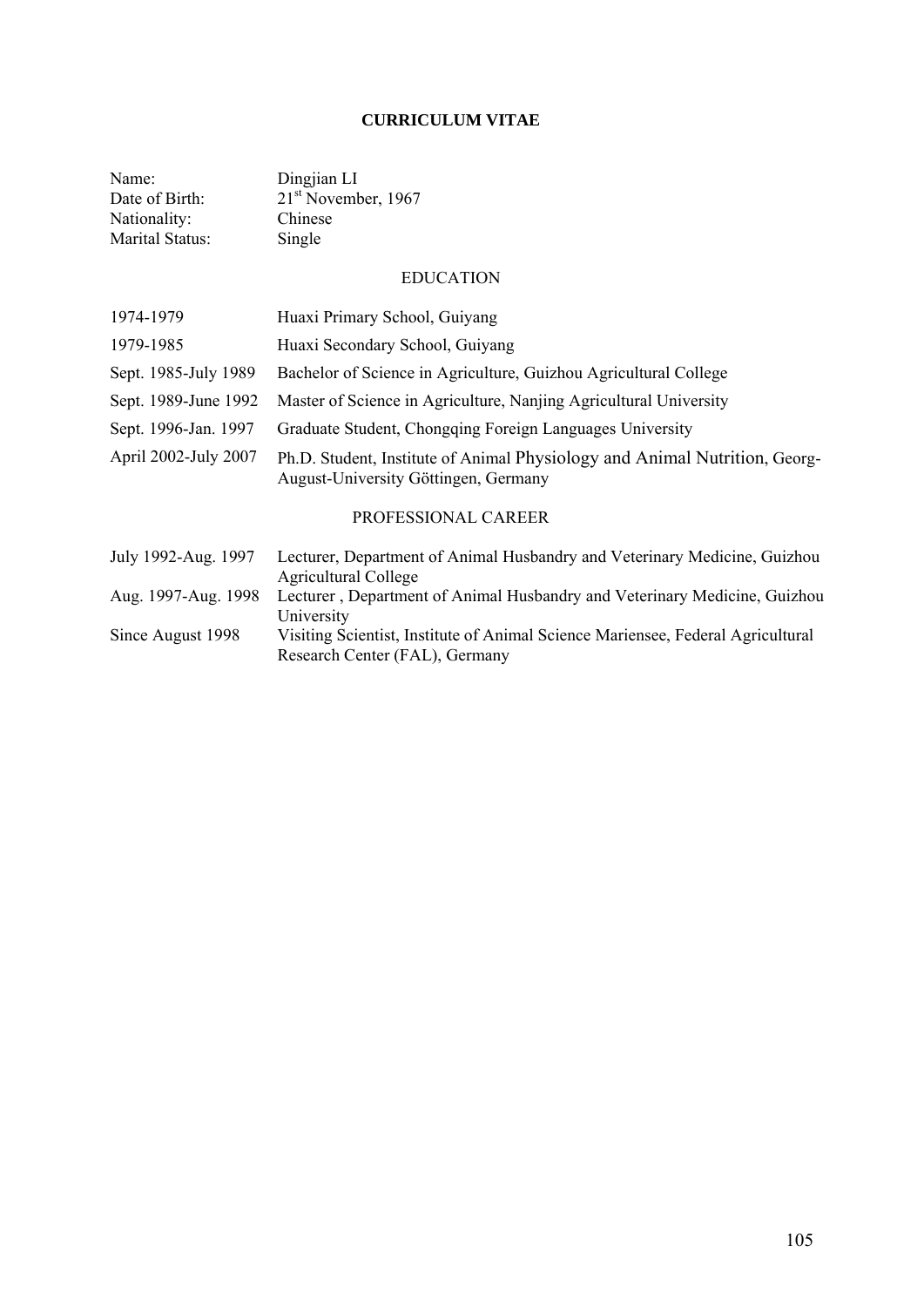# CURRICULUM VITAE

| | |
|---|---|
| Name: | Dingjian LI |
| Date of Birth: | 21st November, 1967 |
| Nationality: | Chinese |
| Marital Status: | Single |

## EDUCATION

| | |
|---|---|
| 1974-1979 | Huaxi Primary School, Guiyang |
| 1979-1985 | Huaxi Secondary School, Guiyang |
| Sept. 1985-July 1989 | Bachelor of Science in Agriculture, Guizhou Agricultural College |
| Sept. 1989-June 1992 | Master of Science in Agriculture, Nanjing Agricultural University |
| Sept. 1996-Jan. 1997 | Graduate Student, Chongqing Foreign Languages University |
| April 2002-July 2007 | Ph.D. Student, Institute of Animal Physiology and Animal Nutrition, Georg-August-University Göttingen, Germany |

## PROFESSIONAL CAREER

| | |
|---|---|
| July 1992-Aug. 1997 | Lecturer, Department of Animal Husbandry and Veterinary Medicine, Guizhou Agricultural College |
| Aug. 1997-Aug. 1998 | Lecturer , Department of Animal Husbandry and Veterinary Medicine, Guizhou University |
| Since August 1998 | Visiting Scientist, Institute of Animal Science Mariensee, Federal Agricultural Research Center (FAL), Germany |